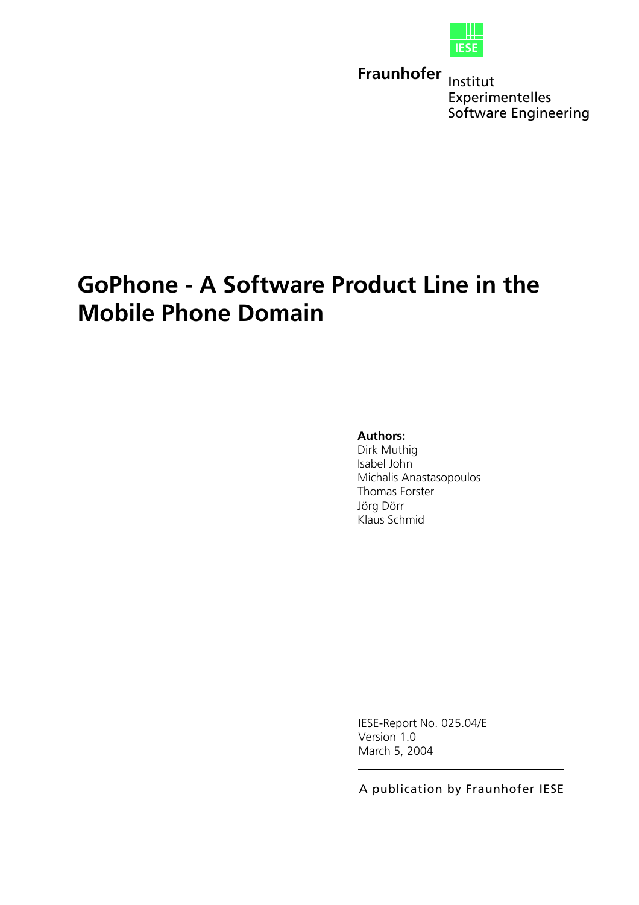IESE

**Fraunhofer** Institut Experimentelles Software Engineering

# GoPhone - A Software Product Line in the Mobile Phone Domain

**Authors:**
Dirk Muthig
Isabel John
Michalis Anastasopoulos
Thomas Forster
Jörg Dörr
Klaus Schmid

IESE-Report No. 025.04/E
Version 1.0
March 5, 2004

A publication by Fraunhofer IESE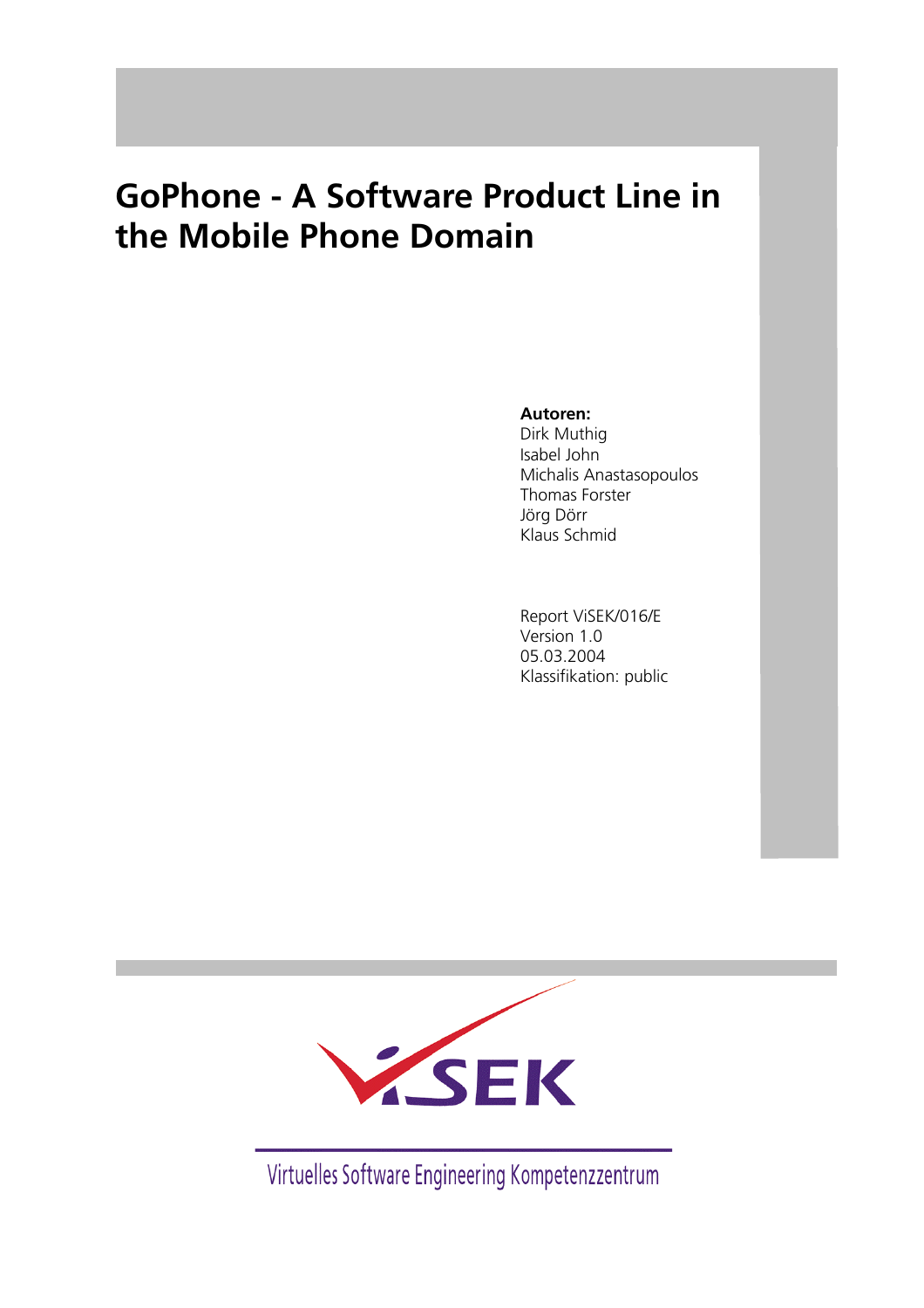# GoPhone - A Software Product Line in the Mobile Phone Domain

**Autoren:**
Dirk Muthig
Isabel John
Michalis Anastasopoulos
Thomas Forster
Jörg Dörr
Klaus Schmid

Report ViSEK/016/E
Version 1.0
05.03.2004
Klassifikation: public

ViSEK

Virtuelles Software Engineering Kompetenzzentrum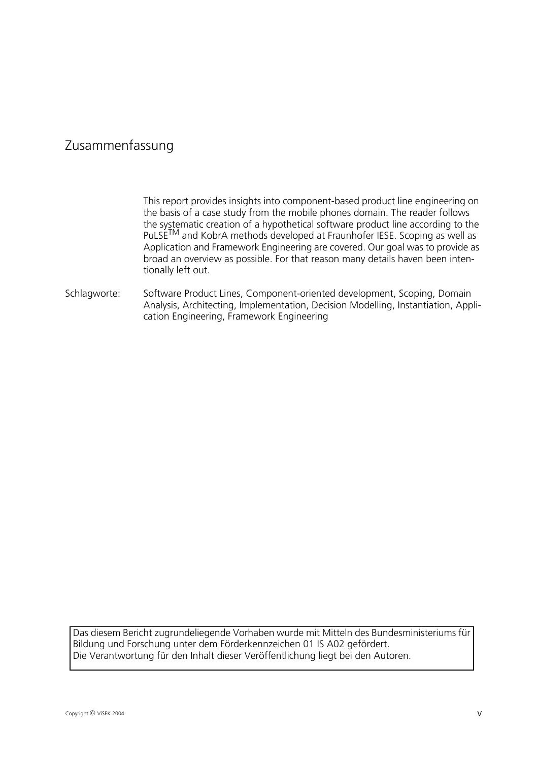# Zusammenfassung

This report provides insights into component-based product line engineering on the basis of a case study from the mobile phones domain. The reader follows the systematic creation of a hypothetical software product line according to the PuLSE$^{TM}$ and KobrA methods developed at Fraunhofer IESE. Scoping as well as Application and Framework Engineering are covered. Our goal was to provide as broad an overview as possible. For that reason many details haven been intentionally left out.

Schlagworte: Software Product Lines, Component-oriented development, Scoping, Domain Analysis, Architecting, Implementation, Decision Modelling, Instantiation, Application Engineering, Framework Engineering

Das diesem Bericht zugrundeliegende Vorhaben wurde mit Mitteln des Bundesministeriums für Bildung und Forschung unter dem Förderkennzeichen 01 IS A02 gefördert.
Die Verantwortung für den Inhalt dieser Veröffentlichung liegt bei den Autoren.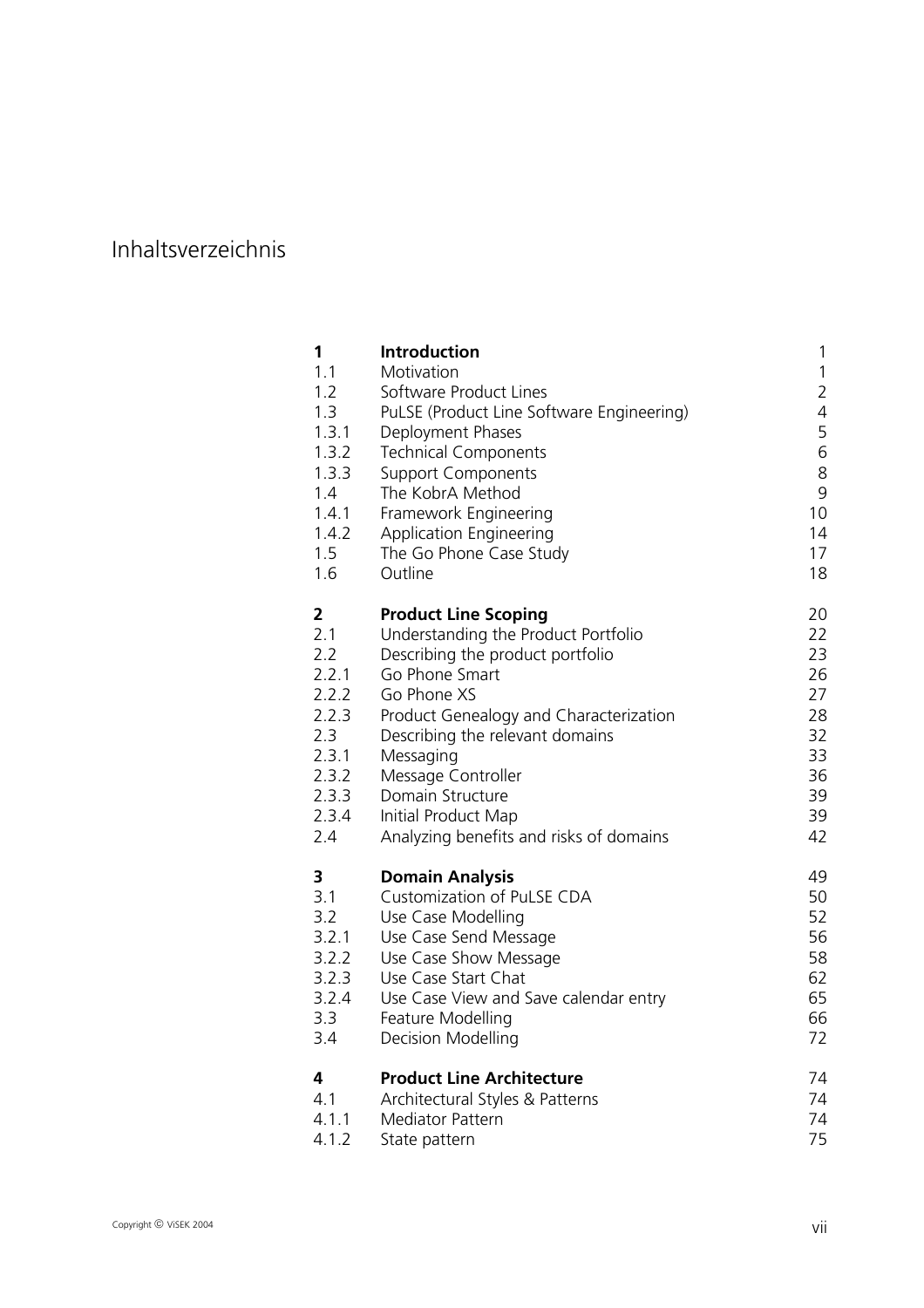# Inhaltsverzeichnis

| | | |
|---|---|---|
| **1** | **Introduction** | 1 |
| 1.1 | Motivation | 1 |
| 1.2 | Software Product Lines | 2 |
| 1.3 | PuLSE (Product Line Software Engineering) | 4 |
| 1.3.1 | Deployment Phases | 5 |
| 1.3.2 | Technical Components | 6 |
| 1.3.3 | Support Components | 8 |
| 1.4 | The KobrA Method | 9 |
| 1.4.1 | Framework Engineering | 10 |
| 1.4.2 | Application Engineering | 14 |
| 1.5 | The Go Phone Case Study | 17 |
| 1.6 | Outline | 18 |
| **2** | **Product Line Scoping** | 20 |
| 2.1 | Understanding the Product Portfolio | 22 |
| 2.2 | Describing the product portfolio | 23 |
| 2.2.1 | Go Phone Smart | 26 |
| 2.2.2 | Go Phone XS | 27 |
| 2.2.3 | Product Genealogy and Characterization | 28 |
| 2.3 | Describing the relevant domains | 32 |
| 2.3.1 | Messaging | 33 |
| 2.3.2 | Message Controller | 36 |
| 2.3.3 | Domain Structure | 39 |
| 2.3.4 | Initial Product Map | 39 |
| 2.4 | Analyzing benefits and risks of domains | 42 |
| **3** | **Domain Analysis** | 49 |
| 3.1 | Customization of PuLSE CDA | 50 |
| 3.2 | Use Case Modelling | 52 |
| 3.2.1 | Use Case Send Message | 56 |
| 3.2.2 | Use Case Show Message | 58 |
| 3.2.3 | Use Case Start Chat | 62 |
| 3.2.4 | Use Case View and Save calendar entry | 65 |
| 3.3 | Feature Modelling | 66 |
| 3.4 | Decision Modelling | 72 |
| **4** | **Product Line Architecture** | 74 |
| 4.1 | Architectural Styles & Patterns | 74 |
| 4.1.1 | Mediator Pattern | 74 |
| 4.1.2 | State pattern | 75 |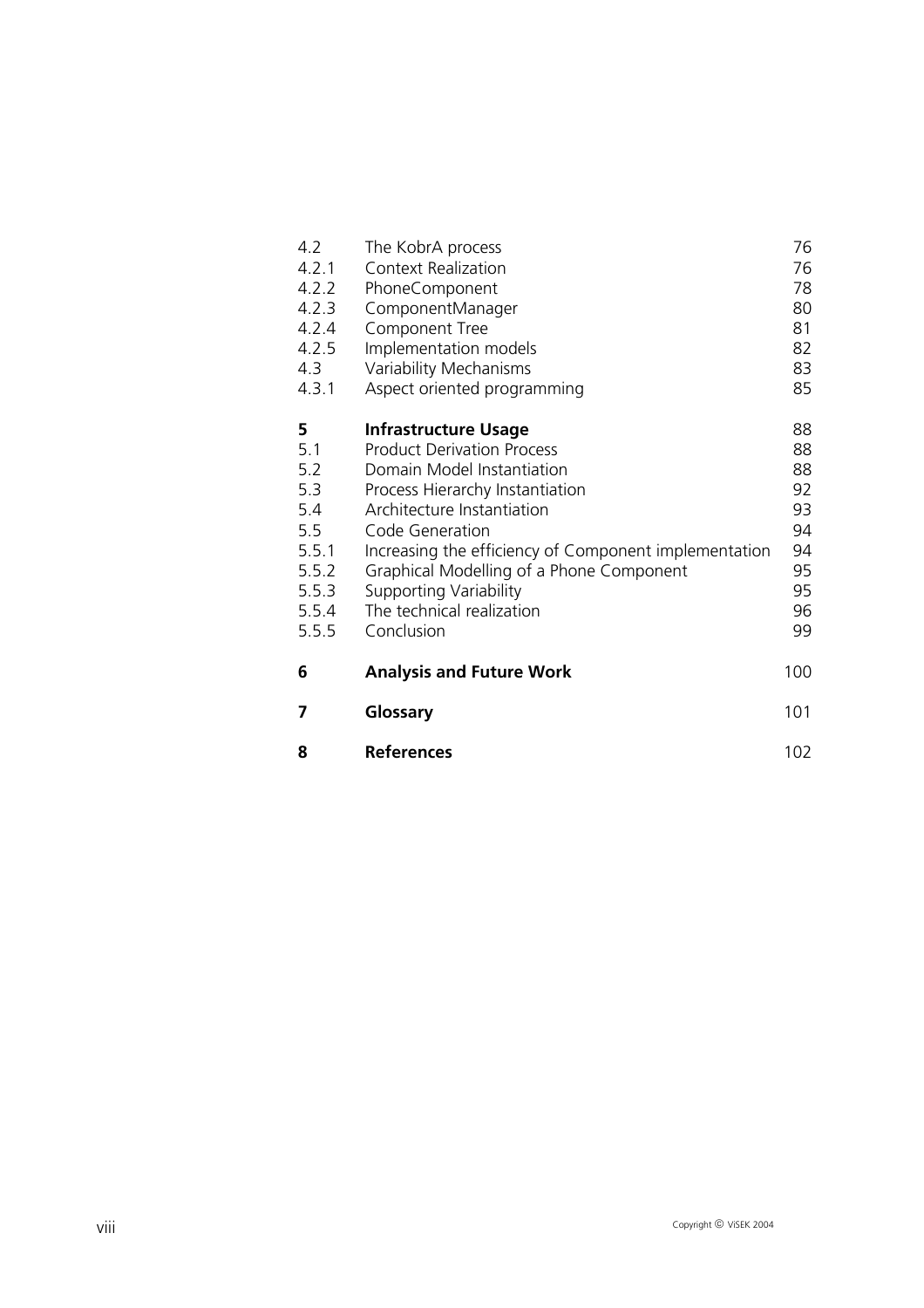| | | |
|---|---|---|
| 4.2 | The KobrA process | 76 |
| 4.2.1 | Context Realization | 76 |
| 4.2.2 | PhoneComponent | 78 |
| 4.2.3 | ComponentManager | 80 |
| 4.2.4 | Component Tree | 81 |
| 4.2.5 | Implementation models | 82 |
| 4.3 | Variability Mechanisms | 83 |
| 4.3.1 | Aspect oriented programming | 85 |
| **5** | **Infrastructure Usage** | 88 |
| 5.1 | Product Derivation Process | 88 |
| 5.2 | Domain Model Instantiation | 88 |
| 5.3 | Process Hierarchy Instantiation | 92 |
| 5.4 | Architecture Instantiation | 93 |
| 5.5 | Code Generation | 94 |
| 5.5.1 | Increasing the efficiency of Component implementation | 94 |
| 5.5.2 | Graphical Modelling of a Phone Component | 95 |
| 5.5.3 | Supporting Variability | 95 |
| 5.5.4 | The technical realization | 96 |
| 5.5.5 | Conclusion | 99 |
| **6** | **Analysis and Future Work** | 100 |
| **7** | **Glossary** | 101 |
| **8** | **References** | 102 |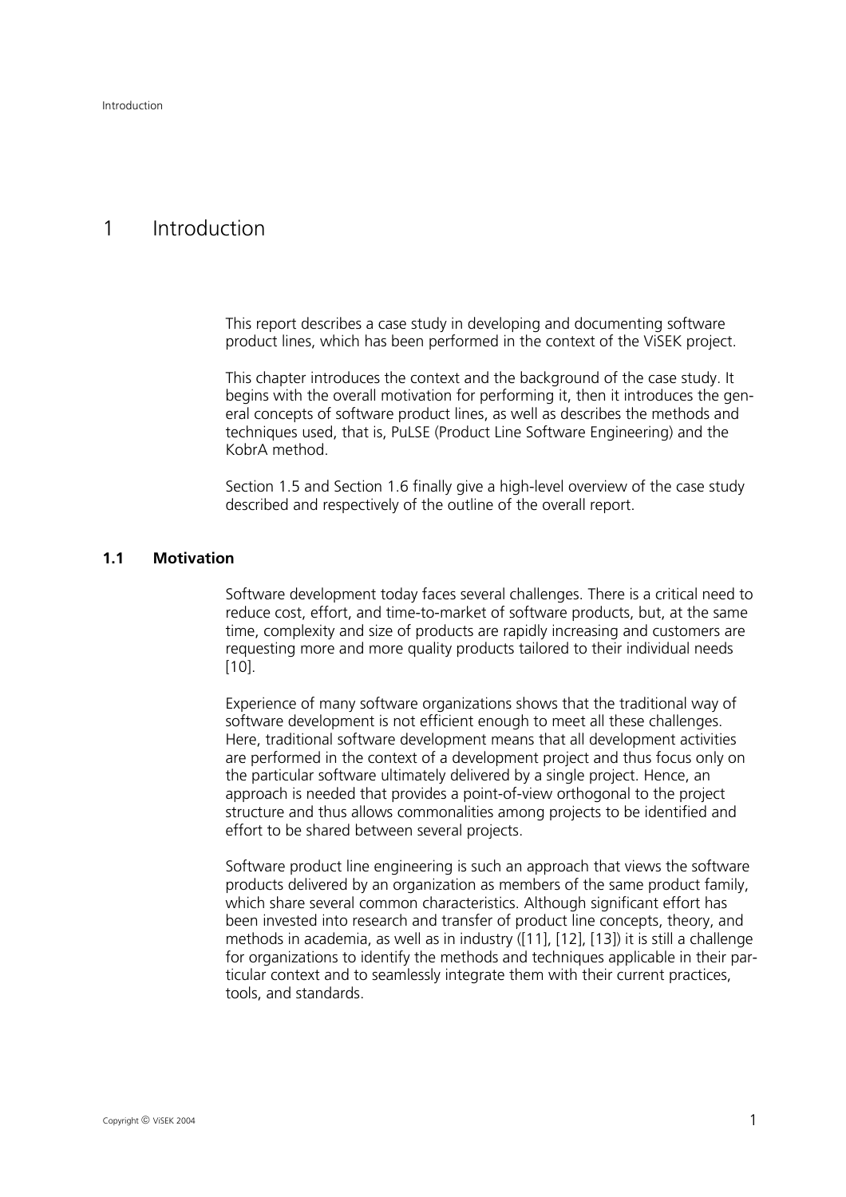# 1 Introduction

This report describes a case study in developing and documenting software product lines, which has been performed in the context of the ViSEK project.

This chapter introduces the context and the background of the case study. It begins with the overall motivation for performing it, then it introduces the general concepts of software product lines, as well as describes the methods and techniques used, that is, PuLSE (Product Line Software Engineering) and the KobrA method.

Section 1.5 and Section 1.6 finally give a high-level overview of the case study described and respectively of the outline of the overall report.

## 1.1 Motivation

Software development today faces several challenges. There is a critical need to reduce cost, effort, and time-to-market of software products, but, at the same time, complexity and size of products are rapidly increasing and customers are requesting more and more quality products tailored to their individual needs [10].

Experience of many software organizations shows that the traditional way of software development is not efficient enough to meet all these challenges. Here, traditional software development means that all development activities are performed in the context of a development project and thus focus only on the particular software ultimately delivered by a single project. Hence, an approach is needed that provides a point-of-view orthogonal to the project structure and thus allows commonalities among projects to be identified and effort to be shared between several projects.

Software product line engineering is such an approach that views the software products delivered by an organization as members of the same product family, which share several common characteristics. Although significant effort has been invested into research and transfer of product line concepts, theory, and methods in academia, as well as in industry ([11], [12], [13]) it is still a challenge for organizations to identify the methods and techniques applicable in their particular context and to seamlessly integrate them with their current practices, tools, and standards.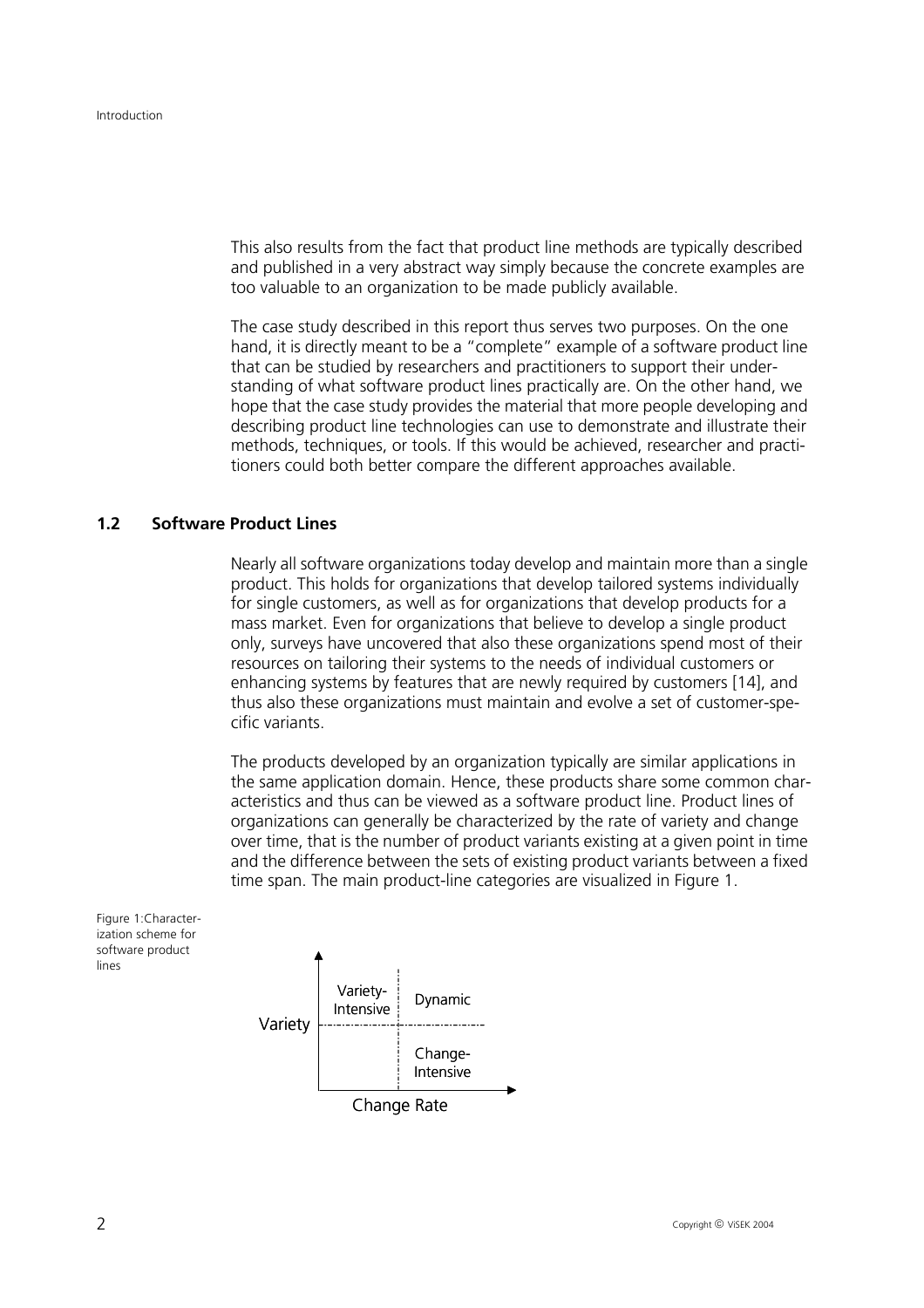This also results from the fact that product line methods are typically described and published in a very abstract way simply because the concrete examples are too valuable to an organization to be made publicly available.

The case study described in this report thus serves two purposes. On the one hand, it is directly meant to be a "complete" example of a software product line that can be studied by researchers and practitioners to support their understanding of what software product lines practically are. On the other hand, we hope that the case study provides the material that more people developing and describing product line technologies can use to demonstrate and illustrate their methods, techniques, or tools. If this would be achieved, researcher and practitioners could both better compare the different approaches available.

## 1.2 Software Product Lines

Nearly all software organizations today develop and maintain more than a single product. This holds for organizations that develop tailored systems individually for single customers, as well as for organizations that develop products for a mass market. Even for organizations that believe to develop a single product only, surveys have uncovered that also these organizations spend most of their resources on tailoring their systems to the needs of individual customers or enhancing systems by features that are newly required by customers [14], and thus also these organizations must maintain and evolve a set of customer-specific variants.

The products developed by an organization typically are similar applications in the same application domain. Hence, these products share some common characteristics and thus can be viewed as a software product line. Product lines of organizations can generally be characterized by the rate of variety and change over time, that is the number of product variants existing at a given point in time and the difference between the sets of existing product variants between a fixed time span. The main product-line categories are visualized in Figure 1.

Figure 1: Characterization scheme for software product lines

| Variety | Change Rate (low) | Change Rate (high) |
| --- | --- | --- |
| High | Variety-Intensive | Dynamic |
| Low | | Change-Intensive |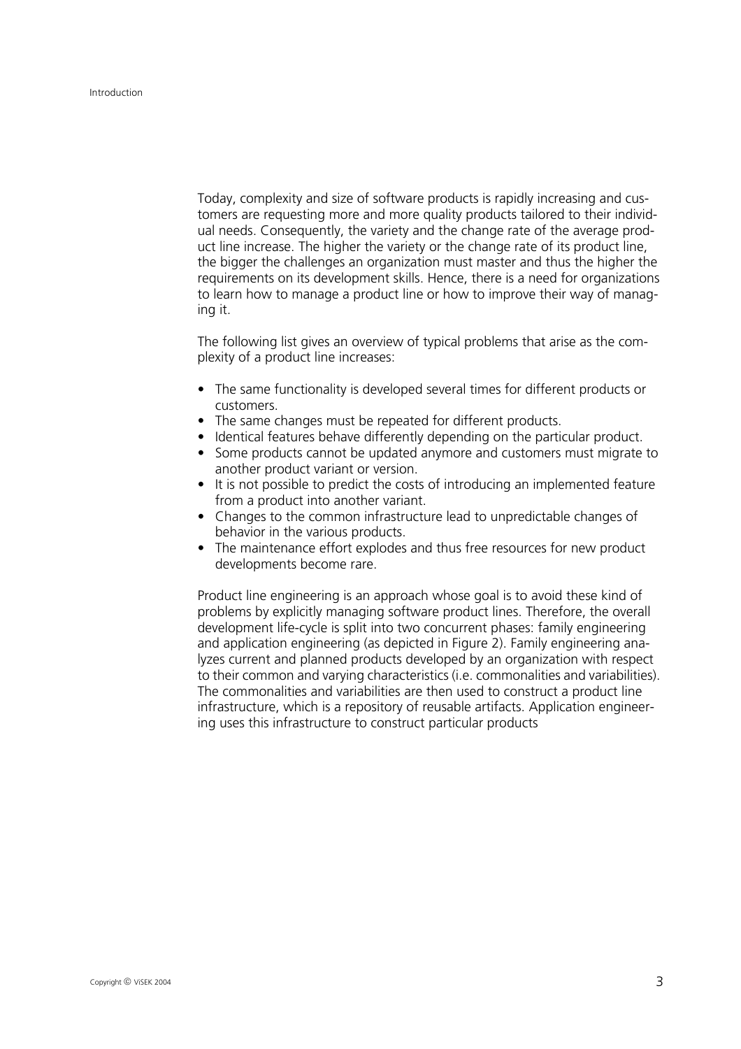Today, complexity and size of software products is rapidly increasing and customers are requesting more and more quality products tailored to their individual needs. Consequently, the variety and the change rate of the average product line increase. The higher the variety or the change rate of its product line, the bigger the challenges an organization must master and thus the higher the requirements on its development skills. Hence, there is a need for organizations to learn how to manage a product line or how to improve their way of managing it.

The following list gives an overview of typical problems that arise as the complexity of a product line increases:

- The same functionality is developed several times for different products or customers.
- The same changes must be repeated for different products.
- Identical features behave differently depending on the particular product.
- Some products cannot be updated anymore and customers must migrate to another product variant or version.
- It is not possible to predict the costs of introducing an implemented feature from a product into another variant.
- Changes to the common infrastructure lead to unpredictable changes of behavior in the various products.
- The maintenance effort explodes and thus free resources for new product developments become rare.

Product line engineering is an approach whose goal is to avoid these kind of problems by explicitly managing software product lines. Therefore, the overall development life-cycle is split into two concurrent phases: family engineering and application engineering (as depicted in Figure 2). Family engineering analyzes current and planned products developed by an organization with respect to their common and varying characteristics (i.e. commonalities and variabilities). The commonalities and variabilities are then used to construct a product line infrastructure, which is a repository of reusable artifacts. Application engineering uses this infrastructure to construct particular products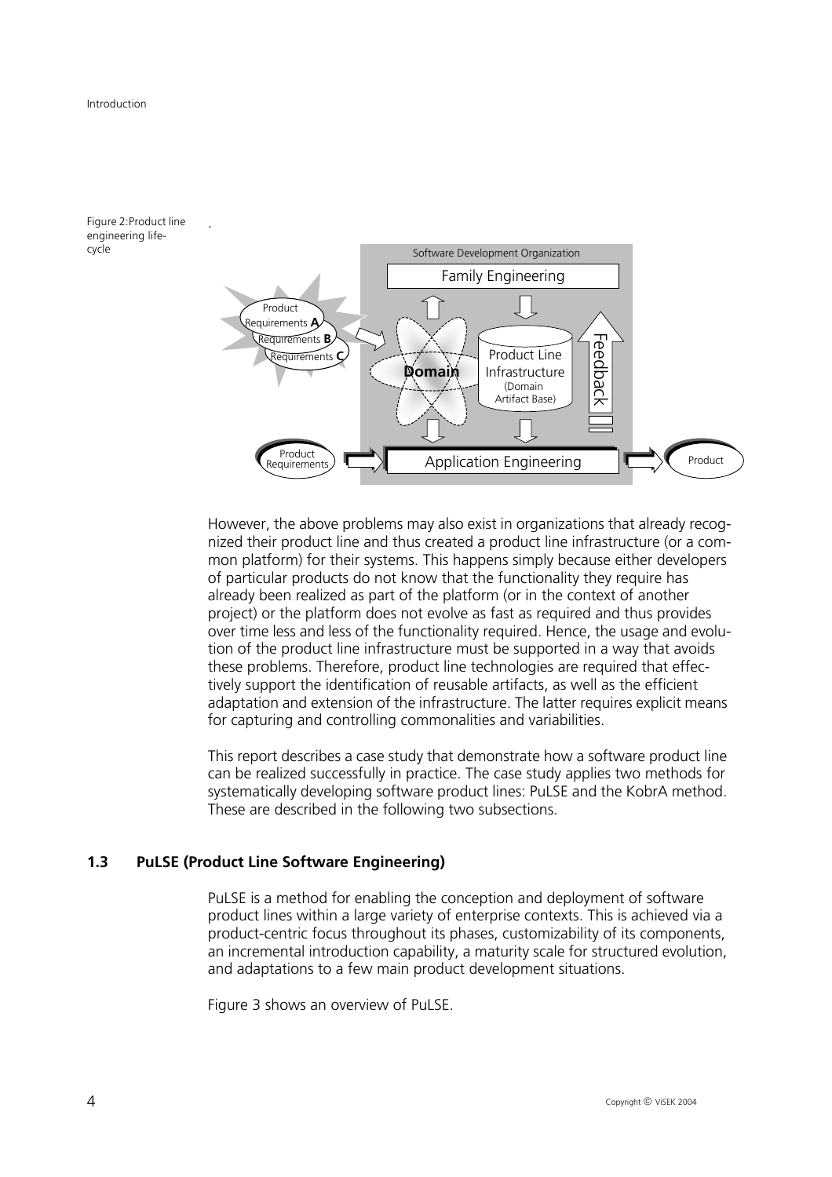Figure 2: Product line engineering life-cycle

However, the above problems may also exist in organizations that already recognized their product line and thus created a product line infrastructure (or a common platform) for their systems. This happens simply because either developers of particular products do not know that the functionality they require has already been realized as part of the platform (or in the context of another project) or the platform does not evolve as fast as required and thus provides over time less and less of the functionality required. Hence, the usage and evolution of the product line infrastructure must be supported in a way that avoids these problems. Therefore, product line technologies are required that effectively support the identification of reusable artifacts, as well as the efficient adaptation and extension of the infrastructure. The latter requires explicit means for capturing and controlling commonalities and variabilities.

This report describes a case study that demonstrate how a software product line can be realized successfully in practice. The case study applies two methods for systematically developing software product lines: PuLSE and the KobrA method. These are described in the following two subsections.

## 1.3 PuLSE (Product Line Software Engineering)

PuLSE is a method for enabling the conception and deployment of software product lines within a large variety of enterprise contexts. This is achieved via a product-centric focus throughout its phases, customizability of its components, an incremental introduction capability, a maturity scale for structured evolution, and adaptations to a few main product development situations.

Figure 3 shows an overview of PuLSE.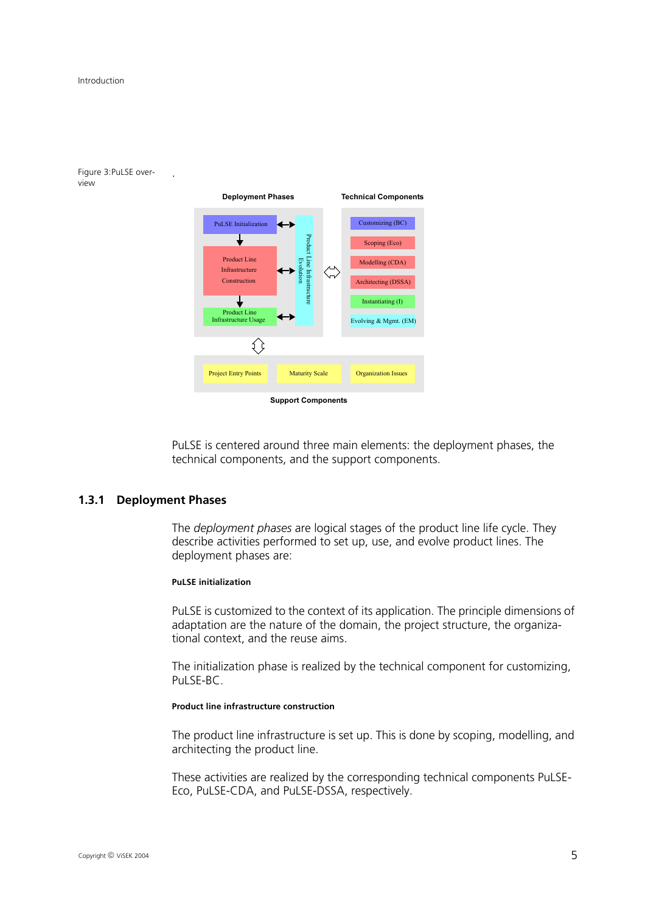Figure 3:PuLSE overview

**Deployment Phases** | **Technical Components**

PuLSE Initialization ↔ Product Line Infrastructure Evolution

Product Line Infrastructure Construction

Product Line Infrastructure Usage

Customizing (BC)
Scoping (Eco)
Modelling (CDA)
Architecting (DSSA)
Instantiating (I)
Evolving & Mgmt. (EM)

Project Entry Points | Maturity Scale | Organization Issues

**Support Components**

PuLSE is centered around three main elements: the deployment phases, the technical components, and the support components.

## 1.3.1 Deployment Phases

The *deployment phases* are logical stages of the product line life cycle. They describe activities performed to set up, use, and evolve product lines. The deployment phases are:

#### PuLSE initialization

PuLSE is customized to the context of its application. The principle dimensions of adaptation are the nature of the domain, the project structure, the organizational context, and the reuse aims.

The initialization phase is realized by the technical component for customizing, PuLSE-BC.

#### Product line infrastructure construction

The product line infrastructure is set up. This is done by scoping, modelling, and architecting the product line.

These activities are realized by the corresponding technical components PuLSE-Eco, PuLSE-CDA, and PuLSE-DSSA, respectively.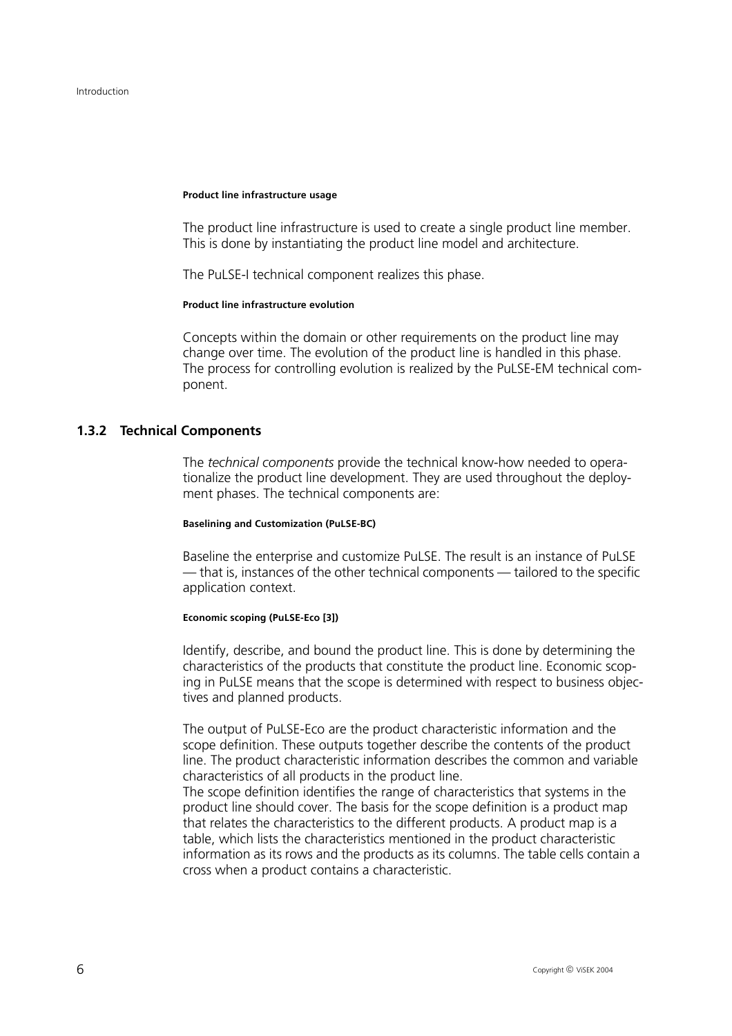#### Product line infrastructure usage

The product line infrastructure is used to create a single product line member. This is done by instantiating the product line model and architecture.

The PuLSE-I technical component realizes this phase.

#### Product line infrastructure evolution

Concepts within the domain or other requirements on the product line may change over time. The evolution of the product line is handled in this phase. The process for controlling evolution is realized by the PuLSE-EM technical component.

### 1.3.2 Technical Components

The *technical components* provide the technical know-how needed to operationalize the product line development. They are used throughout the deployment phases. The technical components are:

#### Baselining and Customization (PuLSE-BC)

Baseline the enterprise and customize PuLSE. The result is an instance of PuLSE — that is, instances of the other technical components — tailored to the specific application context.

#### Economic scoping (PuLSE-Eco [3])

Identify, describe, and bound the product line. This is done by determining the characteristics of the products that constitute the product line. Economic scoping in PuLSE means that the scope is determined with respect to business objectives and planned products.

The output of PuLSE-Eco are the product characteristic information and the scope definition. These outputs together describe the contents of the product line. The product characteristic information describes the common and variable characteristics of all products in the product line.
The scope definition identifies the range of characteristics that systems in the product line should cover. The basis for the scope definition is a product map that relates the characteristics to the different products. A product map is a table, which lists the characteristics mentioned in the product characteristic information as its rows and the products as its columns. The table cells contain a cross when a product contains a characteristic.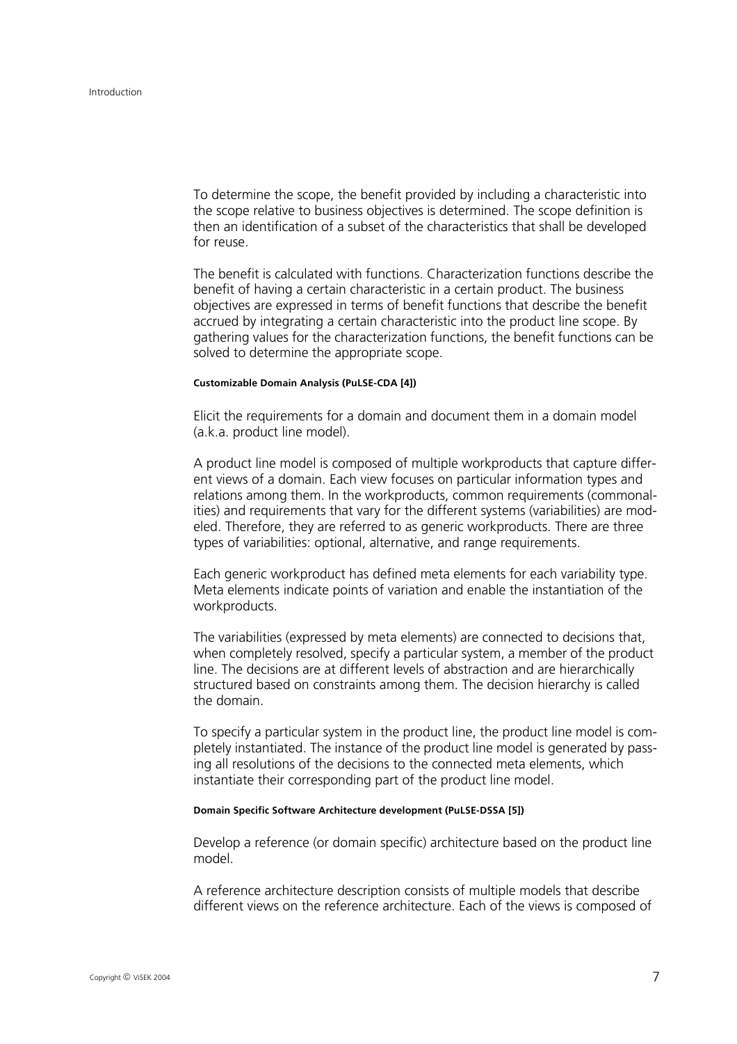To determine the scope, the benefit provided by including a characteristic into the scope relative to business objectives is determined. The scope definition is then an identification of a subset of the characteristics that shall be developed for reuse.

The benefit is calculated with functions. Characterization functions describe the benefit of having a certain characteristic in a certain product. The business objectives are expressed in terms of benefit functions that describe the benefit accrued by integrating a certain characteristic into the product line scope. By gathering values for the characterization functions, the benefit functions can be solved to determine the appropriate scope.

#### Customizable Domain Analysis (PuLSE-CDA [4])

Elicit the requirements for a domain and document them in a domain model (a.k.a. product line model).

A product line model is composed of multiple workproducts that capture different views of a domain. Each view focuses on particular information types and relations among them. In the workproducts, common requirements (commonalities) and requirements that vary for the different systems (variabilities) are modeled. Therefore, they are referred to as generic workproducts. There are three types of variabilities: optional, alternative, and range requirements.

Each generic workproduct has defined meta elements for each variability type. Meta elements indicate points of variation and enable the instantiation of the workproducts.

The variabilities (expressed by meta elements) are connected to decisions that, when completely resolved, specify a particular system, a member of the product line. The decisions are at different levels of abstraction and are hierarchically structured based on constraints among them. The decision hierarchy is called the domain.

To specify a particular system in the product line, the product line model is completely instantiated. The instance of the product line model is generated by passing all resolutions of the decisions to the connected meta elements, which instantiate their corresponding part of the product line model.

#### Domain Specific Software Architecture development (PuLSE-DSSA [5])

Develop a reference (or domain specific) architecture based on the product line model.

A reference architecture description consists of multiple models that describe different views on the reference architecture. Each of the views is composed of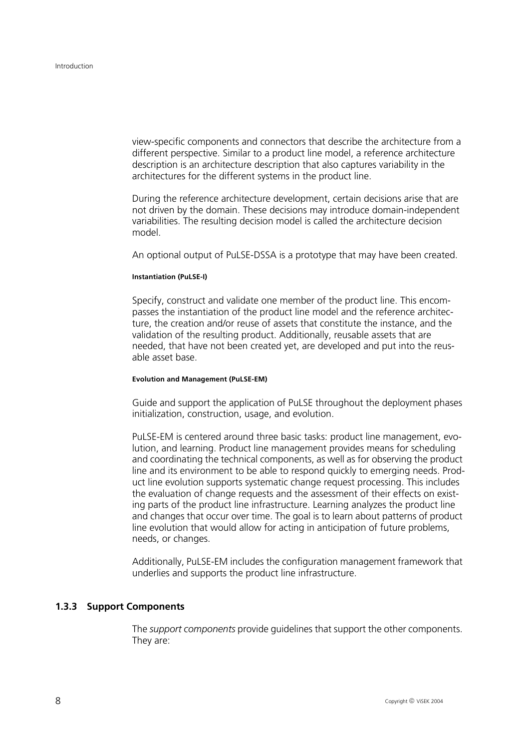view-specific components and connectors that describe the architecture from a different perspective. Similar to a product line model, a reference architecture description is an architecture description that also captures variability in the architectures for the different systems in the product line.

During the reference architecture development, certain decisions arise that are not driven by the domain. These decisions may introduce domain-independent variabilities. The resulting decision model is called the architecture decision model.

An optional output of PuLSE-DSSA is a prototype that may have been created.

##### Instantiation (PuLSE-I)

Specify, construct and validate one member of the product line. This encompasses the instantiation of the product line model and the reference architecture, the creation and/or reuse of assets that constitute the instance, and the validation of the resulting product. Additionally, reusable assets that are needed, that have not been created yet, are developed and put into the reusable asset base.

##### Evolution and Management (PuLSE-EM)

Guide and support the application of PuLSE throughout the deployment phases initialization, construction, usage, and evolution.

PuLSE-EM is centered around three basic tasks: product line management, evolution, and learning. Product line management provides means for scheduling and coordinating the technical components, as well as for observing the product line and its environment to be able to respond quickly to emerging needs. Product line evolution supports systematic change request processing. This includes the evaluation of change requests and the assessment of their effects on existing parts of the product line infrastructure. Learning analyzes the product line and changes that occur over time. The goal is to learn about patterns of product line evolution that would allow for acting in anticipation of future problems, needs, or changes.

Additionally, PuLSE-EM includes the configuration management framework that underlies and supports the product line infrastructure.

### 1.3.3 Support Components

The *support components* provide guidelines that support the other components. They are: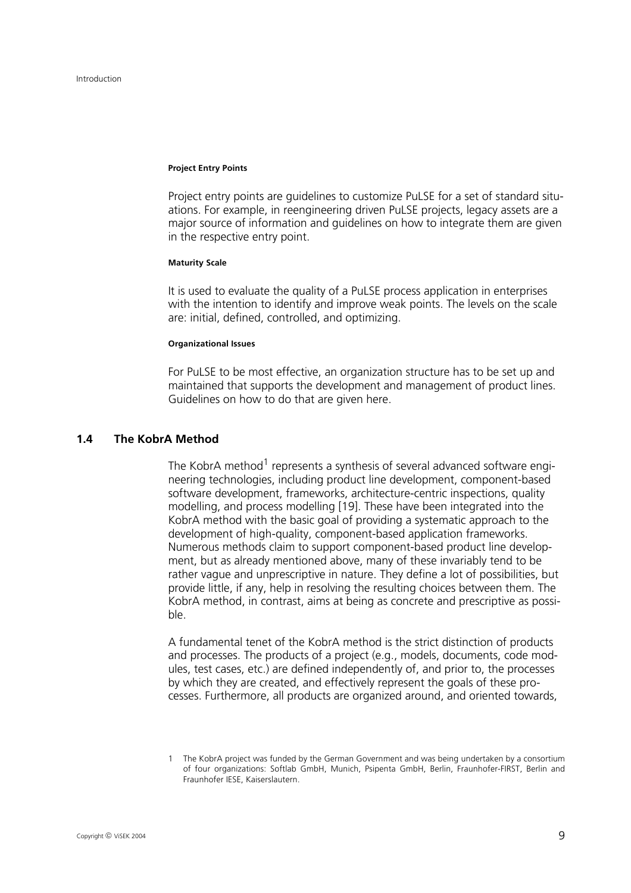#### Project Entry Points

Project entry points are guidelines to customize PuLSE for a set of standard situations. For example, in reengineering driven PuLSE projects, legacy assets are a major source of information and guidelines on how to integrate them are given in the respective entry point.

#### Maturity Scale

It is used to evaluate the quality of a PuLSE process application in enterprises with the intention to identify and improve weak points. The levels on the scale are: initial, defined, controlled, and optimizing.

#### Organizational Issues

For PuLSE to be most effective, an organization structure has to be set up and maintained that supports the development and management of product lines. Guidelines on how to do that are given here.

## 1.4 The KobrA Method

The KobrA method[1] represents a synthesis of several advanced software engineering technologies, including product line development, component-based software development, frameworks, architecture-centric inspections, quality modelling, and process modelling [19]. These have been integrated into the KobrA method with the basic goal of providing a systematic approach to the development of high-quality, component-based application frameworks. Numerous methods claim to support component-based product line development, but as already mentioned above, many of these invariably tend to be rather vague and unprescriptive in nature. They define a lot of possibilities, but provide little, if any, help in resolving the resulting choices between them. The KobrA method, in contrast, aims at being as concrete and prescriptive as possible.

A fundamental tenet of the KobrA method is the strict distinction of products and processes. The products of a project (e.g., models, documents, code modules, test cases, etc.) are defined independently of, and prior to, the processes by which they are created, and effectively represent the goals of these processes. Furthermore, all products are organized around, and oriented towards,

1 The KobrA project was funded by the German Government and was being undertaken by a consortium of four organizations: Softlab GmbH, Munich, Psipenta GmbH, Berlin, Fraunhofer-FIRST, Berlin and Fraunhofer IESE, Kaiserslautern.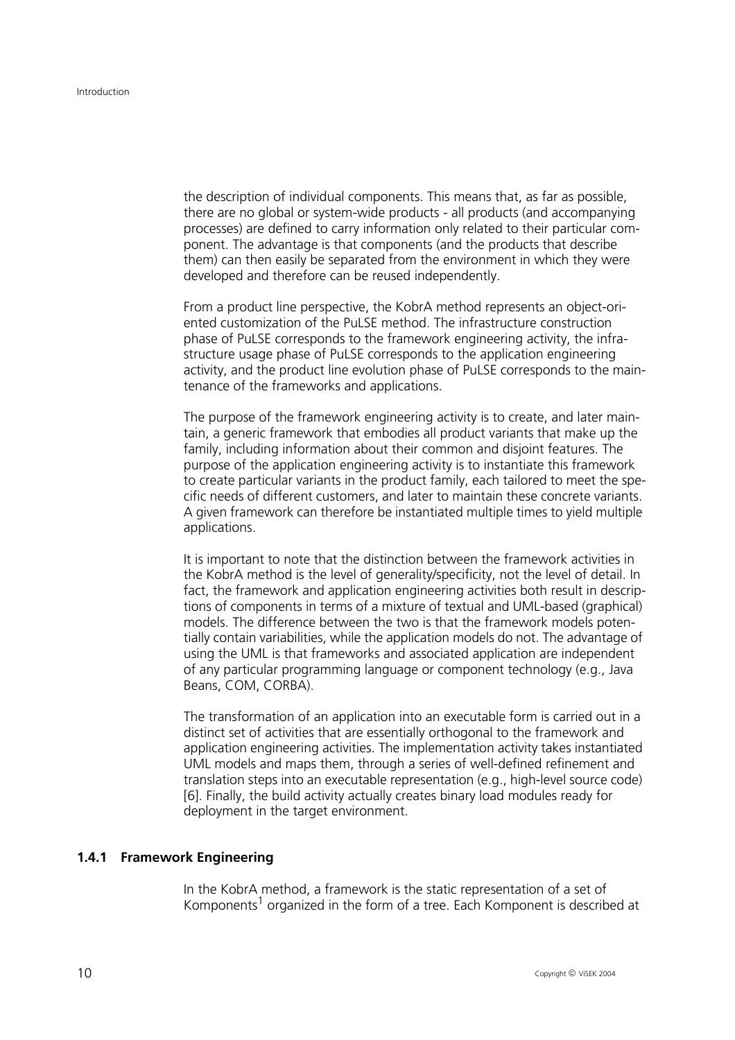the description of individual components. This means that, as far as possible, there are no global or system-wide products - all products (and accompanying processes) are defined to carry information only related to their particular component. The advantage is that components (and the products that describe them) can then easily be separated from the environment in which they were developed and therefore can be reused independently.

From a product line perspective, the KobrA method represents an object-oriented customization of the PuLSE method. The infrastructure construction phase of PuLSE corresponds to the framework engineering activity, the infrastructure usage phase of PuLSE corresponds to the application engineering activity, and the product line evolution phase of PuLSE corresponds to the maintenance of the frameworks and applications.

The purpose of the framework engineering activity is to create, and later maintain, a generic framework that embodies all product variants that make up the family, including information about their common and disjoint features. The purpose of the application engineering activity is to instantiate this framework to create particular variants in the product family, each tailored to meet the specific needs of different customers, and later to maintain these concrete variants. A given framework can therefore be instantiated multiple times to yield multiple applications.

It is important to note that the distinction between the framework activities in the KobrA method is the level of generality/specificity, not the level of detail. In fact, the framework and application engineering activities both result in descriptions of components in terms of a mixture of textual and UML-based (graphical) models. The difference between the two is that the framework models potentially contain variabilities, while the application models do not. The advantage of using the UML is that frameworks and associated application are independent of any particular programming language or component technology (e.g., Java Beans, COM, CORBA).

The transformation of an application into an executable form is carried out in a distinct set of activities that are essentially orthogonal to the framework and application engineering activities. The implementation activity takes instantiated UML models and maps them, through a series of well-defined refinement and translation steps into an executable representation (e.g., high-level source code) [6]. Finally, the build activity actually creates binary load modules ready for deployment in the target environment.

### 1.4.1 Framework Engineering

In the KobrA method, a framework is the static representation of a set of Komponents[1] organized in the form of a tree. Each Komponent is described at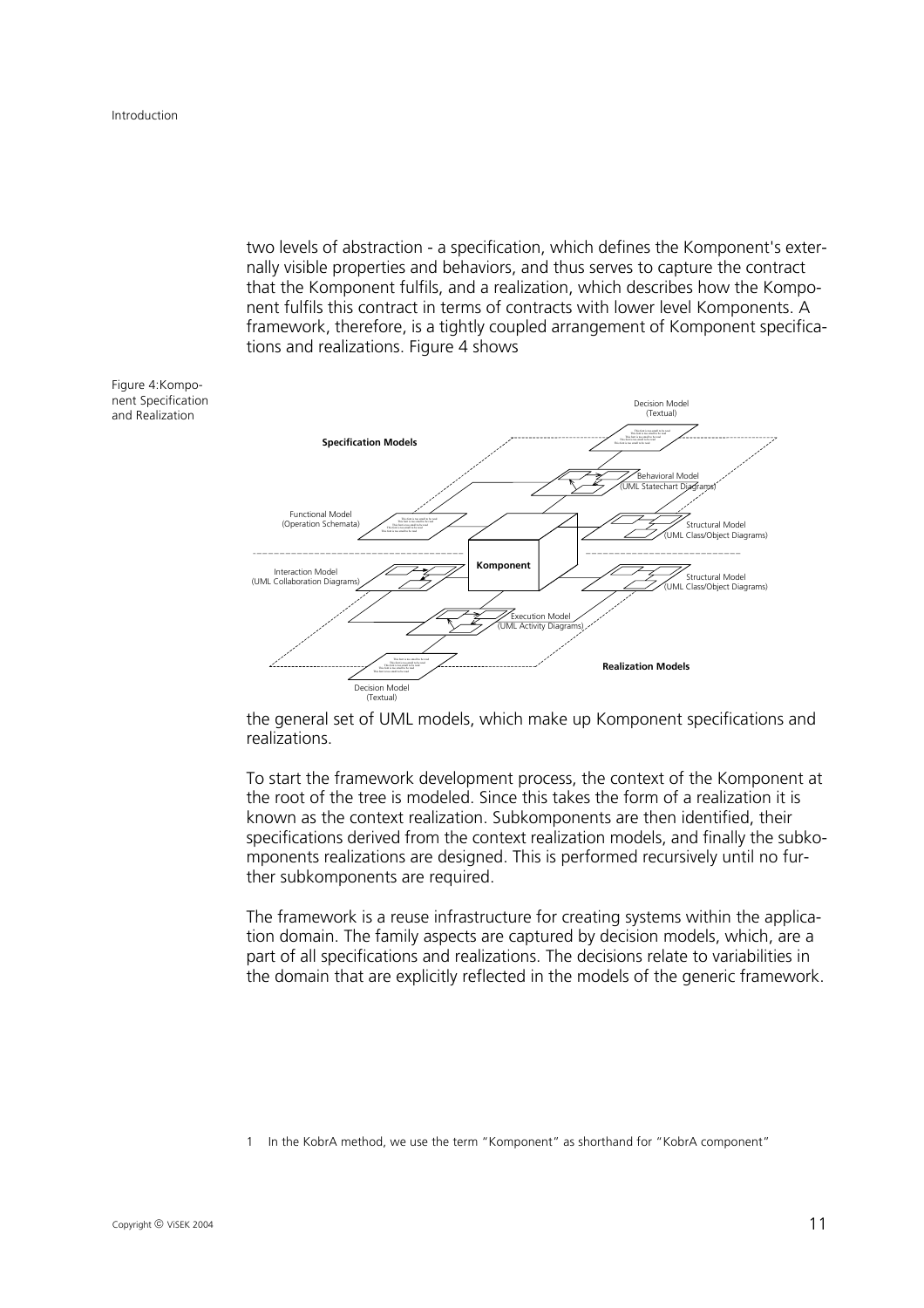two levels of abstraction - a specification, which defines the Komponent's externally visible properties and behaviors, and thus serves to capture the contract that the Komponent fulfils, and a realization, which describes how the Komponent fulfils this contract in terms of contracts with lower level Komponents. A framework, therefore, is a tightly coupled arrangement of Komponent specifications and realizations. Figure 4 shows

Figure 4: Komponent Specification and Realization

the general set of UML models, which make up Komponent specifications and realizations.

To start the framework development process, the context of the Komponent at the root of the tree is modeled. Since this takes the form of a realization it is known as the context realization. Subkomponents are then identified, their specifications derived from the context realization models, and finally the subkomponents realizations are designed. This is performed recursively until no further subkomponents are required.

The framework is a reuse infrastructure for creating systems within the application domain. The family aspects are captured by decision models, which, are a part of all specifications and realizations. The decisions relate to variabilities in the domain that are explicitly reflected in the models of the generic framework.

1 In the KobrA method, we use the term “Komponent” as shorthand for “KobrA component”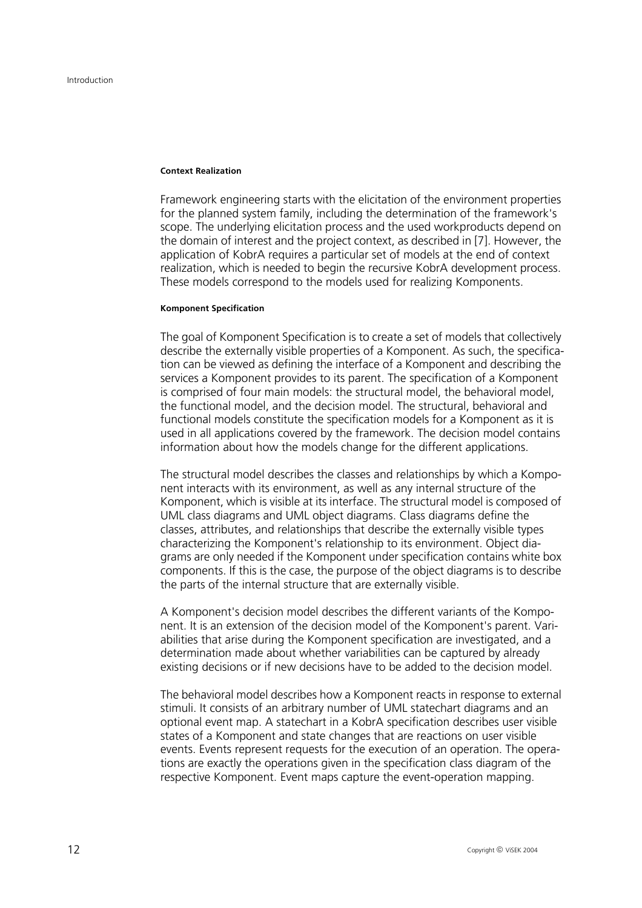#### Context Realization

Framework engineering starts with the elicitation of the environment properties for the planned system family, including the determination of the framework's scope. The underlying elicitation process and the used workproducts depend on the domain of interest and the project context, as described in [7]. However, the application of KobrA requires a particular set of models at the end of context realization, which is needed to begin the recursive KobrA development process. These models correspond to the models used for realizing Komponents.

#### Komponent Specification

The goal of Komponent Specification is to create a set of models that collectively describe the externally visible properties of a Komponent. As such, the specification can be viewed as defining the interface of a Komponent and describing the services a Komponent provides to its parent. The specification of a Komponent is comprised of four main models: the structural model, the behavioral model, the functional model, and the decision model. The structural, behavioral and functional models constitute the specification models for a Komponent as it is used in all applications covered by the framework. The decision model contains information about how the models change for the different applications.

The structural model describes the classes and relationships by which a Komponent interacts with its environment, as well as any internal structure of the Komponent, which is visible at its interface. The structural model is composed of UML class diagrams and UML object diagrams. Class diagrams define the classes, attributes, and relationships that describe the externally visible types characterizing the Komponent's relationship to its environment. Object diagrams are only needed if the Komponent under specification contains white box components. If this is the case, the purpose of the object diagrams is to describe the parts of the internal structure that are externally visible.

A Komponent's decision model describes the different variants of the Komponent. It is an extension of the decision model of the Komponent's parent. Variabilities that arise during the Komponent specification are investigated, and a determination made about whether variabilities can be captured by already existing decisions or if new decisions have to be added to the decision model.

The behavioral model describes how a Komponent reacts in response to external stimuli. It consists of an arbitrary number of UML statechart diagrams and an optional event map. A statechart in a KobrA specification describes user visible states of a Komponent and state changes that are reactions on user visible events. Events represent requests for the execution of an operation. The operations are exactly the operations given in the specification class diagram of the respective Komponent. Event maps capture the event-operation mapping.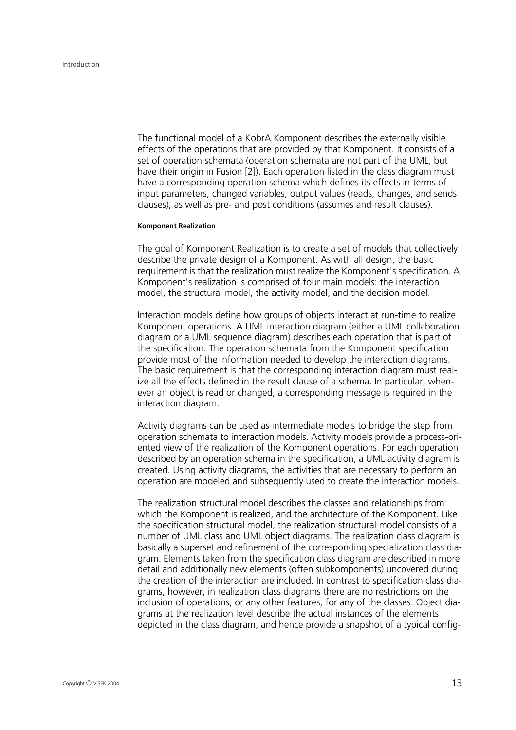The functional model of a KobrA Komponent describes the externally visible effects of the operations that are provided by that Komponent. It consists of a set of operation schemata (operation schemata are not part of the UML, but have their origin in Fusion [2]). Each operation listed in the class diagram must have a corresponding operation schema which defines its effects in terms of input parameters, changed variables, output values (reads, changes, and sends clauses), as well as pre- and post conditions (assumes and result clauses).

#### Komponent Realization

The goal of Komponent Realization is to create a set of models that collectively describe the private design of a Komponent. As with all design, the basic requirement is that the realization must realize the Komponent's specification. A Komponent's realization is comprised of four main models: the interaction model, the structural model, the activity model, and the decision model.

Interaction models define how groups of objects interact at run-time to realize Komponent operations. A UML interaction diagram (either a UML collaboration diagram or a UML sequence diagram) describes each operation that is part of the specification. The operation schemata from the Komponent specification provide most of the information needed to develop the interaction diagrams. The basic requirement is that the corresponding interaction diagram must realize all the effects defined in the result clause of a schema. In particular, whenever an object is read or changed, a corresponding message is required in the interaction diagram.

Activity diagrams can be used as intermediate models to bridge the step from operation schemata to interaction models. Activity models provide a process-oriented view of the realization of the Komponent operations. For each operation described by an operation schema in the specification, a UML activity diagram is created. Using activity diagrams, the activities that are necessary to perform an operation are modeled and subsequently used to create the interaction models.

The realization structural model describes the classes and relationships from which the Komponent is realized, and the architecture of the Komponent. Like the specification structural model, the realization structural model consists of a number of UML class and UML object diagrams. The realization class diagram is basically a superset and refinement of the corresponding specialization class diagram. Elements taken from the specification class diagram are described in more detail and additionally new elements (often subkomponents) uncovered during the creation of the interaction are included. In contrast to specification class diagrams, however, in realization class diagrams there are no restrictions on the inclusion of operations, or any other features, for any of the classes. Object diagrams at the realization level describe the actual instances of the elements depicted in the class diagram, and hence provide a snapshot of a typical config-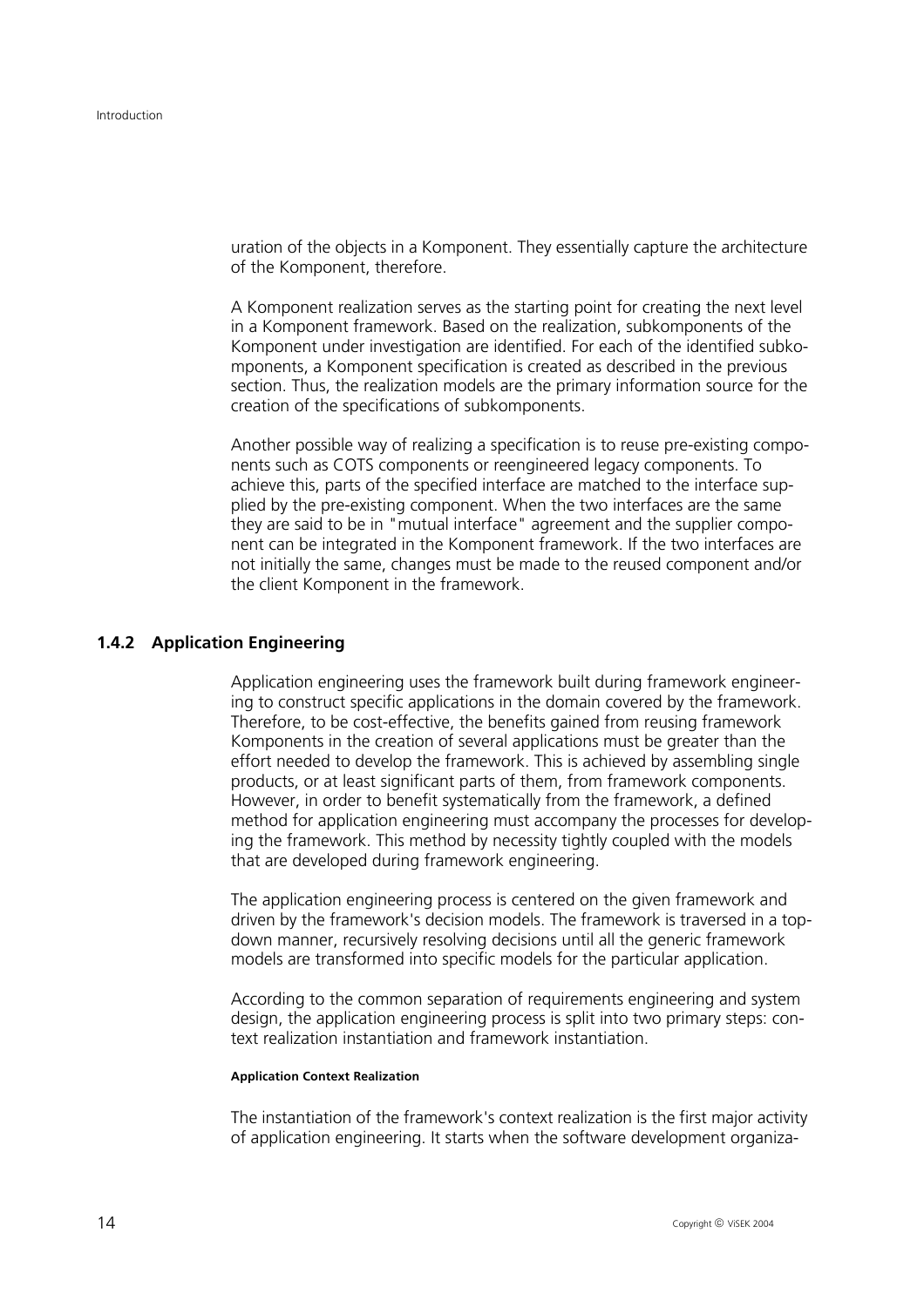uration of the objects in a Komponent. They essentially capture the architecture of the Komponent, therefore.

A Komponent realization serves as the starting point for creating the next level in a Komponent framework. Based on the realization, subkomponents of the Komponent under investigation are identified. For each of the identified subkomponents, a Komponent specification is created as described in the previous section. Thus, the realization models are the primary information source for the creation of the specifications of subkomponents.

Another possible way of realizing a specification is to reuse pre-existing components such as COTS components or reengineered legacy components. To achieve this, parts of the specified interface are matched to the interface supplied by the pre-existing component. When the two interfaces are the same they are said to be in "mutual interface" agreement and the supplier component can be integrated in the Komponent framework. If the two interfaces are not initially the same, changes must be made to the reused component and/or the client Komponent in the framework.

### 1.4.2 Application Engineering

Application engineering uses the framework built during framework engineering to construct specific applications in the domain covered by the framework. Therefore, to be cost-effective, the benefits gained from reusing framework Komponents in the creation of several applications must be greater than the effort needed to develop the framework. This is achieved by assembling single products, or at least significant parts of them, from framework components. However, in order to benefit systematically from the framework, a defined method for application engineering must accompany the processes for developing the framework. This method by necessity tightly coupled with the models that are developed during framework engineering.

The application engineering process is centered on the given framework and driven by the framework's decision models. The framework is traversed in a top-down manner, recursively resolving decisions until all the generic framework models are transformed into specific models for the particular application.

According to the common separation of requirements engineering and system design, the application engineering process is split into two primary steps: context realization instantiation and framework instantiation.

##### Application Context Realization

The instantiation of the framework's context realization is the first major activity of application engineering. It starts when the software development organiza-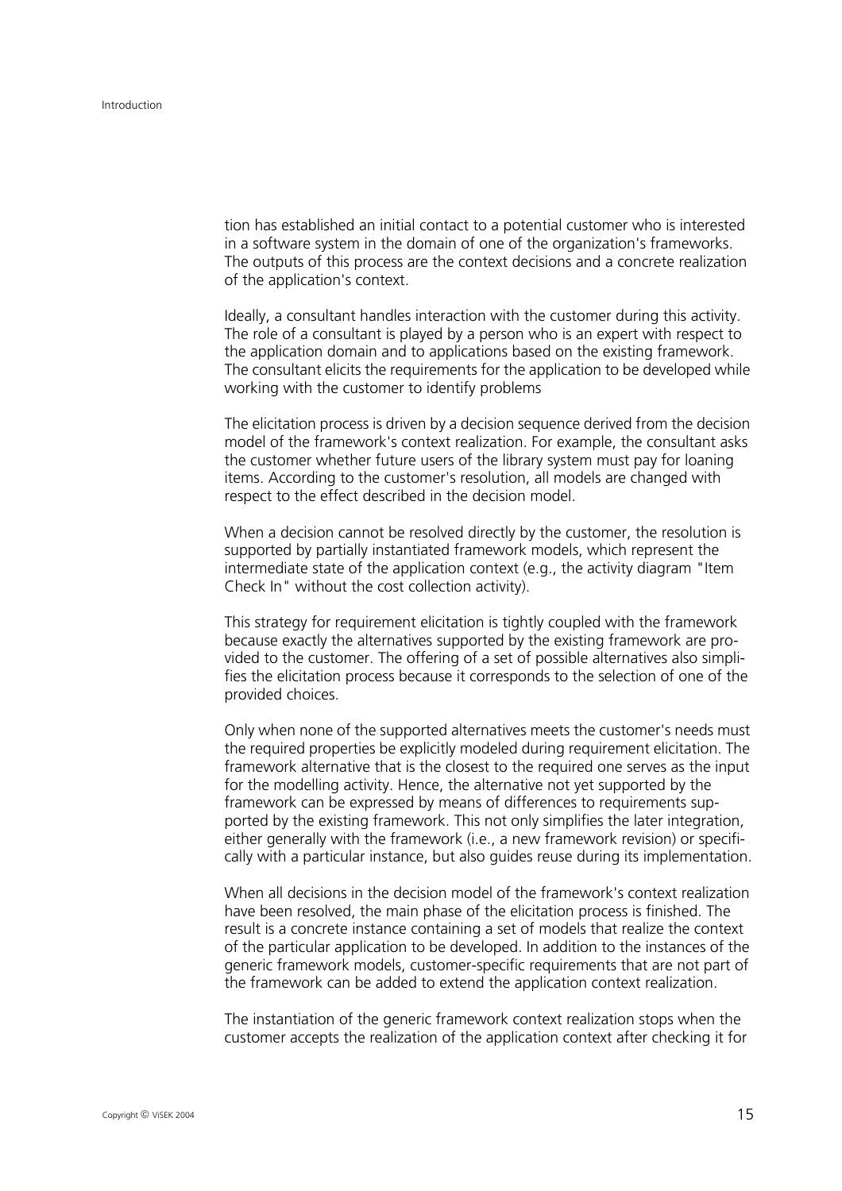tion has established an initial contact to a potential customer who is interested in a software system in the domain of one of the organization's frameworks. The outputs of this process are the context decisions and a concrete realization of the application's context.

Ideally, a consultant handles interaction with the customer during this activity. The role of a consultant is played by a person who is an expert with respect to the application domain and to applications based on the existing framework. The consultant elicits the requirements for the application to be developed while working with the customer to identify problems

The elicitation process is driven by a decision sequence derived from the decision model of the framework's context realization. For example, the consultant asks the customer whether future users of the library system must pay for loaning items. According to the customer's resolution, all models are changed with respect to the effect described in the decision model.

When a decision cannot be resolved directly by the customer, the resolution is supported by partially instantiated framework models, which represent the intermediate state of the application context (e.g., the activity diagram "Item Check In" without the cost collection activity).

This strategy for requirement elicitation is tightly coupled with the framework because exactly the alternatives supported by the existing framework are provided to the customer. The offering of a set of possible alternatives also simplifies the elicitation process because it corresponds to the selection of one of the provided choices.

Only when none of the supported alternatives meets the customer's needs must the required properties be explicitly modeled during requirement elicitation. The framework alternative that is the closest to the required one serves as the input for the modelling activity. Hence, the alternative not yet supported by the framework can be expressed by means of differences to requirements supported by the existing framework. This not only simplifies the later integration, either generally with the framework (i.e., a new framework revision) or specifically with a particular instance, but also guides reuse during its implementation.

When all decisions in the decision model of the framework's context realization have been resolved, the main phase of the elicitation process is finished. The result is a concrete instance containing a set of models that realize the context of the particular application to be developed. In addition to the instances of the generic framework models, customer-specific requirements that are not part of the framework can be added to extend the application context realization.

The instantiation of the generic framework context realization stops when the customer accepts the realization of the application context after checking it for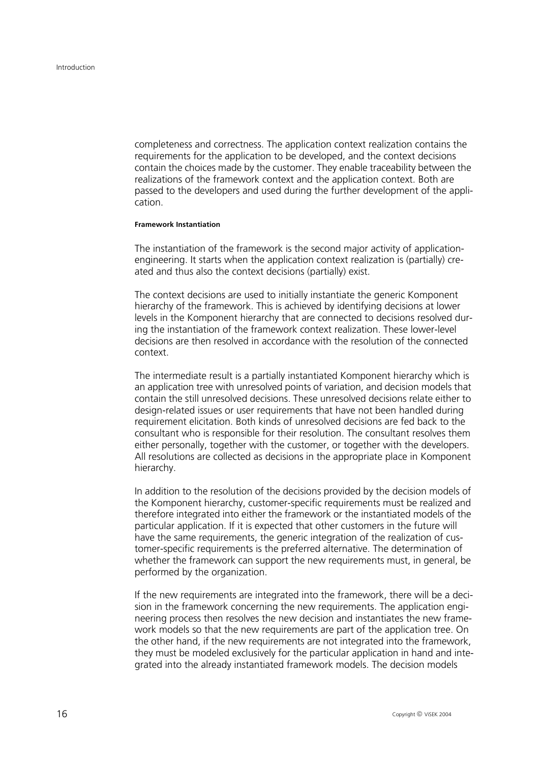completeness and correctness. The application context realization contains the requirements for the application to be developed, and the context decisions contain the choices made by the customer. They enable traceability between the realizations of the framework context and the application context. Both are passed to the developers and used during the further development of the application.

#### Framework Instantiation

The instantiation of the framework is the second major activity of application-engineering. It starts when the application context realization is (partially) created and thus also the context decisions (partially) exist.

The context decisions are used to initially instantiate the generic Komponent hierarchy of the framework. This is achieved by identifying decisions at lower levels in the Komponent hierarchy that are connected to decisions resolved during the instantiation of the framework context realization. These lower-level decisions are then resolved in accordance with the resolution of the connected context.

The intermediate result is a partially instantiated Komponent hierarchy which is an application tree with unresolved points of variation, and decision models that contain the still unresolved decisions. These unresolved decisions relate either to design-related issues or user requirements that have not been handled during requirement elicitation. Both kinds of unresolved decisions are fed back to the consultant who is responsible for their resolution. The consultant resolves them either personally, together with the customer, or together with the developers. All resolutions are collected as decisions in the appropriate place in Komponent hierarchy.

In addition to the resolution of the decisions provided by the decision models of the Komponent hierarchy, customer-specific requirements must be realized and therefore integrated into either the framework or the instantiated models of the particular application. If it is expected that other customers in the future will have the same requirements, the generic integration of the realization of customer-specific requirements is the preferred alternative. The determination of whether the framework can support the new requirements must, in general, be performed by the organization.

If the new requirements are integrated into the framework, there will be a decision in the framework concerning the new requirements. The application engineering process then resolves the new decision and instantiates the new framework models so that the new requirements are part of the application tree. On the other hand, if the new requirements are not integrated into the framework, they must be modeled exclusively for the particular application in hand and integrated into the already instantiated framework models. The decision models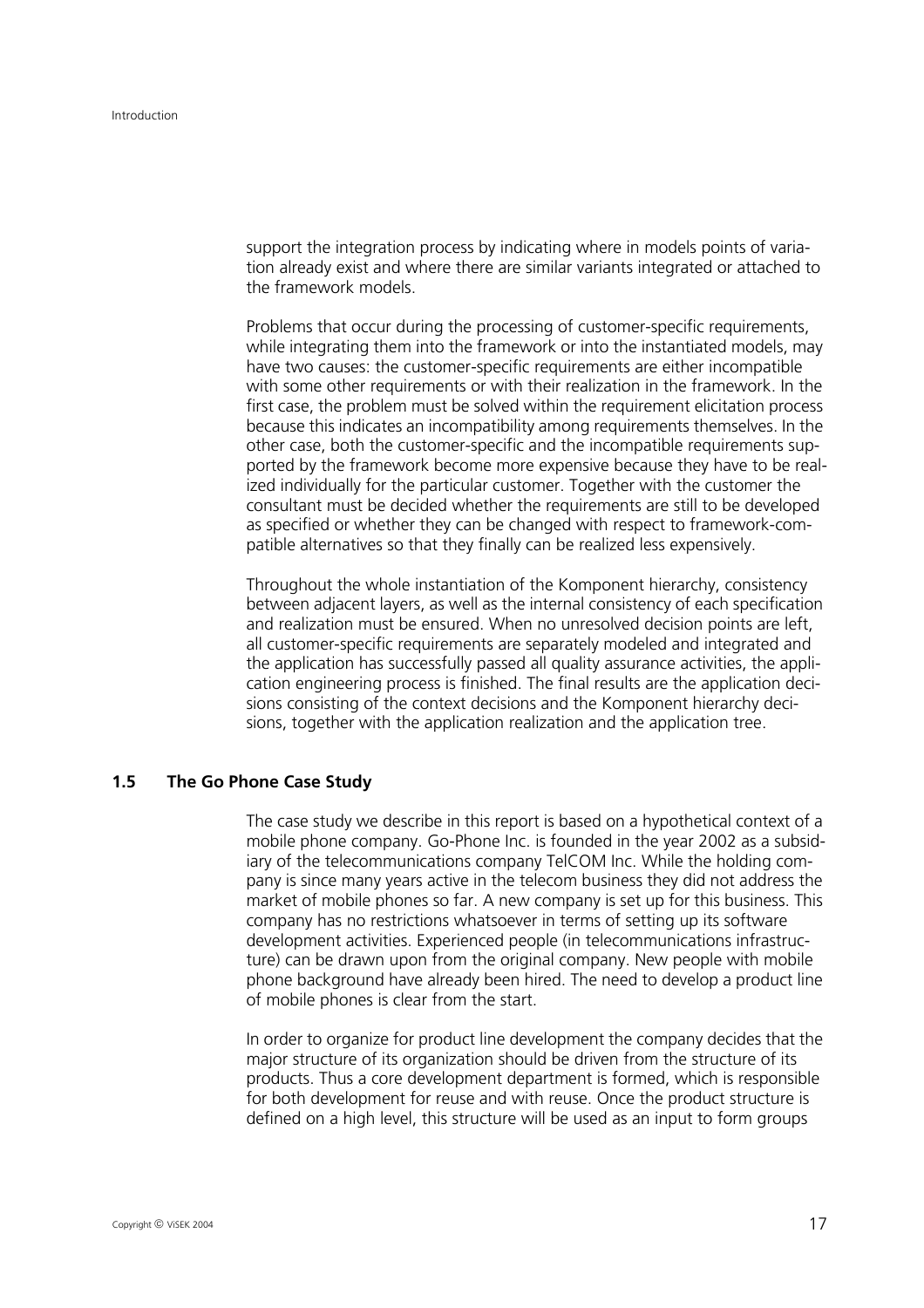support the integration process by indicating where in models points of variation already exist and where there are similar variants integrated or attached to the framework models.

Problems that occur during the processing of customer-specific requirements, while integrating them into the framework or into the instantiated models, may have two causes: the customer-specific requirements are either incompatible with some other requirements or with their realization in the framework. In the first case, the problem must be solved within the requirement elicitation process because this indicates an incompatibility among requirements themselves. In the other case, both the customer-specific and the incompatible requirements supported by the framework become more expensive because they have to be realized individually for the particular customer. Together with the customer the consultant must be decided whether the requirements are still to be developed as specified or whether they can be changed with respect to framework-compatible alternatives so that they finally can be realized less expensively.

Throughout the whole instantiation of the Komponent hierarchy, consistency between adjacent layers, as well as the internal consistency of each specification and realization must be ensured. When no unresolved decision points are left, all customer-specific requirements are separately modeled and integrated and the application has successfully passed all quality assurance activities, the application engineering process is finished. The final results are the application decisions consisting of the context decisions and the Komponent hierarchy decisions, together with the application realization and the application tree.

## 1.5 The Go Phone Case Study

The case study we describe in this report is based on a hypothetical context of a mobile phone company. Go-Phone Inc. is founded in the year 2002 as a subsidiary of the telecommunications company TelCOM Inc. While the holding company is since many years active in the telecom business they did not address the market of mobile phones so far. A new company is set up for this business. This company has no restrictions whatsoever in terms of setting up its software development activities. Experienced people (in telecommunications infrastructure) can be drawn upon from the original company. New people with mobile phone background have already been hired. The need to develop a product line of mobile phones is clear from the start.

In order to organize for product line development the company decides that the major structure of its organization should be driven from the structure of its products. Thus a core development department is formed, which is responsible for both development for reuse and with reuse. Once the product structure is defined on a high level, this structure will be used as an input to form groups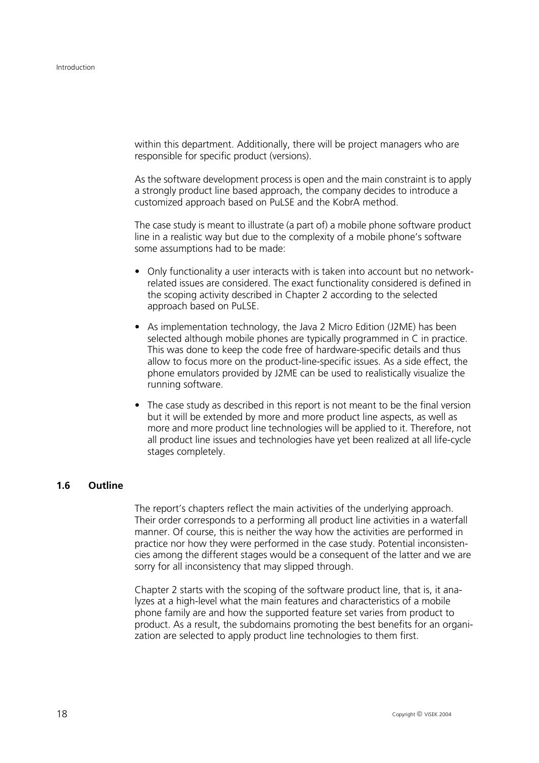within this department. Additionally, there will be project managers who are responsible for specific product (versions).

As the software development process is open and the main constraint is to apply a strongly product line based approach, the company decides to introduce a customized approach based on PuLSE and the KobrA method.

The case study is meant to illustrate (a part of) a mobile phone software product line in a realistic way but due to the complexity of a mobile phone's software some assumptions had to be made:

- Only functionality a user interacts with is taken into account but no network-related issues are considered. The exact functionality considered is defined in the scoping activity described in Chapter 2 according to the selected approach based on PuLSE.
- As implementation technology, the Java 2 Micro Edition (J2ME) has been selected although mobile phones are typically programmed in C in practice. This was done to keep the code free of hardware-specific details and thus allow to focus more on the product-line-specific issues. As a side effect, the phone emulators provided by J2ME can be used to realistically visualize the running software.
- The case study as described in this report is not meant to be the final version but it will be extended by more and more product line aspects, as well as more and more product line technologies will be applied to it. Therefore, not all product line issues and technologies have yet been realized at all life-cycle stages completely.

## 1.6 Outline

The report's chapters reflect the main activities of the underlying approach. Their order corresponds to a performing all product line activities in a waterfall manner. Of course, this is neither the way how the activities are performed in practice nor how they were performed in the case study. Potential inconsistencies among the different stages would be a consequent of the latter and we are sorry for all inconsistency that may slipped through.

Chapter 2 starts with the scoping of the software product line, that is, it analyzes at a high-level what the main features and characteristics of a mobile phone family are and how the supported feature set varies from product to product. As a result, the subdomains promoting the best benefits for an organization are selected to apply product line technologies to them first.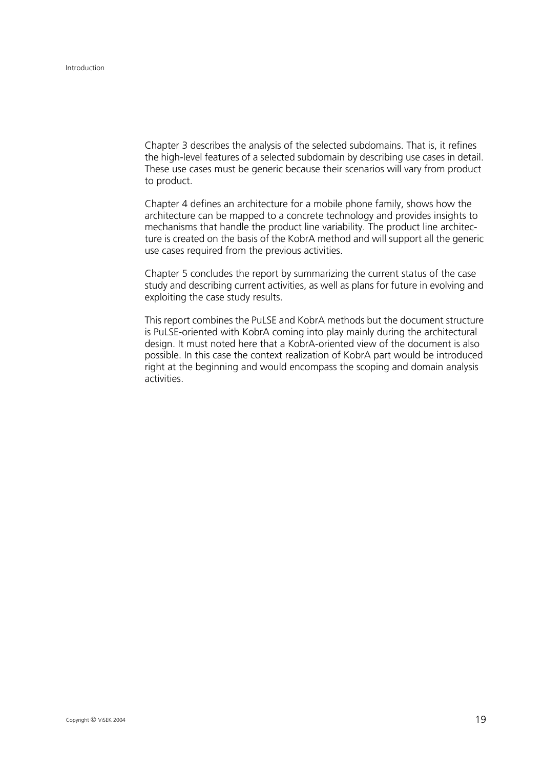Chapter 3 describes the analysis of the selected subdomains. That is, it refines the high-level features of a selected subdomain by describing use cases in detail. These use cases must be generic because their scenarios will vary from product to product.

Chapter 4 defines an architecture for a mobile phone family, shows how the architecture can be mapped to a concrete technology and provides insights to mechanisms that handle the product line variability. The product line architecture is created on the basis of the KobrA method and will support all the generic use cases required from the previous activities.

Chapter 5 concludes the report by summarizing the current status of the case study and describing current activities, as well as plans for future in evolving and exploiting the case study results.

This report combines the PuLSE and KobrA methods but the document structure is PuLSE-oriented with KobrA coming into play mainly during the architectural design. It must noted here that a KobrA-oriented view of the document is also possible. In this case the context realization of KobrA part would be introduced right at the beginning and would encompass the scoping and domain analysis activities.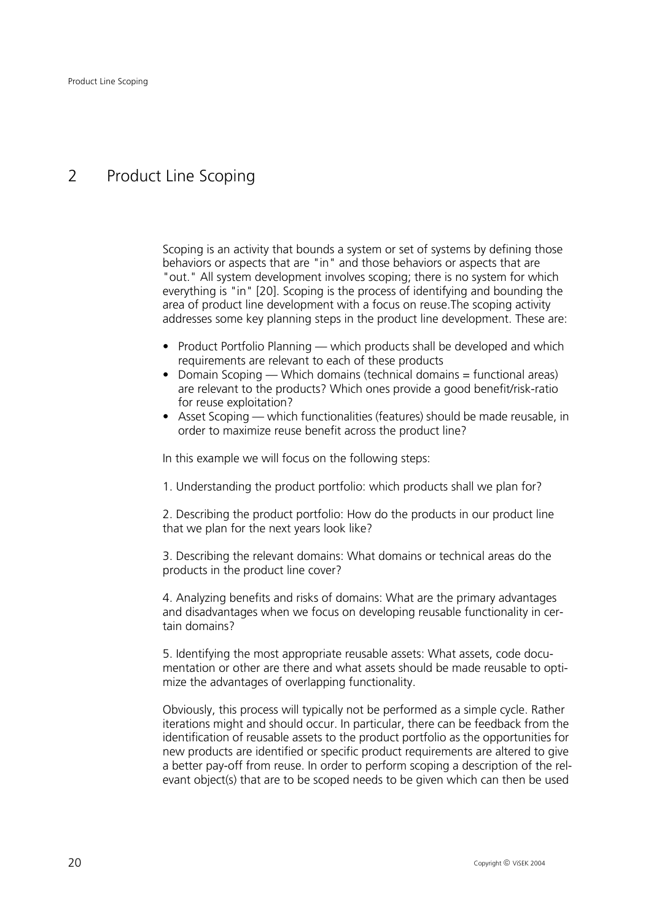# 2 Product Line Scoping

Scoping is an activity that bounds a system or set of systems by defining those behaviors or aspects that are "in" and those behaviors or aspects that are "out." All system development involves scoping; there is no system for which everything is "in" [20]. Scoping is the process of identifying and bounding the area of product line development with a focus on reuse.The scoping activity addresses some key planning steps in the product line development. These are:

- Product Portfolio Planning — which products shall be developed and which requirements are relevant to each of these products
- Domain Scoping — Which domains (technical domains = functional areas) are relevant to the products? Which ones provide a good benefit/risk-ratio for reuse exploitation?
- Asset Scoping — which functionalities (features) should be made reusable, in order to maximize reuse benefit across the product line?

In this example we will focus on the following steps:

1. Understanding the product portfolio: which products shall we plan for?

2. Describing the product portfolio: How do the products in our product line that we plan for the next years look like?

3. Describing the relevant domains: What domains or technical areas do the products in the product line cover?

4. Analyzing benefits and risks of domains: What are the primary advantages and disadvantages when we focus on developing reusable functionality in certain domains?

5. Identifying the most appropriate reusable assets: What assets, code documentation or other are there and what assets should be made reusable to optimize the advantages of overlapping functionality.

Obviously, this process will typically not be performed as a simple cycle. Rather iterations might and should occur. In particular, there can be feedback from the identification of reusable assets to the product portfolio as the opportunities for new products are identified or specific product requirements are altered to give a better pay-off from reuse. In order to perform scoping a description of the relevant object(s) that are to be scoped needs to be given which can then be used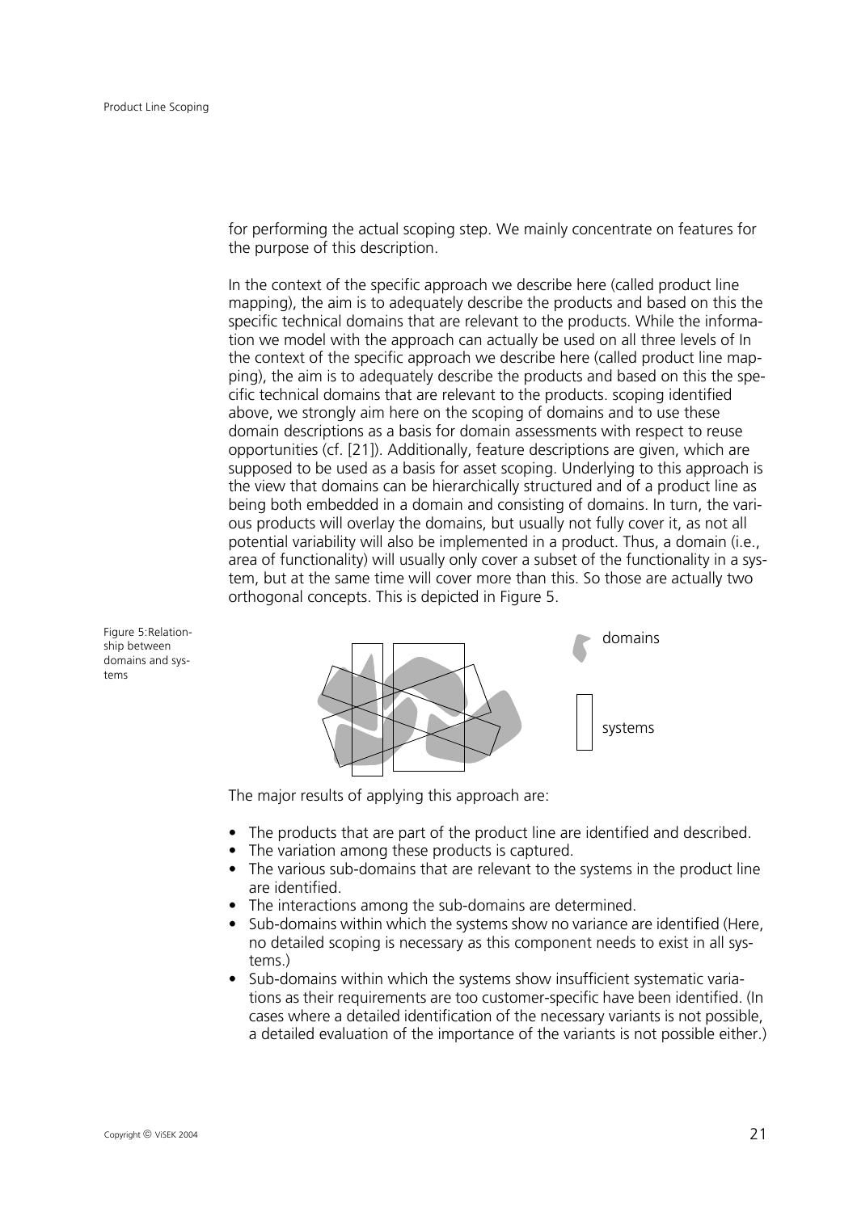for performing the actual scoping step. We mainly concentrate on features for the purpose of this description.

In the context of the specific approach we describe here (called product line mapping), the aim is to adequately describe the products and based on this the specific technical domains that are relevant to the products. While the information we model with the approach can actually be used on all three levels of In the context of the specific approach we describe here (called product line mapping), the aim is to adequately describe the products and based on this the specific technical domains that are relevant to the products. scoping identified above, we strongly aim here on the scoping of domains and to use these domain descriptions as a basis for domain assessments with respect to reuse opportunities (cf. [21]). Additionally, feature descriptions are given, which are supposed to be used as a basis for asset scoping. Underlying to this approach is the view that domains can be hierarchically structured and of a product line as being both embedded in a domain and consisting of domains. In turn, the various products will overlay the domains, but usually not fully cover it, as not all potential variability will also be implemented in a product. Thus, a domain (i.e., area of functionality) will usually only cover a subset of the functionality in a system, but at the same time will cover more than this. So those are actually two orthogonal concepts. This is depicted in Figure 5.

Figure 5:Relationship between domains and systems

domains

systems

The major results of applying this approach are:

- The products that are part of the product line are identified and described.
- The variation among these products is captured.
- The various sub-domains that are relevant to the systems in the product line are identified.
- The interactions among the sub-domains are determined.
- Sub-domains within which the systems show no variance are identified (Here, no detailed scoping is necessary as this component needs to exist in all systems.)
- Sub-domains within which the systems show insufficient systematic variations as their requirements are too customer-specific have been identified. (In cases where a detailed identification of the necessary variants is not possible, a detailed evaluation of the importance of the variants is not possible either.)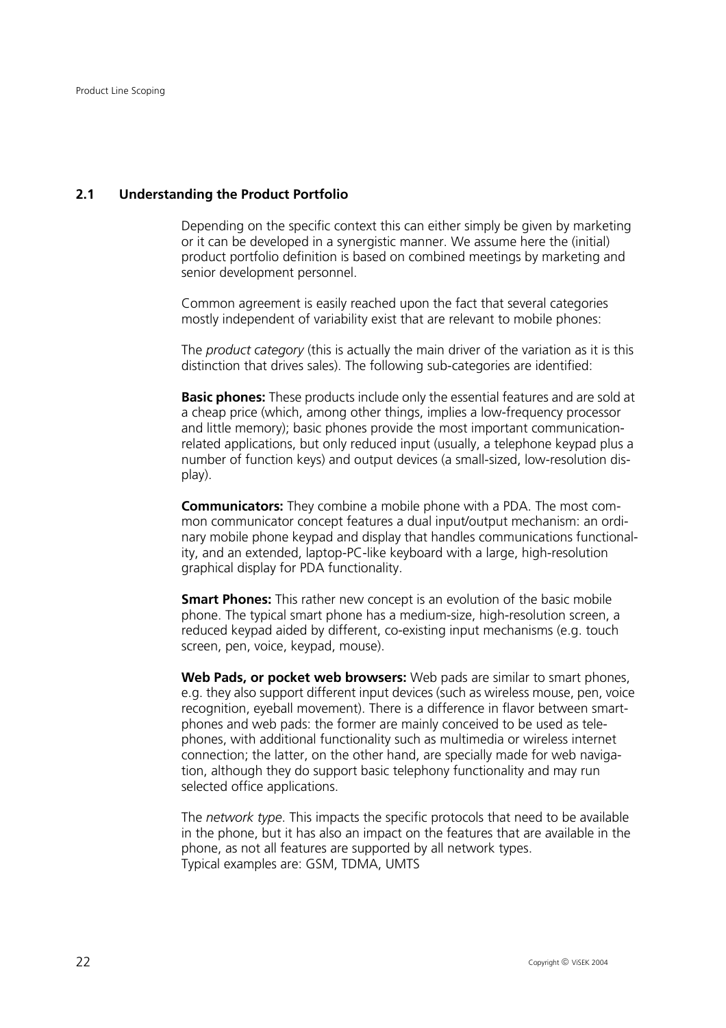## 2.1 Understanding the Product Portfolio

Depending on the specific context this can either simply be given by marketing or it can be developed in a synergistic manner. We assume here the (initial) product portfolio definition is based on combined meetings by marketing and senior development personnel.

Common agreement is easily reached upon the fact that several categories mostly independent of variability exist that are relevant to mobile phones:

The *product category* (this is actually the main driver of the variation as it is this distinction that drives sales). The following sub-categories are identified:

**Basic phones:** These products include only the essential features and are sold at a cheap price (which, among other things, implies a low-frequency processor and little memory); basic phones provide the most important communication-related applications, but only reduced input (usually, a telephone keypad plus a number of function keys) and output devices (a small-sized, low-resolution display).

**Communicators:** They combine a mobile phone with a PDA. The most common communicator concept features a dual input/output mechanism: an ordinary mobile phone keypad and display that handles communications functionality, and an extended, laptop-PC-like keyboard with a large, high-resolution graphical display for PDA functionality.

**Smart Phones:** This rather new concept is an evolution of the basic mobile phone. The typical smart phone has a medium-size, high-resolution screen, a reduced keypad aided by different, co-existing input mechanisms (e.g. touch screen, pen, voice, keypad, mouse).

**Web Pads, or pocket web browsers:** Web pads are similar to smart phones, e.g. they also support different input devices (such as wireless mouse, pen, voice recognition, eyeball movement). There is a difference in flavor between smartphones and web pads: the former are mainly conceived to be used as telephones, with additional functionality such as multimedia or wireless internet connection; the latter, on the other hand, are specially made for web navigation, although they do support basic telephony functionality and may run selected office applications.

The *network type*. This impacts the specific protocols that need to be available in the phone, but it has also an impact on the features that are available in the phone, as not all features are supported by all network types.
Typical examples are: GSM, TDMA, UMTS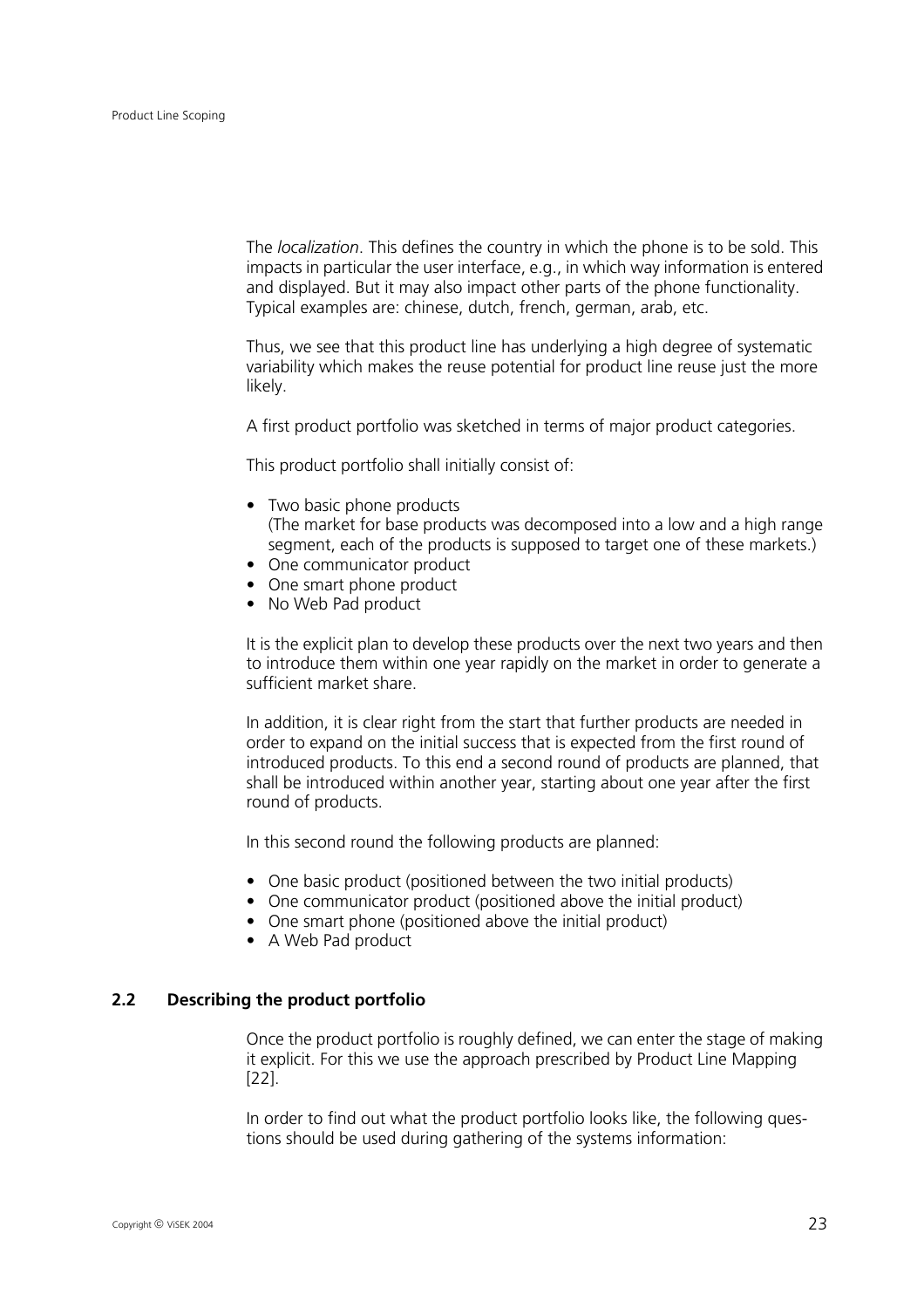The *localization*. This defines the country in which the phone is to be sold. This impacts in particular the user interface, e.g., in which way information is entered and displayed. But it may also impact other parts of the phone functionality. Typical examples are: chinese, dutch, french, german, arab, etc.

Thus, we see that this product line has underlying a high degree of systematic variability which makes the reuse potential for product line reuse just the more likely.

A first product portfolio was sketched in terms of major product categories.

This product portfolio shall initially consist of:

- Two basic phone products
  (The market for base products was decomposed into a low and a high range segment, each of the products is supposed to target one of these markets.)
- One communicator product
- One smart phone product
- No Web Pad product

It is the explicit plan to develop these products over the next two years and then to introduce them within one year rapidly on the market in order to generate a sufficient market share.

In addition, it is clear right from the start that further products are needed in order to expand on the initial success that is expected from the first round of introduced products. To this end a second round of products are planned, that shall be introduced within another year, starting about one year after the first round of products.

In this second round the following products are planned:

- One basic product (positioned between the two initial products)
- One communicator product (positioned above the initial product)
- One smart phone (positioned above the initial product)
- A Web Pad product

## 2.2 Describing the product portfolio

Once the product portfolio is roughly defined, we can enter the stage of making it explicit. For this we use the approach prescribed by Product Line Mapping [22].

In order to find out what the product portfolio looks like, the following questions should be used during gathering of the systems information: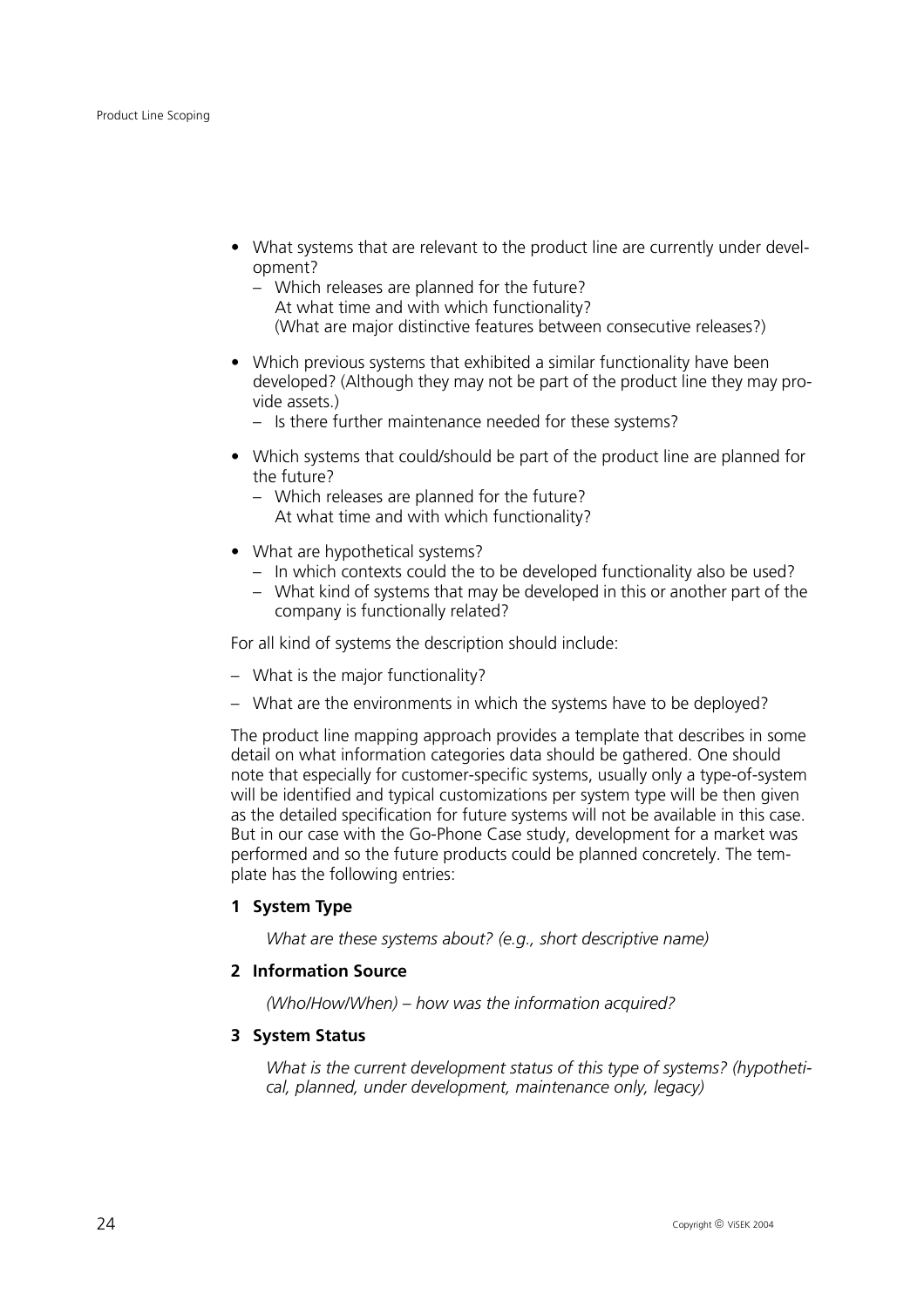- What systems that are relevant to the product line are currently under development?
  - Which releases are planned for the future?
    At what time and with which functionality?
    (What are major distinctive features between consecutive releases?)
- Which previous systems that exhibited a similar functionality have been developed? (Although they may not be part of the product line they may provide assets.)
  - Is there further maintenance needed for these systems?
- Which systems that could/should be part of the product line are planned for the future?
  - Which releases are planned for the future?
    At what time and with which functionality?
- What are hypothetical systems?
  - In which contexts could the to be developed functionality also be used?
  - What kind of systems that may be developed in this or another part of the company is functionally related?

For all kind of systems the description should include:

- What is the major functionality?
- What are the environments in which the systems have to be deployed?

The product line mapping approach provides a template that describes in some detail on what information categories data should be gathered. One should note that especially for customer-specific systems, usually only a type-of-system will be identified and typical customizations per system type will be then given as the detailed specification for future systems will not be available in this case. But in our case with the Go-Phone Case study, development for a market was performed and so the future products could be planned concretely. The template has the following entries:

**1 System Type**

*What are these systems about? (e.g., short descriptive name)*

**2 Information Source**

*(Who/How/When) – how was the information acquired?*

**3 System Status**

*What is the current development status of this type of systems? (hypothetical, planned, under development, maintenance only, legacy)*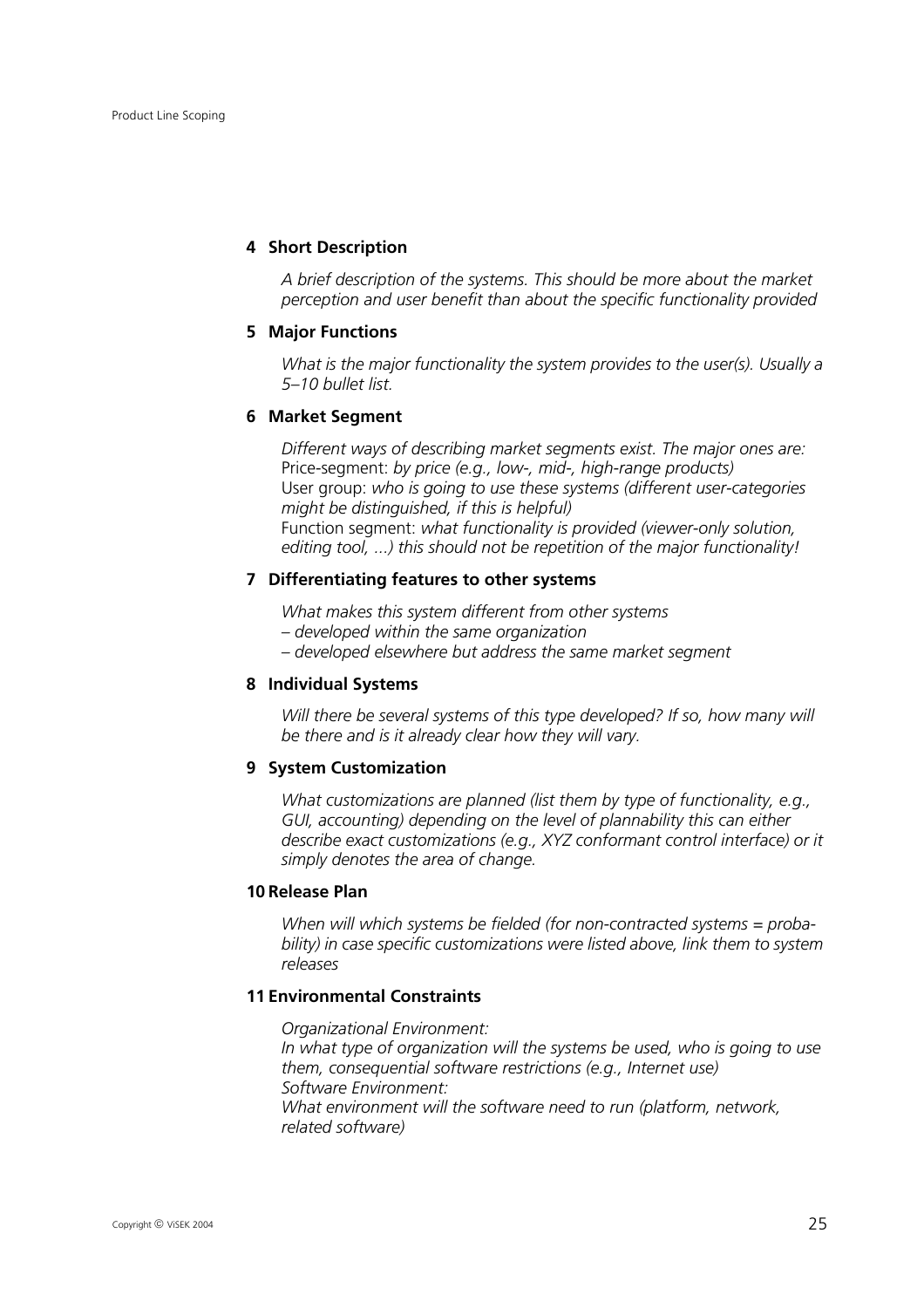**4 Short Description**

*A brief description of the systems. This should be more about the market perception and user benefit than about the specific functionality provided*

**5 Major Functions**

*What is the major functionality the system provides to the user(s). Usually a 5–10 bullet list.*

**6 Market Segment**

*Different ways of describing market segments exist. The major ones are:*
Price-segment: *by price (e.g., low-, mid-, high-range products)*
User group: *who is going to use these systems (different user-categories might be distinguished, if this is helpful)*
Function segment: *what functionality is provided (viewer-only solution, editing tool, ...) this should not be repetition of the major functionality!*

**7 Differentiating features to other systems**

*What makes this system different from other systems*
*– developed within the same organization*
*– developed elsewhere but address the same market segment*

**8 Individual Systems**

*Will there be several systems of this type developed? If so, how many will be there and is it already clear how they will vary.*

**9 System Customization**

*What customizations are planned (list them by type of functionality, e.g., GUI, accounting) depending on the level of plannability this can either describe exact customizations (e.g., XYZ conformant control interface) or it simply denotes the area of change.*

**10 Release Plan**

*When will which systems be fielded (for non-contracted systems = probability) in case specific customizations were listed above, link them to system releases*

**11 Environmental Constraints**

*Organizational Environment:*
*In what type of organization will the systems be used, who is going to use them, consequential software restrictions (e.g., Internet use)*
*Software Environment:*
*What environment will the software need to run (platform, network, related software)*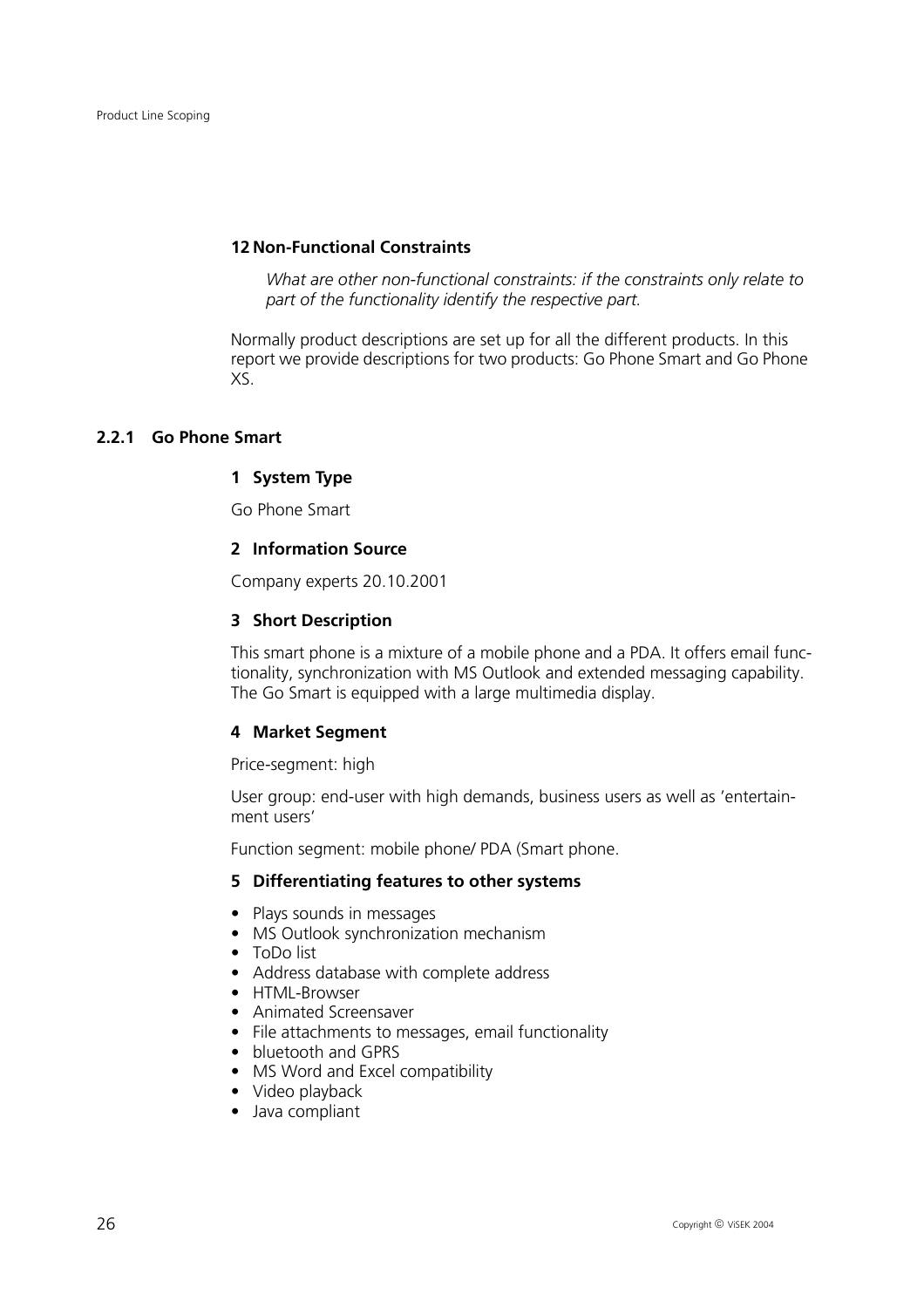#### 12 Non-Functional Constraints

*What are other non-functional constraints: if the constraints only relate to part of the functionality identify the respective part.*

Normally product descriptions are set up for all the different products. In this report we provide descriptions for two products: Go Phone Smart and Go Phone XS.

### 2.2.1 Go Phone Smart

#### 1 System Type

Go Phone Smart

#### 2 Information Source

Company experts 20.10.2001

#### 3 Short Description

This smart phone is a mixture of a mobile phone and a PDA. It offers email functionality, synchronization with MS Outlook and extended messaging capability. The Go Smart is equipped with a large multimedia display.

#### 4 Market Segment

Price-segment: high

User group: end-user with high demands, business users as well as 'entertainment users'

Function segment: mobile phone/ PDA (Smart phone.

#### 5 Differentiating features to other systems

- Plays sounds in messages
- MS Outlook synchronization mechanism
- ToDo list
- Address database with complete address
- HTML-Browser
- Animated Screensaver
- File attachments to messages, email functionality
- bluetooth and GPRS
- MS Word and Excel compatibility
- Video playback
- Java compliant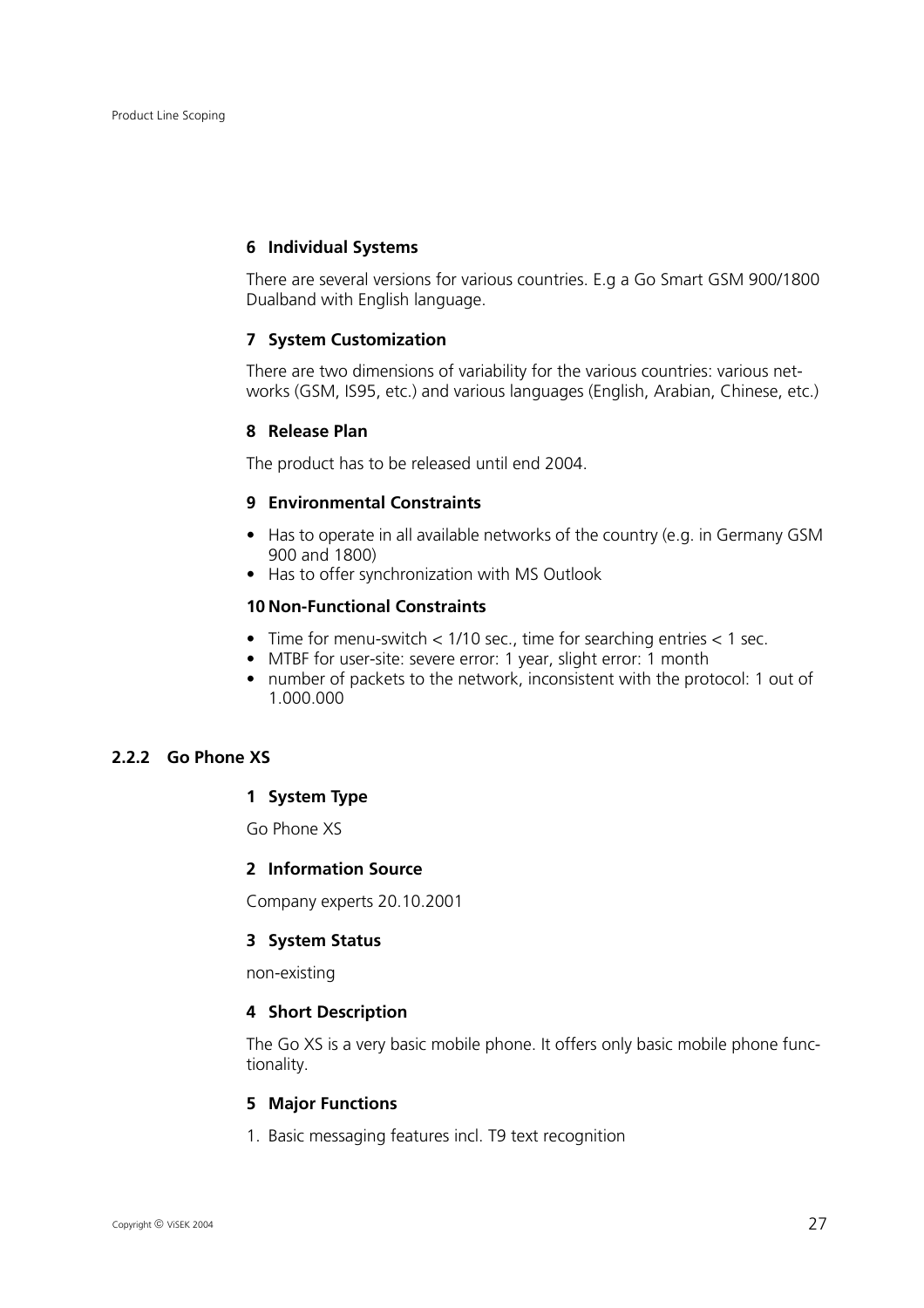**6 Individual Systems**

There are several versions for various countries. E.g a Go Smart GSM 900/1800 Dualband with English language.

**7 System Customization**

There are two dimensions of variability for the various countries: various networks (GSM, IS95, etc.) and various languages (English, Arabian, Chinese, etc.)

**8 Release Plan**

The product has to be released until end 2004.

**9 Environmental Constraints**

- Has to operate in all available networks of the country (e.g. in Germany GSM 900 and 1800)
- Has to offer synchronization with MS Outlook

**10 Non-Functional Constraints**

- Time for menu-switch < 1/10 sec., time for searching entries < 1 sec.
- MTBF for user-site: severe error: 1 year, slight error: 1 month
- number of packets to the network, inconsistent with the protocol: 1 out of 1.000.000

### 2.2.2 Go Phone XS

**1 System Type**

Go Phone XS

**2 Information Source**

Company experts 20.10.2001

**3 System Status**

non-existing

**4 Short Description**

The Go XS is a very basic mobile phone. It offers only basic mobile phone functionality.

**5 Major Functions**

1. Basic messaging features incl. T9 text recognition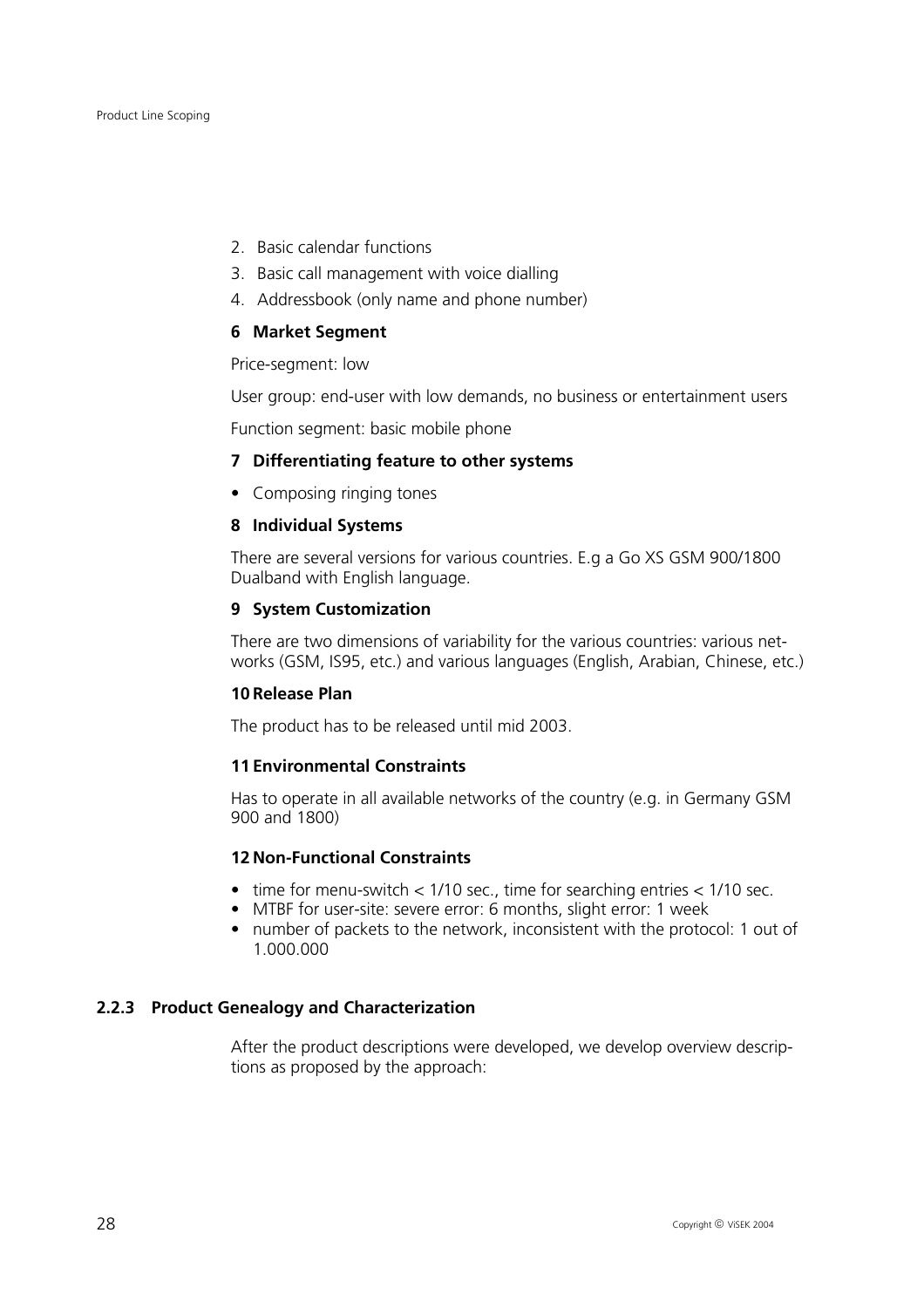2. Basic calendar functions
3. Basic call management with voice dialling
4. Addressbook (only name and phone number)

**6 Market Segment**

Price-segment: low

User group: end-user with low demands, no business or entertainment users

Function segment: basic mobile phone

**7 Differentiating feature to other systems**

- Composing ringing tones

**8 Individual Systems**

There are several versions for various countries. E.g a Go XS GSM 900/1800 Dualband with English language.

**9 System Customization**

There are two dimensions of variability for the various countries: various networks (GSM, IS95, etc.) and various languages (English, Arabian, Chinese, etc.)

**10 Release Plan**

The product has to be released until mid 2003.

**11 Environmental Constraints**

Has to operate in all available networks of the country (e.g. in Germany GSM 900 and 1800)

**12 Non-Functional Constraints**

- time for menu-switch < 1/10 sec., time for searching entries < 1/10 sec.
- MTBF for user-site: severe error: 6 months, slight error: 1 week
- number of packets to the network, inconsistent with the protocol: 1 out of 1.000.000

### 2.2.3 Product Genealogy and Characterization

After the product descriptions were developed, we develop overview descriptions as proposed by the approach: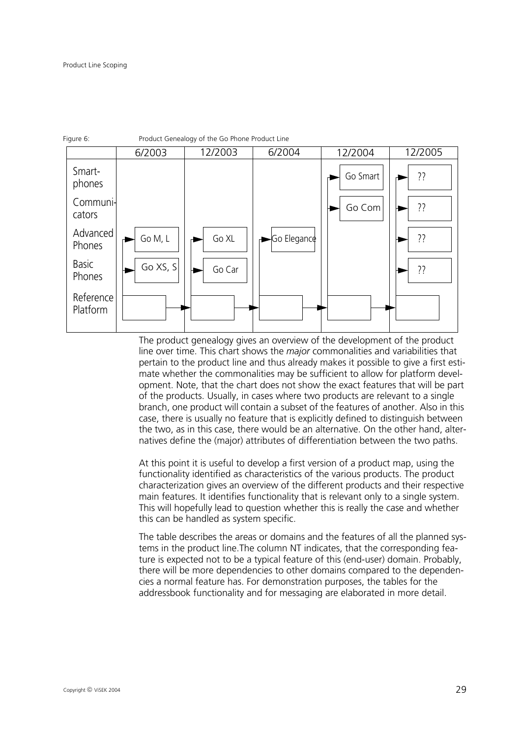Figure 6: Product Genealogy of the Go Phone Product Line

|  | 6/2003 | 12/2003 | 6/2004 | 12/2004 | 12/2005 |
|---|---|---|---|---|---|
| Smart-phones |  |  |  | Go Smart | ?? |
| Communi-cators |  |  |  | Go Com | ?? |
| Advanced Phones | Go M, L | Go XL | Go Elegance |  | ?? |
| Basic Phones | Go XS, S | Go Car |  |  | ?? |
| Reference Platform |  |  |  |  |  |

The product genealogy gives an overview of the development of the product line over time. This chart shows the *major* commonalities and variabilities that pertain to the product line and thus already makes it possible to give a first estimate whether the commonalities may be sufficient to allow for platform development. Note, that the chart does not show the exact features that will be part of the products. Usually, in cases where two products are relevant to a single branch, one product will contain a subset of the features of another. Also in this case, there is usually no feature that is explicitly defined to distinguish between the two, as in this case, there would be an alternative. On the other hand, alternatives define the (major) attributes of differentiation between the two paths.

At this point it is useful to develop a first version of a product map, using the functionality identified as characteristics of the various products. The product characterization gives an overview of the different products and their respective main features. It identifies functionality that is relevant only to a single system. This will hopefully lead to question whether this is really the case and whether this can be handled as system specific.

The table describes the areas or domains and the features of all the planned systems in the product line.The column NT indicates, that the corresponding feature is expected not to be a typical feature of this (end-user) domain. Probably, there will be more dependencies to other domains compared to the dependencies a normal feature has. For demonstration purposes, the tables for the addressbook functionality and for messaging are elaborated in more detail.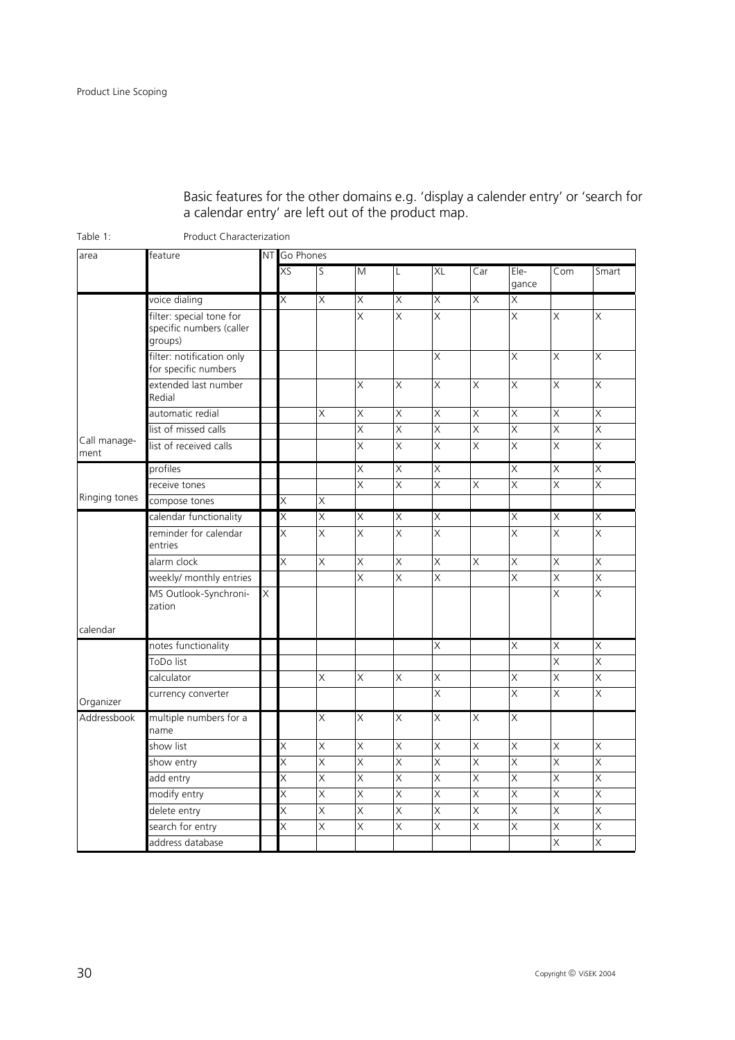Basic features for the other domains e.g. 'display a calender entry' or 'search for a calendar entry' are left out of the product map.

Table 1: Product Characterization

| area | feature | NT | Go Phones | | | | | | | | |
|---|---|---|---|---|---|---|---|---|---|---|---|
| | | | XS | S | M | L | XL | Car | Ele-gance | Com | Smart |
| Call manage-ment | voice dialing | | X | X | X | X | X | X | X | | |
| | filter: special tone for specific numbers (caller groups) | | | | X | X | X | | X | X | X |
| | filter: notification only for specific numbers | | | | | | X | | X | X | X |
| | extended last number Redial | | | | X | X | X | X | X | X | X |
| | automatic redial | | | X | X | X | X | X | X | X | X |
| | list of missed calls | | | | X | X | X | X | X | X | X |
| | list of received calls | | | | X | X | X | X | X | X | X |
| Ringing tones | profiles | | | | X | X | X | | X | X | X |
| | receive tones | | | | X | X | X | X | X | X | X |
| | compose tones | | X | X | | | | | | | |
| calendar | calendar functionality | | X | X | X | X | X | | X | X | X |
| | reminder for calendar entries | | X | X | X | X | X | | X | X | X |
| | alarm clock | | X | X | X | X | X | X | X | X | X |
| | weekly/ monthly entries | | | | X | X | X | | X | X | X |
| | MS Outlook-Synchroni-zation | X | | | | | | | | X | X |
| Organizer | notes functionality | | | | | | X | | X | X | X |
| | ToDo list | | | | | | | | | X | X |
| | calculator | | | X | X | X | X | | X | X | X |
| | currency converter | | | | | | X | | X | X | X |
| Addressbook | multiple numbers for a name | | | X | X | X | X | X | X | | |
| | show list | | X | X | X | X | X | X | X | X | X |
| | show entry | | X | X | X | X | X | X | X | X | X |
| | add entry | | X | X | X | X | X | X | X | X | X |
| | modify entry | | X | X | X | X | X | X | X | X | X |
| | delete entry | | X | X | X | X | X | X | X | X | X |
| | search for entry | | X | X | X | X | X | X | X | X | X |
| | address database | | | | | | | | | X | X |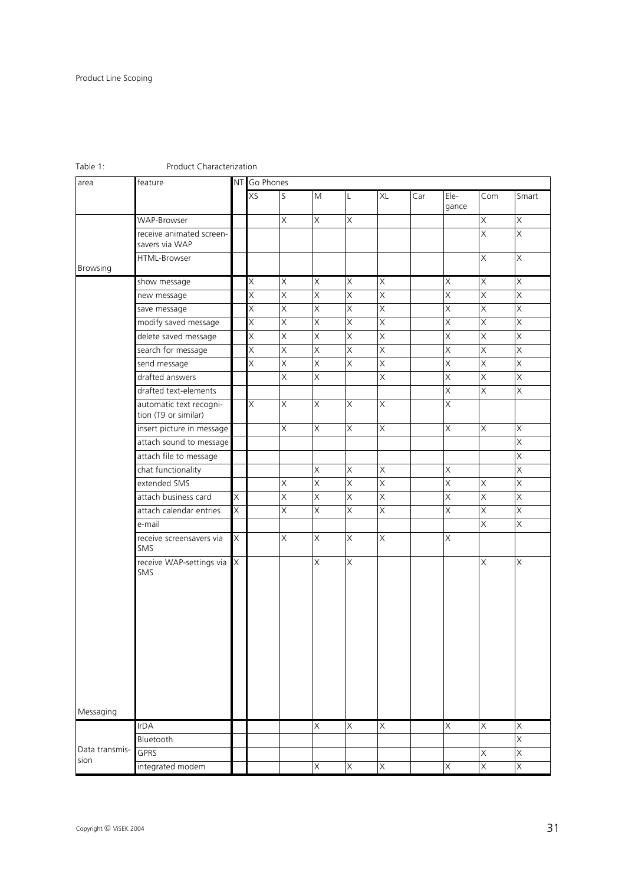Table 1: Product Characterization

| area | feature | NT | Go Phones | | | | | | | | |
|---|---|---|---|---|---|---|---|---|---|---|---|
| | | | XS | S | M | L | XL | Car | Ele-gance | Com | Smart |
| Browsing | WAP-Browser | | | X | X | X | | | | X | X |
| | receive animated screen-savers via WAP | | | | | | | | | X | X |
| | HTML-Browser | | | | | | | | | X | X |
| Messaging | show message | | X | X | X | X | X | | X | X | X |
| | new message | | X | X | X | X | X | | X | X | X |
| | save message | | X | X | X | X | X | | X | X | X |
| | modify saved message | | X | X | X | X | X | | X | X | X |
| | delete saved message | | X | X | X | X | X | | X | X | X |
| | search for message | | X | X | X | X | X | | X | X | X |
| | send message | | X | X | X | X | X | | X | X | X |
| | drafted answers | | | X | X | | X | | X | X | X |
| | drafted text-elements | | | | | | | | X | X | X |
| | automatic text recognition (T9 or similar) | | X | X | X | X | X | | X | | |
| | insert picture in message | | | X | X | X | X | | X | X | X |
| | attach sound to message | | | | | | | | | | X |
| | attach file to message | | | | | | | | | | X |
| | chat functionality | | | | X | X | X | | X | | X |
| | extended SMS | | | X | X | X | X | | X | X | X |
| | attach business card | X | | X | X | X | X | | X | X | X |
| | attach calendar entries | X | | X | X | X | X | | X | X | X |
| | e-mail | | | | | | | | | X | X |
| | receive screensavers via SMS | X | | X | X | X | X | | X | | |
| | receive WAP-settings via SMS | X | | | X | X | | | | X | X |
| Data transmission | IrDA | | | | X | X | X | | X | X | X |
| | Bluetooth | | | | | | | | | | X |
| | GPRS | | | | | | | | | X | X |
| | integrated modem | | | | X | X | X | | X | X | X |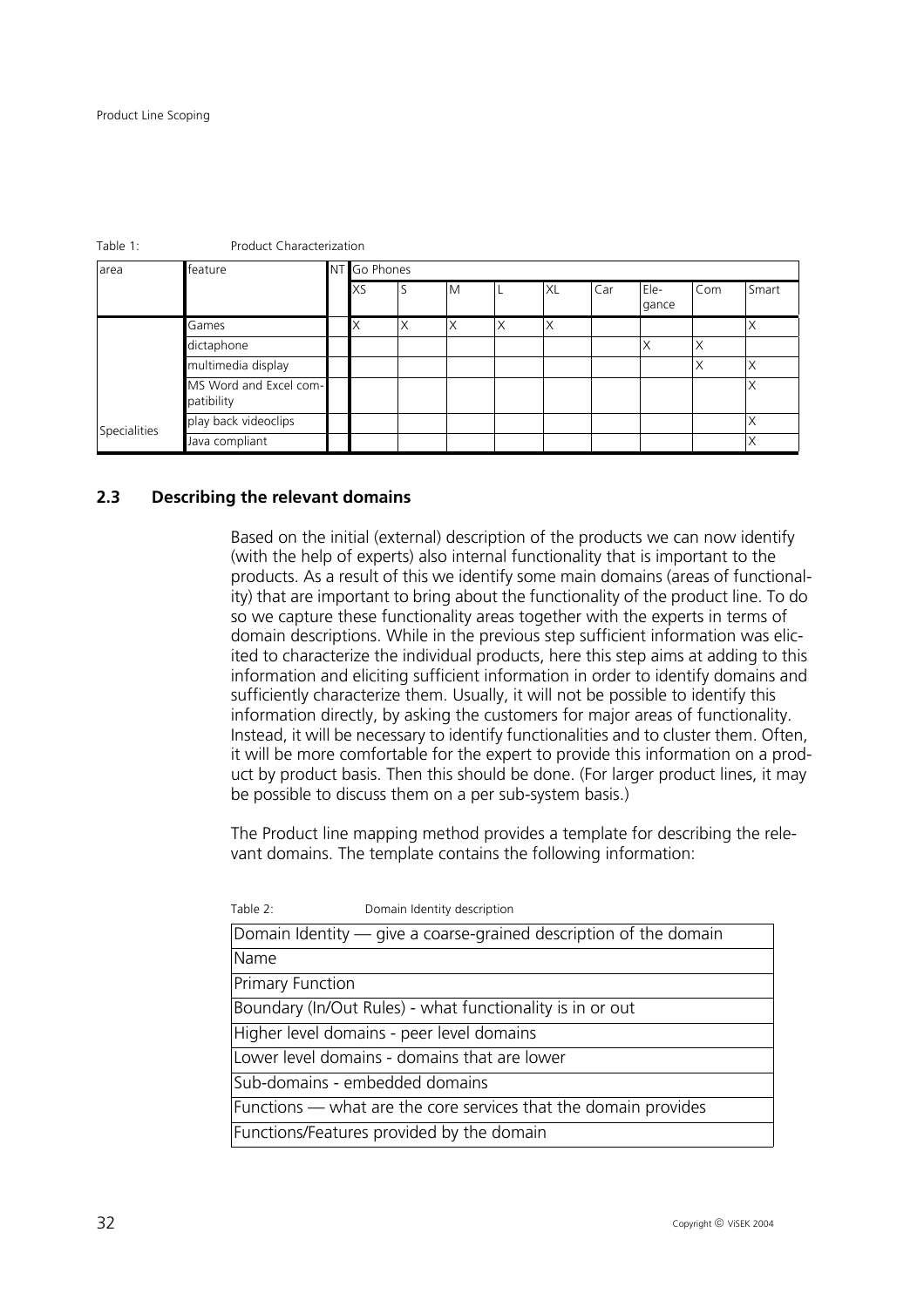Table 1: Product Characterization

| area | feature | NT | Go Phones | | | | | | | | |
|---|---|---|---|---|---|---|---|---|---|---|---|
| | | | XS | S | M | L | XL | Car | Ele-gance | Com | Smart |
| | Games | | X | X | X | X | X | | | | X |
| | dictaphone | | | | | | | | X | X | |
| | multimedia display | | | | | | | | | X | X |
| | MS Word and Excel compatibility | | | | | | | | | | X |
| Specialities | play back videoclips | | | | | | | | | | X |
| | Java compliant | | | | | | | | | | X |

## 2.3 Describing the relevant domains

Based on the initial (external) description of the products we can now identify (with the help of experts) also internal functionality that is important to the products. As a result of this we identify some main domains (areas of functionality) that are important to bring about the functionality of the product line. To do so we capture these functionality areas together with the experts in terms of domain descriptions. While in the previous step sufficient information was elicited to characterize the individual products, here this step aims at adding to this information and eliciting sufficient information in order to identify domains and sufficiently characterize them. Usually, it will not be possible to identify this information directly, by asking the customers for major areas of functionality. Instead, it will be necessary to identify functionalities and to cluster them. Often, it will be more comfortable for the expert to provide this information on a product by product basis. Then this should be done. (For larger product lines, it may be possible to discuss them on a per sub-system basis.)

The Product line mapping method provides a template for describing the relevant domains. The template contains the following information:

Table 2: Domain Identity description

| Domain Identity — give a coarse-grained description of the domain |
|---|
| Name |
| Primary Function |
| Boundary (In/Out Rules) - what functionality is in or out |
| Higher level domains - peer level domains |
| Lower level domains - domains that are lower |
| Sub-domains - embedded domains |
| Functions — what are the core services that the domain provides |
| Functions/Features provided by the domain |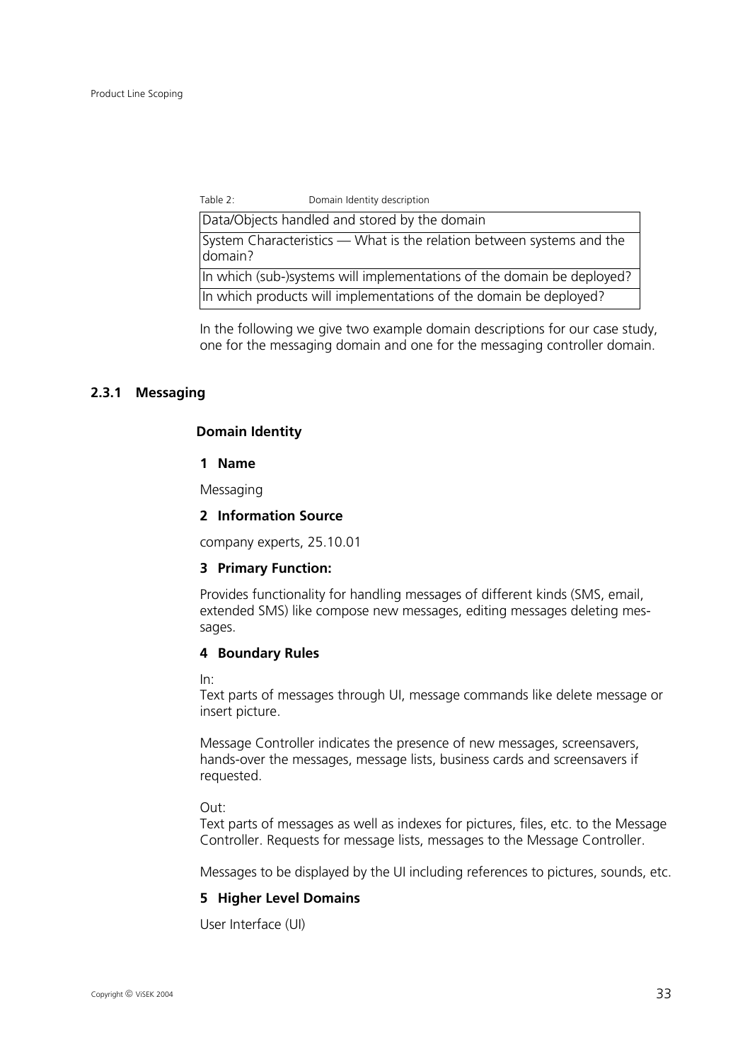Table 2: Domain Identity description

| Data/Objects handled and stored by the domain |
|---|
| System Characteristics — What is the relation between systems and the domain? |
| In which (sub-)systems will implementations of the domain be deployed? |
| In which products will implementations of the domain be deployed? |

In the following we give two example domain descriptions for our case study, one for the messaging domain and one for the messaging controller domain.

### 2.3.1 Messaging

**Domain Identity**

**1 Name**

Messaging

**2 Information Source**

company experts, 25.10.01

**3 Primary Function:**

Provides functionality for handling messages of different kinds (SMS, email, extended SMS) like compose new messages, editing messages deleting messages.

**4 Boundary Rules**

In:
Text parts of messages through UI, message commands like delete message or insert picture.

Message Controller indicates the presence of new messages, screensavers, hands-over the messages, message lists, business cards and screensavers if requested.

Out:
Text parts of messages as well as indexes for pictures, files, etc. to the Message Controller. Requests for message lists, messages to the Message Controller.

Messages to be displayed by the UI including references to pictures, sounds, etc.

**5 Higher Level Domains**

User Interface (UI)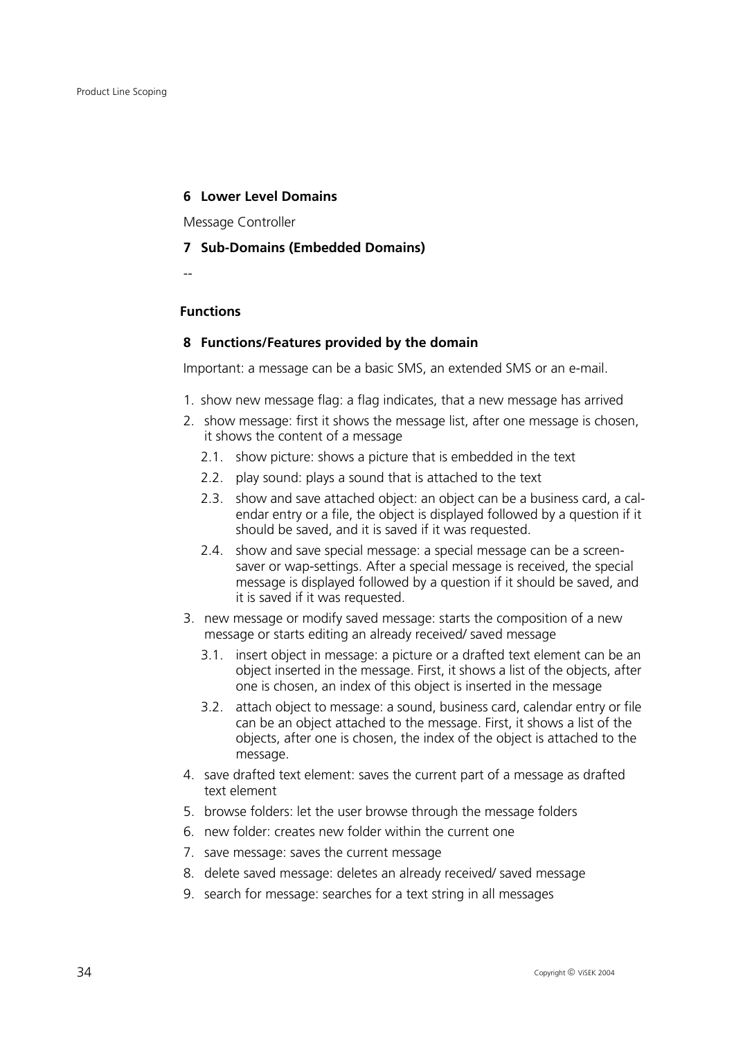### 6 Lower Level Domains

Message Controller

### 7 Sub-Domains (Embedded Domains)

--

## Functions

### 8 Functions/Features provided by the domain

Important: a message can be a basic SMS, an extended SMS or an e-mail.

1. show new message flag: a flag indicates, that a new message has arrived
2. show message: first it shows the message list, after one message is chosen, it shows the content of a message
   - 2.1. show picture: shows a picture that is embedded in the text
   - 2.2. play sound: plays a sound that is attached to the text
   - 2.3. show and save attached object: an object can be a business card, a calendar entry or a file, the object is displayed followed by a question if it should be saved, and it is saved if it was requested.
   - 2.4. show and save special message: a special message can be a screen-saver or wap-settings. After a special message is received, the special message is displayed followed by a question if it should be saved, and it is saved if it was requested.
3. new message or modify saved message: starts the composition of a new message or starts editing an already received/ saved message
   - 3.1. insert object in message: a picture or a drafted text element can be an object inserted in the message. First, it shows a list of the objects, after one is chosen, an index of this object is inserted in the message
   - 3.2. attach object to message: a sound, business card, calendar entry or file can be an object attached to the message. First, it shows a list of the objects, after one is chosen, the index of the object is attached to the message.
4. save drafted text element: saves the current part of a message as drafted text element
5. browse folders: let the user browse through the message folders
6. new folder: creates new folder within the current one
7. save message: saves the current message
8. delete saved message: deletes an already received/ saved message
9. search for message: searches for a text string in all messages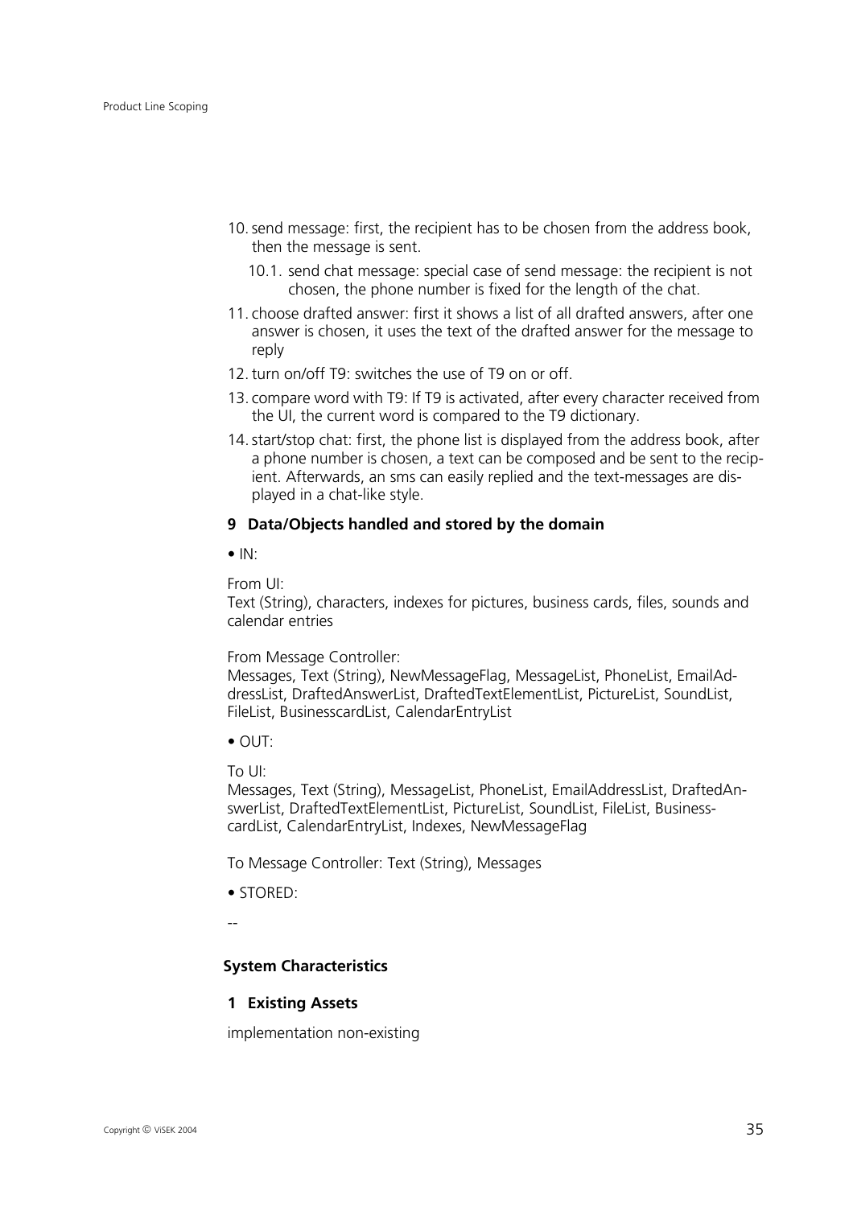10. send message: first, the recipient has to be chosen from the address book, then the message is sent.
    10.1. send chat message: special case of send message: the recipient is not chosen, the phone number is fixed for the length of the chat.
11. choose drafted answer: first it shows a list of all drafted answers, after one answer is chosen, it uses the text of the drafted answer for the message to reply
12. turn on/off T9: switches the use of T9 on or off.
13. compare word with T9: If T9 is activated, after every character received from the UI, the current word is compared to the T9 dictionary.
14. start/stop chat: first, the phone list is displayed from the address book, after a phone number is chosen, a text can be composed and be sent to the recipient. Afterwards, an sms can easily replied and the text-messages are displayed in a chat-like style.

### 9 Data/Objects handled and stored by the domain

• IN:

From UI:
Text (String), characters, indexes for pictures, business cards, files, sounds and calendar entries

From Message Controller:
Messages, Text (String), NewMessageFlag, MessageList, PhoneList, EmailAddressList, DraftedAnswerList, DraftedTextElementList, PictureList, SoundList, FileList, BusinesscardList, CalendarEntryList

• OUT:

To UI:
Messages, Text (String), MessageList, PhoneList, EmailAddressList, DraftedAnswerList, DraftedTextElementList, PictureList, SoundList, FileList, BusinesscardList, CalendarEntryList, Indexes, NewMessageFlag

To Message Controller: Text (String), Messages

• STORED:

--

## System Characteristics

### 1 Existing Assets

implementation non-existing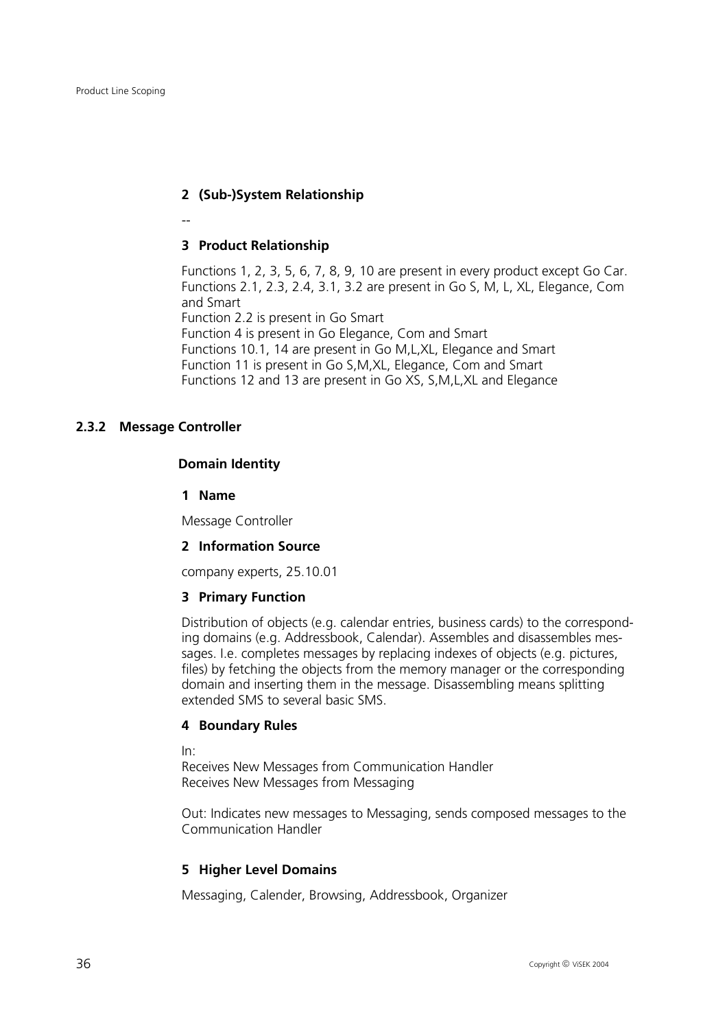### 2 (Sub-)System Relationship

--

### 3 Product Relationship

Functions 1, 2, 3, 5, 6, 7, 8, 9, 10 are present in every product except Go Car.
Functions 2.1, 2.3, 2.4, 3.1, 3.2 are present in Go S, M, L, XL, Elegance, Com and Smart
Function 2.2 is present in Go Smart
Function 4 is present in Go Elegance, Com and Smart
Functions 10.1, 14 are present in Go M,L,XL, Elegance and Smart
Function 11 is present in Go S,M,XL, Elegance, Com and Smart
Functions 12 and 13 are present in Go XS, S,M,L,XL and Elegance

## 2.3.2 Message Controller

**Domain Identity**

### 1 Name

Message Controller

### 2 Information Source

company experts, 25.10.01

### 3 Primary Function

Distribution of objects (e.g. calendar entries, business cards) to the corresponding domains (e.g. Addressbook, Calendar). Assembles and disassembles messages. I.e. completes messages by replacing indexes of objects (e.g. pictures, files) by fetching the objects from the memory manager or the corresponding domain and inserting them in the message. Disassembling means splitting extended SMS to several basic SMS.

### 4 Boundary Rules

In:
Receives New Messages from Communication Handler
Receives New Messages from Messaging

Out: Indicates new messages to Messaging, sends composed messages to the Communication Handler

### 5 Higher Level Domains

Messaging, Calender, Browsing, Addressbook, Organizer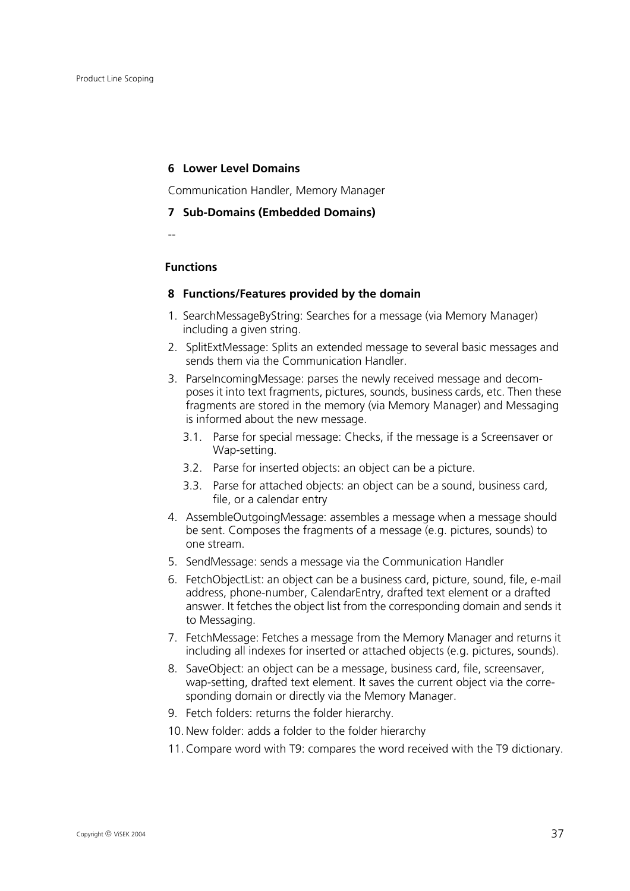### 6 Lower Level Domains

Communication Handler, Memory Manager

### 7 Sub-Domains (Embedded Domains)

--

**Functions**

### 8 Functions/Features provided by the domain

1. SearchMessageByString: Searches for a message (via Memory Manager) including a given string.
2. SplitExtMessage: Splits an extended message to several basic messages and sends them via the Communication Handler.
3. ParseIncomingMessage: parses the newly received message and decomposes it into text fragments, pictures, sounds, business cards, etc. Then these fragments are stored in the memory (via Memory Manager) and Messaging is informed about the new message.
   - 3.1. Parse for special message: Checks, if the message is a Screensaver or Wap-setting.
   - 3.2. Parse for inserted objects: an object can be a picture.
   - 3.3. Parse for attached objects: an object can be a sound, business card, file, or a calendar entry
4. AssembleOutgoingMessage: assembles a message when a message should be sent. Composes the fragments of a message (e.g. pictures, sounds) to one stream.
5. SendMessage: sends a message via the Communication Handler
6. FetchObjectList: an object can be a business card, picture, sound, file, e-mail address, phone-number, CalendarEntry, drafted text element or a drafted answer. It fetches the object list from the corresponding domain and sends it to Messaging.
7. FetchMessage: Fetches a message from the Memory Manager and returns it including all indexes for inserted or attached objects (e.g. pictures, sounds).
8. SaveObject: an object can be a message, business card, file, screensaver, wap-setting, drafted text element. It saves the current object via the corresponding domain or directly via the Memory Manager.
9. Fetch folders: returns the folder hierarchy.
10. New folder: adds a folder to the folder hierarchy
11. Compare word with T9: compares the word received with the T9 dictionary.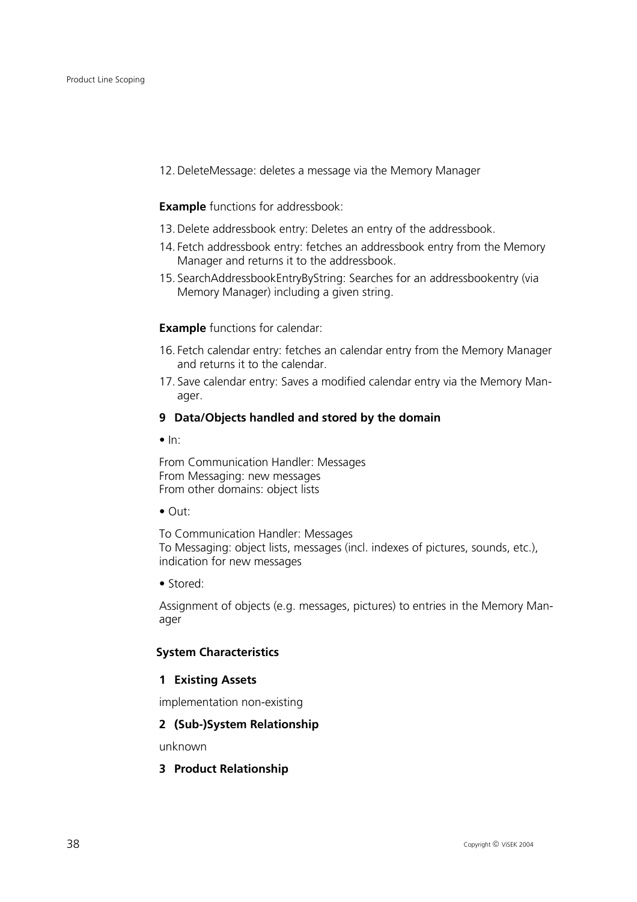12. DeleteMessage: deletes a message via the Memory Manager

**Example** functions for addressbook:

13. Delete addressbook entry: Deletes an entry of the addressbook.
14. Fetch addressbook entry: fetches an addressbook entry from the Memory Manager and returns it to the addressbook.
15. SearchAddressbookEntryByString: Searches for an addressbookentry (via Memory Manager) including a given string.

**Example** functions for calendar:

16. Fetch calendar entry: fetches an calendar entry from the Memory Manager and returns it to the calendar.
17. Save calendar entry: Saves a modified calendar entry via the Memory Manager.

**9 Data/Objects handled and stored by the domain**

- In:

From Communication Handler: Messages
From Messaging: new messages
From other domains: object lists

- Out:

To Communication Handler: Messages
To Messaging: object lists, messages (incl. indexes of pictures, sounds, etc.), indication for new messages

- Stored:

Assignment of objects (e.g. messages, pictures) to entries in the Memory Manager

**System Characteristics**

**1 Existing Assets**

implementation non-existing

**2 (Sub-)System Relationship**

unknown

**3 Product Relationship**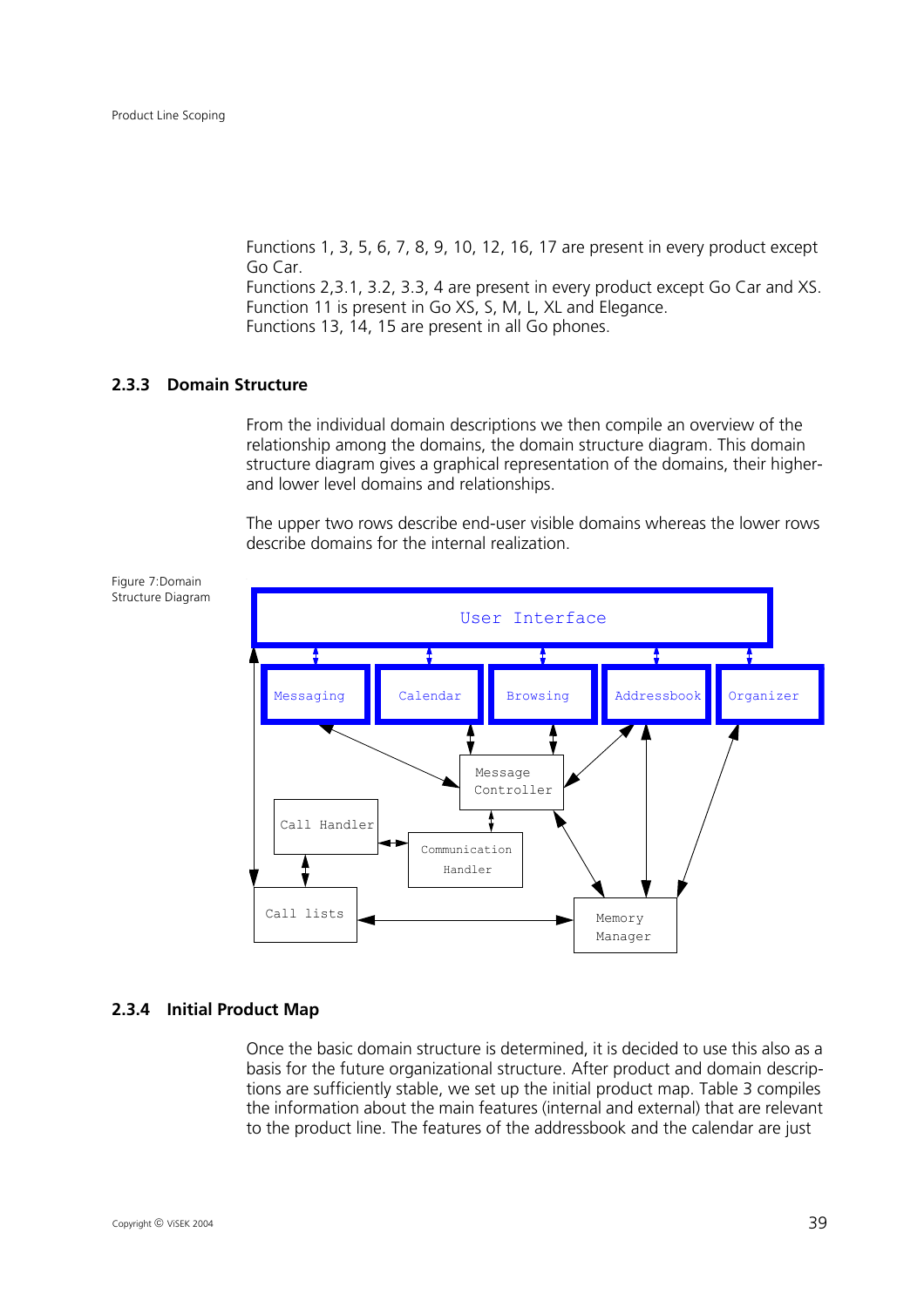Functions 1, 3, 5, 6, 7, 8, 9, 10, 12, 16, 17 are present in every product except Go Car.
Functions 2,3.1, 3.2, 3.3, 4 are present in every product except Go Car and XS.
Function 11 is present in Go XS, S, M, L, XL and Elegance.
Functions 13, 14, 15 are present in all Go phones.

### 2.3.3 Domain Structure

From the individual domain descriptions we then compile an overview of the relationship among the domains, the domain structure diagram. This domain structure diagram gives a graphical representation of the domains, their higher- and lower level domains and relationships.

The upper two rows describe end-user visible domains whereas the lower rows describe domains for the internal realization.

Figure 7:Domain Structure Diagram

### 2.3.4 Initial Product Map

Once the basic domain structure is determined, it is decided to use this also as a basis for the future organizational structure. After product and domain descriptions are sufficiently stable, we set up the initial product map. Table 3 compiles the information about the main features (internal and external) that are relevant to the product line. The features of the addressbook and the calendar are just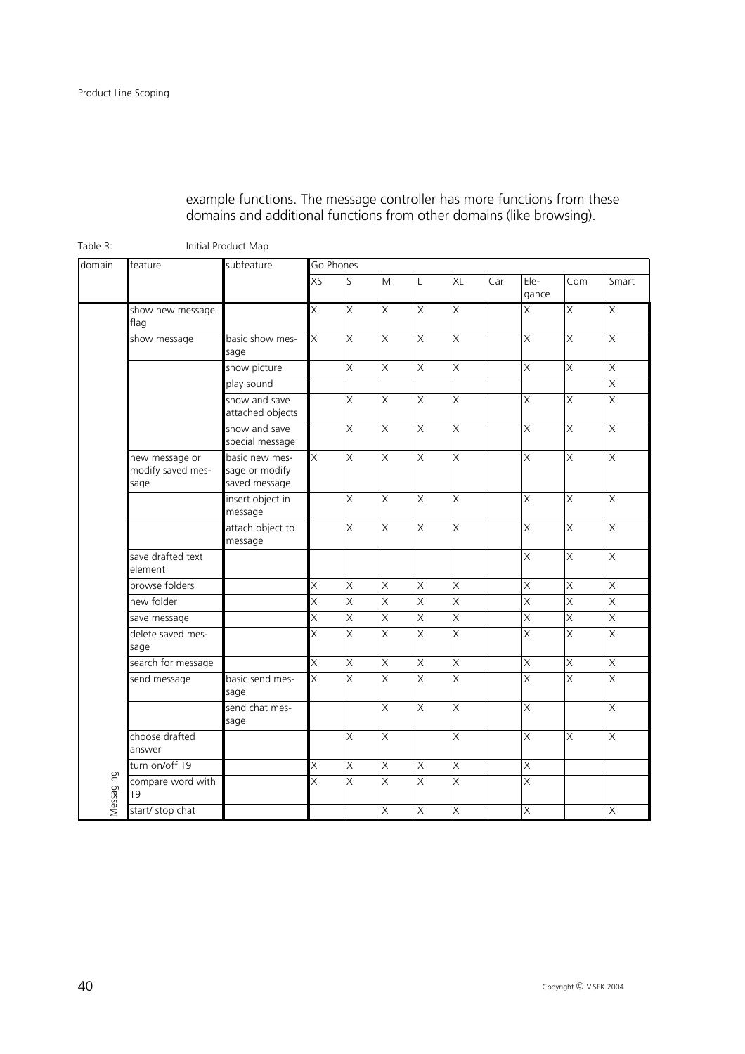example functions. The message controller has more functions from these domains and additional functions from other domains (like browsing).

Table 3: Initial Product Map

| domain | feature | subfeature | Go Phones | | | | | | | | |
|---|---|---|---|---|---|---|---|---|---|---|---|
| | | | XS | S | M | L | XL | Car | Elegance | Com | Smart |
| Messaging | show new message flag | | X | X | X | X | X | | X | X | X |
| | show message | basic show message | X | X | X | X | X | | X | X | X |
| | | show picture | | X | X | X | X | | X | X | X |
| | | play sound | | | | | | | | | X |
| | | show and save attached objects | | X | X | X | X | | X | X | X |
| | | show and save special message | | X | X | X | X | | X | X | X |
| | new message or modify saved message | basic new message or modify saved message | X | X | X | X | X | | X | X | X |
| | | insert object in message | | X | X | X | X | | X | X | X |
| | | attach object to message | | X | X | X | X | | X | X | X |
| | save drafted text element | | | | | | | | X | X | X |
| | browse folders | | X | X | X | X | X | | X | X | X |
| | new folder | | X | X | X | X | X | | X | X | X |
| | save message | | X | X | X | X | X | | X | X | X |
| | delete saved message | | X | X | X | X | X | | X | X | X |
| | search for message | | X | X | X | X | X | | X | X | X |
| | send message | basic send message | X | X | X | X | X | | X | X | X |
| | | send chat message | | | X | X | X | | X | | X |
| | choose drafted answer | | | X | X | | X | | X | X | X |
| | turn on/off T9 | | X | X | X | X | X | | X | | |
| | compare word with T9 | | X | X | X | X | X | | X | | |
| | start/ stop chat | | | | X | X | X | | X | | X |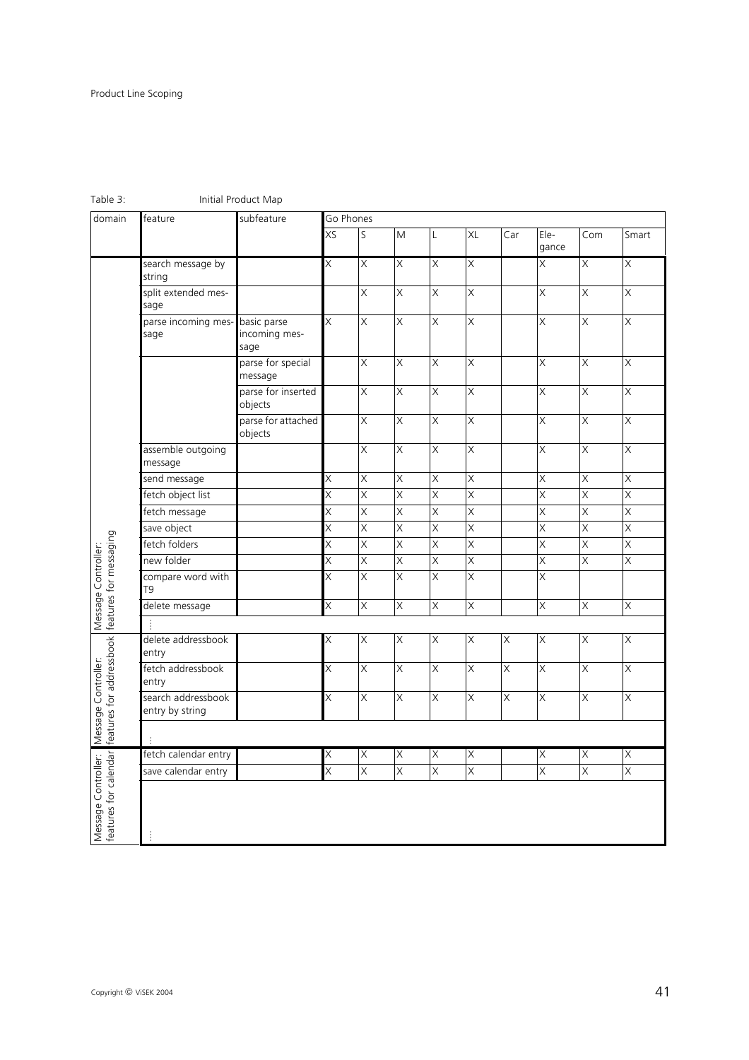Table 3: Initial Product Map

| domain | feature | subfeature | Go Phones | | | | | | | | |
|---|---|---|---|---|---|---|---|---|---|---|---|
| | | | XS | S | M | L | XL | Car | Ele-gance | Com | Smart |
| Message Controller: features for messaging | search message by string | | X | X | X | X | X | | X | X | X |
| | split extended message | | | X | X | X | X | | X | X | X |
| | parse incoming message | basic parse incoming message | X | X | X | X | X | | X | X | X |
| | | parse for special message | | X | X | X | X | | X | X | X |
| | | parse for inserted objects | | X | X | X | X | | X | X | X |
| | | parse for attached objects | | X | X | X | X | | X | X | X |
| | assemble outgoing message | | | X | X | X | X | | X | X | X |
| | send message | | X | X | X | X | X | | X | X | X |
| | fetch object list | | X | X | X | X | X | | X | X | X |
| | fetch message | | X | X | X | X | X | | X | X | X |
| | save object | | X | X | X | X | X | | X | X | X |
| | fetch folders | | X | X | X | X | X | | X | X | X |
| | new folder | | X | X | X | X | X | | X | X | X |
| | compare word with T9 | | X | X | X | X | X | | X | | |
| | delete message | | X | X | X | X | X | | X | X | X |
| | ⋮ | | | | | | | | | | |
| Message Controller: features for addressbook | delete addressbook entry | | X | X | X | X | X | X | X | X | X |
| | fetch addressbook entry | | X | X | X | X | X | X | X | X | X |
| | search addressbook entry by string | | X | X | X | X | X | X | X | X | X |
| | ⋮ | | | | | | | | | | |
| Message Controller: features for calendar | fetch calendar entry | | X | X | X | X | X | | X | X | X |
| | save calendar entry | | X | X | X | X | X | | X | X | X |
| | ⋮ | | | | | | | | | | |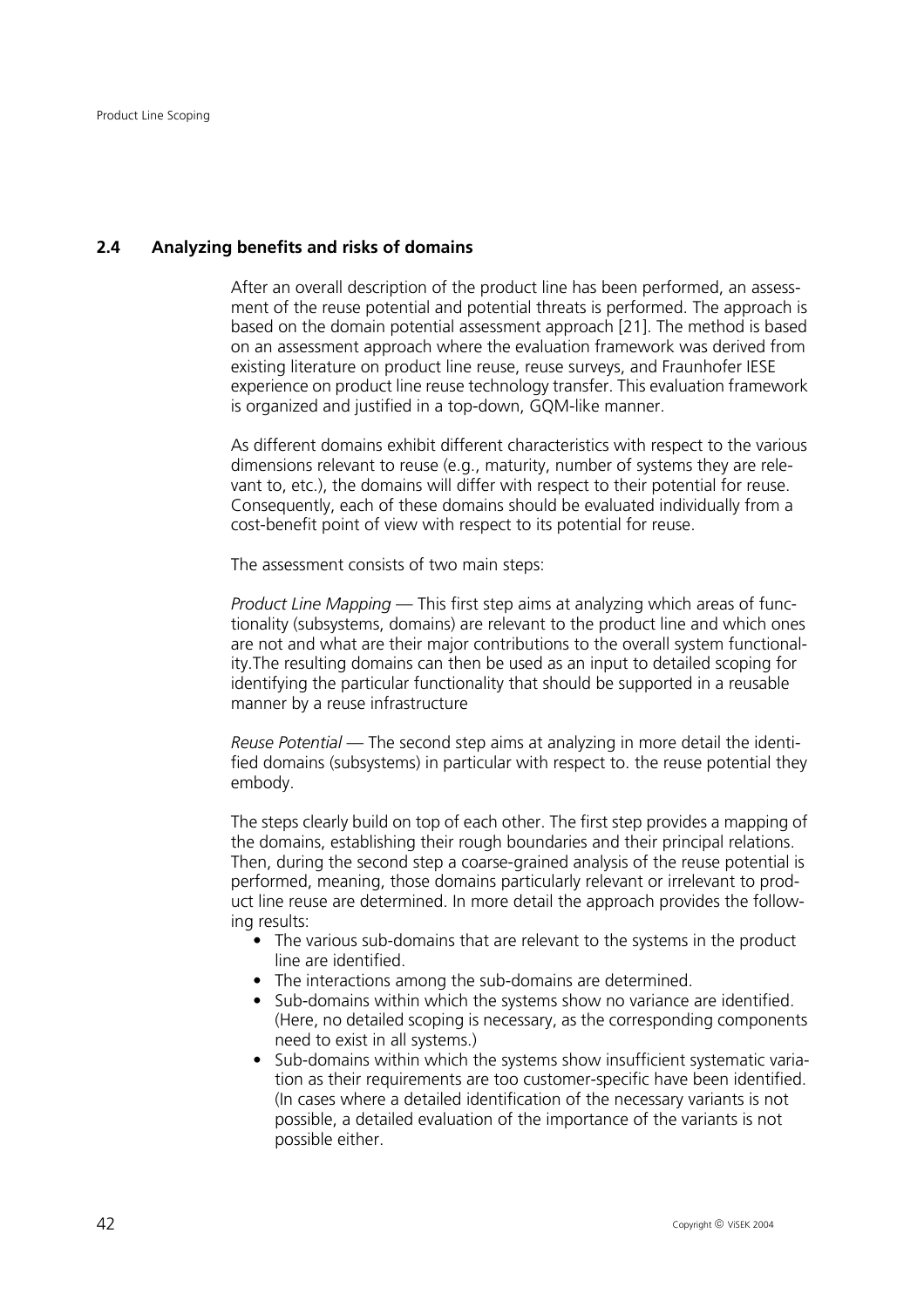## 2.4 Analyzing benefits and risks of domains

After an overall description of the product line has been performed, an assessment of the reuse potential and potential threats is performed. The approach is based on the domain potential assessment approach [21]. The method is based on an assessment approach where the evaluation framework was derived from existing literature on product line reuse, reuse surveys, and Fraunhofer IESE experience on product line reuse technology transfer. This evaluation framework is organized and justified in a top-down, GQM-like manner.

As different domains exhibit different characteristics with respect to the various dimensions relevant to reuse (e.g., maturity, number of systems they are relevant to, etc.), the domains will differ with respect to their potential for reuse. Consequently, each of these domains should be evaluated individually from a cost-benefit point of view with respect to its potential for reuse.

The assessment consists of two main steps:

*Product Line Mapping* — This first step aims at analyzing which areas of functionality (subsystems, domains) are relevant to the product line and which ones are not and what are their major contributions to the overall system functionality.The resulting domains can then be used as an input to detailed scoping for identifying the particular functionality that should be supported in a reusable manner by a reuse infrastructure

*Reuse Potential* — The second step aims at analyzing in more detail the identified domains (subsystems) in particular with respect to. the reuse potential they embody.

The steps clearly build on top of each other. The first step provides a mapping of the domains, establishing their rough boundaries and their principal relations. Then, during the second step a coarse-grained analysis of the reuse potential is performed, meaning, those domains particularly relevant or irrelevant to product line reuse are determined. In more detail the approach provides the following results:

- The various sub-domains that are relevant to the systems in the product line are identified.
- The interactions among the sub-domains are determined.
- Sub-domains within which the systems show no variance are identified. (Here, no detailed scoping is necessary, as the corresponding components need to exist in all systems.)
- Sub-domains within which the systems show insufficient systematic variation as their requirements are too customer-specific have been identified. (In cases where a detailed identification of the necessary variants is not possible, a detailed evaluation of the importance of the variants is not possible either.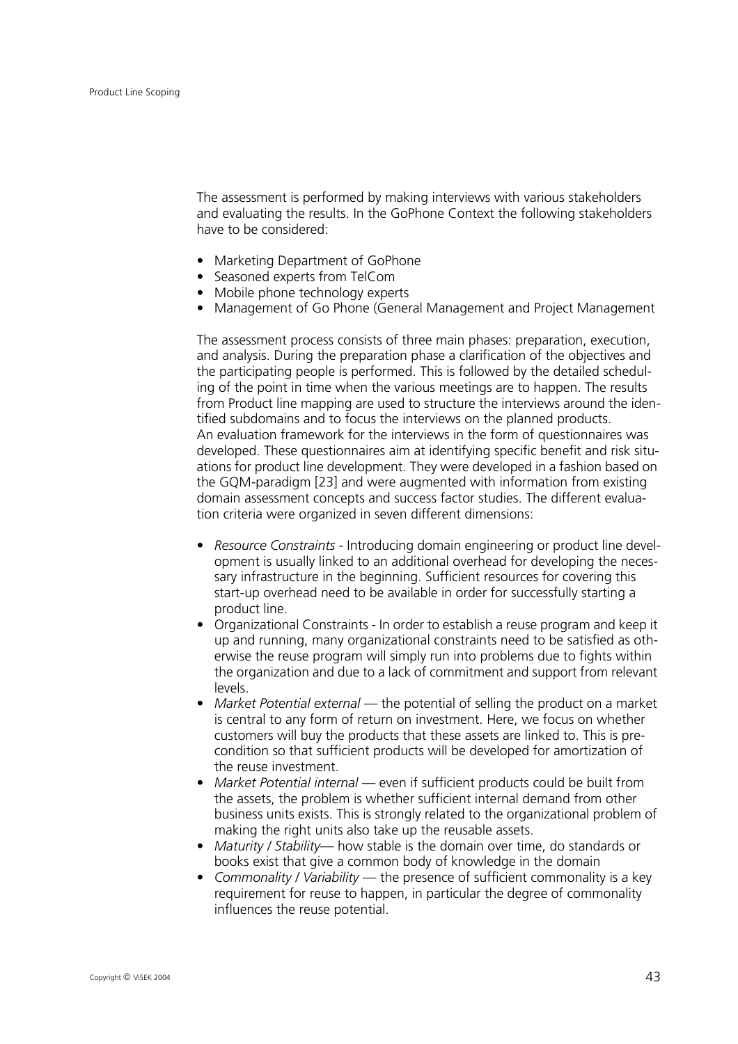The assessment is performed by making interviews with various stakeholders and evaluating the results. In the GoPhone Context the following stakeholders have to be considered:

- Marketing Department of GoPhone
- Seasoned experts from TelCom
- Mobile phone technology experts
- Management of Go Phone (General Management and Project Management

The assessment process consists of three main phases: preparation, execution, and analysis. During the preparation phase a clarification of the objectives and the participating people is performed. This is followed by the detailed scheduling of the point in time when the various meetings are to happen. The results from Product line mapping are used to structure the interviews around the identified subdomains and to focus the interviews on the planned products.
An evaluation framework for the interviews in the form of questionnaires was developed. These questionnaires aim at identifying specific benefit and risk situations for product line development. They were developed in a fashion based on the GQM-paradigm [23] and were augmented with information from existing domain assessment concepts and success factor studies. The different evaluation criteria were organized in seven different dimensions:

- *Resource Constraints* - Introducing domain engineering or product line development is usually linked to an additional overhead for developing the necessary infrastructure in the beginning. Sufficient resources for covering this start-up overhead need to be available in order for successfully starting a product line.
- Organizational Constraints - In order to establish a reuse program and keep it up and running, many organizational constraints need to be satisfied as otherwise the reuse program will simply run into problems due to fights within the organization and due to a lack of commitment and support from relevant levels.
- *Market Potential external* — the potential of selling the product on a market is central to any form of return on investment. Here, we focus on whether customers will buy the products that these assets are linked to. This is precondition so that sufficient products will be developed for amortization of the reuse investment.
- *Market Potential internal* — even if sufficient products could be built from the assets, the problem is whether sufficient internal demand from other business units exists. This is strongly related to the organizational problem of making the right units also take up the reusable assets.
- *Maturity / Stability*— how stable is the domain over time, do standards or books exist that give a common body of knowledge in the domain
- *Commonality / Variability* — the presence of sufficient commonality is a key requirement for reuse to happen, in particular the degree of commonality influences the reuse potential.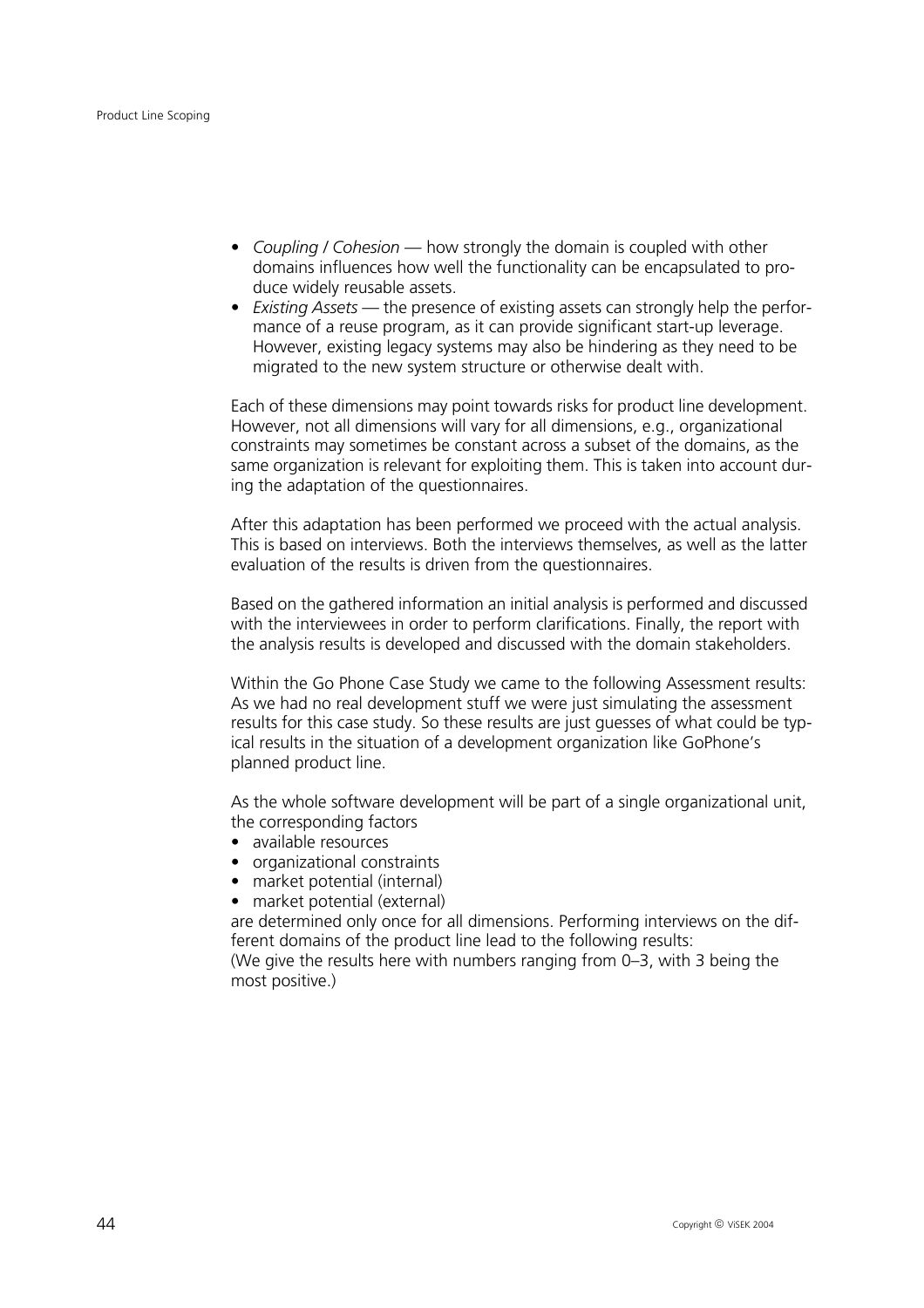- *Coupling / Cohesion* — how strongly the domain is coupled with other domains influences how well the functionality can be encapsulated to produce widely reusable assets.
- *Existing Assets* — the presence of existing assets can strongly help the performance of a reuse program, as it can provide significant start-up leverage. However, existing legacy systems may also be hindering as they need to be migrated to the new system structure or otherwise dealt with.

Each of these dimensions may point towards risks for product line development. However, not all dimensions will vary for all dimensions, e.g., organizational constraints may sometimes be constant across a subset of the domains, as the same organization is relevant for exploiting them. This is taken into account during the adaptation of the questionnaires.

After this adaptation has been performed we proceed with the actual analysis. This is based on interviews. Both the interviews themselves, as well as the latter evaluation of the results is driven from the questionnaires.

Based on the gathered information an initial analysis is performed and discussed with the interviewees in order to perform clarifications. Finally, the report with the analysis results is developed and discussed with the domain stakeholders.

Within the Go Phone Case Study we came to the following Assessment results: As we had no real development stuff we were just simulating the assessment results for this case study. So these results are just guesses of what could be typical results in the situation of a development organization like GoPhone's planned product line.

As the whole software development will be part of a single organizational unit, the corresponding factors

- available resources
- organizational constraints
- market potential (internal)
- market potential (external)

are determined only once for all dimensions. Performing interviews on the different domains of the product line lead to the following results:
(We give the results here with numbers ranging from 0–3, with 3 being the most positive.)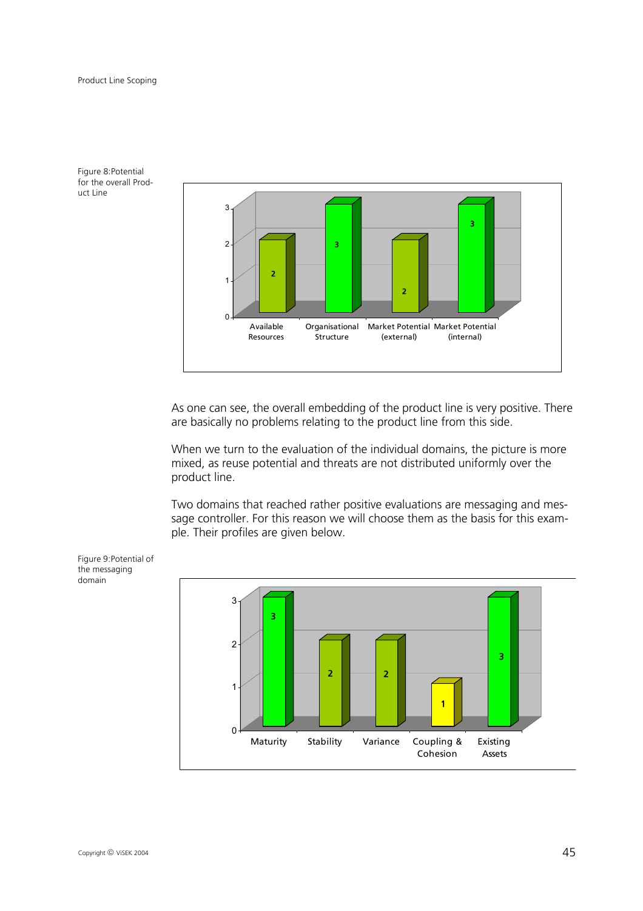Figure 8:Potential for the overall Product Line

As one can see, the overall embedding of the product line is very positive. There are basically no problems relating to the product line from this side.

When we turn to the evaluation of the individual domains, the picture is more mixed, as reuse potential and threats are not distributed uniformly over the product line.

Two domains that reached rather positive evaluations are messaging and message controller. For this reason we will choose them as the basis for this example. Their profiles are given below.

Figure 9:Potential of the messaging domain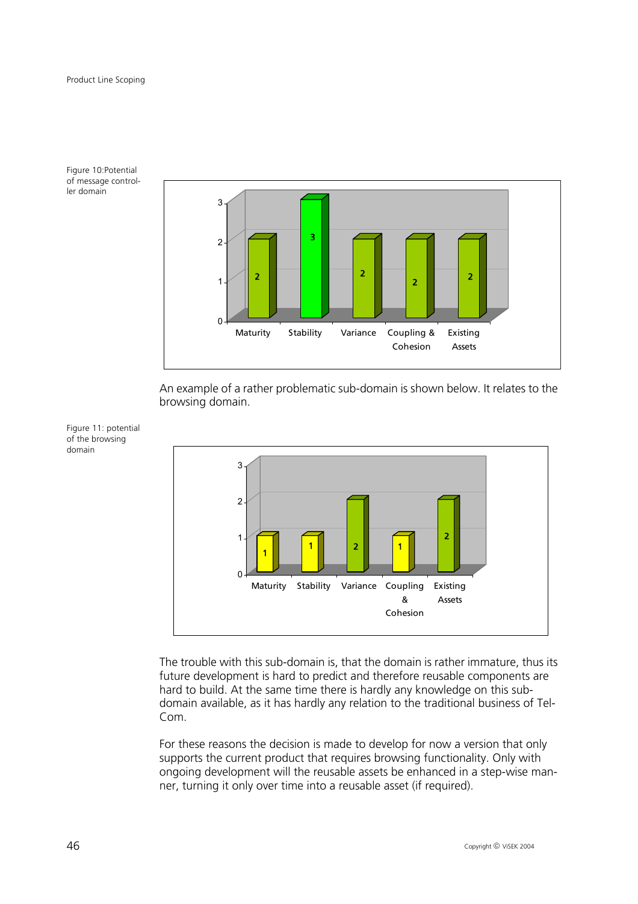Figure 10:Potential of message controller domain

| | Maturity | Stability | Variance | Coupling & Cohesion | Existing Assets |
|---|---|---|---|---|---|
| Value | 2 | 3 | 2 | 2 | 2 |

An example of a rather problematic sub-domain is shown below. It relates to the browsing domain.

Figure 11: potential of the browsing domain

| | Maturity | Stability | Variance | Coupling & Cohesion | Existing Assets |
|---|---|---|---|---|---|
| Value | 1 | 1 | 2 | 1 | 2 |

The trouble with this sub-domain is, that the domain is rather immature, thus its future development is hard to predict and therefore reusable components are hard to build. At the same time there is hardly any knowledge on this sub-domain available, as it has hardly any relation to the traditional business of Tel-Com.

For these reasons the decision is made to develop for now a version that only supports the current product that requires browsing functionality. Only with ongoing development will the reusable assets be enhanced in a step-wise manner, turning it only over time into a reusable asset (if required).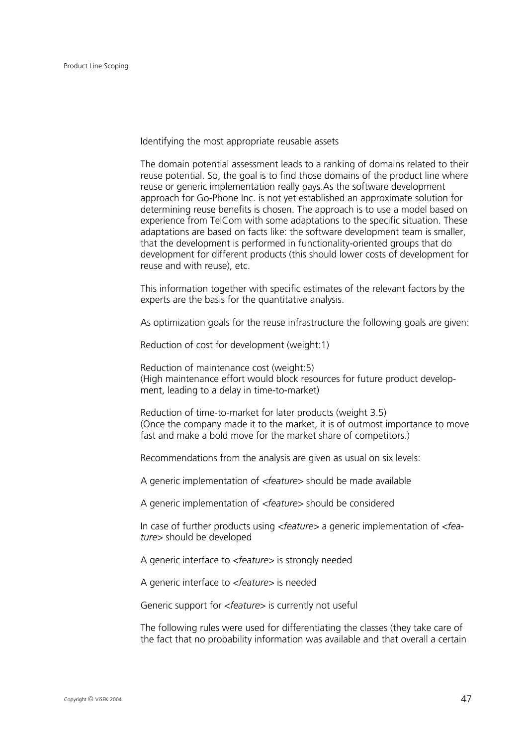Identifying the most appropriate reusable assets

The domain potential assessment leads to a ranking of domains related to their reuse potential. So, the goal is to find those domains of the product line where reuse or generic implementation really pays.As the software development approach for Go-Phone Inc. is not yet established an approximate solution for determining reuse benefits is chosen. The approach is to use a model based on experience from TelCom with some adaptations to the specific situation. These adaptations are based on facts like: the software development team is smaller, that the development is performed in functionality-oriented groups that do development for different products (this should lower costs of development for reuse and with reuse), etc.

This information together with specific estimates of the relevant factors by the experts are the basis for the quantitative analysis.

As optimization goals for the reuse infrastructure the following goals are given:

Reduction of cost for development (weight:1)

Reduction of maintenance cost (weight:5)
(High maintenance effort would block resources for future product development, leading to a delay in time-to-market)

Reduction of time-to-market for later products (weight 3.5)
(Once the company made it to the market, it is of outmost importance to move fast and make a bold move for the market share of competitors.)

Recommendations from the analysis are given as usual on six levels:

A generic implementation of *<feature>* should be made available

A generic implementation of *<feature>* should be considered

In case of further products using *<feature>* a generic implementation of *<feature>* should be developed

A generic interface to *<feature>* is strongly needed

A generic interface to *<feature>* is needed

Generic support for *<feature>* is currently not useful

The following rules were used for differentiating the classes (they take care of the fact that no probability information was available and that overall a certain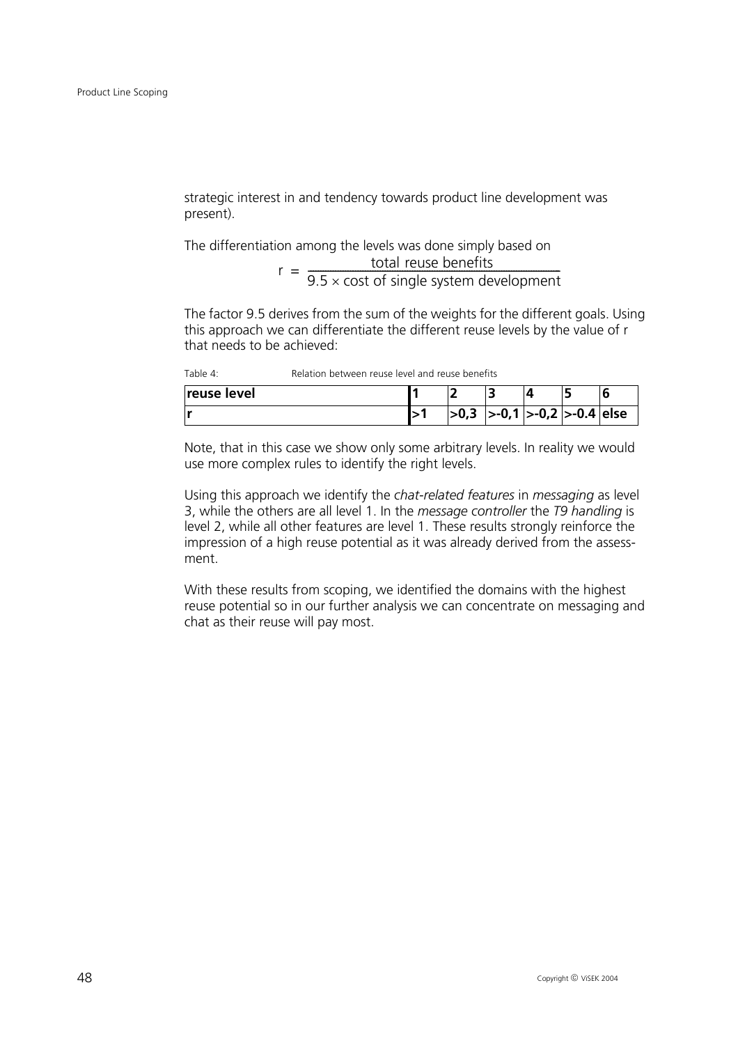strategic interest in and tendency towards product line development was present).

The differentiation among the levels was done simply based on

$$r = \frac{\text{total reuse benefits}}{9.5 \times \text{cost of single system development}}$$

The factor 9.5 derives from the sum of the weights for the different goals. Using this approach we can differentiate the different reuse levels by the value of r that needs to be achieved:

Table 4: Relation between reuse level and reuse benefits

| **reuse level** | **1** | **2** | **3** | **4** | **5** | **6** |
|---|---|---|---|---|---|---|
| **r** | **>1** | **>0,3** | **>-0,1** | **>-0,2** | **>-0.4** | **else** |

Note, that in this case we show only some arbitrary levels. In reality we would use more complex rules to identify the right levels.

Using this approach we identify the *chat-related features* in *messaging* as level 3, while the others are all level 1. In the *message controller* the *T9 handling* is level 2, while all other features are level 1. These results strongly reinforce the impression of a high reuse potential as it was already derived from the assessment.

With these results from scoping, we identified the domains with the highest reuse potential so in our further analysis we can concentrate on messaging and chat as their reuse will pay most.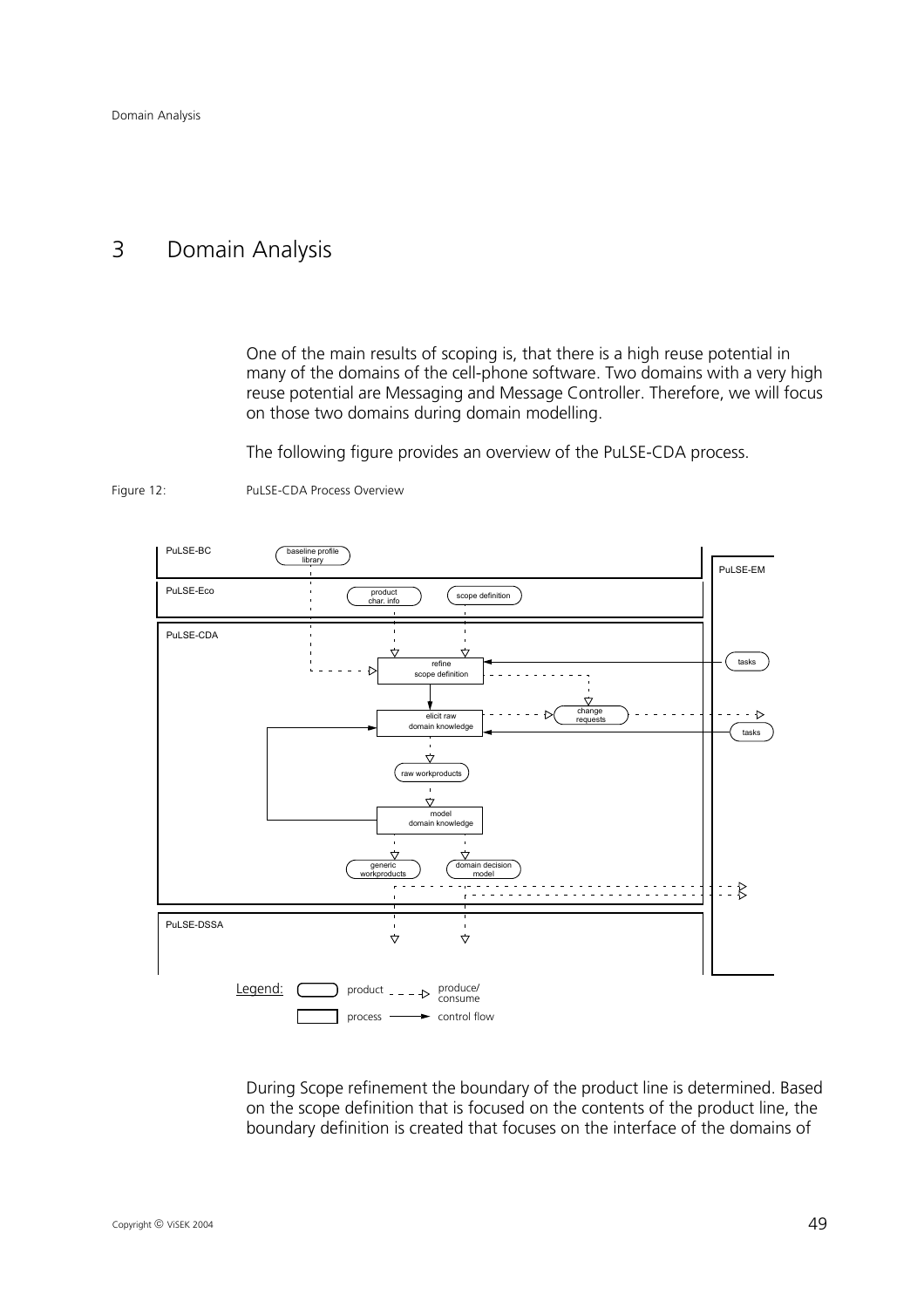# 3 Domain Analysis

One of the main results of scoping is, that there is a high reuse potential in many of the domains of the cell-phone software. Two domains with a very high reuse potential are Messaging and Message Controller. Therefore, we will focus on those two domains during domain modelling.

The following figure provides an overview of the PuLSE-CDA process.

Figure 12: PuLSE-CDA Process Overview

During Scope refinement the boundary of the product line is determined. Based on the scope definition that is focused on the contents of the product line, the boundary definition is created that focuses on the interface of the domains of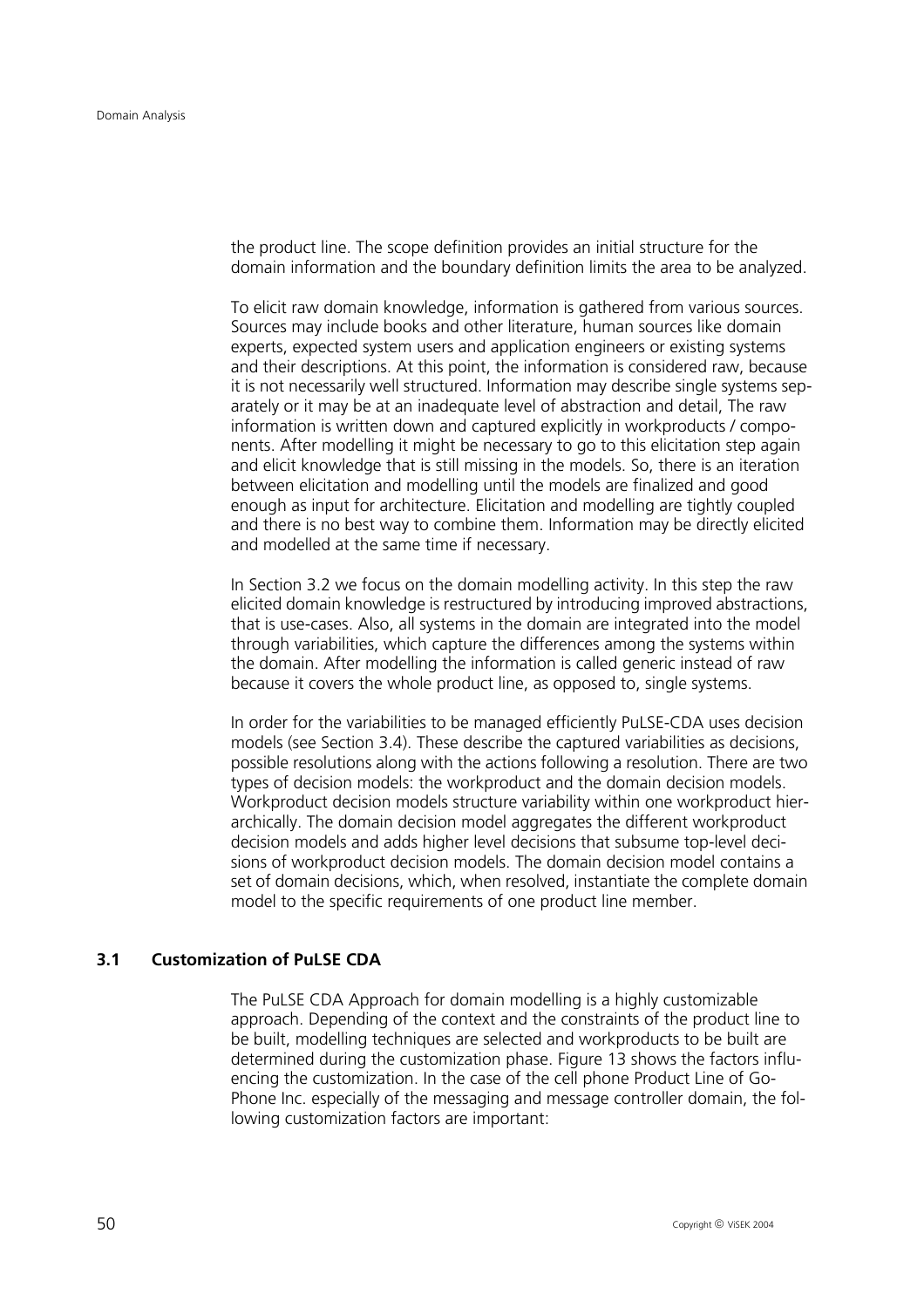the product line. The scope definition provides an initial structure for the domain information and the boundary definition limits the area to be analyzed.

To elicit raw domain knowledge, information is gathered from various sources. Sources may include books and other literature, human sources like domain experts, expected system users and application engineers or existing systems and their descriptions. At this point, the information is considered raw, because it is not necessarily well structured. Information may describe single systems separately or it may be at an inadequate level of abstraction and detail, The raw information is written down and captured explicitly in workproducts / components. After modelling it might be necessary to go to this elicitation step again and elicit knowledge that is still missing in the models. So, there is an iteration between elicitation and modelling until the models are finalized and good enough as input for architecture. Elicitation and modelling are tightly coupled and there is no best way to combine them. Information may be directly elicited and modelled at the same time if necessary.

In Section 3.2 we focus on the domain modelling activity. In this step the raw elicited domain knowledge is restructured by introducing improved abstractions, that is use-cases. Also, all systems in the domain are integrated into the model through variabilities, which capture the differences among the systems within the domain. After modelling the information is called generic instead of raw because it covers the whole product line, as opposed to, single systems.

In order for the variabilities to be managed efficiently PuLSE-CDA uses decision models (see Section 3.4). These describe the captured variabilities as decisions, possible resolutions along with the actions following a resolution. There are two types of decision models: the workproduct and the domain decision models. Workproduct decision models structure variability within one workproduct hierarchically. The domain decision model aggregates the different workproduct decision models and adds higher level decisions that subsume top-level decisions of workproduct decision models. The domain decision model contains a set of domain decisions, which, when resolved, instantiate the complete domain model to the specific requirements of one product line member.

## 3.1 Customization of PuLSE CDA

The PuLSE CDA Approach for domain modelling is a highly customizable approach. Depending of the context and the constraints of the product line to be built, modelling techniques are selected and workproducts to be built are determined during the customization phase. Figure 13 shows the factors influencing the customization. In the case of the cell phone Product Line of Go-Phone Inc. especially of the messaging and message controller domain, the following customization factors are important: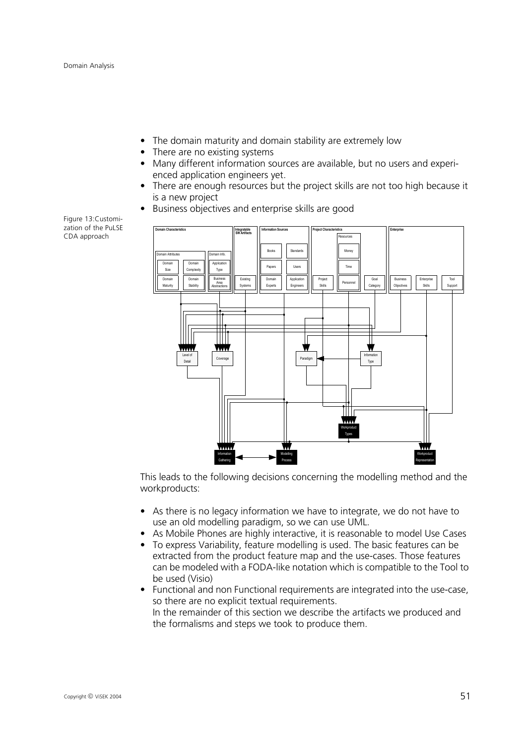- The domain maturity and domain stability are extremely low
- There are no existing systems
- Many different information sources are available, but no users and experienced application engineers yet.
- There are enough resources but the project skills are not too high because it is a new project
- Business objectives and enterprise skills are good

Figure 13: Customization of the PuLSE CDA approach

This leads to the following decisions concerning the modelling method and the workproducts:

- As there is no legacy information we have to integrate, we do not have to use an old modelling paradigm, so we can use UML.
- As Mobile Phones are highly interactive, it is reasonable to model Use Cases
- To express Variability, feature modelling is used. The basic features can be extracted from the product feature map and the use-cases. Those features can be modeled with a FODA-like notation which is compatible to the Tool to be used (Visio)
- Functional and non Functional requirements are integrated into the use-case, so there are no explicit textual requirements.
  In the remainder of this section we describe the artifacts we produced and the formalisms and steps we took to produce them.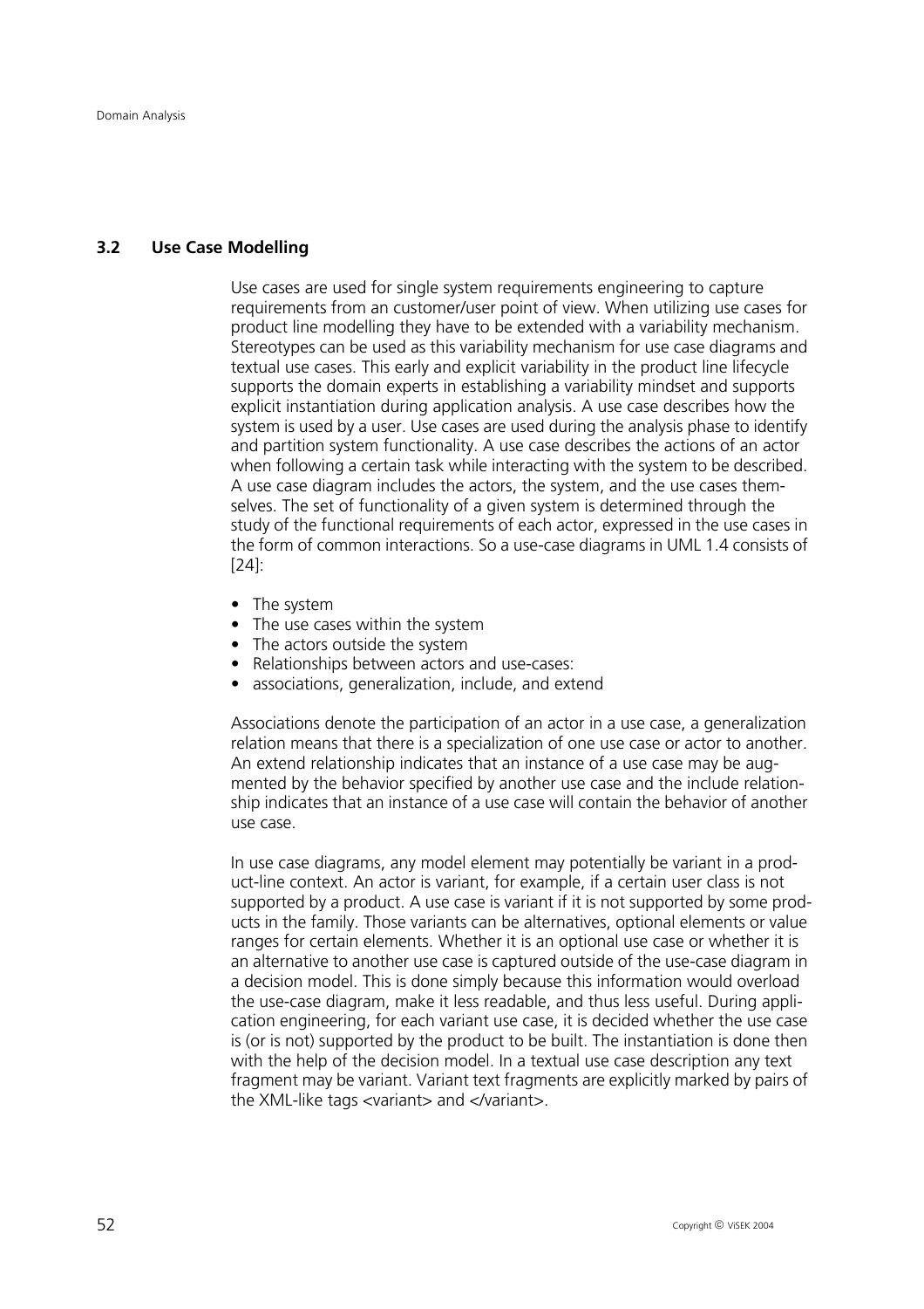## 3.2 Use Case Modelling

Use cases are used for single system requirements engineering to capture requirements from an customer/user point of view. When utilizing use cases for product line modelling they have to be extended with a variability mechanism. Stereotypes can be used as this variability mechanism for use case diagrams and textual use cases. This early and explicit variability in the product line lifecycle supports the domain experts in establishing a variability mindset and supports explicit instantiation during application analysis. A use case describes how the system is used by a user. Use cases are used during the analysis phase to identify and partition system functionality. A use case describes the actions of an actor when following a certain task while interacting with the system to be described. A use case diagram includes the actors, the system, and the use cases themselves. The set of functionality of a given system is determined through the study of the functional requirements of each actor, expressed in the use cases in the form of common interactions. So a use-case diagrams in UML 1.4 consists of [24]:

- The system
- The use cases within the system
- The actors outside the system
- Relationships between actors and use-cases:
- associations, generalization, include, and extend

Associations denote the participation of an actor in a use case, a generalization relation means that there is a specialization of one use case or actor to another. An extend relationship indicates that an instance of a use case may be augmented by the behavior specified by another use case and the include relationship indicates that an instance of a use case will contain the behavior of another use case.

In use case diagrams, any model element may potentially be variant in a product-line context. An actor is variant, for example, if a certain user class is not supported by a product. A use case is variant if it is not supported by some products in the family. Those variants can be alternatives, optional elements or value ranges for certain elements. Whether it is an optional use case or whether it is an alternative to another use case is captured outside of the use-case diagram in a decision model. This is done simply because this information would overload the use-case diagram, make it less readable, and thus less useful. During application engineering, for each variant use case, it is decided whether the use case is (or is not) supported by the product to be built. The instantiation is done then with the help of the decision model. In a textual use case description any text fragment may be variant. Variant text fragments are explicitly marked by pairs of the XML-like tags <variant> and </variant>.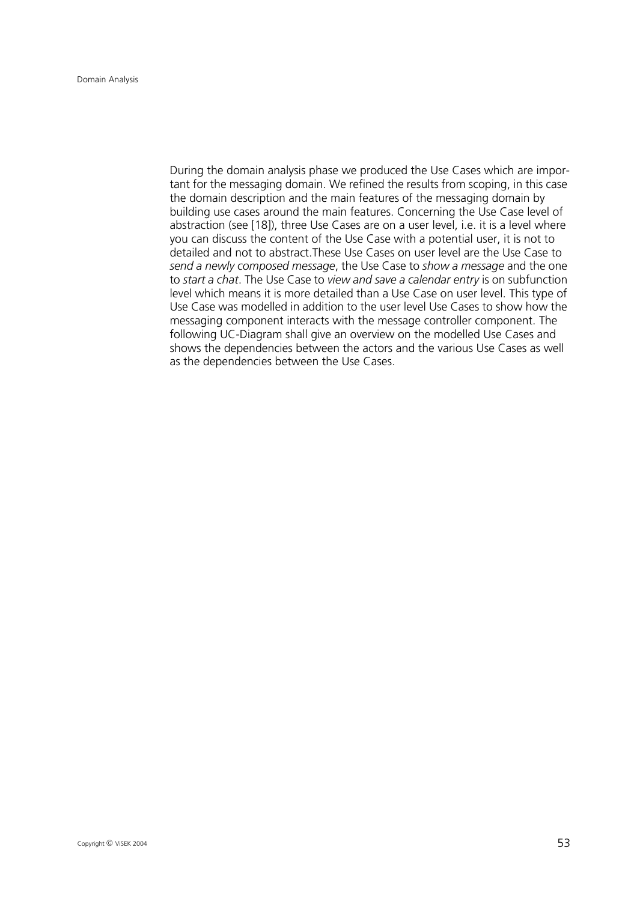During the domain analysis phase we produced the Use Cases which are important for the messaging domain. We refined the results from scoping, in this case the domain description and the main features of the messaging domain by building use cases around the main features. Concerning the Use Case level of abstraction (see [18]), three Use Cases are on a user level, i.e. it is a level where you can discuss the content of the Use Case with a potential user, it is not to detailed and not to abstract.These Use Cases on user level are the Use Case to *send a newly composed message*, the Use Case to *show a message* and the one to *start a chat*. The Use Case to *view and save a calendar entry* is on subfunction level which means it is more detailed than a Use Case on user level. This type of Use Case was modelled in addition to the user level Use Cases to show how the messaging component interacts with the message controller component. The following UC-Diagram shall give an overview on the modelled Use Cases and shows the dependencies between the actors and the various Use Cases as well as the dependencies between the Use Cases.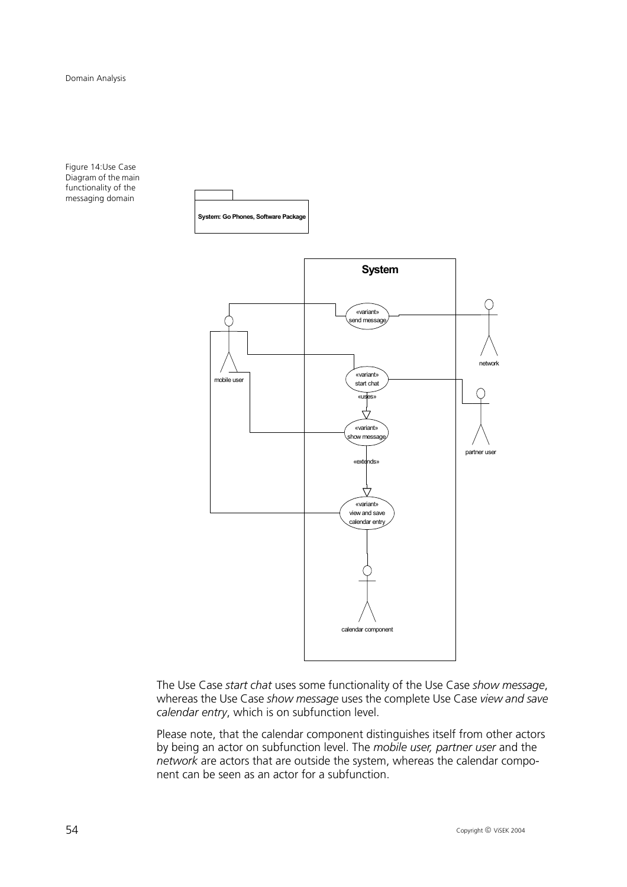Figure 14:Use Case Diagram of the main functionality of the messaging domain

The Use Case *start chat* uses some functionality of the Use Case *show message*, whereas the Use Case *show message* uses the complete Use Case *view and save calendar entry*, which is on subfunction level.

Please note, that the calendar component distinguishes itself from other actors by being an actor on subfunction level. The *mobile user, partner user* and the *network* are actors that are outside the system, whereas the calendar component can be seen as an actor for a subfunction.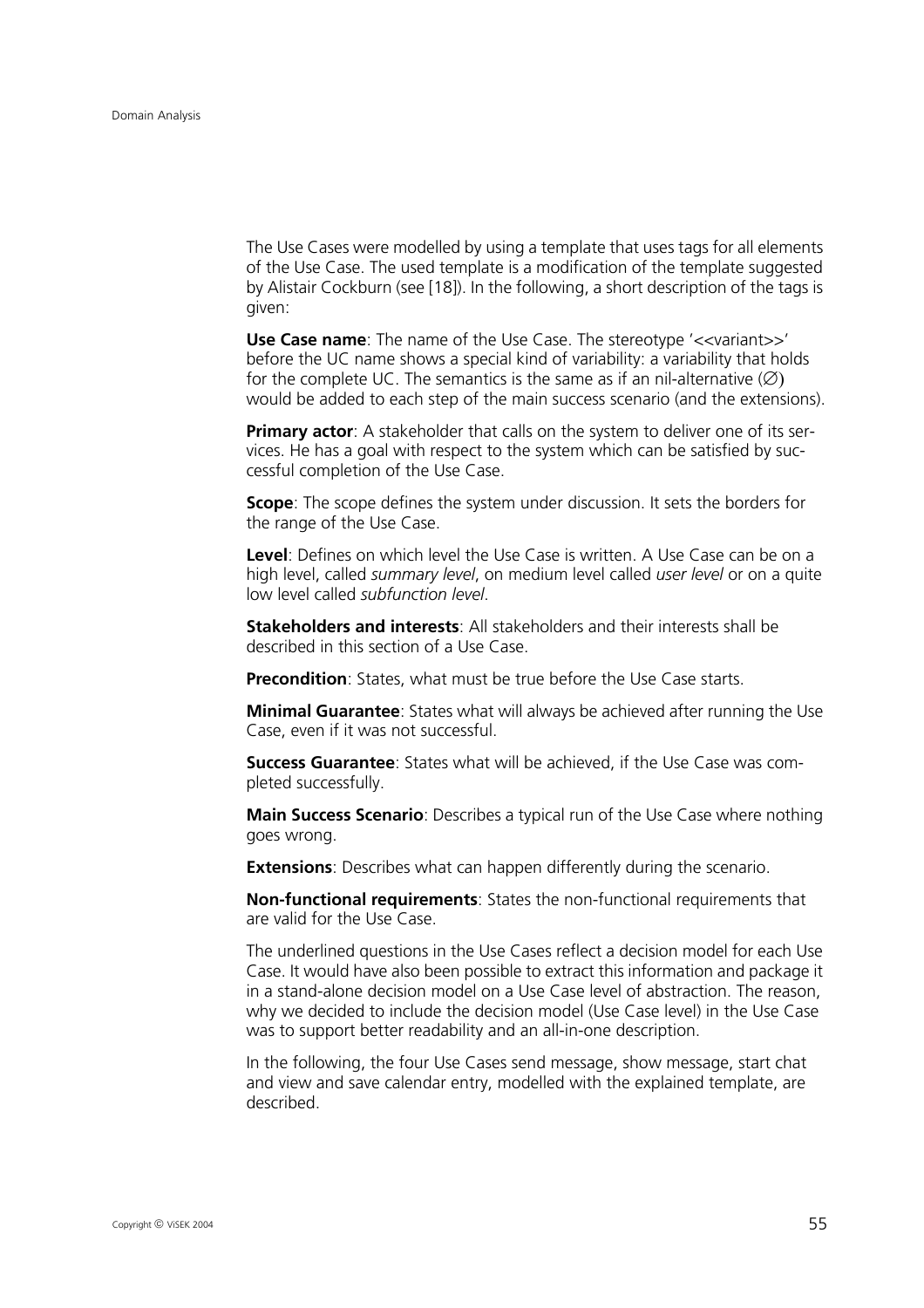The Use Cases were modelled by using a template that uses tags for all elements of the Use Case. The used template is a modification of the template suggested by Alistair Cockburn (see [18]). In the following, a short description of the tags is given:

**Use Case name**: The name of the Use Case. The stereotype '<<variant>>' before the UC name shows a special kind of variability: a variability that holds for the complete UC. The semantics is the same as if an nil-alternative (∅) would be added to each step of the main success scenario (and the extensions).

**Primary actor**: A stakeholder that calls on the system to deliver one of its services. He has a goal with respect to the system which can be satisfied by successful completion of the Use Case.

**Scope**: The scope defines the system under discussion. It sets the borders for the range of the Use Case.

**Level**: Defines on which level the Use Case is written. A Use Case can be on a high level, called *summary level*, on medium level called *user level* or on a quite low level called *subfunction level*.

**Stakeholders and interests**: All stakeholders and their interests shall be described in this section of a Use Case.

**Precondition**: States, what must be true before the Use Case starts.

**Minimal Guarantee**: States what will always be achieved after running the Use Case, even if it was not successful.

**Success Guarantee**: States what will be achieved, if the Use Case was completed successfully.

**Main Success Scenario**: Describes a typical run of the Use Case where nothing goes wrong.

**Extensions**: Describes what can happen differently during the scenario.

**Non-functional requirements**: States the non-functional requirements that are valid for the Use Case.

The underlined questions in the Use Cases reflect a decision model for each Use Case. It would have also been possible to extract this information and package it in a stand-alone decision model on a Use Case level of abstraction. The reason, why we decided to include the decision model (Use Case level) in the Use Case was to support better readability and an all-in-one description.

In the following, the four Use Cases send message, show message, start chat and view and save calendar entry, modelled with the explained template, are described.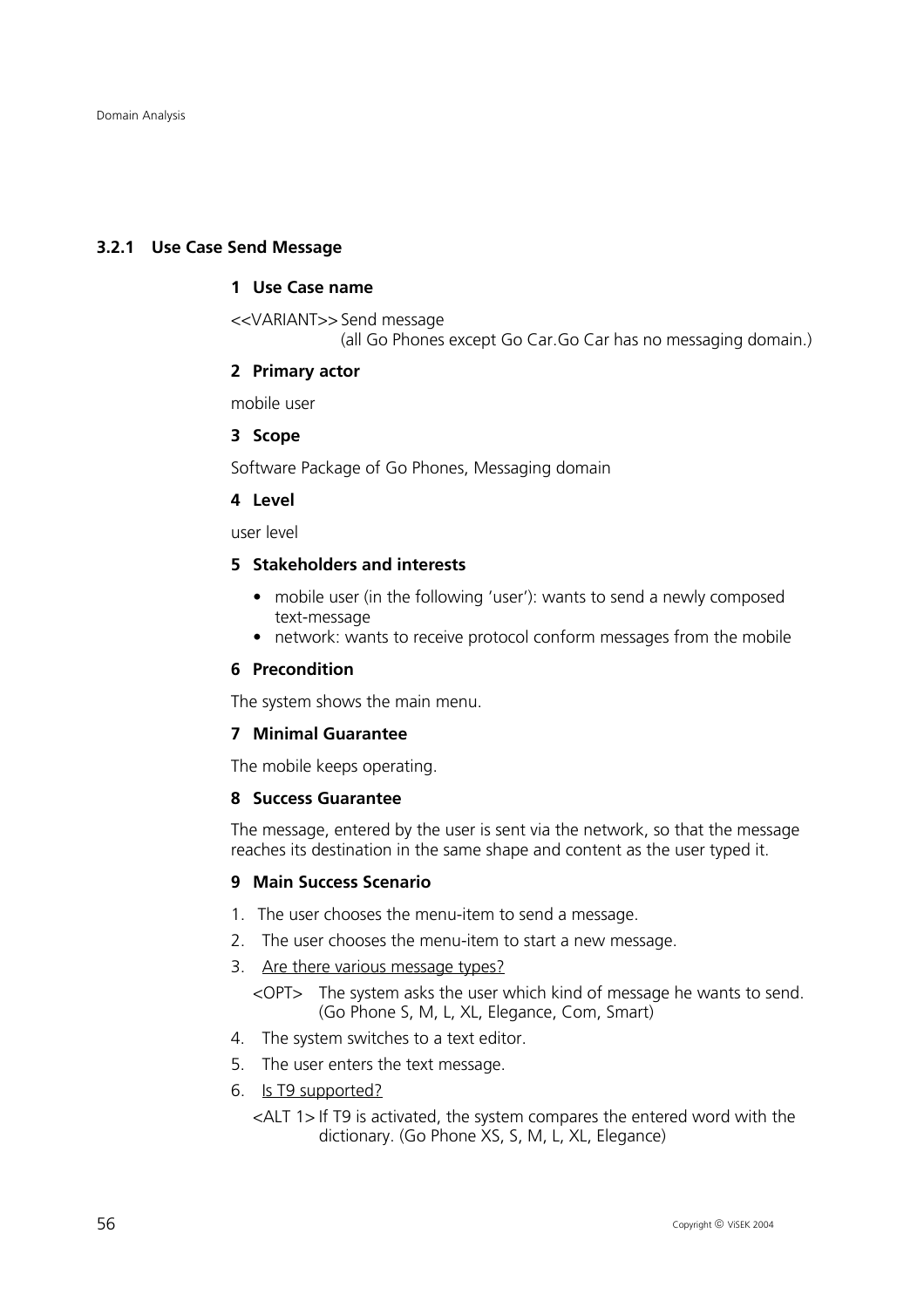### 3.2.1 Use Case Send Message

**1 Use Case name**

<<VARIANT>> Send message
(all Go Phones except Go Car.Go Car has no messaging domain.)

**2 Primary actor**

mobile user

**3 Scope**

Software Package of Go Phones, Messaging domain

**4 Level**

user level

**5 Stakeholders and interests**

- mobile user (in the following 'user'): wants to send a newly composed text-message
- network: wants to receive protocol conform messages from the mobile

**6 Precondition**

The system shows the main menu.

**7 Minimal Guarantee**

The mobile keeps operating.

**8 Success Guarantee**

The message, entered by the user is sent via the network, so that the message reaches its destination in the same shape and content as the user typed it.

**9 Main Success Scenario**

1. The user chooses the menu-item to send a message.
2. The user chooses the menu-item to start a new message.
3. <u>Are there various message types?</u>

   <OPT> The system asks the user which kind of message he wants to send. (Go Phone S, M, L, XL, Elegance, Com, Smart)
4. The system switches to a text editor.
5. The user enters the text message.
6. <u>Is T9 supported?</u>

   <ALT 1> If T9 is activated, the system compares the entered word with the dictionary. (Go Phone XS, S, M, L, XL, Elegance)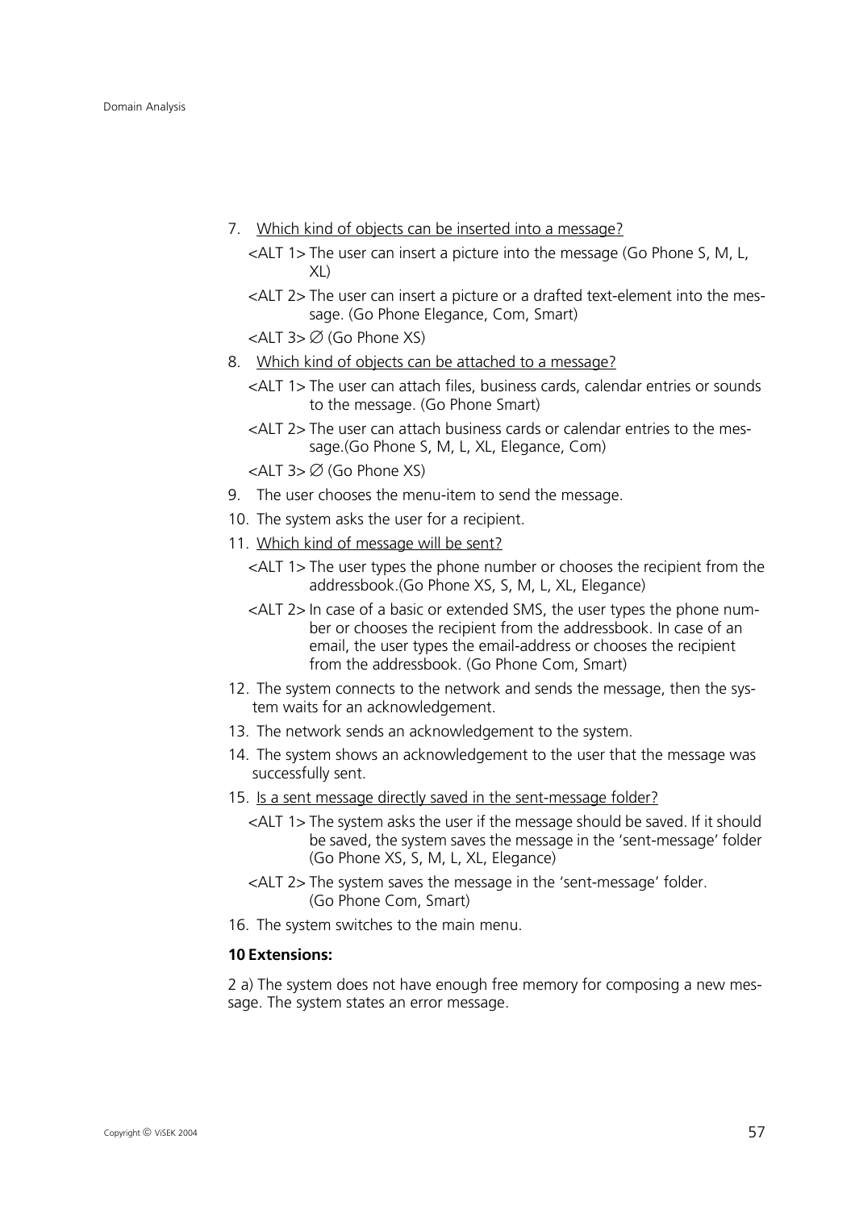7. <u>Which kind of objects can be inserted into a message?</u>

   <ALT 1> The user can insert a picture into the message (Go Phone S, M, L, XL)

   <ALT 2> The user can insert a picture or a drafted text-element into the message. (Go Phone Elegance, Com, Smart)

   <ALT 3> ∅ (Go Phone XS)

8. <u>Which kind of objects can be attached to a message?</u>

   <ALT 1> The user can attach files, business cards, calendar entries or sounds to the message. (Go Phone Smart)

   <ALT 2> The user can attach business cards or calendar entries to the message.(Go Phone S, M, L, XL, Elegance, Com)

   <ALT 3> ∅ (Go Phone XS)

9. The user chooses the menu-item to send the message.
10. The system asks the user for a recipient.
11. <u>Which kind of message will be sent?</u>

    <ALT 1> The user types the phone number or chooses the recipient from the addressbook.(Go Phone XS, S, M, L, XL, Elegance)

    <ALT 2> In case of a basic or extended SMS, the user types the phone number or chooses the recipient from the addressbook. In case of an email, the user types the email-address or chooses the recipient from the addressbook. (Go Phone Com, Smart)

12. The system connects to the network and sends the message, then the system waits for an acknowledgement.
13. The network sends an acknowledgement to the system.
14. The system shows an acknowledgement to the user that the message was successfully sent.
15. <u>Is a sent message directly saved in the sent-message folder?</u>

    <ALT 1> The system asks the user if the message should be saved. If it should be saved, the system saves the message in the 'sent-message' folder (Go Phone XS, S, M, L, XL, Elegance)

    <ALT 2> The system saves the message in the 'sent-message' folder. (Go Phone Com, Smart)

16. The system switches to the main menu.

**10 Extensions:**

2 a) The system does not have enough free memory for composing a new message. The system states an error message.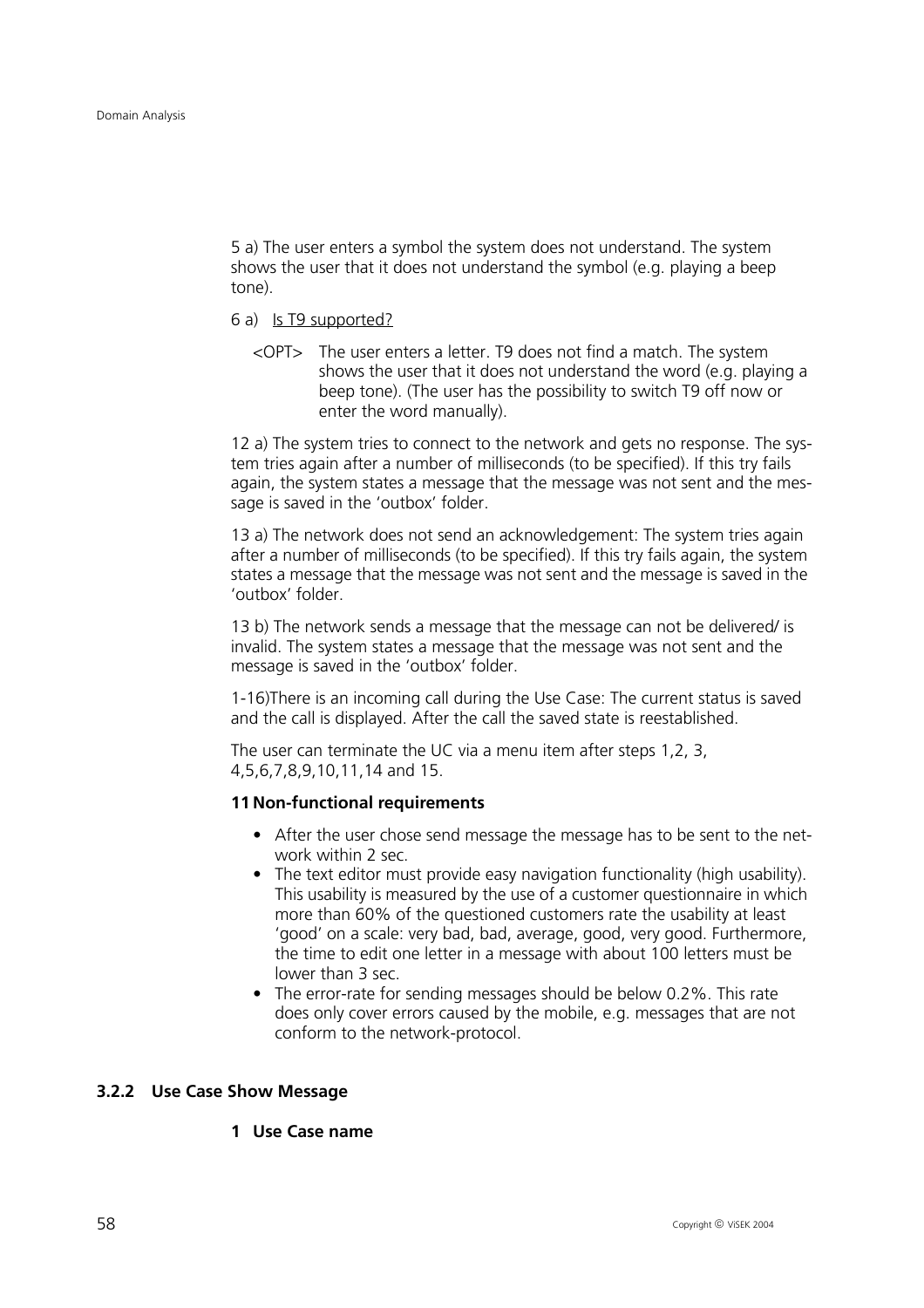5 a) The user enters a symbol the system does not understand. The system shows the user that it does not understand the symbol (e.g. playing a beep tone).

6 a) <u>Is T9 supported?</u>

<OPT> The user enters a letter. T9 does not find a match. The system shows the user that it does not understand the word (e.g. playing a beep tone). (The user has the possibility to switch T9 off now or enter the word manually).

12 a) The system tries to connect to the network and gets no response. The system tries again after a number of milliseconds (to be specified). If this try fails again, the system states a message that the message was not sent and the message is saved in the 'outbox' folder.

13 a) The network does not send an acknowledgement: The system tries again after a number of milliseconds (to be specified). If this try fails again, the system states a message that the message was not sent and the message is saved in the 'outbox' folder.

13 b) The network sends a message that the message can not be delivered/ is invalid. The system states a message that the message was not sent and the message is saved in the 'outbox' folder.

1-16)There is an incoming call during the Use Case: The current status is saved and the call is displayed. After the call the saved state is reestablished.

The user can terminate the UC via a menu item after steps 1,2, 3, 4,5,6,7,8,9,10,11,14 and 15.

**11 Non-functional requirements**

- After the user chose send message the message has to be sent to the network within 2 sec.
- The text editor must provide easy navigation functionality (high usability). This usability is measured by the use of a customer questionnaire in which more than 60% of the questioned customers rate the usability at least 'good' on a scale: very bad, bad, average, good, very good. Furthermore, the time to edit one letter in a message with about 100 letters must be lower than 3 sec.
- The error-rate for sending messages should be below 0.2%. This rate does only cover errors caused by the mobile, e.g. messages that are not conform to the network-protocol.

### 3.2.2 Use Case Show Message

**1 Use Case name**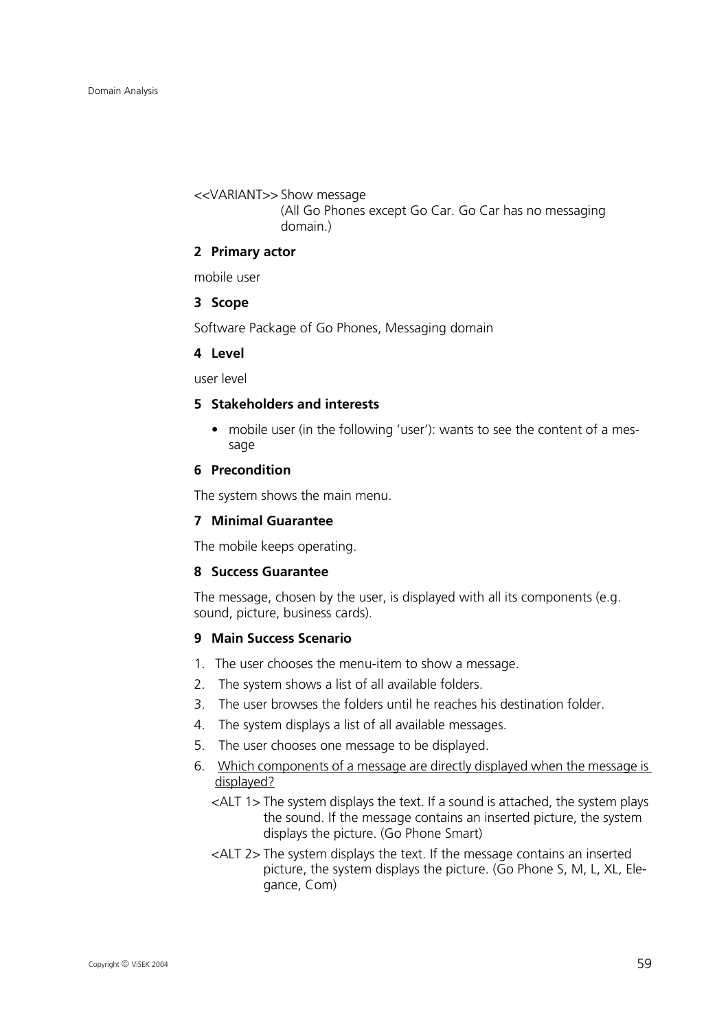<<VARIANT>> Show message
(All Go Phones except Go Car. Go Car has no messaging domain.)

**2 Primary actor**

mobile user

**3 Scope**

Software Package of Go Phones, Messaging domain

**4 Level**

user level

**5 Stakeholders and interests**

- mobile user (in the following 'user'): wants to see the content of a message

**6 Precondition**

The system shows the main menu.

**7 Minimal Guarantee**

The mobile keeps operating.

**8 Success Guarantee**

The message, chosen by the user, is displayed with all its components (e.g. sound, picture, business cards).

**9 Main Success Scenario**

1. The user chooses the menu-item to show a message.
2. The system shows a list of all available folders.
3. The user browses the folders until he reaches his destination folder.
4. The system displays a list of all available messages.
5. The user chooses one message to be displayed.
6. <u>Which components of a message are directly displayed when the message is displayed?</u>

   <ALT 1> The system displays the text. If a sound is attached, the system plays the sound. If the message contains an inserted picture, the system displays the picture. (Go Phone Smart)

   <ALT 2> The system displays the text. If the message contains an inserted picture, the system displays the picture. (Go Phone S, M, L, XL, Elegance, Com)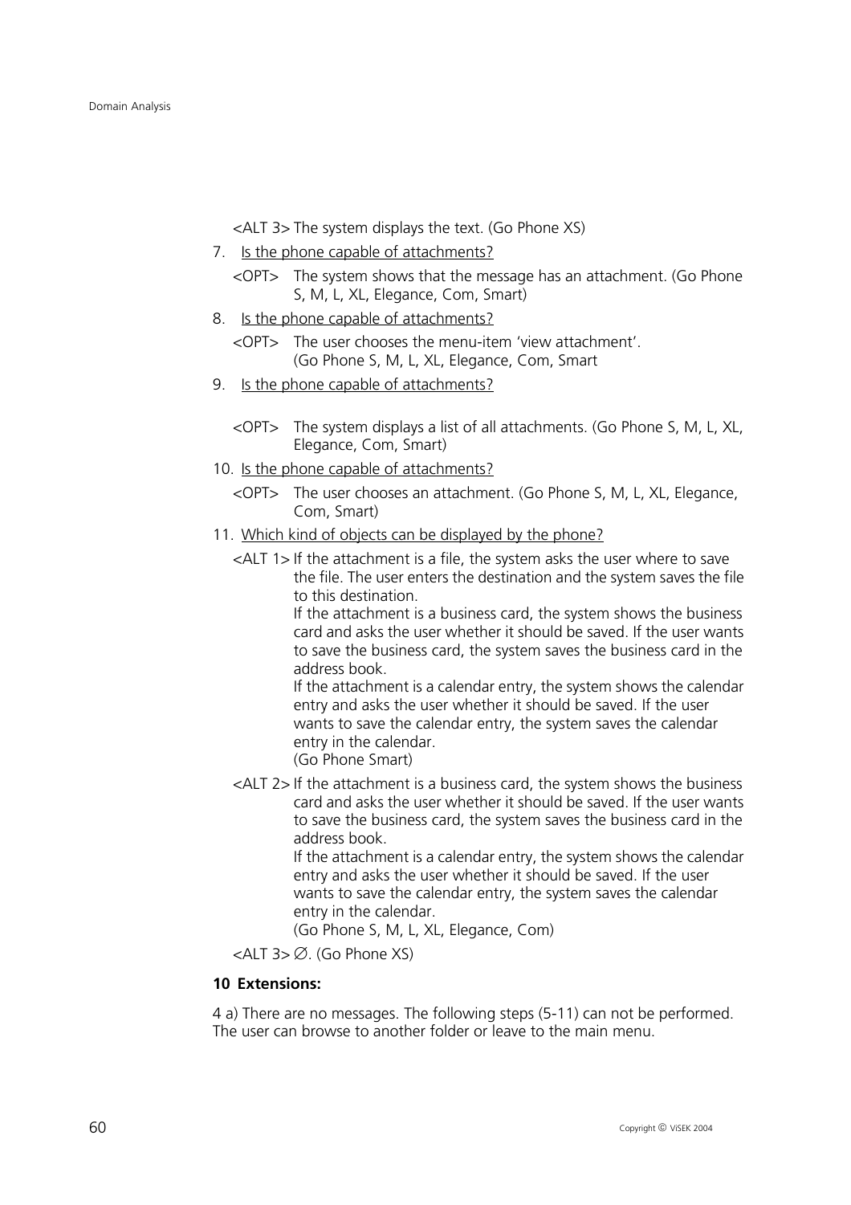<ALT 3> The system displays the text. (Go Phone XS)

7. Is the phone capable of attachments?

   <OPT> The system shows that the message has an attachment. (Go Phone S, M, L, XL, Elegance, Com, Smart)

8. Is the phone capable of attachments?

   <OPT> The user chooses the menu-item 'view attachment'. (Go Phone S, M, L, XL, Elegance, Com, Smart

9. Is the phone capable of attachments?

   <OPT> The system displays a list of all attachments. (Go Phone S, M, L, XL, Elegance, Com, Smart)

10. Is the phone capable of attachments?

    <OPT> The user chooses an attachment. (Go Phone S, M, L, XL, Elegance, Com, Smart)

11. Which kind of objects can be displayed by the phone?

    <ALT 1> If the attachment is a file, the system asks the user where to save the file. The user enters the destination and the system saves the file to this destination.
    If the attachment is a business card, the system shows the business card and asks the user whether it should be saved. If the user wants to save the business card, the system saves the business card in the address book.
    If the attachment is a calendar entry, the system shows the calendar entry and asks the user whether it should be saved. If the user wants to save the calendar entry, the system saves the calendar entry in the calendar.
    (Go Phone Smart)

    <ALT 2> If the attachment is a business card, the system shows the business card and asks the user whether it should be saved. If the user wants to save the business card, the system saves the business card in the address book.
    If the attachment is a calendar entry, the system shows the calendar entry and asks the user whether it should be saved. If the user wants to save the calendar entry, the system saves the calendar entry in the calendar.
    (Go Phone S, M, L, XL, Elegance, Com)

    <ALT 3> ∅. (Go Phone XS)

**10 Extensions:**

4 a) There are no messages. The following steps (5-11) can not be performed. The user can browse to another folder or leave to the main menu.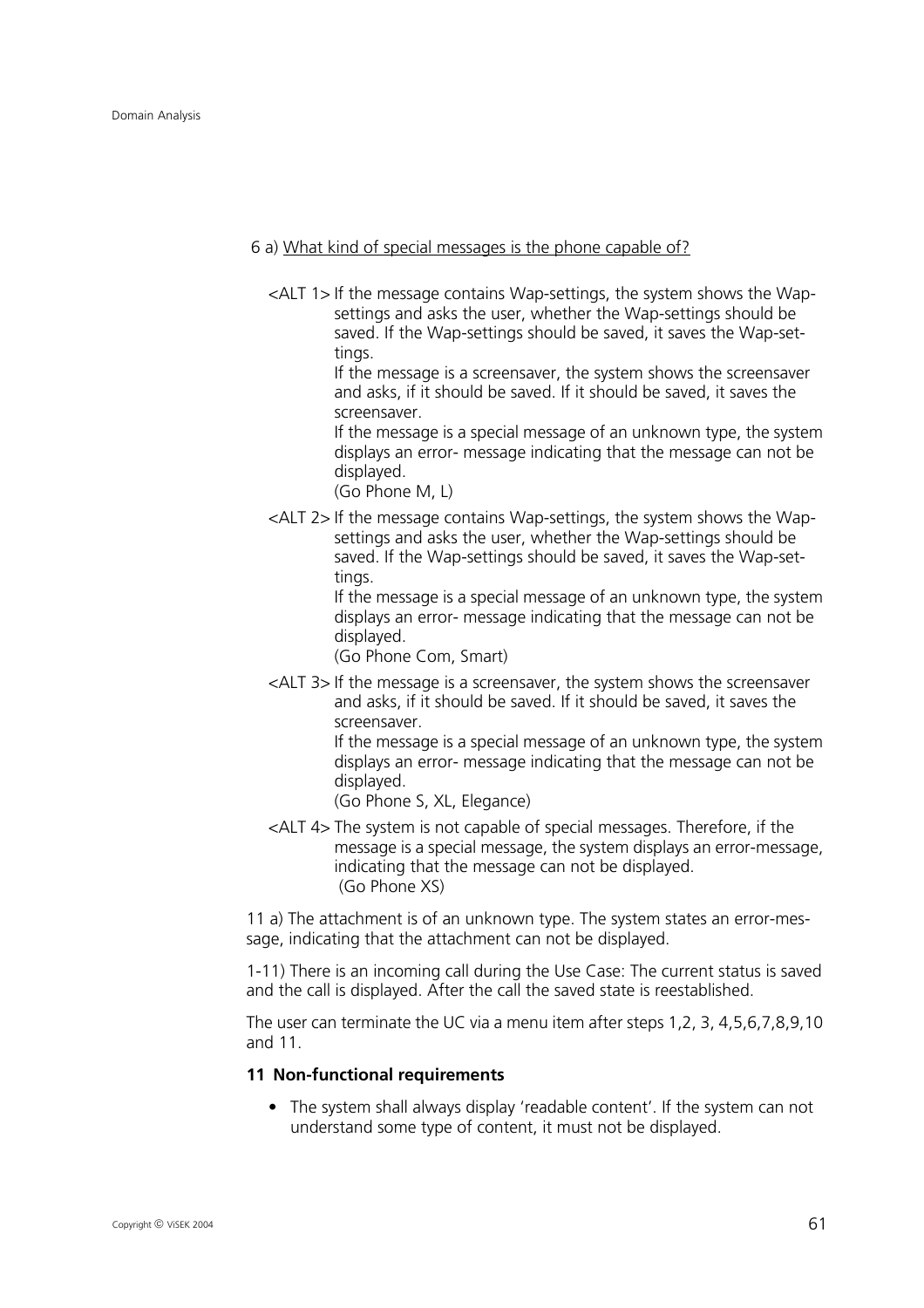6 a) What kind of special messages is the phone capable of?

<ALT 1> If the message contains Wap-settings, the system shows the Wap-settings and asks the user, whether the Wap-settings should be saved. If the Wap-settings should be saved, it saves the Wap-settings.
If the message is a screensaver, the system shows the screensaver and asks, if it should be saved. If it should be saved, it saves the screensaver.
If the message is a special message of an unknown type, the system displays an error- message indicating that the message can not be displayed.
(Go Phone M, L)

<ALT 2> If the message contains Wap-settings, the system shows the Wap-settings and asks the user, whether the Wap-settings should be saved. If the Wap-settings should be saved, it saves the Wap-settings.
If the message is a special message of an unknown type, the system displays an error- message indicating that the message can not be displayed.
(Go Phone Com, Smart)

<ALT 3> If the message is a screensaver, the system shows the screensaver and asks, if it should be saved. If it should be saved, it saves the screensaver.
If the message is a special message of an unknown type, the system displays an error- message indicating that the message can not be displayed.
(Go Phone S, XL, Elegance)

<ALT 4> The system is not capable of special messages. Therefore, if the message is a special message, the system displays an error-message, indicating that the message can not be displayed.
(Go Phone XS)

11 a) The attachment is of an unknown type. The system states an error-message, indicating that the attachment can not be displayed.

1-11) There is an incoming call during the Use Case: The current status is saved and the call is displayed. After the call the saved state is reestablished.

The user can terminate the UC via a menu item after steps 1,2, 3, 4,5,6,7,8,9,10 and 11.

**11 Non-functional requirements**

- The system shall always display 'readable content'. If the system can not understand some type of content, it must not be displayed.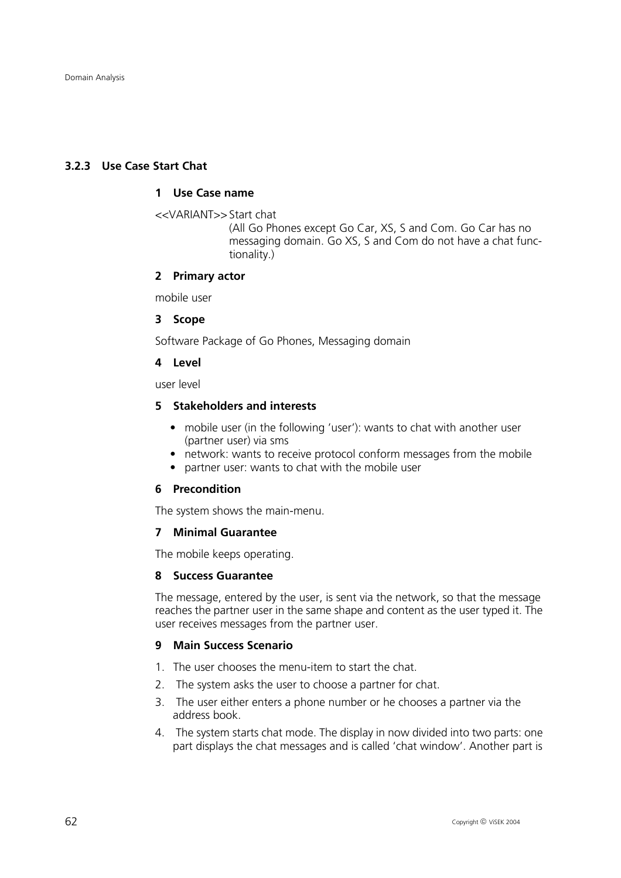### 3.2.3 Use Case Start Chat

#### 1 Use Case name

<<VARIANT>> Start chat
(All Go Phones except Go Car, XS, S and Com. Go Car has no messaging domain. Go XS, S and Com do not have a chat functionality.)

#### 2 Primary actor

mobile user

#### 3 Scope

Software Package of Go Phones, Messaging domain

#### 4 Level

user level

#### 5 Stakeholders and interests

- mobile user (in the following 'user'): wants to chat with another user (partner user) via sms
- network: wants to receive protocol conform messages from the mobile
- partner user: wants to chat with the mobile user

#### 6 Precondition

The system shows the main-menu.

#### 7 Minimal Guarantee

The mobile keeps operating.

#### 8 Success Guarantee

The message, entered by the user, is sent via the network, so that the message reaches the partner user in the same shape and content as the user typed it. The user receives messages from the partner user.

#### 9 Main Success Scenario

1. The user chooses the menu-item to start the chat.
2. The system asks the user to choose a partner for chat.
3. The user either enters a phone number or he chooses a partner via the address book.
4. The system starts chat mode. The display in now divided into two parts: one part displays the chat messages and is called 'chat window'. Another part is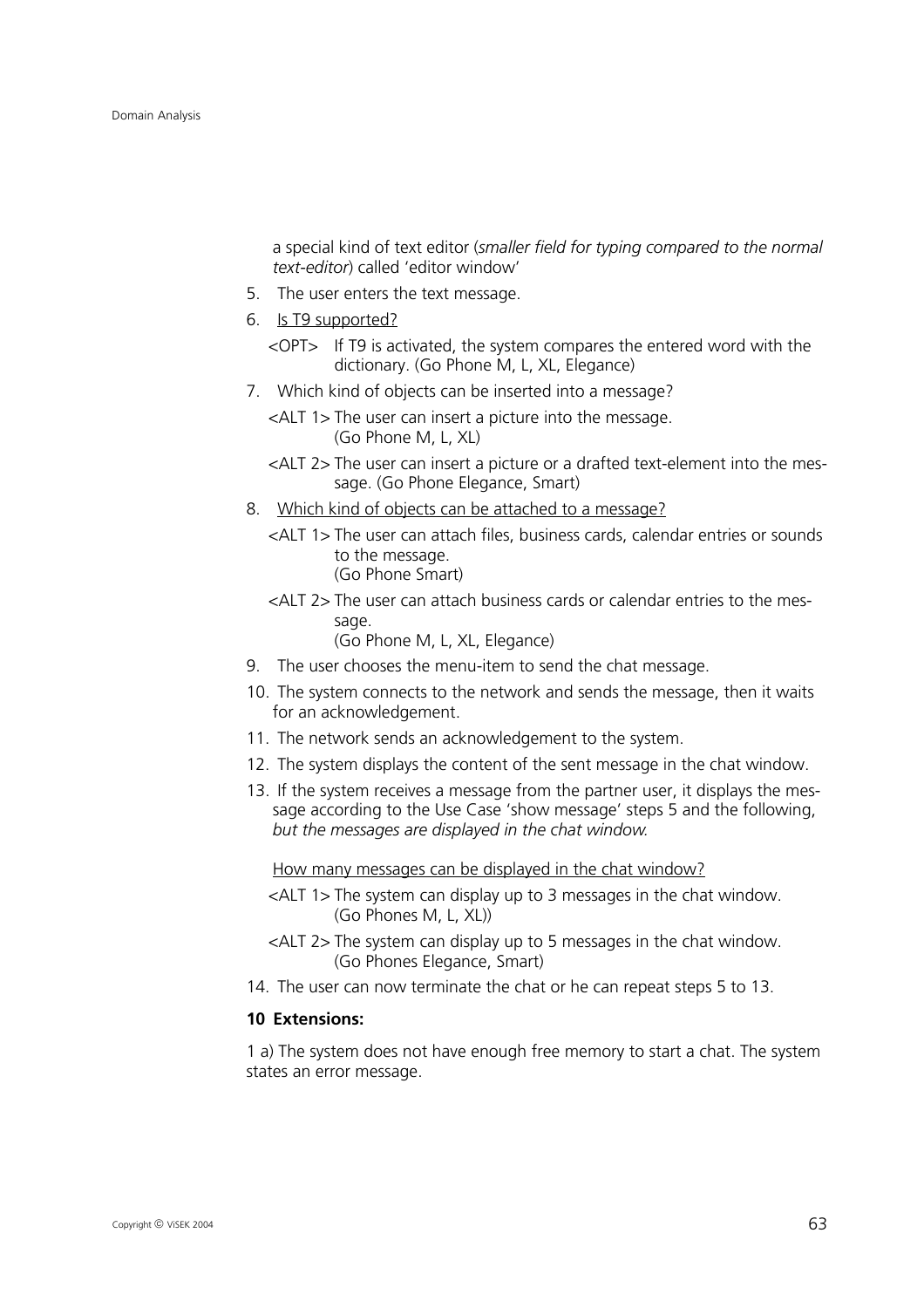a special kind of text editor (*smaller field for typing compared to the normal text-editor*) called 'editor window'

5. The user enters the text message.
6. <u>Is T9 supported?</u>

   <OPT> If T9 is activated, the system compares the entered word with the dictionary. (Go Phone M, L, XL, Elegance)

7. Which kind of objects can be inserted into a message?

   <ALT 1> The user can insert a picture into the message. (Go Phone M, L, XL)

   <ALT 2> The user can insert a picture or a drafted text-element into the message. (Go Phone Elegance, Smart)

8. <u>Which kind of objects can be attached to a message?</u>

   <ALT 1> The user can attach files, business cards, calendar entries or sounds to the message. (Go Phone Smart)

   <ALT 2> The user can attach business cards or calendar entries to the message. (Go Phone M, L, XL, Elegance)

9. The user chooses the menu-item to send the chat message.
10. The system connects to the network and sends the message, then it waits for an acknowledgement.
11. The network sends an acknowledgement to the system.
12. The system displays the content of the sent message in the chat window.
13. If the system receives a message from the partner user, it displays the message according to the Use Case 'show message' steps 5 and the following, *but the messages are displayed in the chat window.*

    <u>How many messages can be displayed in the chat window?</u>

    <ALT 1> The system can display up to 3 messages in the chat window. (Go Phones M, L, XL))

    <ALT 2> The system can display up to 5 messages in the chat window. (Go Phones Elegance, Smart)

14. The user can now terminate the chat or he can repeat steps 5 to 13.

**10 Extensions:**

1 a) The system does not have enough free memory to start a chat. The system states an error message.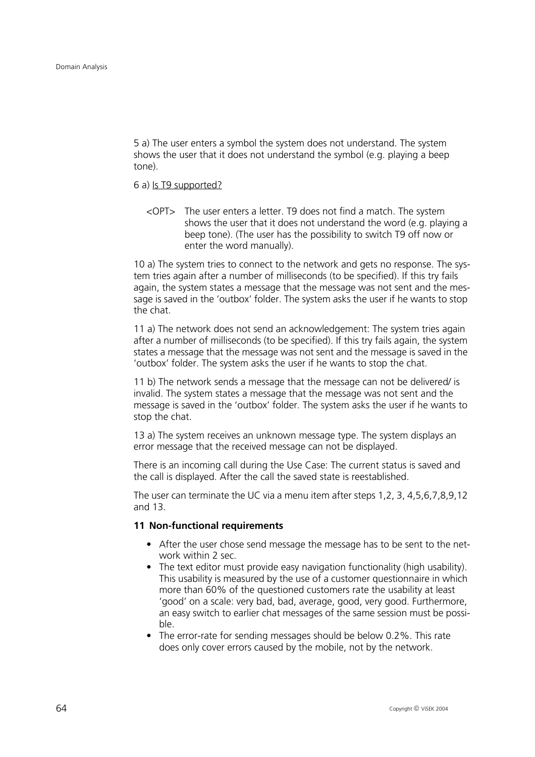5 a) The user enters a symbol the system does not understand. The system shows the user that it does not understand the symbol (e.g. playing a beep tone).

6 a) <u>Is T9 supported?</u>

<OPT> The user enters a letter. T9 does not find a match. The system shows the user that it does not understand the word (e.g. playing a beep tone). (The user has the possibility to switch T9 off now or enter the word manually).

10 a) The system tries to connect to the network and gets no response. The system tries again after a number of milliseconds (to be specified). If this try fails again, the system states a message that the message was not sent and the message is saved in the 'outbox' folder. The system asks the user if he wants to stop the chat.

11 a) The network does not send an acknowledgement: The system tries again after a number of milliseconds (to be specified). If this try fails again, the system states a message that the message was not sent and the message is saved in the 'outbox' folder. The system asks the user if he wants to stop the chat.

11 b) The network sends a message that the message can not be delivered/ is invalid. The system states a message that the message was not sent and the message is saved in the 'outbox' folder. The system asks the user if he wants to stop the chat.

13 a) The system receives an unknown message type. The system displays an error message that the received message can not be displayed.

There is an incoming call during the Use Case: The current status is saved and the call is displayed. After the call the saved state is reestablished.

The user can terminate the UC via a menu item after steps 1,2, 3, 4,5,6,7,8,9,12 and 13.

**11 Non-functional requirements**

- After the user chose send message the message has to be sent to the network within 2 sec.
- The text editor must provide easy navigation functionality (high usability). This usability is measured by the use of a customer questionnaire in which more than 60% of the questioned customers rate the usability at least 'good' on a scale: very bad, bad, average, good, very good. Furthermore, an easy switch to earlier chat messages of the same session must be possible.
- The error-rate for sending messages should be below 0.2%. This rate does only cover errors caused by the mobile, not by the network.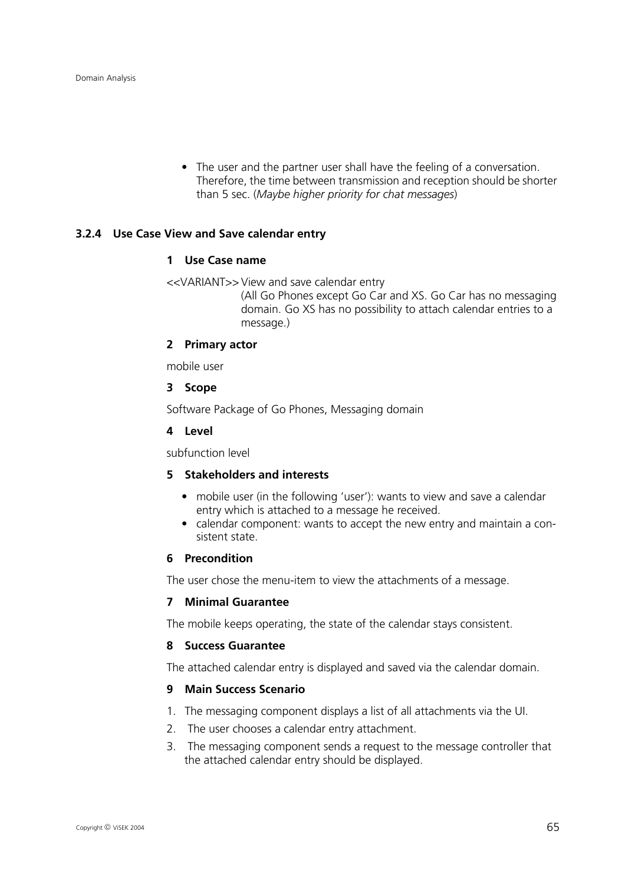- The user and the partner user shall have the feeling of a conversation. Therefore, the time between transmission and reception should be shorter than 5 sec. (*Maybe higher priority for chat messages*)

### 3.2.4 Use Case View and Save calendar entry

#### 1 Use Case name

<<VARIANT>> View and save calendar entry
(All Go Phones except Go Car and XS. Go Car has no messaging domain. Go XS has no possibility to attach calendar entries to a message.)

#### 2 Primary actor

mobile user

#### 3 Scope

Software Package of Go Phones, Messaging domain

#### 4 Level

subfunction level

#### 5 Stakeholders and interests

- mobile user (in the following 'user'): wants to view and save a calendar entry which is attached to a message he received.
- calendar component: wants to accept the new entry and maintain a consistent state.

#### 6 Precondition

The user chose the menu-item to view the attachments of a message.

#### 7 Minimal Guarantee

The mobile keeps operating, the state of the calendar stays consistent.

#### 8 Success Guarantee

The attached calendar entry is displayed and saved via the calendar domain.

#### 9 Main Success Scenario

1. The messaging component displays a list of all attachments via the UI.
2. The user chooses a calendar entry attachment.
3. The messaging component sends a request to the message controller that the attached calendar entry should be displayed.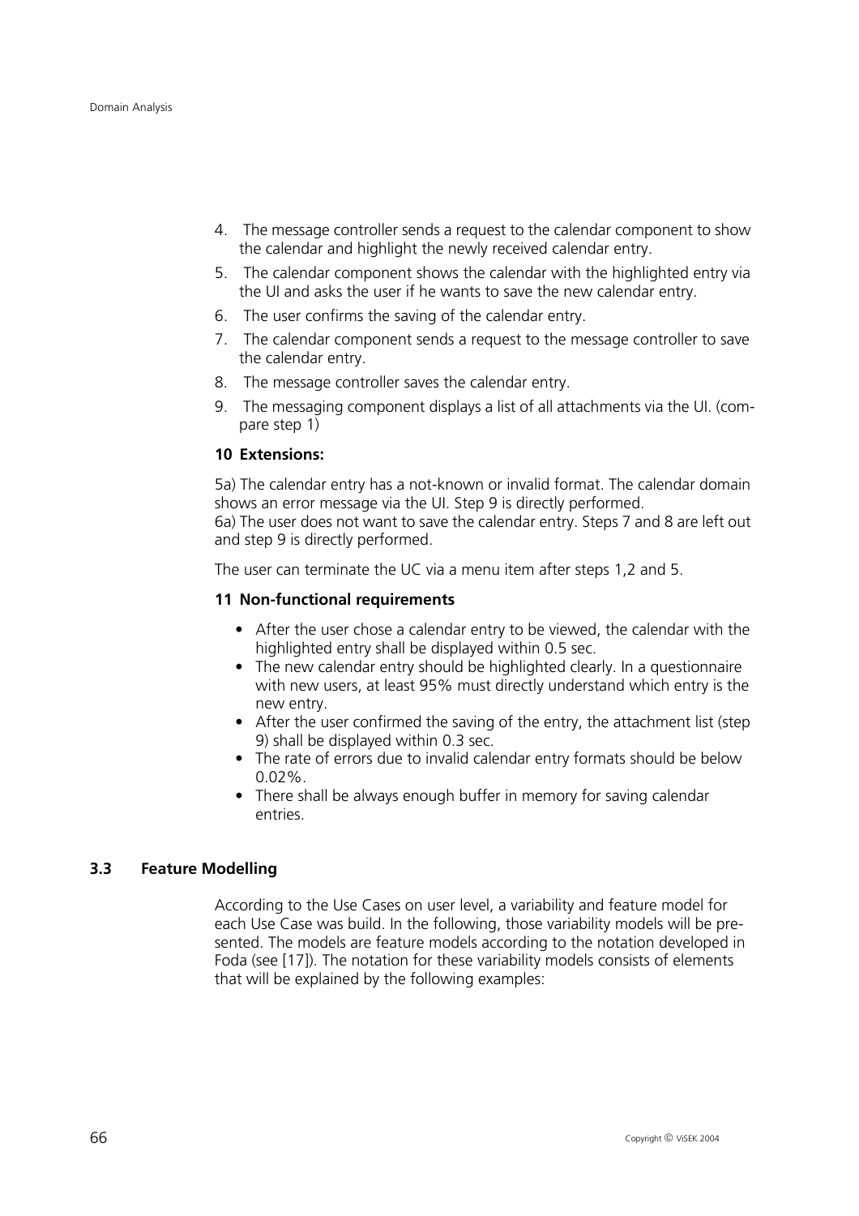4. The message controller sends a request to the calendar component to show the calendar and highlight the newly received calendar entry.
5. The calendar component shows the calendar with the highlighted entry via the UI and asks the user if he wants to save the new calendar entry.
6. The user confirms the saving of the calendar entry.
7. The calendar component sends a request to the message controller to save the calendar entry.
8. The message controller saves the calendar entry.
9. The messaging component displays a list of all attachments via the UI. (compare step 1)

**10 Extensions:**

5a) The calendar entry has a not-known or invalid format. The calendar domain shows an error message via the UI. Step 9 is directly performed.
6a) The user does not want to save the calendar entry. Steps 7 and 8 are left out and step 9 is directly performed.

The user can terminate the UC via a menu item after steps 1,2 and 5.

**11 Non-functional requirements**

- After the user chose a calendar entry to be viewed, the calendar with the highlighted entry shall be displayed within 0.5 sec.
- The new calendar entry should be highlighted clearly. In a questionnaire with new users, at least 95% must directly understand which entry is the new entry.
- After the user confirmed the saving of the entry, the attachment list (step 9) shall be displayed within 0.3 sec.
- The rate of errors due to invalid calendar entry formats should be below 0.02%.
- There shall be always enough buffer in memory for saving calendar entries.

## 3.3 Feature Modelling

According to the Use Cases on user level, a variability and feature model for each Use Case was build. In the following, those variability models will be presented. The models are feature models according to the notation developed in Foda (see [17]). The notation for these variability models consists of elements that will be explained by the following examples: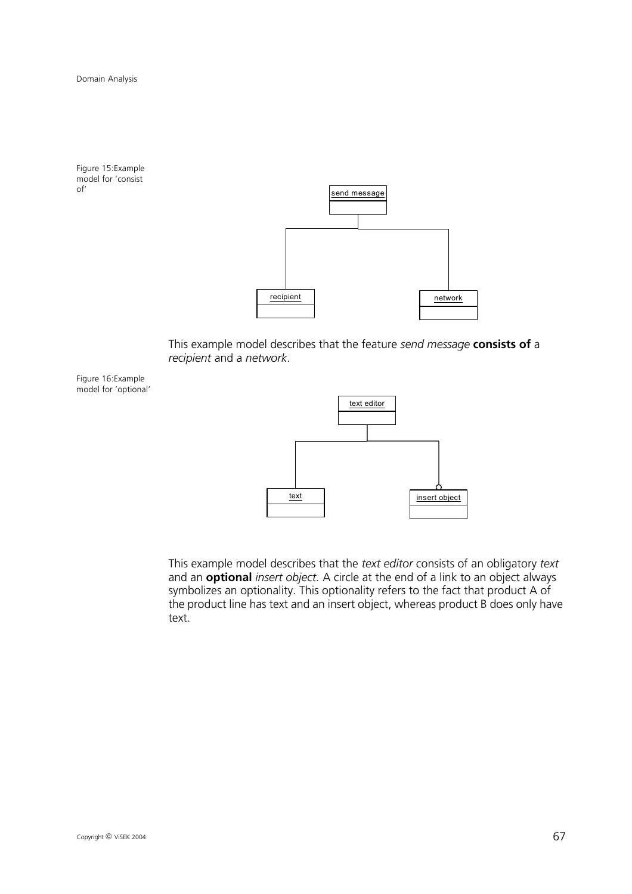Figure 15: Example model for 'consist of'

This example model describes that the feature *send message* **consists of** a *recipient* and a *network*.

Figure 16: Example model for 'optional'

This example model describes that the *text editor* consists of an obligatory *text* and an **optional** *insert object.* A circle at the end of a link to an object always symbolizes an optionality. This optionality refers to the fact that product A of the product line has text and an insert object, whereas product B does only have text.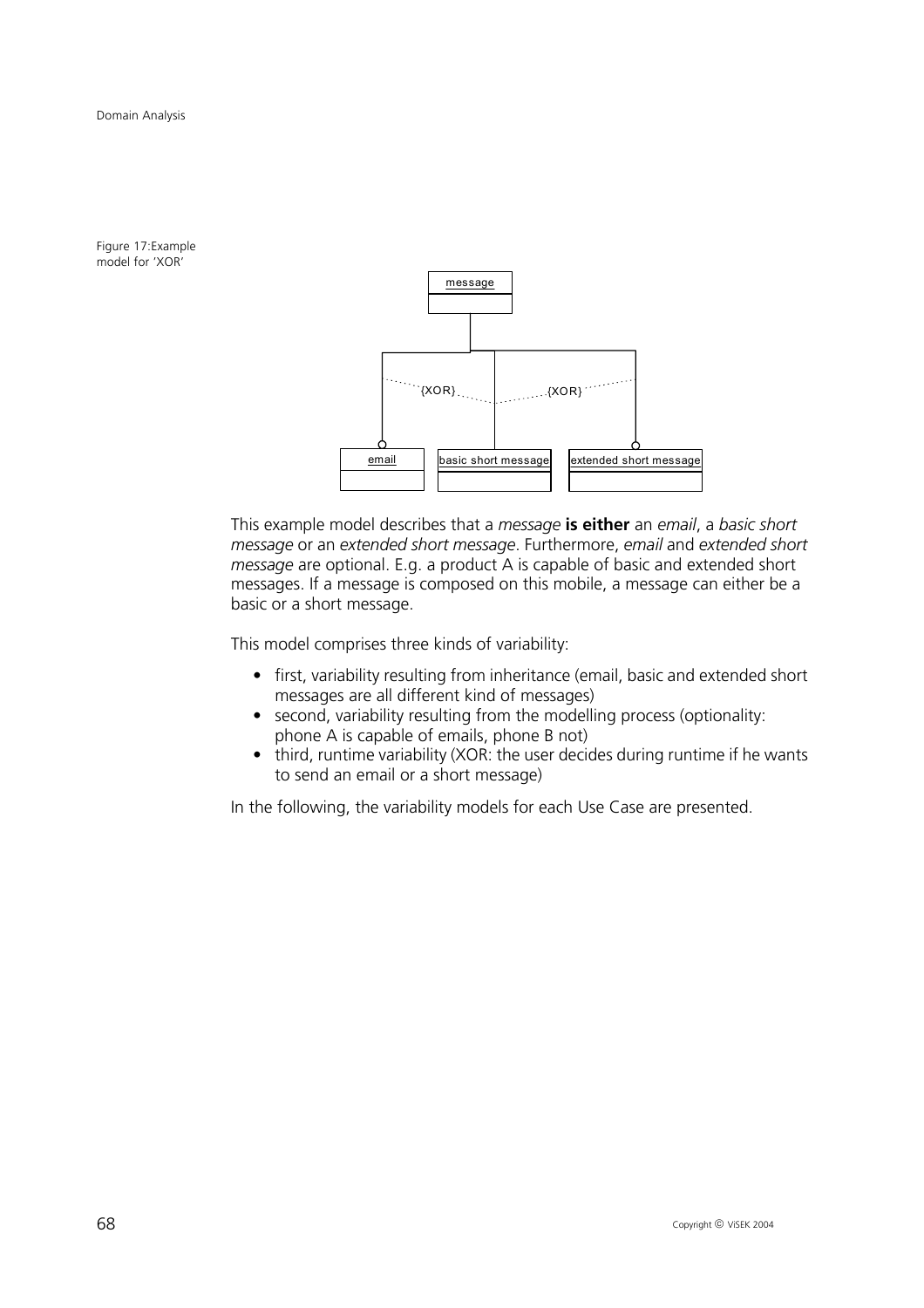Figure 17: Example model for 'XOR'

This example model describes that a *message* **is either** an *email*, a *basic short message* or an *extended short message*. Furthermore, *email* and *extended short message* are optional. E.g. a product A is capable of basic and extended short messages. If a message is composed on this mobile, a message can either be a basic or a short message.

This model comprises three kinds of variability:

- first, variability resulting from inheritance (email, basic and extended short messages are all different kind of messages)
- second, variability resulting from the modelling process (optionality: phone A is capable of emails, phone B not)
- third, runtime variability (XOR: the user decides during runtime if he wants to send an email or a short message)

In the following, the variability models for each Use Case are presented.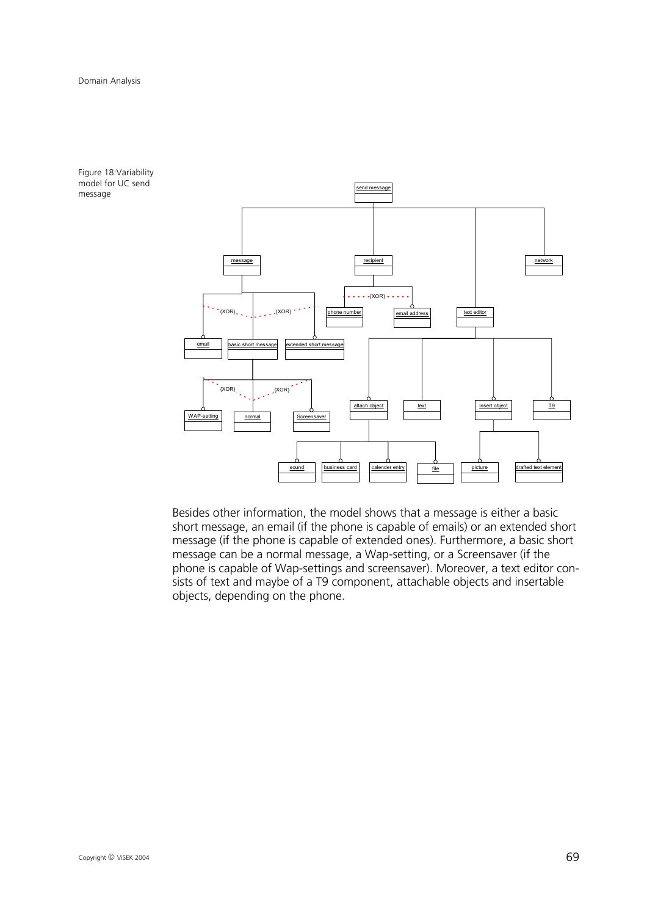Figure 18:Variability model for UC send message

Besides other information, the model shows that a message is either a basic short message, an email (if the phone is capable of emails) or an extended short message (if the phone is capable of extended ones). Furthermore, a basic short message can be a normal message, a Wap-setting, or a Screensaver (if the phone is capable of Wap-settings and screensaver). Moreover, a text editor consists of text and maybe of a T9 component, attachable objects and insertable objects, depending on the phone.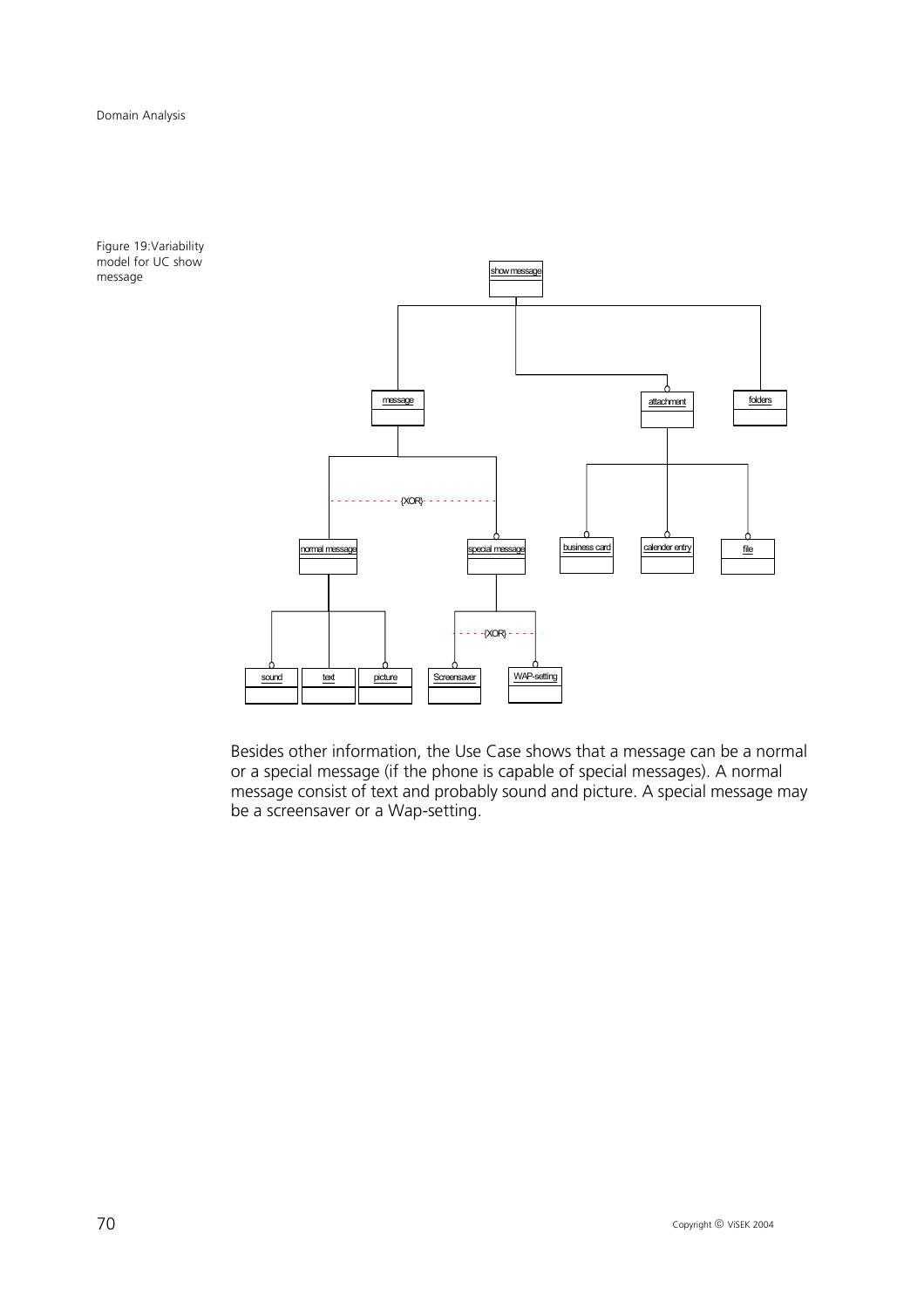Figure 19:Variability model for UC show message

Besides other information, the Use Case shows that a message can be a normal or a special message (if the phone is capable of special messages). A normal message consist of text and probably sound and picture. A special message may be a screensaver or a Wap-setting.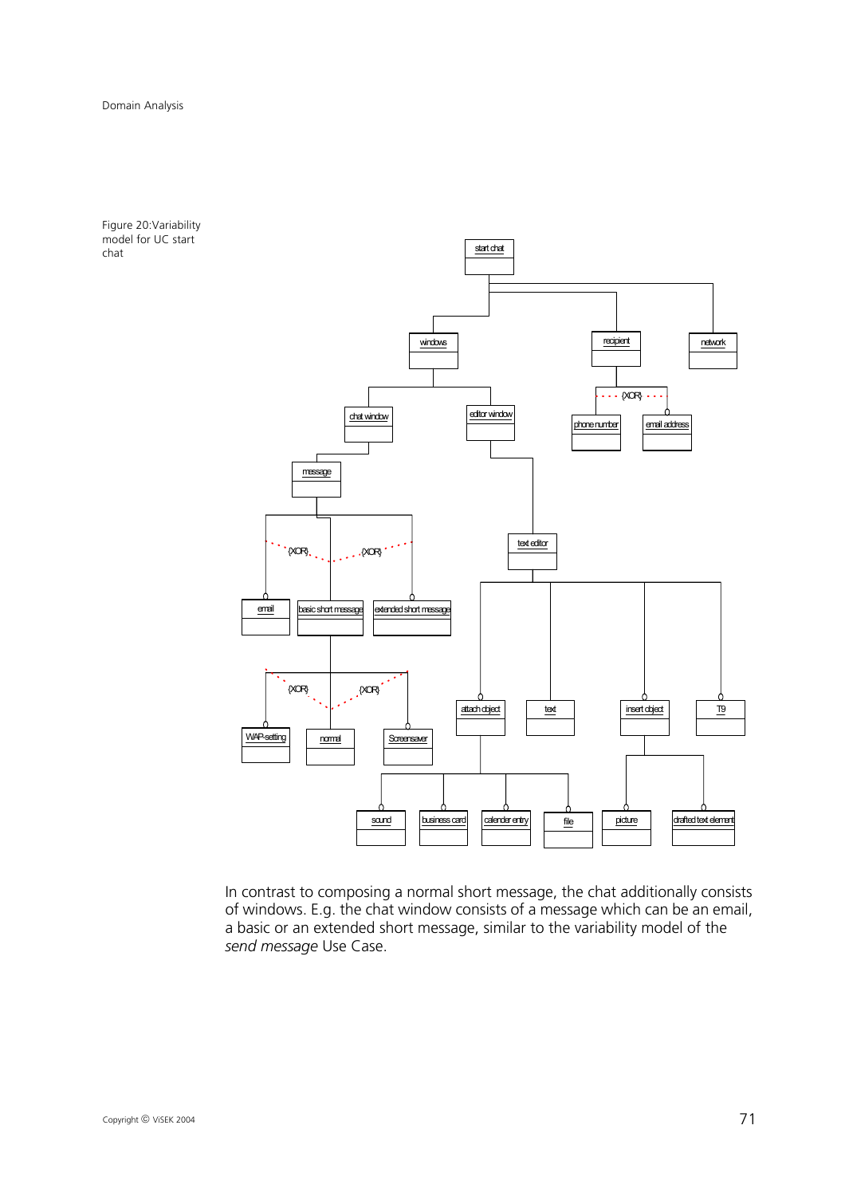Figure 20:Variability model for UC start chat

In contrast to composing a normal short message, the chat additionally consists of windows. E.g. the chat window consists of a message which can be an email, a basic or an extended short message, similar to the variability model of the *send message* Use Case.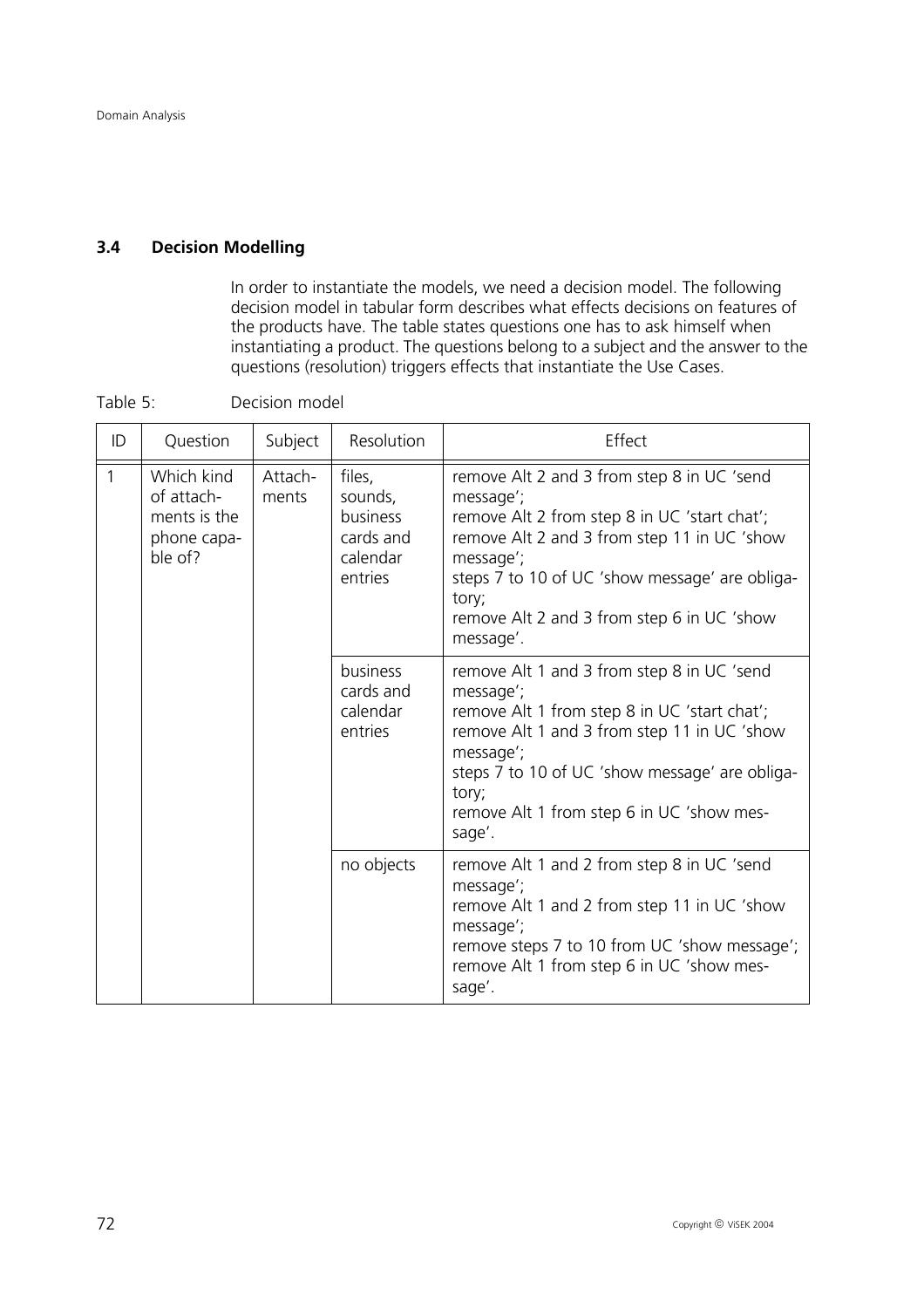## 3.4 Decision Modelling

In order to instantiate the models, we need a decision model. The following decision model in tabular form describes what effects decisions on features of the products have. The table states questions one has to ask himself when instantiating a product. The questions belong to a subject and the answer to the questions (resolution) triggers effects that instantiate the Use Cases.

Table 5: Decision model

| ID | Question | Subject | Resolution | Effect |
|---|---|---|---|---|
| 1 | Which kind of attachments is the phone capable of? | Attachments | files, sounds, business cards and calendar entries | remove Alt 2 and 3 from step 8 in UC 'send message';<br>remove Alt 2 from step 8 in UC 'start chat';<br>remove Alt 2 and 3 from step 11 in UC 'show message';<br>steps 7 to 10 of UC 'show message' are obligatory;<br>remove Alt 2 and 3 from step 6 in UC 'show message'. |
| | | | business cards and calendar entries | remove Alt 1 and 3 from step 8 in UC 'send message';<br>remove Alt 1 from step 8 in UC 'start chat';<br>remove Alt 1 and 3 from step 11 in UC 'show message';<br>steps 7 to 10 of UC 'show message' are obligatory;<br>remove Alt 1 from step 6 in UC 'show message'. |
| | | | no objects | remove Alt 1 and 2 from step 8 in UC 'send message';<br>remove Alt 1 and 2 from step 11 in UC 'show message';<br>remove steps 7 to 10 from UC 'show message';<br>remove Alt 1 from step 6 in UC 'show message'. |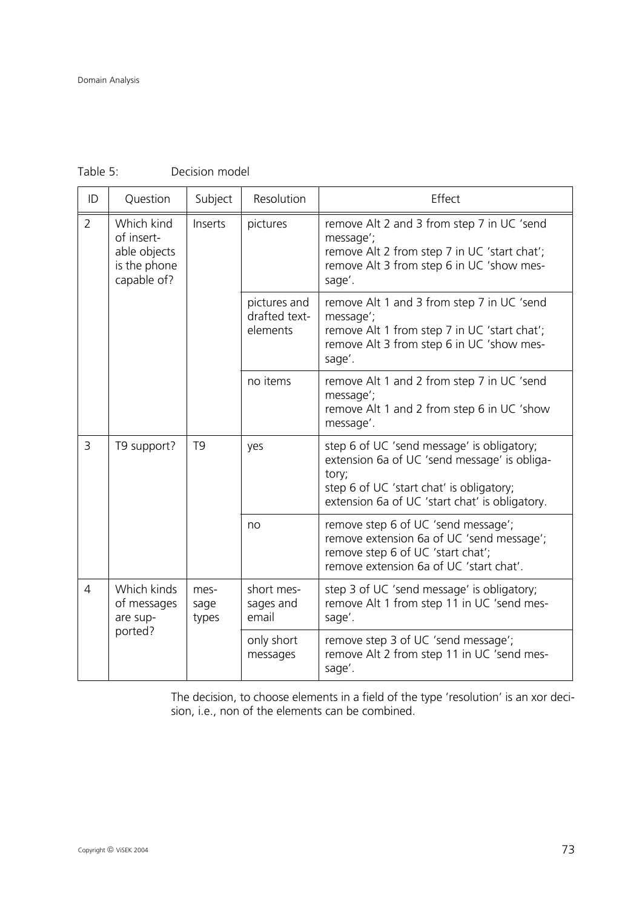Table 5: Decision model

| ID | Question | Subject | Resolution | Effect |
|---|---|---|---|---|
| 2 | Which kind of insert-able objects is the phone capable of? | Inserts | pictures | remove Alt 2 and 3 from step 7 in UC 'send message';<br>remove Alt 2 from step 7 in UC 'start chat';<br>remove Alt 3 from step 6 in UC 'show message'. |
| | | | pictures and drafted text-elements | remove Alt 1 and 3 from step 7 in UC 'send message';<br>remove Alt 1 from step 7 in UC 'start chat';<br>remove Alt 3 from step 6 in UC 'show message'. |
| | | | no items | remove Alt 1 and 2 from step 7 in UC 'send message';<br>remove Alt 1 and 2 from step 6 in UC 'show message'. |
| 3 | T9 support? | T9 | yes | step 6 of UC 'send message' is obligatory;<br>extension 6a of UC 'send message' is obligatory;<br>step 6 of UC 'start chat' is obligatory;<br>extension 6a of UC 'start chat' is obligatory. |
| | | | no | remove step 6 of UC 'send message';<br>remove extension 6a of UC 'send message';<br>remove step 6 of UC 'start chat';<br>remove extension 6a of UC 'start chat'. |
| 4 | Which kinds of messages are supported? | message types | short messages and email | step 3 of UC 'send message' is obligatory;<br>remove Alt 1 from step 11 in UC 'send message'. |
| | | | only short messages | remove step 3 of UC 'send message';<br>remove Alt 2 from step 11 in UC 'send message'. |

The decision, to choose elements in a field of the type 'resolution' is an xor decision, i.e., non of the elements can be combined.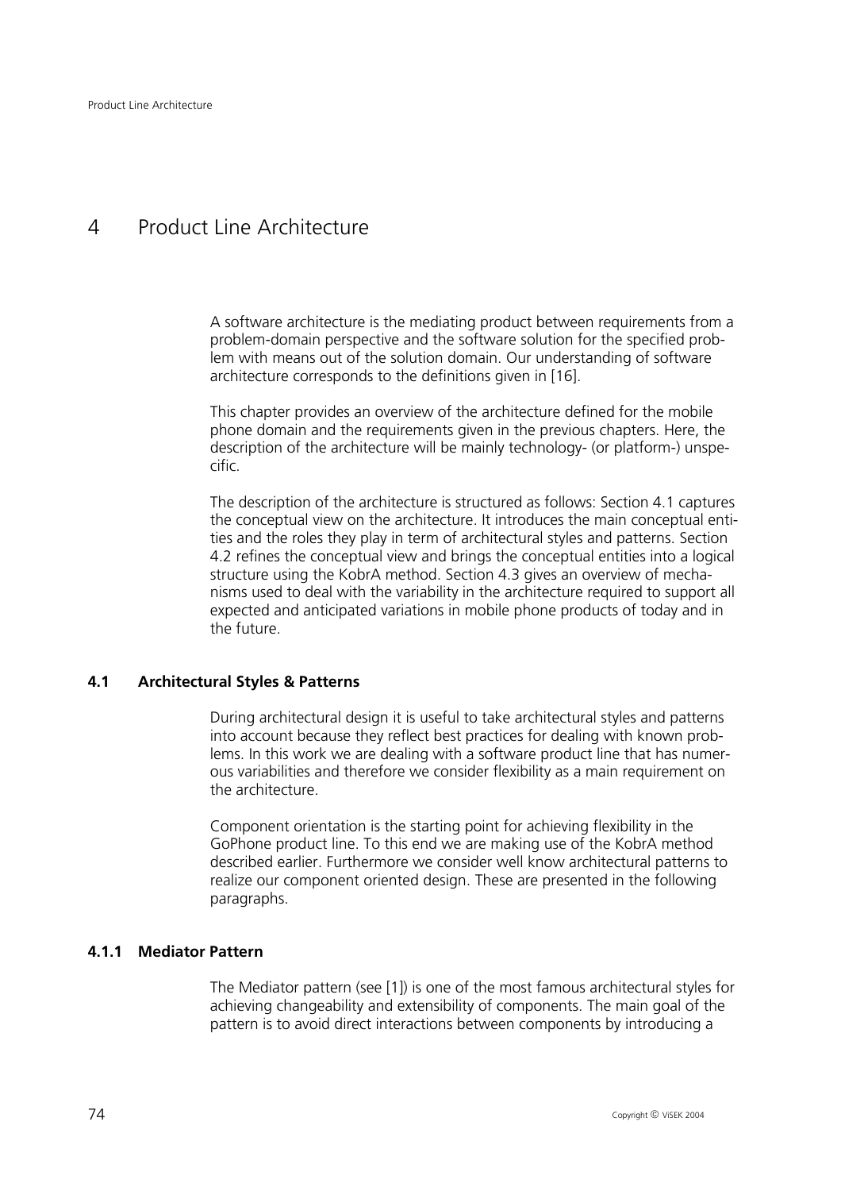# 4 Product Line Architecture

A software architecture is the mediating product between requirements from a problem-domain perspective and the software solution for the specified problem with means out of the solution domain. Our understanding of software architecture corresponds to the definitions given in [16].

This chapter provides an overview of the architecture defined for the mobile phone domain and the requirements given in the previous chapters. Here, the description of the architecture will be mainly technology- (or platform-) unspecific.

The description of the architecture is structured as follows: Section 4.1 captures the conceptual view on the architecture. It introduces the main conceptual entities and the roles they play in term of architectural styles and patterns. Section 4.2 refines the conceptual view and brings the conceptual entities into a logical structure using the KobrA method. Section 4.3 gives an overview of mechanisms used to deal with the variability in the architecture required to support all expected and anticipated variations in mobile phone products of today and in the future.

## 4.1 Architectural Styles & Patterns

During architectural design it is useful to take architectural styles and patterns into account because they reflect best practices for dealing with known problems. In this work we are dealing with a software product line that has numerous variabilities and therefore we consider flexibility as a main requirement on the architecture.

Component orientation is the starting point for achieving flexibility in the GoPhone product line. To this end we are making use of the KobrA method described earlier. Furthermore we consider well know architectural patterns to realize our component oriented design. These are presented in the following paragraphs.

### 4.1.1 Mediator Pattern

The Mediator pattern (see [1]) is one of the most famous architectural styles for achieving changeability and extensibility of components. The main goal of the pattern is to avoid direct interactions between components by introducing a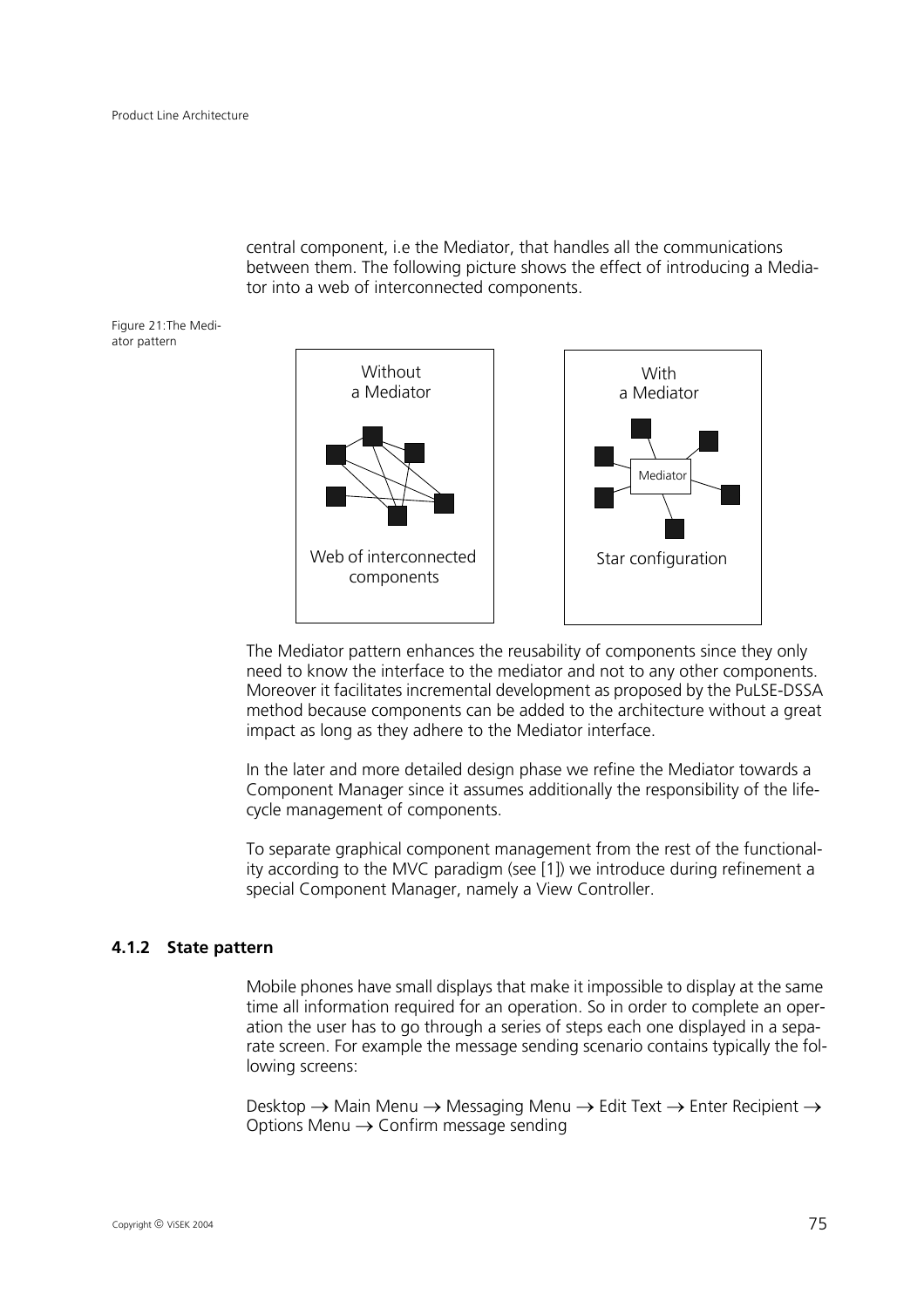central component, i.e the Mediator, that handles all the communications between them. The following picture shows the effect of introducing a Mediator into a web of interconnected components.

Figure 21:The Mediator pattern

The Mediator pattern enhances the reusability of components since they only need to know the interface to the mediator and not to any other components. Moreover it facilitates incremental development as proposed by the PuLSE-DSSA method because components can be added to the architecture without a great impact as long as they adhere to the Mediator interface.

In the later and more detailed design phase we refine the Mediator towards a Component Manager since it assumes additionally the responsibility of the life-cycle management of components.

To separate graphical component management from the rest of the functionality according to the MVC paradigm (see [1]) we introduce during refinement a special Component Manager, namely a View Controller.

### 4.1.2 State pattern

Mobile phones have small displays that make it impossible to display at the same time all information required for an operation. So in order to complete an operation the user has to go through a series of steps each one displayed in a separate screen. For example the message sending scenario contains typically the following screens:

Desktop → Main Menu → Messaging Menu → Edit Text → Enter Recipient → Options Menu → Confirm message sending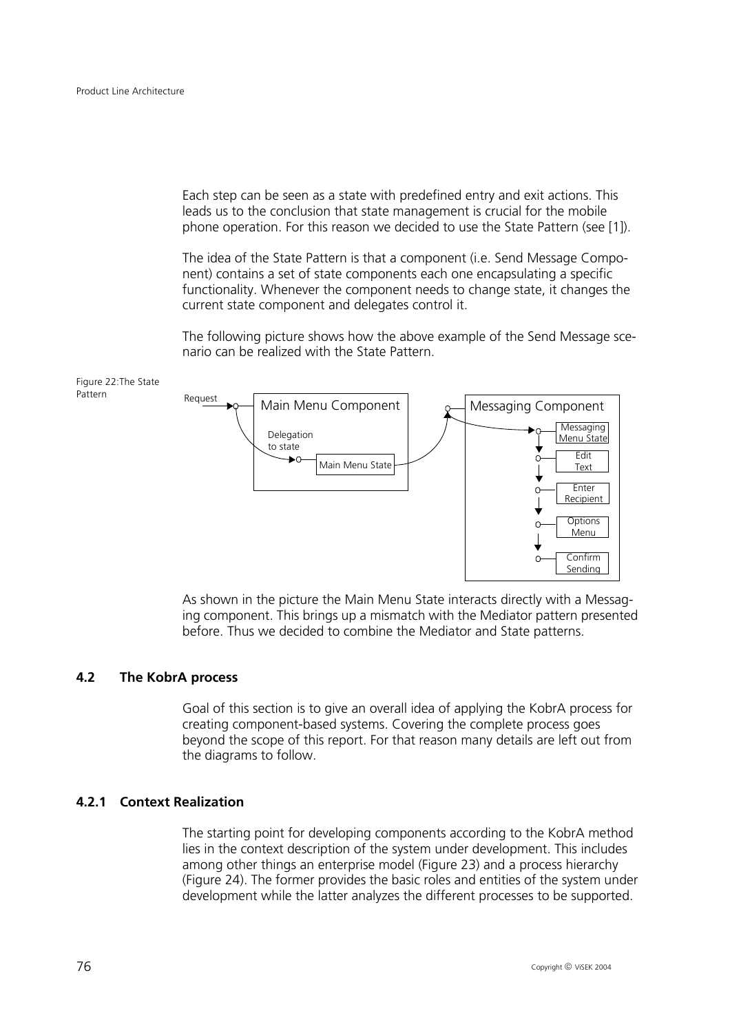Each step can be seen as a state with predefined entry and exit actions. This leads us to the conclusion that state management is crucial for the mobile phone operation. For this reason we decided to use the State Pattern (see [1]).

The idea of the State Pattern is that a component (i.e. Send Message Component) contains a set of state components each one encapsulating a specific functionality. Whenever the component needs to change state, it changes the current state component and delegates control it.

The following picture shows how the above example of the Send Message scenario can be realized with the State Pattern.

Figure 22:The State Pattern

As shown in the picture the Main Menu State interacts directly with a Messaging component. This brings up a mismatch with the Mediator pattern presented before. Thus we decided to combine the Mediator and State patterns.

## 4.2 The KobrA process

Goal of this section is to give an overall idea of applying the KobrA process for creating component-based systems. Covering the complete process goes beyond the scope of this report. For that reason many details are left out from the diagrams to follow.

### 4.2.1 Context Realization

The starting point for developing components according to the KobrA method lies in the context description of the system under development. This includes among other things an enterprise model (Figure 23) and a process hierarchy (Figure 24). The former provides the basic roles and entities of the system under development while the latter analyzes the different processes to be supported.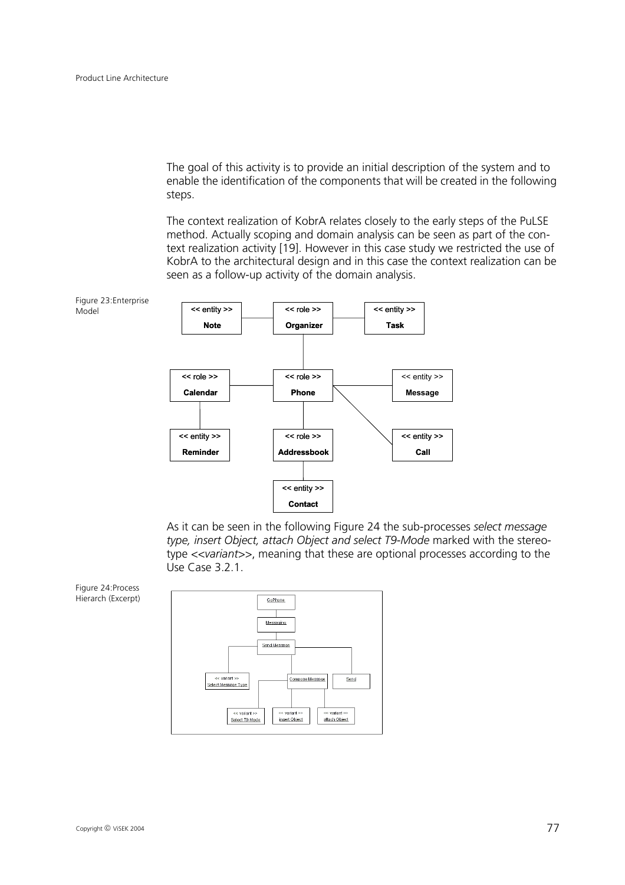The goal of this activity is to provide an initial description of the system and to enable the identification of the components that will be created in the following steps.

The context realization of KobrA relates closely to the early steps of the PuLSE method. Actually scoping and domain analysis can be seen as part of the context realization activity [19]. However in this case study we restricted the use of KobrA to the architectural design and in this case the context realization can be seen as a follow-up activity of the domain analysis.

Figure 23:Enterprise Model

As it can be seen in the following Figure 24 the sub-processes *select message type, insert Object, attach Object and select T9-Mode* marked with the stereotype <<*variant*>>, meaning that these are optional processes according to the Use Case 3.2.1.

Figure 24:Process Hierarch (Excerpt)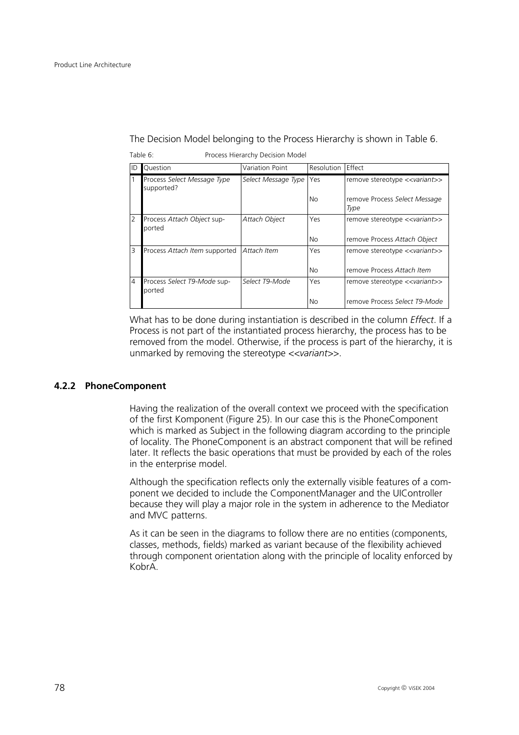The Decision Model belonging to the Process Hierarchy is shown in Table 6.

Table 6: Process Hierarchy Decision Model

| ID | Question | Variation Point | Resolution | Effect |
|---|---|---|---|---|
| 1 | Process *Select Message Type* supported? | *Select Message Type* | Yes | remove stereotype <<*variant*>> |
| | | | No | remove Process *Select Message Type* |
| 2 | Process *Attach Object* supported | *Attach Object* | Yes | remove stereotype <<*variant*>> |
| | | | No | remove Process *Attach Object* |
| 3 | Process *Attach Item* supported | *Attach Item* | Yes | remove stereotype <<*variant*>> |
| | | | No | remove Process *Attach Item* |
| 4 | Process *Select T9-Mode* supported | *Select T9-Mode* | Yes | remove stereotype <<*variant*>> |
| | | | No | remove Process *Select T9-Mode* |

What has to be done during instantiation is described in the column *Effect*. If a Process is not part of the instantiated process hierarchy, the process has to be removed from the model. Otherwise, if the process is part of the hierarchy, it is unmarked by removing the stereotype <<*variant*>>.

### 4.2.2 PhoneComponent

Having the realization of the overall context we proceed with the specification of the first Komponent (Figure 25). In our case this is the PhoneComponent which is marked as Subject in the following diagram according to the principle of locality. The PhoneComponent is an abstract component that will be refined later. It reflects the basic operations that must be provided by each of the roles in the enterprise model.

Although the specification reflects only the externally visible features of a component we decided to include the ComponentManager and the UIController because they will play a major role in the system in adherence to the Mediator and MVC patterns.

As it can be seen in the diagrams to follow there are no entities (components, classes, methods, fields) marked as variant because of the flexibility achieved through component orientation along with the principle of locality enforced by KobrA.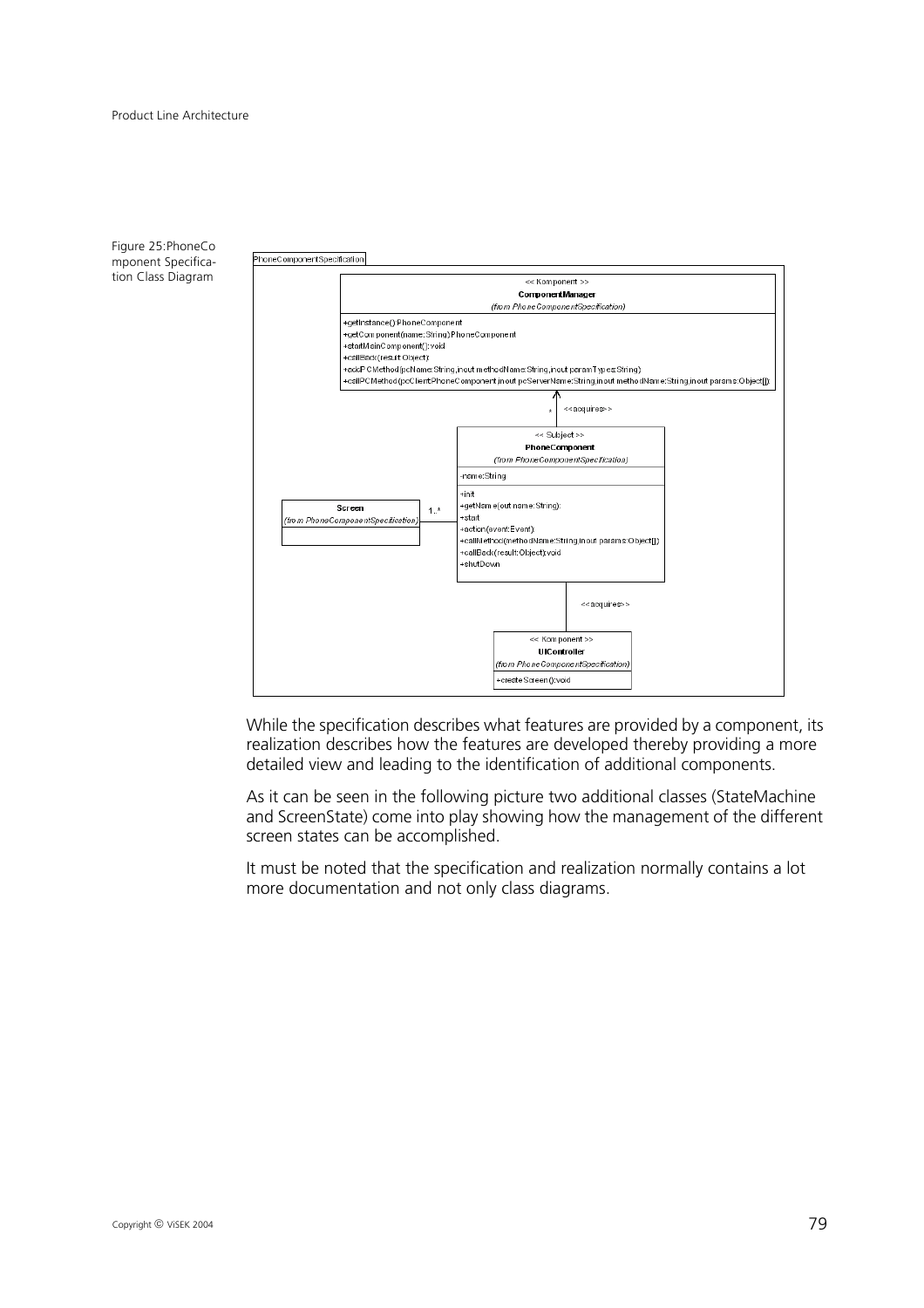Figure 25:PhoneComponent Specification Class Diagram

While the specification describes what features are provided by a component, its realization describes how the features are developed thereby providing a more detailed view and leading to the identification of additional components.

As it can be seen in the following picture two additional classes (StateMachine and ScreenState) come into play showing how the management of the different screen states can be accomplished.

It must be noted that the specification and realization normally contains a lot more documentation and not only class diagrams.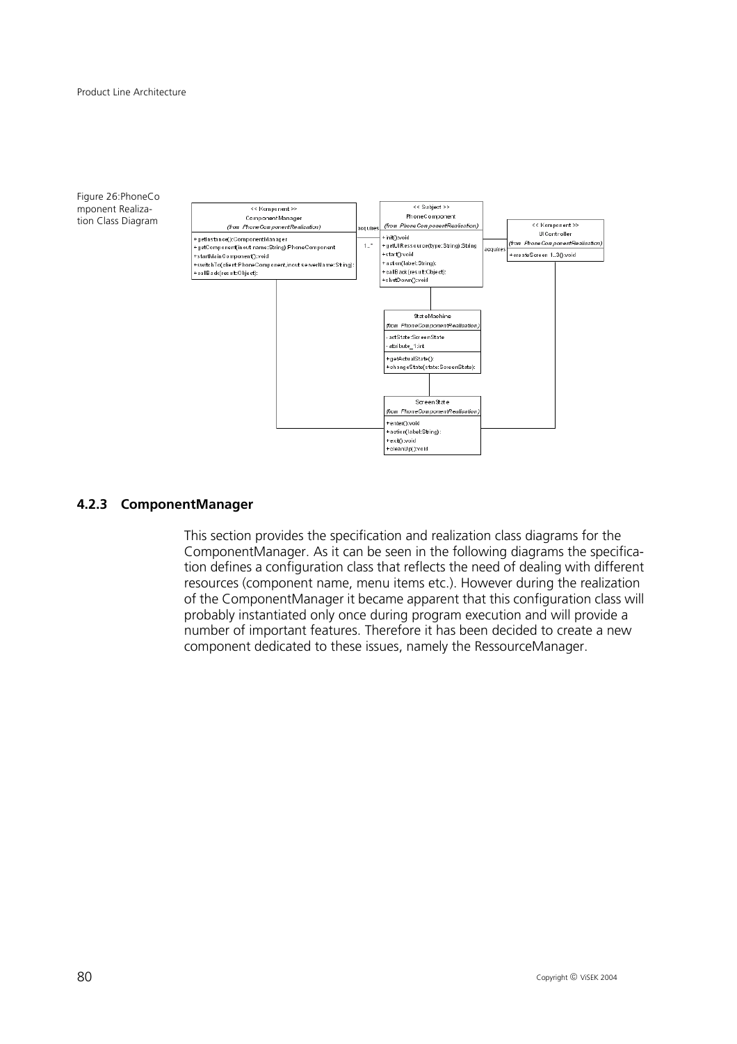Figure 26:PhoneComponent Realization Class Diagram

### 4.2.3 ComponentManager

This section provides the specification and realization class diagrams for the ComponentManager. As it can be seen in the following diagrams the specification defines a configuration class that reflects the need of dealing with different resources (component name, menu items etc.). However during the realization of the ComponentManager it became apparent that this configuration class will probably instantiated only once during program execution and will provide a number of important features. Therefore it has been decided to create a new component dedicated to these issues, namely the RessourceManager.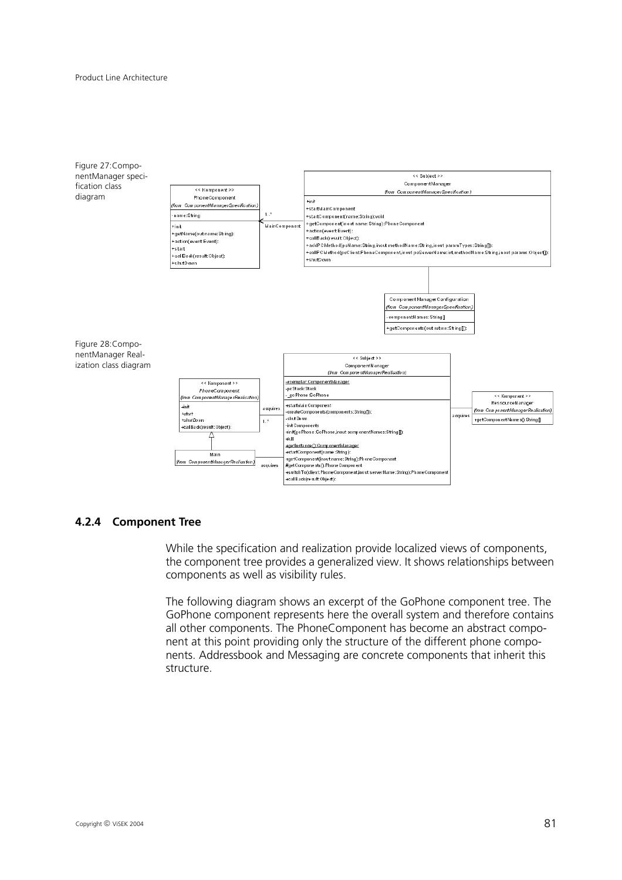Figure 27: ComponentManager specification class diagram

Figure 28: ComponentManager Realization class diagram

### 4.2.4 Component Tree

While the specification and realization provide localized views of components, the component tree provides a generalized view. It shows relationships between components as well as visibility rules.

The following diagram shows an excerpt of the GoPhone component tree. The GoPhone component represents here the overall system and therefore contains all other components. The PhoneComponent has become an abstract component at this point providing only the structure of the different phone components. Addressbook and Messaging are concrete components that inherit this structure.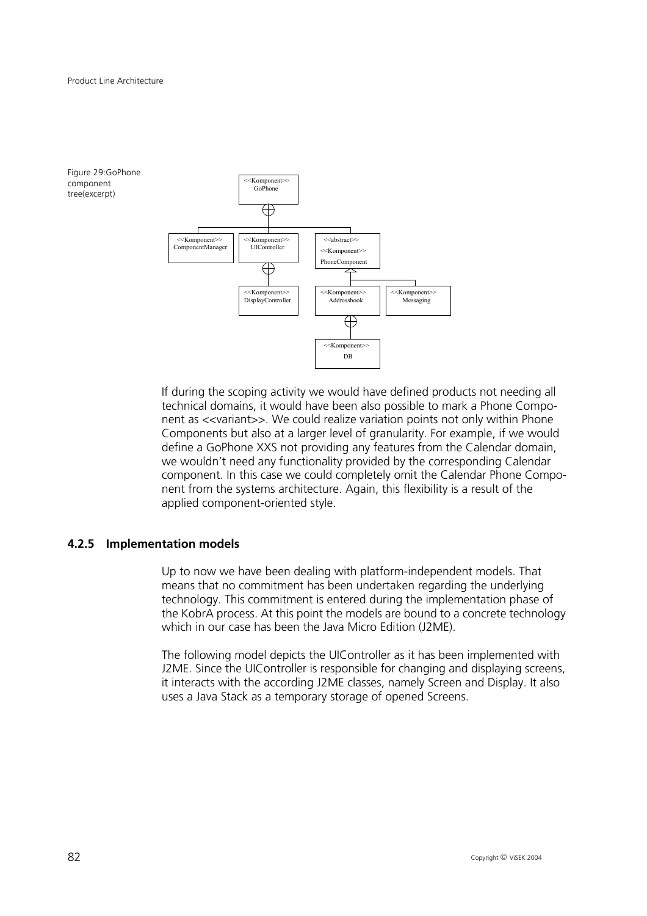Figure 29:GoPhone component tree(excerpt)

If during the scoping activity we would have defined products not needing all technical domains, it would have been also possible to mark a Phone Component as <<variant>>. We could realize variation points not only within Phone Components but also at a larger level of granularity. For example, if we would define a GoPhone XXS not providing any features from the Calendar domain, we wouldn't need any functionality provided by the corresponding Calendar component. In this case we could completely omit the Calendar Phone Component from the systems architecture. Again, this flexibility is a result of the applied component-oriented style.

### 4.2.5 Implementation models

Up to now we have been dealing with platform-independent models. That means that no commitment has been undertaken regarding the underlying technology. This commitment is entered during the implementation phase of the KobrA process. At this point the models are bound to a concrete technology which in our case has been the Java Micro Edition (J2ME).

The following model depicts the UIController as it has been implemented with J2ME. Since the UIController is responsible for changing and displaying screens, it interacts with the according J2ME classes, namely Screen and Display. It also uses a Java Stack as a temporary storage of opened Screens.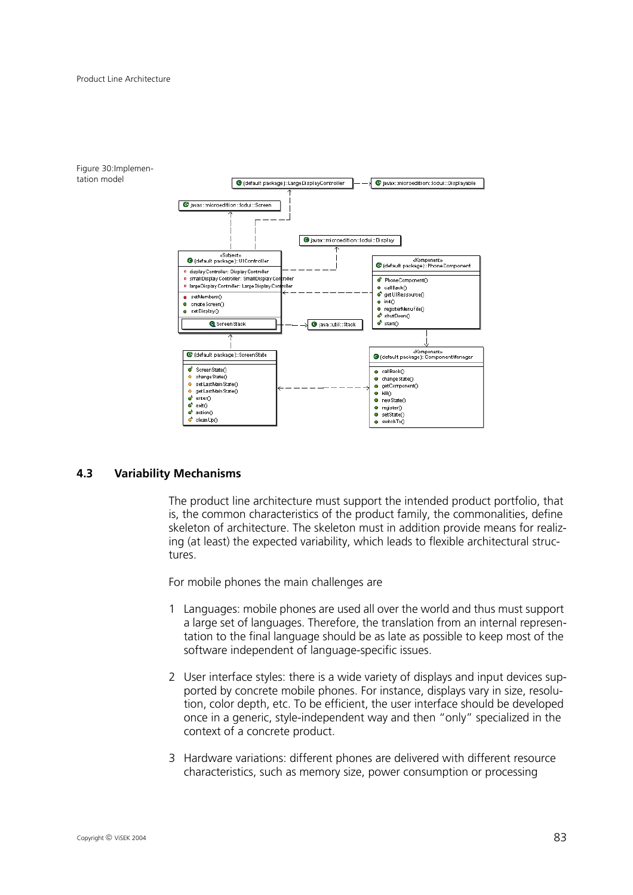Figure 30: Implementation model

## 4.3 Variability Mechanisms

The product line architecture must support the intended product portfolio, that is, the common characteristics of the product family, the commonalities, define skeleton of architecture. The skeleton must in addition provide means for realizing (at least) the expected variability, which leads to flexible architectural structures.

For mobile phones the main challenges are

1. Languages: mobile phones are used all over the world and thus must support a large set of languages. Therefore, the translation from an internal representation to the final language should be as late as possible to keep most of the software independent of language-specific issues.

2. User interface styles: there is a wide variety of displays and input devices supported by concrete mobile phones. For instance, displays vary in size, resolution, color depth, etc. To be efficient, the user interface should be developed once in a generic, style-independent way and then "only" specialized in the context of a concrete product.

3. Hardware variations: different phones are delivered with different resource characteristics, such as memory size, power consumption or processing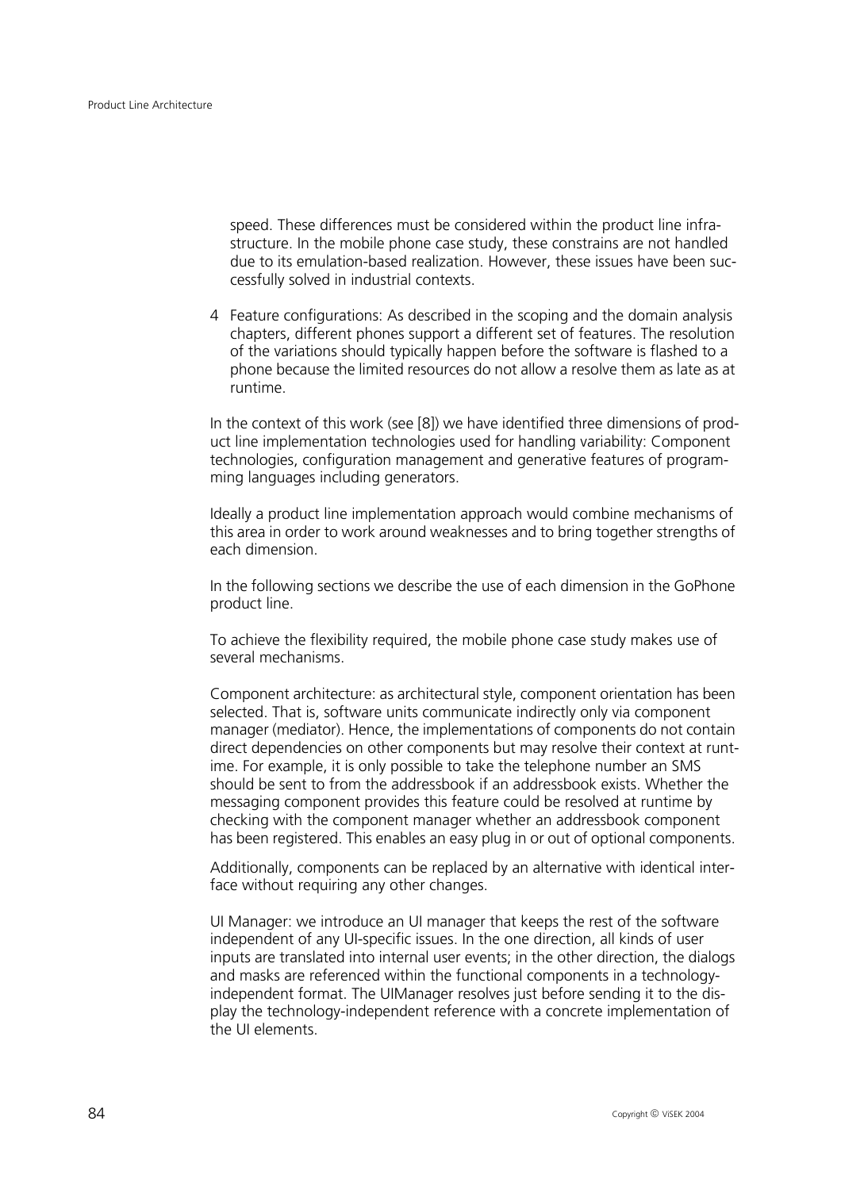speed. These differences must be considered within the product line infrastructure. In the mobile phone case study, these constrains are not handled due to its emulation-based realization. However, these issues have been successfully solved in industrial contexts.

4 Feature configurations: As described in the scoping and the domain analysis chapters, different phones support a different set of features. The resolution of the variations should typically happen before the software is flashed to a phone because the limited resources do not allow a resolve them as late as at runtime.

In the context of this work (see [8]) we have identified three dimensions of product line implementation technologies used for handling variability: Component technologies, configuration management and generative features of programming languages including generators.

Ideally a product line implementation approach would combine mechanisms of this area in order to work around weaknesses and to bring together strengths of each dimension.

In the following sections we describe the use of each dimension in the GoPhone product line.

To achieve the flexibility required, the mobile phone case study makes use of several mechanisms.

Component architecture: as architectural style, component orientation has been selected. That is, software units communicate indirectly only via component manager (mediator). Hence, the implementations of components do not contain direct dependencies on other components but may resolve their context at runtime. For example, it is only possible to take the telephone number an SMS should be sent to from the addressbook if an addressbook exists. Whether the messaging component provides this feature could be resolved at runtime by checking with the component manager whether an addressbook component has been registered. This enables an easy plug in or out of optional components.

Additionally, components can be replaced by an alternative with identical interface without requiring any other changes.

UI Manager: we introduce an UI manager that keeps the rest of the software independent of any UI-specific issues. In the one direction, all kinds of user inputs are translated into internal user events; in the other direction, the dialogs and masks are referenced within the functional components in a technology-independent format. The UIManager resolves just before sending it to the display the technology-independent reference with a concrete implementation of the UI elements.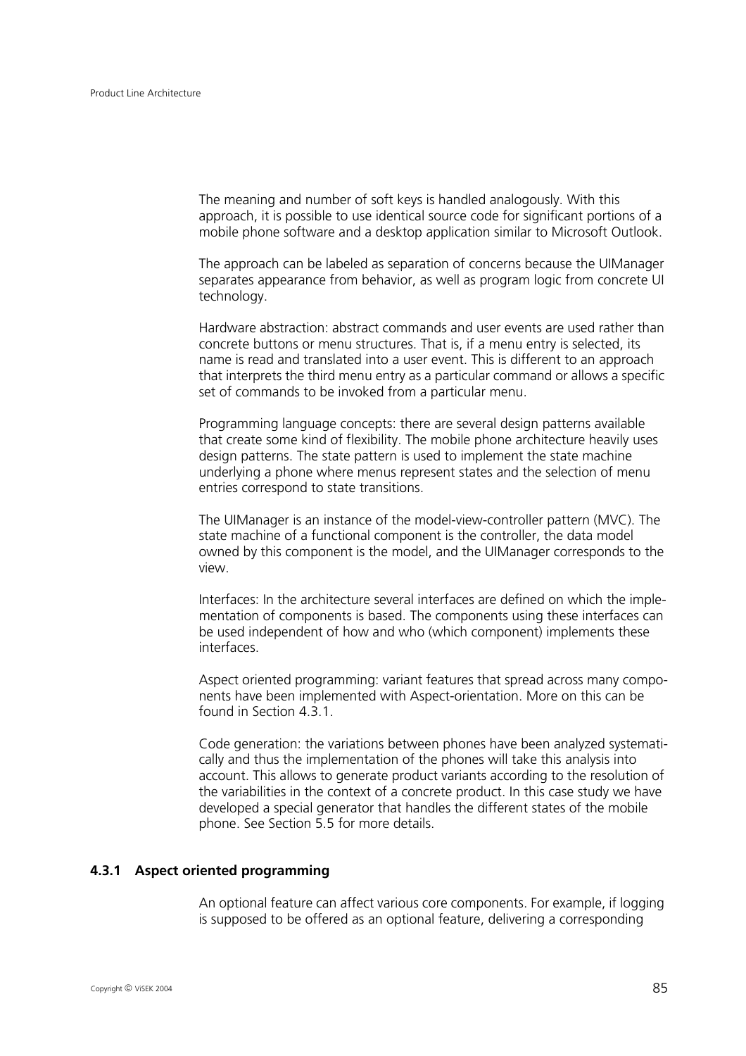The meaning and number of soft keys is handled analogously. With this approach, it is possible to use identical source code for significant portions of a mobile phone software and a desktop application similar to Microsoft Outlook.

The approach can be labeled as separation of concerns because the UIManager separates appearance from behavior, as well as program logic from concrete UI technology.

Hardware abstraction: abstract commands and user events are used rather than concrete buttons or menu structures. That is, if a menu entry is selected, its name is read and translated into a user event. This is different to an approach that interprets the third menu entry as a particular command or allows a specific set of commands to be invoked from a particular menu.

Programming language concepts: there are several design patterns available that create some kind of flexibility. The mobile phone architecture heavily uses design patterns. The state pattern is used to implement the state machine underlying a phone where menus represent states and the selection of menu entries correspond to state transitions.

The UIManager is an instance of the model-view-controller pattern (MVC). The state machine of a functional component is the controller, the data model owned by this component is the model, and the UIManager corresponds to the view.

Interfaces: In the architecture several interfaces are defined on which the implementation of components is based. The components using these interfaces can be used independent of how and who (which component) implements these interfaces.

Aspect oriented programming: variant features that spread across many components have been implemented with Aspect-orientation. More on this can be found in Section 4.3.1.

Code generation: the variations between phones have been analyzed systematically and thus the implementation of the phones will take this analysis into account. This allows to generate product variants according to the resolution of the variabilities in the context of a concrete product. In this case study we have developed a special generator that handles the different states of the mobile phone. See Section 5.5 for more details.

### 4.3.1 Aspect oriented programming

An optional feature can affect various core components. For example, if logging is supposed to be offered as an optional feature, delivering a corresponding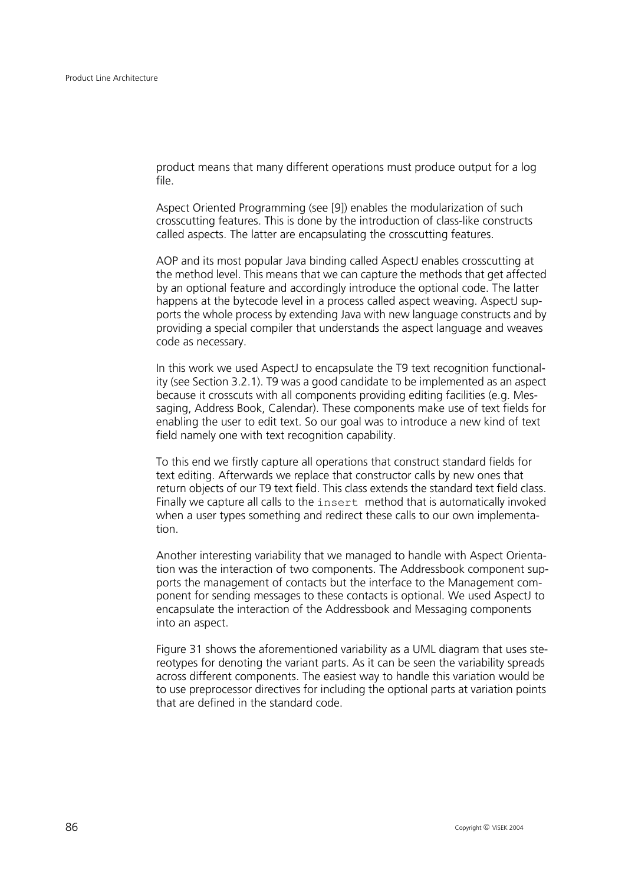product means that many different operations must produce output for a log file.

Aspect Oriented Programming (see [9]) enables the modularization of such crosscutting features. This is done by the introduction of class-like constructs called aspects. The latter are encapsulating the crosscutting features.

AOP and its most popular Java binding called AspectJ enables crosscutting at the method level. This means that we can capture the methods that get affected by an optional feature and accordingly introduce the optional code. The latter happens at the bytecode level in a process called aspect weaving. AspectJ supports the whole process by extending Java with new language constructs and by providing a special compiler that understands the aspect language and weaves code as necessary.

In this work we used AspectJ to encapsulate the T9 text recognition functionality (see Section 3.2.1). T9 was a good candidate to be implemented as an aspect because it crosscuts with all components providing editing facilities (e.g. Messaging, Address Book, Calendar). These components make use of text fields for enabling the user to edit text. So our goal was to introduce a new kind of text field namely one with text recognition capability.

To this end we firstly capture all operations that construct standard fields for text editing. Afterwards we replace that constructor calls by new ones that return objects of our T9 text field. This class extends the standard text field class. Finally we capture all calls to the `insert` method that is automatically invoked when a user types something and redirect these calls to our own implementation.

Another interesting variability that we managed to handle with Aspect Orientation was the interaction of two components. The Addressbook component supports the management of contacts but the interface to the Management component for sending messages to these contacts is optional. We used AspectJ to encapsulate the interaction of the Addressbook and Messaging components into an aspect.

Figure 31 shows the aforementioned variability as a UML diagram that uses stereotypes for denoting the variant parts. As it can be seen the variability spreads across different components. The easiest way to handle this variation would be to use preprocessor directives for including the optional parts at variation points that are defined in the standard code.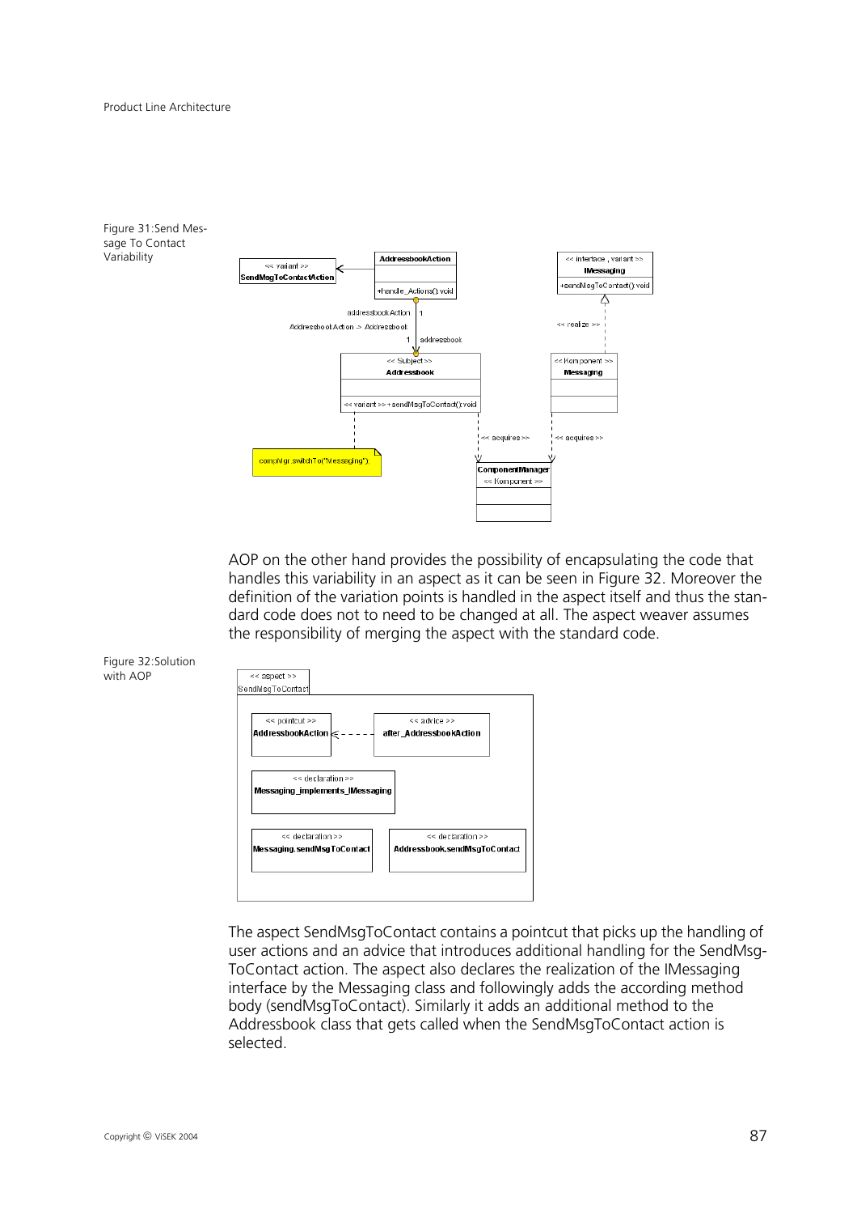Figure 31: Send Message To Contact Variability

AOP on the other hand provides the possibility of encapsulating the code that handles this variability in an aspect as it can be seen in Figure 32. Moreover the definition of the variation points is handled in the aspect itself and thus the standard code does not to need to be changed at all. The aspect weaver assumes the responsibility of merging the aspect with the standard code.

Figure 32: Solution with AOP

The aspect SendMsgToContact contains a pointcut that picks up the handling of user actions and an advice that introduces additional handling for the SendMsgToContact action. The aspect also declares the realization of the IMessaging interface by the Messaging class and followingly adds the according method body (sendMsgToContact). Similarly it adds an additional method to the Addressbook class that gets called when the SendMsgToContact action is selected.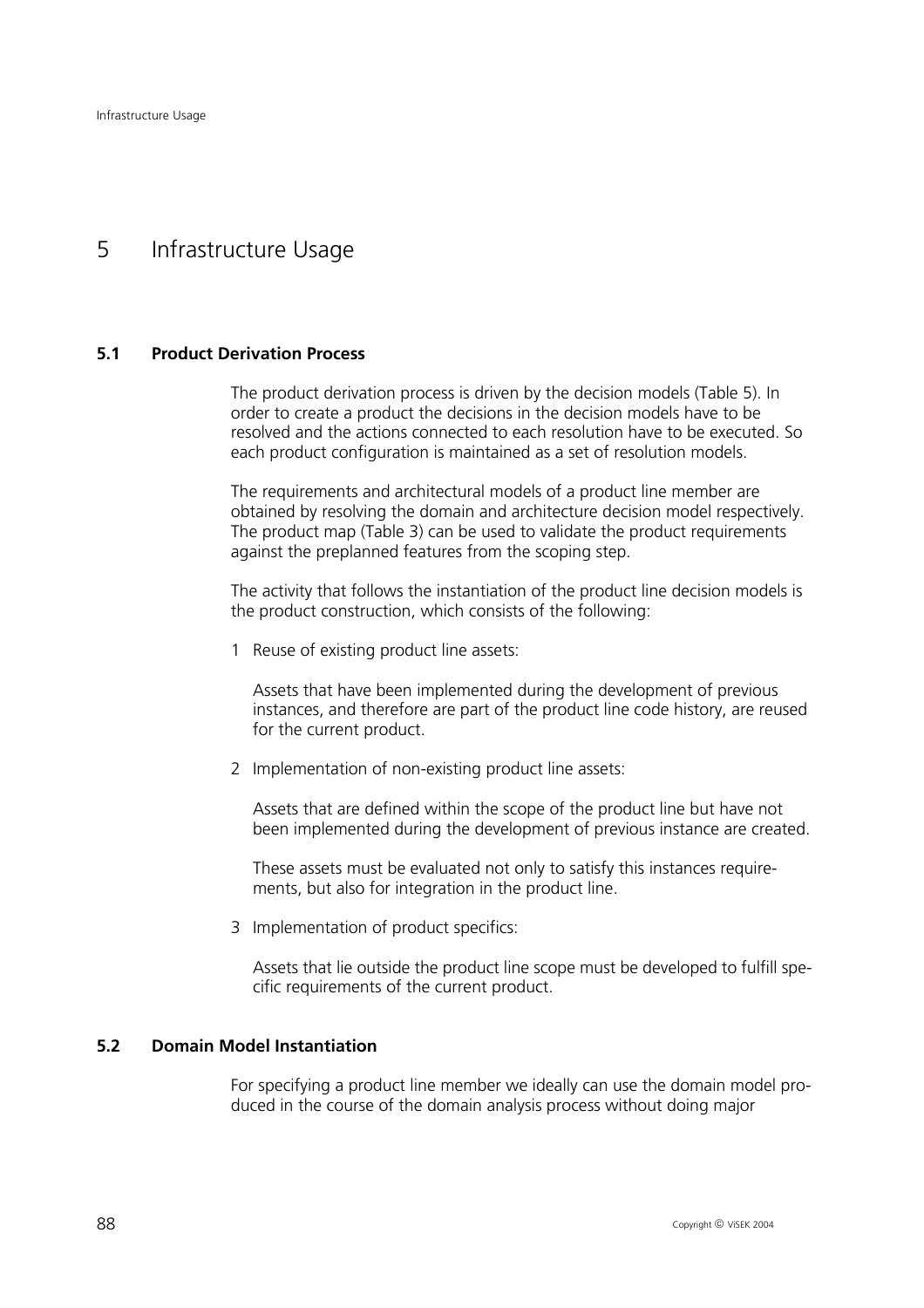# 5 Infrastructure Usage

## 5.1 Product Derivation Process

The product derivation process is driven by the decision models (Table 5). In order to create a product the decisions in the decision models have to be resolved and the actions connected to each resolution have to be executed. So each product configuration is maintained as a set of resolution models.

The requirements and architectural models of a product line member are obtained by resolving the domain and architecture decision model respectively. The product map (Table 3) can be used to validate the product requirements against the preplanned features from the scoping step.

The activity that follows the instantiation of the product line decision models is the product construction, which consists of the following:

1. Reuse of existing product line assets:

   Assets that have been implemented during the development of previous instances, and therefore are part of the product line code history, are reused for the current product.

2. Implementation of non-existing product line assets:

   Assets that are defined within the scope of the product line but have not been implemented during the development of previous instance are created.

   These assets must be evaluated not only to satisfy this instances requirements, but also for integration in the product line.

3. Implementation of product specifics:

   Assets that lie outside the product line scope must be developed to fulfill specific requirements of the current product.

## 5.2 Domain Model Instantiation

For specifying a product line member we ideally can use the domain model produced in the course of the domain analysis process without doing major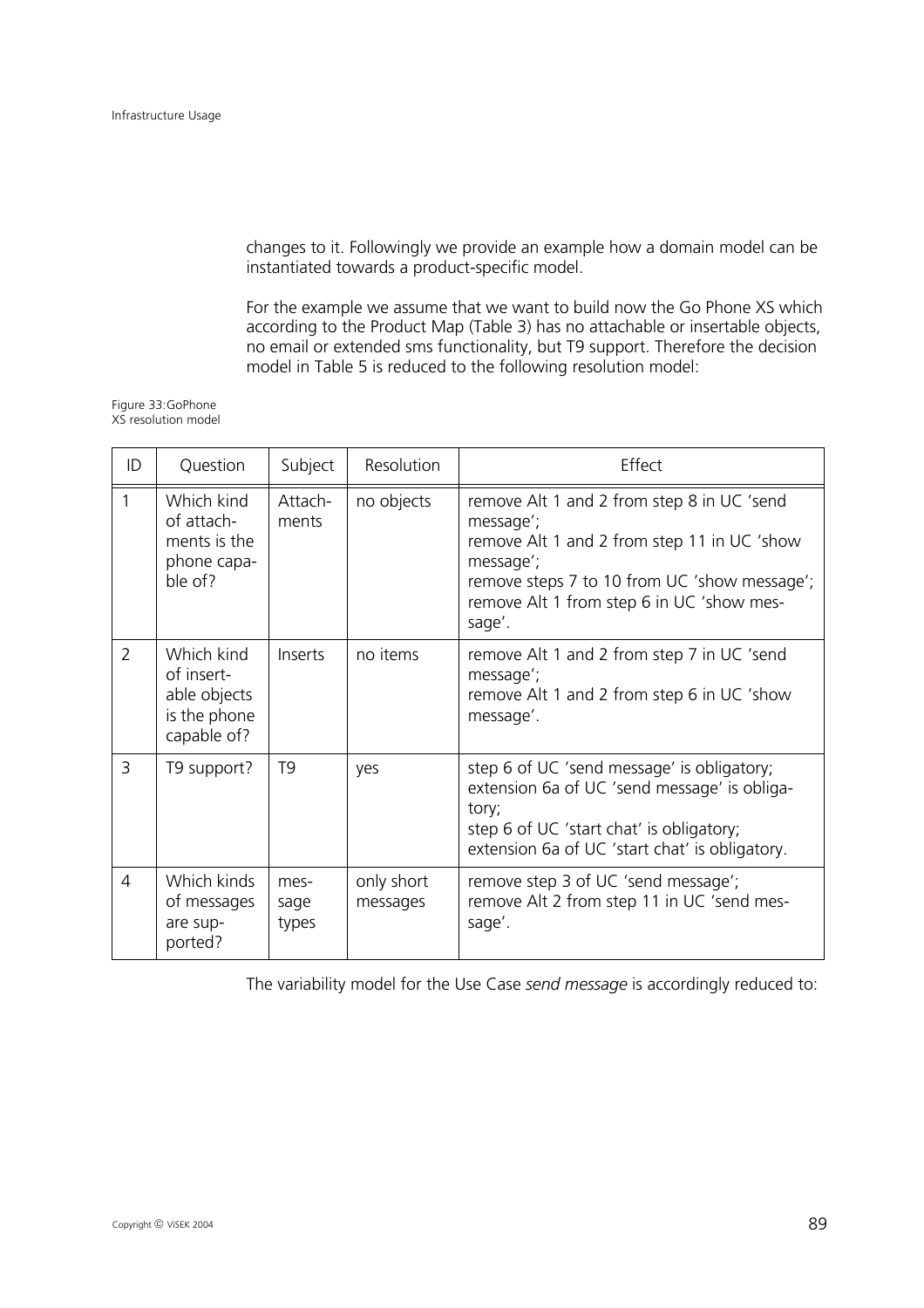changes to it. Followingly we provide an example how a domain model can be instantiated towards a product-specific model.

For the example we assume that we want to build now the Go Phone XS which according to the Product Map (Table 3) has no attachable or insertable objects, no email or extended sms functionality, but T9 support. Therefore the decision model in Table 5 is reduced to the following resolution model:

Figure 33:GoPhone XS resolution model

| ID | Question | Subject | Resolution | Effect |
|---|---|---|---|---|
| 1 | Which kind of attachments is the phone capable of? | Attachments | no objects | remove Alt 1 and 2 from step 8 in UC 'send message';<br>remove Alt 1 and 2 from step 11 in UC 'show message';<br>remove steps 7 to 10 from UC 'show message';<br>remove Alt 1 from step 6 in UC 'show message'. |
| 2 | Which kind of insertable objects is the phone capable of? | Inserts | no items | remove Alt 1 and 2 from step 7 in UC 'send message';<br>remove Alt 1 and 2 from step 6 in UC 'show message'. |
| 3 | T9 support? | T9 | yes | step 6 of UC 'send message' is obligatory;<br>extension 6a of UC 'send message' is obligatory;<br>step 6 of UC 'start chat' is obligatory;<br>extension 6a of UC 'start chat' is obligatory. |
| 4 | Which kinds of messages are supported? | message types | only short messages | remove step 3 of UC 'send message';<br>remove Alt 2 from step 11 in UC 'send message'. |

The variability model for the Use Case *send message* is accordingly reduced to: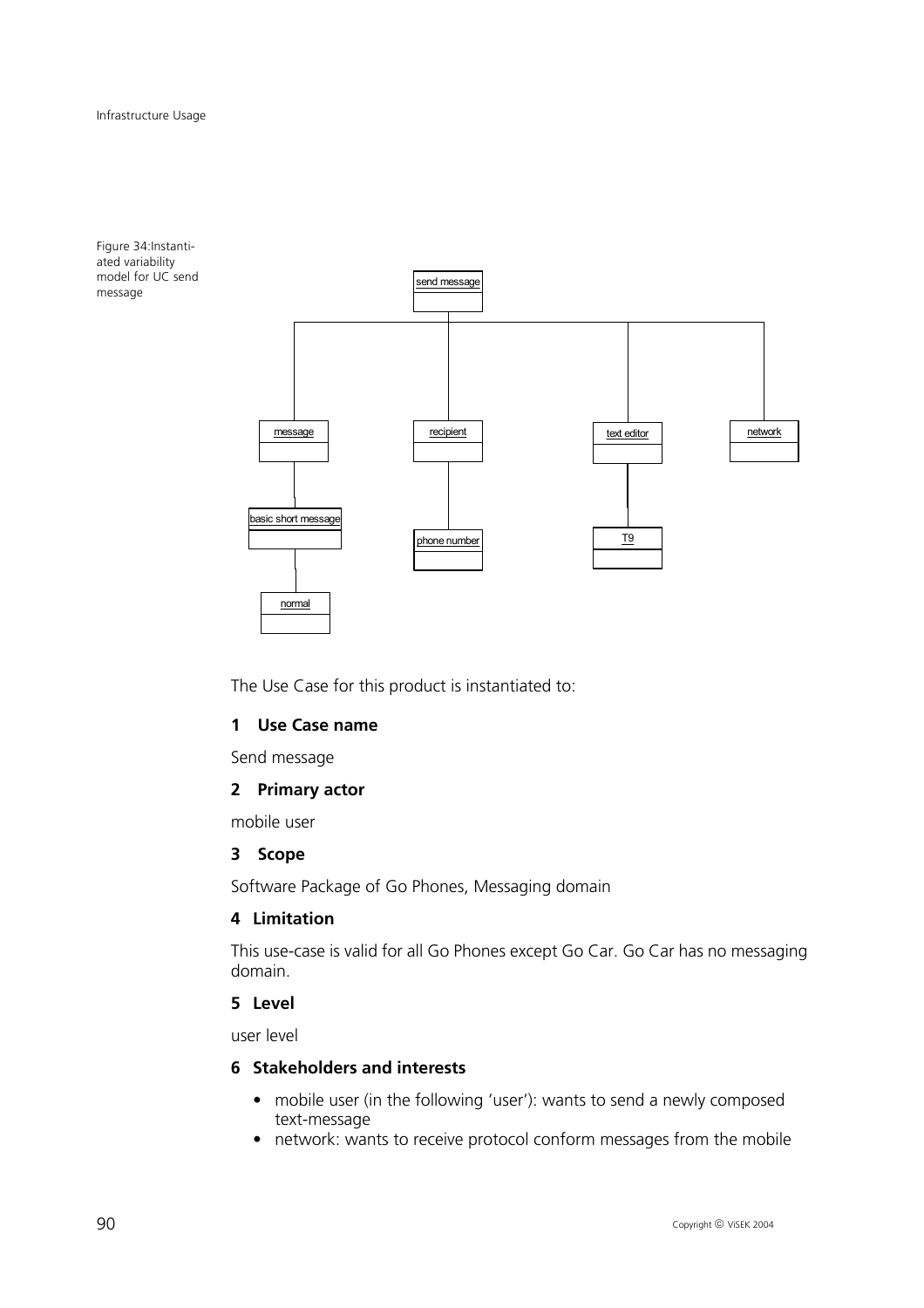Figure 34: Instantiated variability model for UC send message

The Use Case for this product is instantiated to:

### 1 Use Case name

Send message

### 2 Primary actor

mobile user

### 3 Scope

Software Package of Go Phones, Messaging domain

### 4 Limitation

This use-case is valid for all Go Phones except Go Car. Go Car has no messaging domain.

### 5 Level

user level

### 6 Stakeholders and interests

- mobile user (in the following 'user'): wants to send a newly composed text-message
- network: wants to receive protocol conform messages from the mobile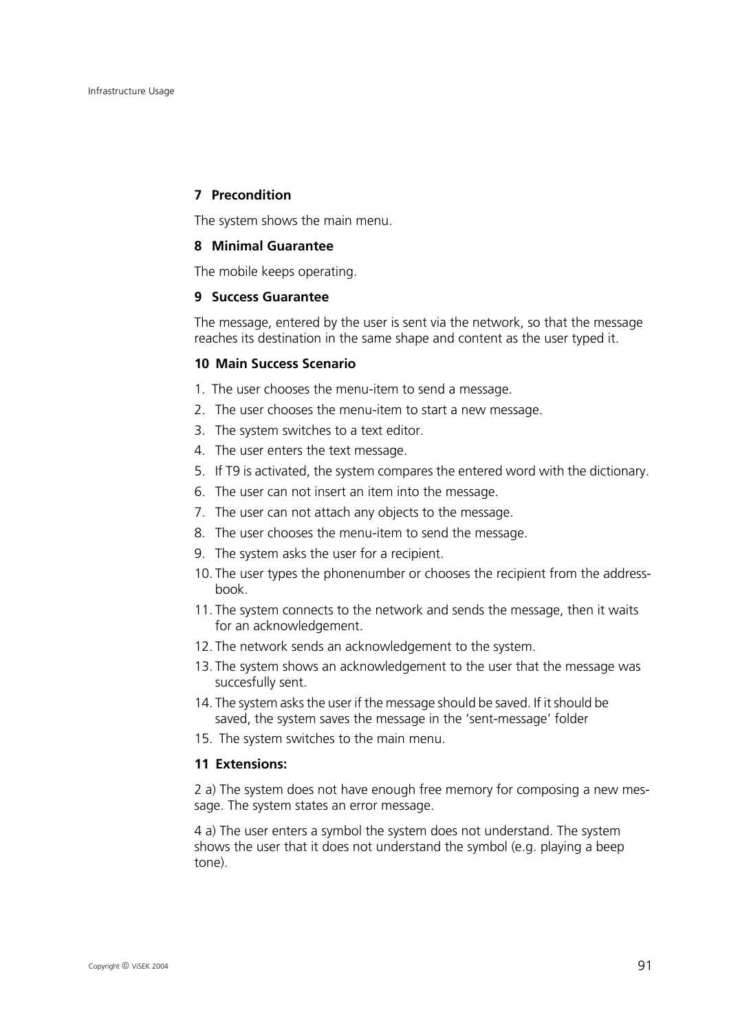#### 7 Precondition

The system shows the main menu.

#### 8 Minimal Guarantee

The mobile keeps operating.

#### 9 Success Guarantee

The message, entered by the user is sent via the network, so that the message reaches its destination in the same shape and content as the user typed it.

#### 10 Main Success Scenario

1. The user chooses the menu-item to send a message.
2. The user chooses the menu-item to start a new message.
3. The system switches to a text editor.
4. The user enters the text message.
5. If T9 is activated, the system compares the entered word with the dictionary.
6. The user can not insert an item into the message.
7. The user can not attach any objects to the message.
8. The user chooses the menu-item to send the message.
9. The system asks the user for a recipient.
10. The user types the phonenumber or chooses the recipient from the address-book.
11. The system connects to the network and sends the message, then it waits for an acknowledgement.
12. The network sends an acknowledgement to the system.
13. The system shows an acknowledgement to the user that the message was succesfully sent.
14. The system asks the user if the message should be saved. If it should be saved, the system saves the message in the 'sent-message' folder
15. The system switches to the main menu.

#### 11 Extensions:

2 a) The system does not have enough free memory for composing a new message. The system states an error message.

4 a) The user enters a symbol the system does not understand. The system shows the user that it does not understand the symbol (e.g. playing a beep tone).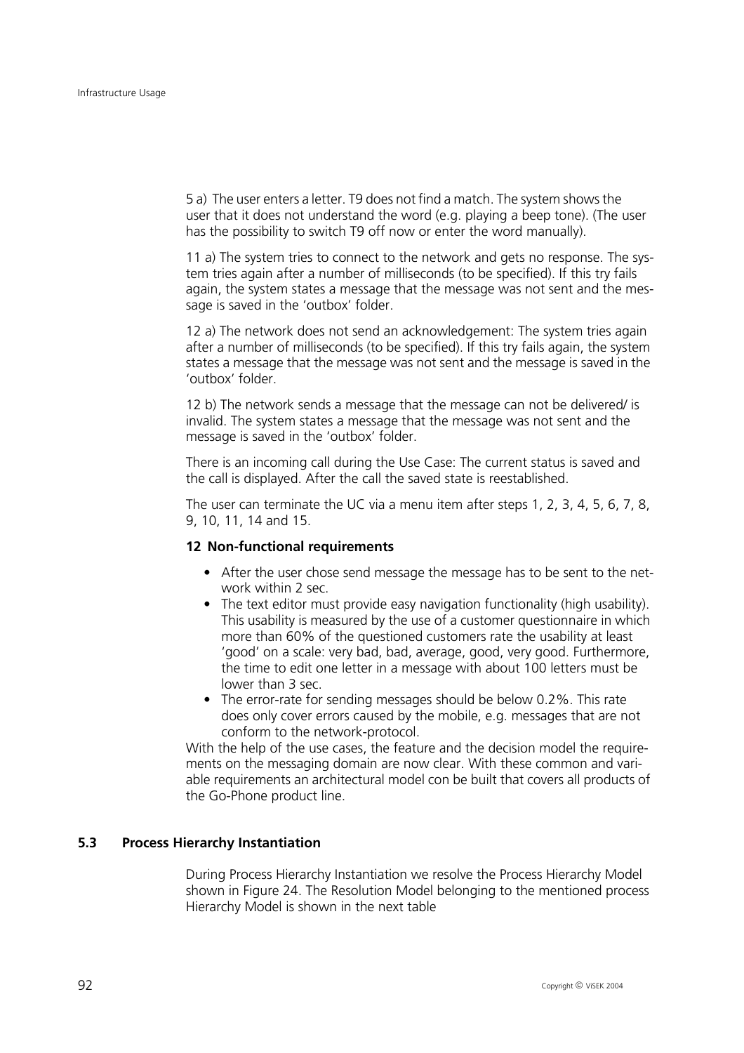5 a) The user enters a letter. T9 does not find a match. The system shows the user that it does not understand the word (e.g. playing a beep tone). (The user has the possibility to switch T9 off now or enter the word manually).

11 a) The system tries to connect to the network and gets no response. The system tries again after a number of milliseconds (to be specified). If this try fails again, the system states a message that the message was not sent and the message is saved in the 'outbox' folder.

12 a) The network does not send an acknowledgement: The system tries again after a number of milliseconds (to be specified). If this try fails again, the system states a message that the message was not sent and the message is saved in the 'outbox' folder.

12 b) The network sends a message that the message can not be delivered/ is invalid. The system states a message that the message was not sent and the message is saved in the 'outbox' folder.

There is an incoming call during the Use Case: The current status is saved and the call is displayed. After the call the saved state is reestablished.

The user can terminate the UC via a menu item after steps 1, 2, 3, 4, 5, 6, 7, 8, 9, 10, 11, 14 and 15.

**12 Non-functional requirements**

- After the user chose send message the message has to be sent to the network within 2 sec.
- The text editor must provide easy navigation functionality (high usability). This usability is measured by the use of a customer questionnaire in which more than 60% of the questioned customers rate the usability at least 'good' on a scale: very bad, bad, average, good, very good. Furthermore, the time to edit one letter in a message with about 100 letters must be lower than 3 sec.
- The error-rate for sending messages should be below 0.2%. This rate does only cover errors caused by the mobile, e.g. messages that are not conform to the network-protocol.

With the help of the use cases, the feature and the decision model the requirements on the messaging domain are now clear. With these common and variable requirements an architectural model con be built that covers all products of the Go-Phone product line.

## 5.3 Process Hierarchy Instantiation

During Process Hierarchy Instantiation we resolve the Process Hierarchy Model shown in Figure 24. The Resolution Model belonging to the mentioned process Hierarchy Model is shown in the next table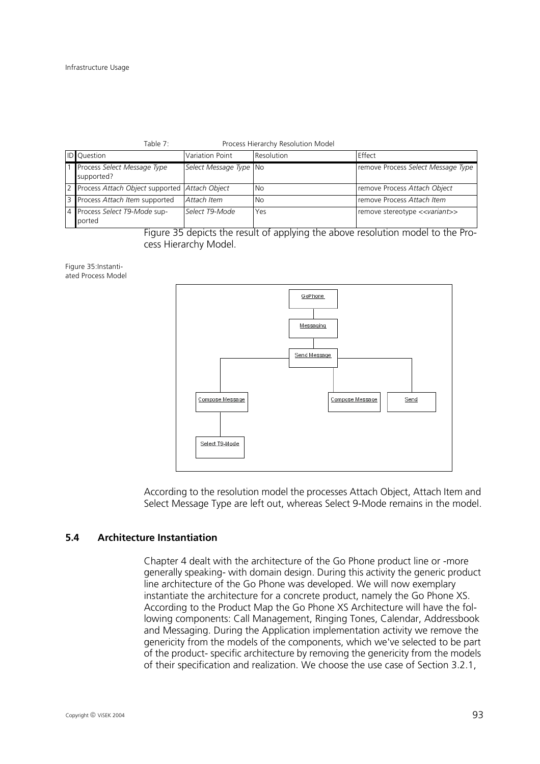Table 7: Process Hierarchy Resolution Model

| ID | Question | Variation Point | Resolution | Effect |
|---|---|---|---|---|
| 1 | Process *Select Message Type* supported? | *Select Message Type* | No | remove Process *Select Message Type* |
| 2 | Process *Attach Object* supported | *Attach Object* | No | remove Process *Attach Object* |
| 3 | Process *Attach Item* supported | *Attach Item* | No | remove Process *Attach Item* |
| 4 | Process *Select T9-Mode* supported | *Select T9-Mode* | Yes | remove stereotype <<*variant*>> |

Figure 35 depicts the result of applying the above resolution model to the Process Hierarchy Model.

Figure 35: Instantiated Process Model

GoPhone

Messaging

Send Message

Compose Message

Compose Message

Send

Select T9-Mode

According to the resolution model the processes Attach Object, Attach Item and Select Message Type are left out, whereas Select 9-Mode remains in the model.

## 5.4 Architecture Instantiation

Chapter 4 dealt with the architecture of the Go Phone product line or -more generally speaking- with domain design. During this activity the generic product line architecture of the Go Phone was developed. We will now exemplary instantiate the architecture for a concrete product, namely the Go Phone XS. According to the Product Map the Go Phone XS Architecture will have the following components: Call Management, Ringing Tones, Calendar, Addressbook and Messaging. During the Application implementation activity we remove the genericity from the models of the components, which we've selected to be part of the product- specific architecture by removing the genericity from the models of their specification and realization. We choose the use case of Section 3.2.1,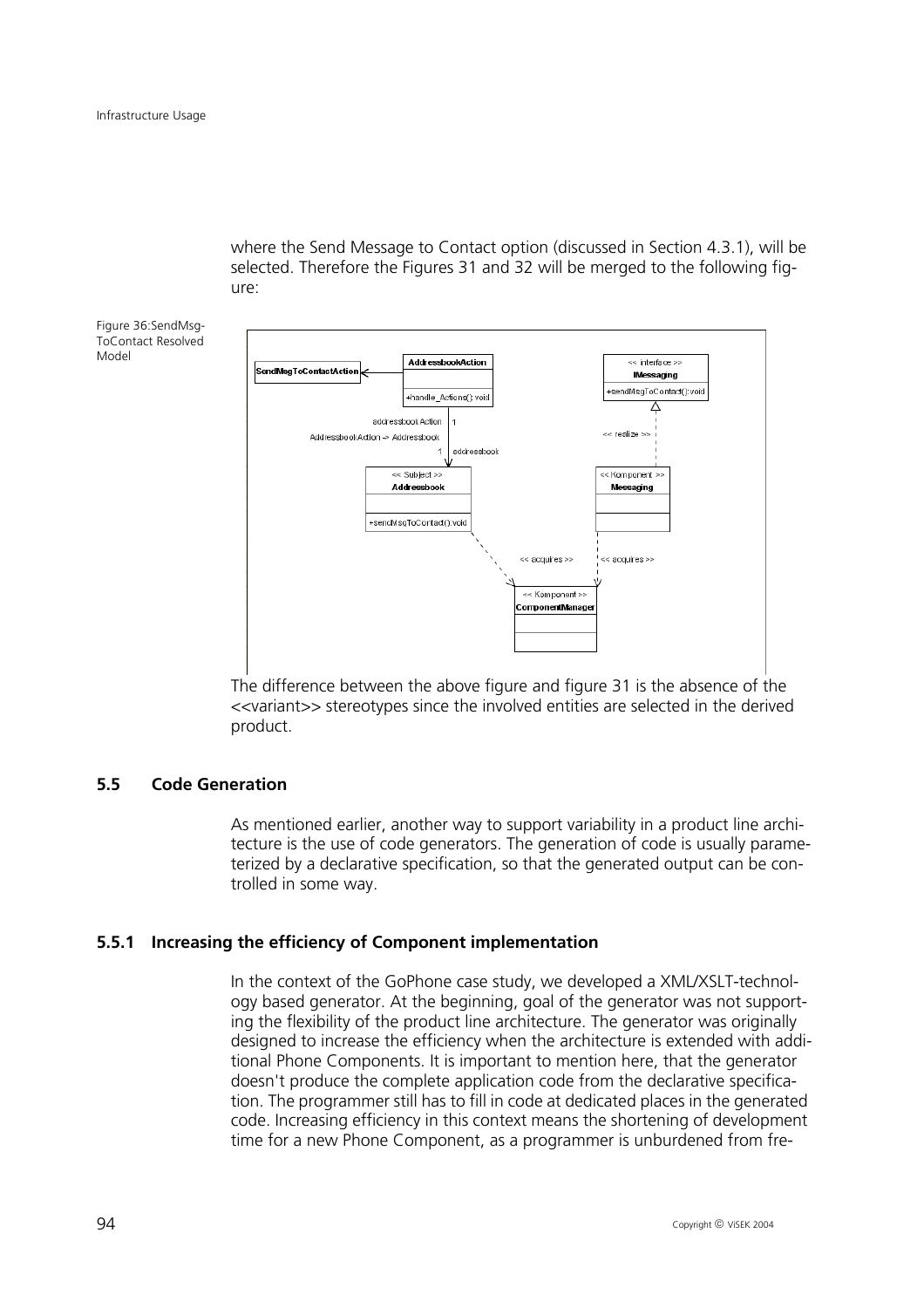where the Send Message to Contact option (discussed in Section 4.3.1), will be selected. Therefore the Figures 31 and 32 will be merged to the following figure:

Figure 36:SendMsgToContact Resolved Model

The difference between the above figure and figure 31 is the absence of the <<variant>> stereotypes since the involved entities are selected in the derived product.

## 5.5 Code Generation

As mentioned earlier, another way to support variability in a product line architecture is the use of code generators. The generation of code is usually parameterized by a declarative specification, so that the generated output can be controlled in some way.

### 5.5.1 Increasing the efficiency of Component implementation

In the context of the GoPhone case study, we developed a XML/XSLT-technology based generator. At the beginning, goal of the generator was not supporting the flexibility of the product line architecture. The generator was originally designed to increase the efficiency when the architecture is extended with additional Phone Components. It is important to mention here, that the generator doesn't produce the complete application code from the declarative specification. The programmer still has to fill in code at dedicated places in the generated code. Increasing efficiency in this context means the shortening of development time for a new Phone Component, as a programmer is unburdened from fre-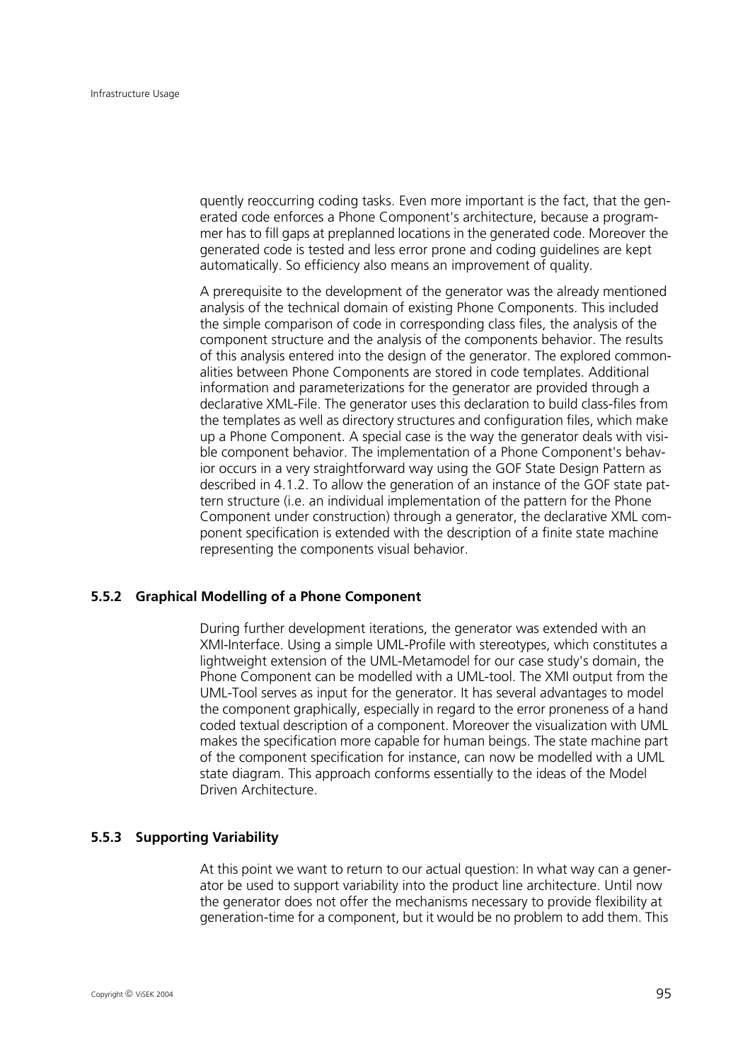quently reoccurring coding tasks. Even more important is the fact, that the generated code enforces a Phone Component's architecture, because a programmer has to fill gaps at preplanned locations in the generated code. Moreover the generated code is tested and less error prone and coding guidelines are kept automatically. So efficiency also means an improvement of quality.

A prerequisite to the development of the generator was the already mentioned analysis of the technical domain of existing Phone Components. This included the simple comparison of code in corresponding class files, the analysis of the component structure and the analysis of the components behavior. The results of this analysis entered into the design of the generator. The explored commonalities between Phone Components are stored in code templates. Additional information and parameterizations for the generator are provided through a declarative XML-File. The generator uses this declaration to build class-files from the templates as well as directory structures and configuration files, which make up a Phone Component. A special case is the way the generator deals with visible component behavior. The implementation of a Phone Component's behavior occurs in a very straightforward way using the GOF State Design Pattern as described in 4.1.2. To allow the generation of an instance of the GOF state pattern structure (i.e. an individual implementation of the pattern for the Phone Component under construction) through a generator, the declarative XML component specification is extended with the description of a finite state machine representing the components visual behavior.

### 5.5.2 Graphical Modelling of a Phone Component

During further development iterations, the generator was extended with an XMI-Interface. Using a simple UML-Profile with stereotypes, which constitutes a lightweight extension of the UML-Metamodel for our case study's domain, the Phone Component can be modelled with a UML-tool. The XMI output from the UML-Tool serves as input for the generator. It has several advantages to model the component graphically, especially in regard to the error proneness of a hand coded textual description of a component. Moreover the visualization with UML makes the specification more capable for human beings. The state machine part of the component specification for instance, can now be modelled with a UML state diagram. This approach conforms essentially to the ideas of the Model Driven Architecture.

### 5.5.3 Supporting Variability

At this point we want to return to our actual question: In what way can a generator be used to support variability into the product line architecture. Until now the generator does not offer the mechanisms necessary to provide flexibility at generation-time for a component, but it would be no problem to add them. This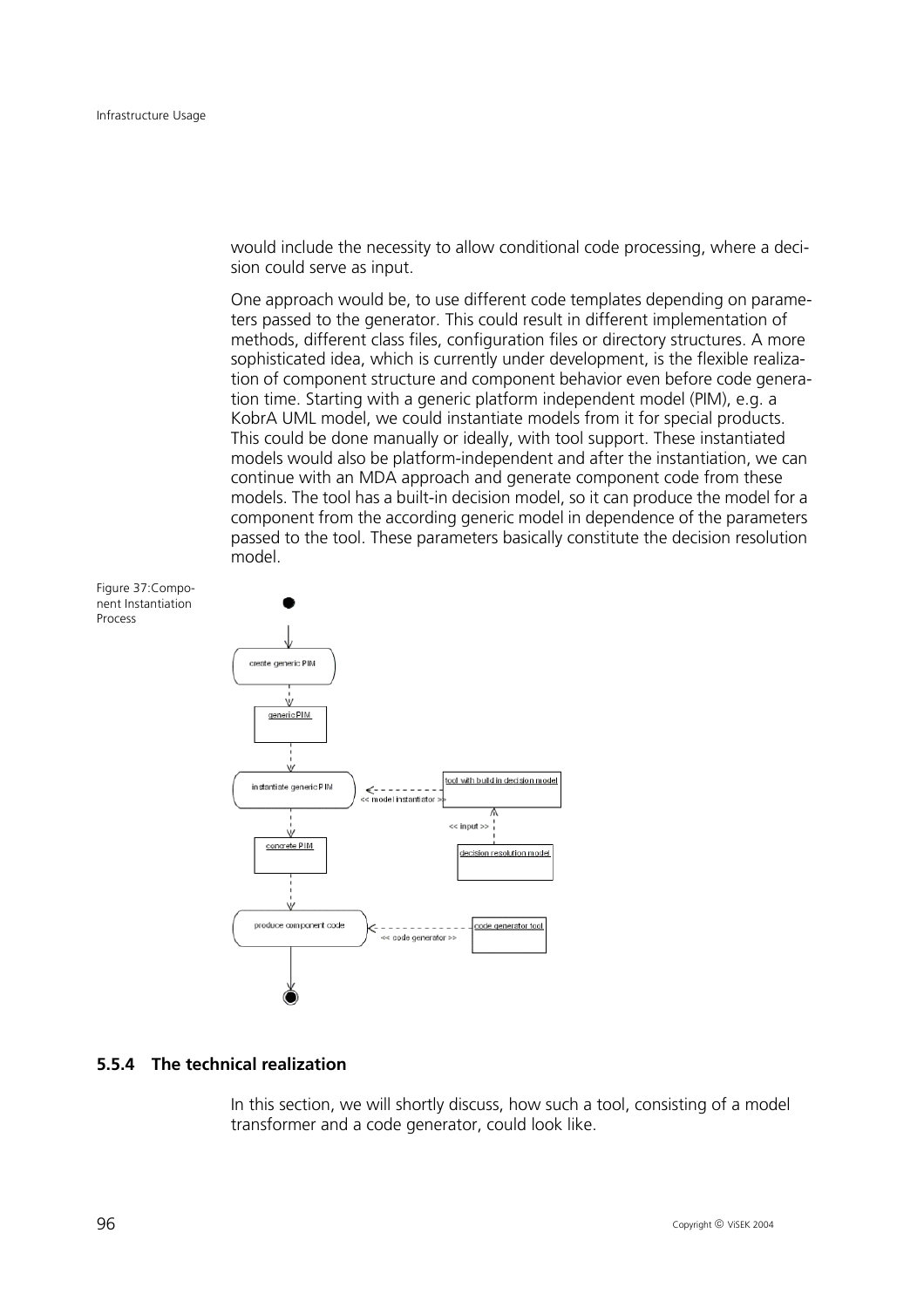would include the necessity to allow conditional code processing, where a decision could serve as input.

One approach would be, to use different code templates depending on parameters passed to the generator. This could result in different implementation of methods, different class files, configuration files or directory structures. A more sophisticated idea, which is currently under development, is the flexible realization of component structure and component behavior even before code generation time. Starting with a generic platform independent model (PIM), e.g. a KobrA UML model, we could instantiate models from it for special products. This could be done manually or ideally, with tool support. These instantiated models would also be platform-independent and after the instantiation, we can continue with an MDA approach and generate component code from these models. The tool has a built-in decision model, so it can produce the model for a component from the according generic model in dependence of the parameters passed to the tool. These parameters basically constitute the decision resolution model.

Figure 37:Component Instantiation Process

### 5.5.4 The technical realization

In this section, we will shortly discuss, how such a tool, consisting of a model transformer and a code generator, could look like.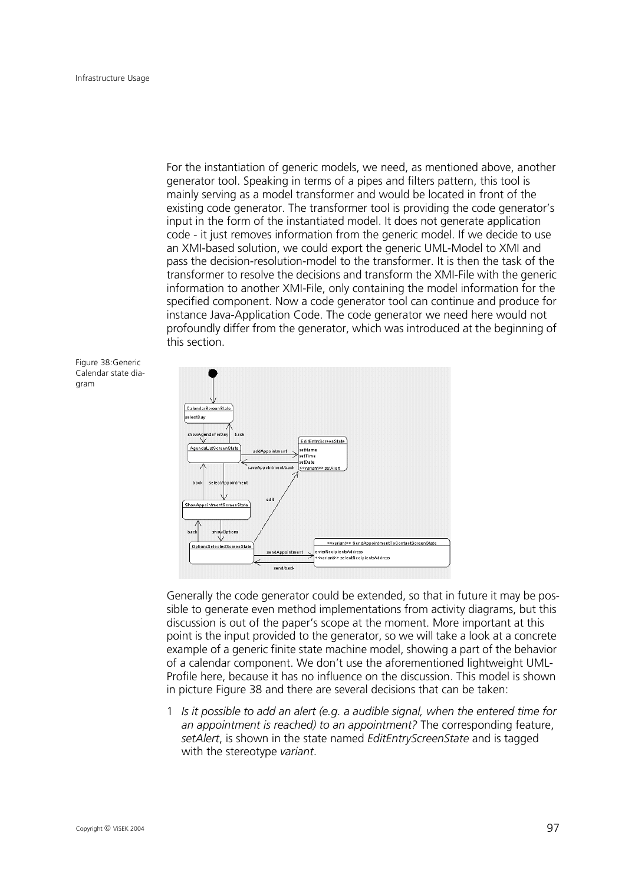For the instantiation of generic models, we need, as mentioned above, another generator tool. Speaking in terms of a pipes and filters pattern, this tool is mainly serving as a model transformer and would be located in front of the existing code generator. The transformer tool is providing the code generator's input in the form of the instantiated model. It does not generate application code - it just removes information from the generic model. If we decide to use an XMI-based solution, we could export the generic UML-Model to XMI and pass the decision-resolution-model to the transformer. It is then the task of the transformer to resolve the decisions and transform the XMI-File with the generic information to another XMI-File, only containing the model information for the specified component. Now a code generator tool can continue and produce for instance Java-Application Code. The code generator we need here would not profoundly differ from the generator, which was introduced at the beginning of this section.

Figure 38:Generic Calendar state diagram

Generally the code generator could be extended, so that in future it may be possible to generate even method implementations from activity diagrams, but this discussion is out of the paper's scope at the moment. More important at this point is the input provided to the generator, so we will take a look at a concrete example of a generic finite state machine model, showing a part of the behavior of a calendar component. We don't use the aforementioned lightweight UML-Profile here, because it has no influence on the discussion. This model is shown in picture Figure 38 and there are several decisions that can be taken:

1 *Is it possible to add an alert (e.g. a audible signal, when the entered time for an appointment is reached) to an appointment?* The corresponding feature, *setAlert*, is shown in the state named *EditEntryScreenState* and is tagged with the stereotype *variant*.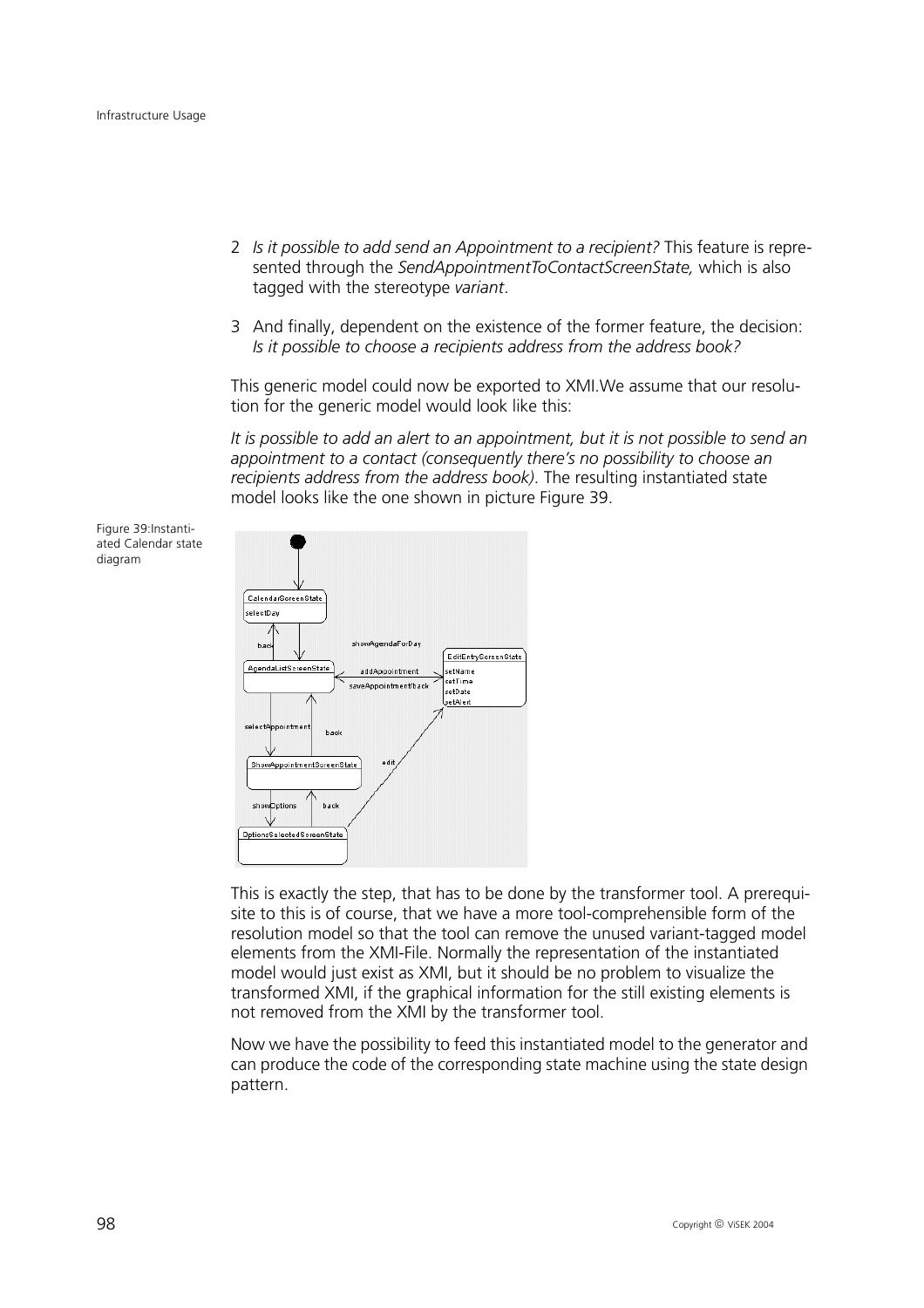2 *Is it possible to add send an Appointment to a recipient?* This feature is represented through the *SendAppointmentToContactScreenState,* which is also tagged with the stereotype *variant*.

3 And finally, dependent on the existence of the former feature, the decision: *Is it possible to choose a recipients address from the address book?*

This generic model could now be exported to XMI.We assume that our resolution for the generic model would look like this:

*It is possible to add an alert to an appointment, but it is not possible to send an appointment to a contact (consequently there's no possibility to choose an recipients address from the address book).* The resulting instantiated state model looks like the one shown in picture Figure 39.

Figure 39:Instantiated Calendar state diagram

This is exactly the step, that has to be done by the transformer tool. A prerequisite to this is of course, that we have a more tool-comprehensible form of the resolution model so that the tool can remove the unused variant-tagged model elements from the XMI-File. Normally the representation of the instantiated model would just exist as XMI, but it should be no problem to visualize the transformed XMI, if the graphical information for the still existing elements is not removed from the XMI by the transformer tool.

Now we have the possibility to feed this instantiated model to the generator and can produce the code of the corresponding state machine using the state design pattern.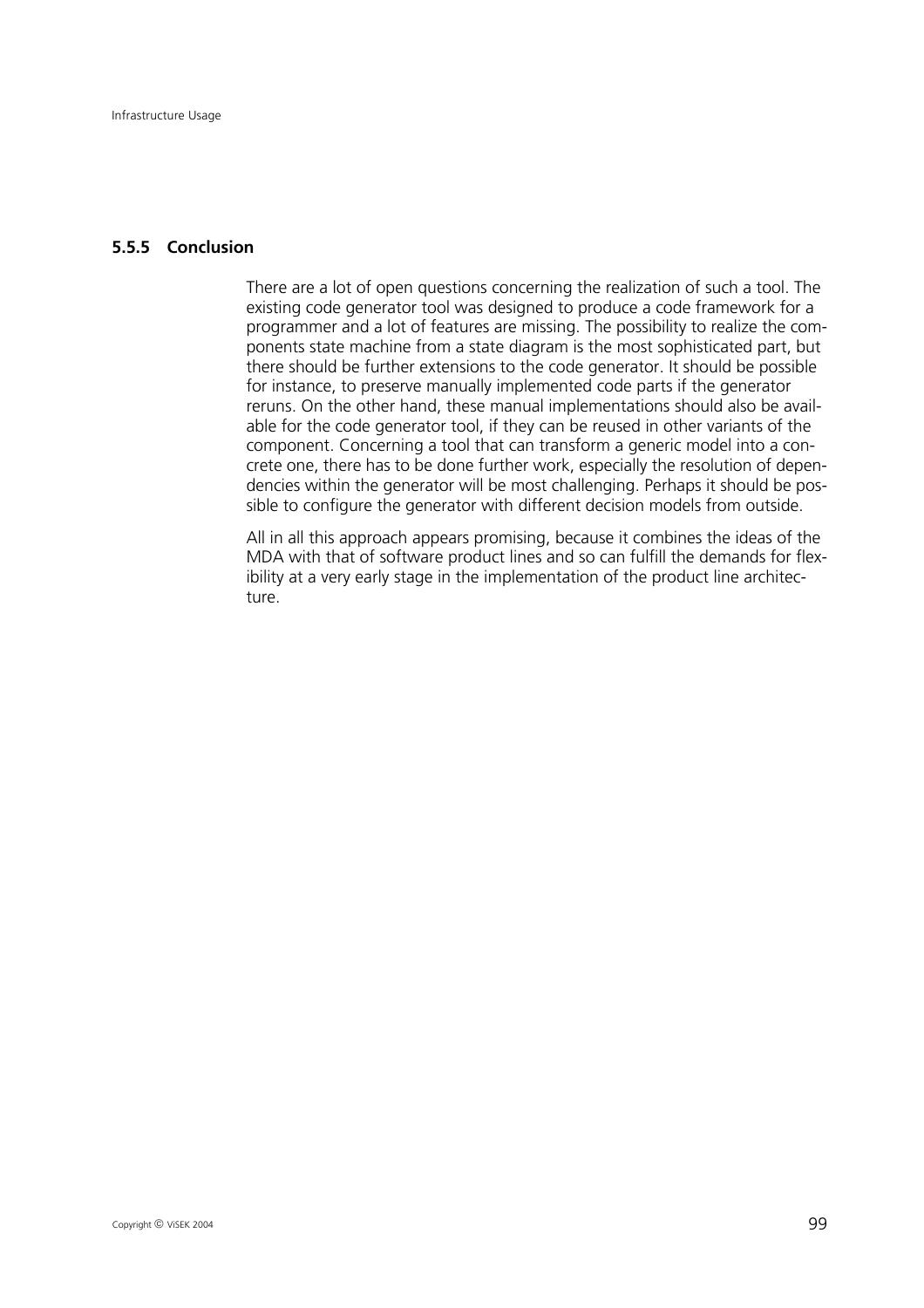### 5.5.5 Conclusion

There are a lot of open questions concerning the realization of such a tool. The existing code generator tool was designed to produce a code framework for a programmer and a lot of features are missing. The possibility to realize the components state machine from a state diagram is the most sophisticated part, but there should be further extensions to the code generator. It should be possible for instance, to preserve manually implemented code parts if the generator reruns. On the other hand, these manual implementations should also be available for the code generator tool, if they can be reused in other variants of the component. Concerning a tool that can transform a generic model into a concrete one, there has to be done further work, especially the resolution of dependencies within the generator will be most challenging. Perhaps it should be possible to configure the generator with different decision models from outside.

All in all this approach appears promising, because it combines the ideas of the MDA with that of software product lines and so can fulfill the demands for flexibility at a very early stage in the implementation of the product line architecture.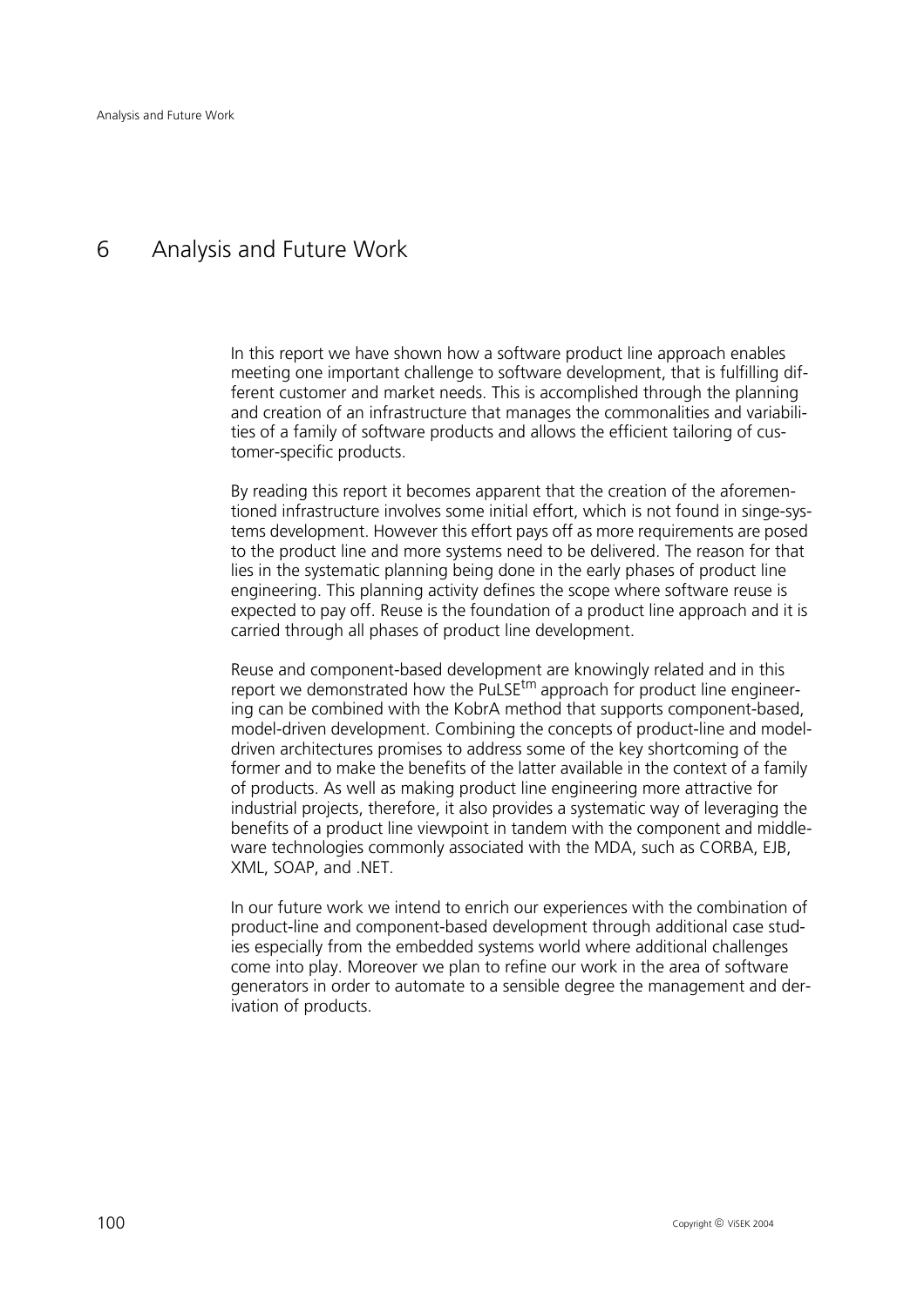# 6 Analysis and Future Work

In this report we have shown how a software product line approach enables meeting one important challenge to software development, that is fulfilling different customer and market needs. This is accomplished through the planning and creation of an infrastructure that manages the commonalities and variabilities of a family of software products and allows the efficient tailoring of customer-specific products.

By reading this report it becomes apparent that the creation of the aforementioned infrastructure involves some initial effort, which is not found in singe-systems development. However this effort pays off as more requirements are posed to the product line and more systems need to be delivered. The reason for that lies in the systematic planning being done in the early phases of product line engineering. This planning activity defines the scope where software reuse is expected to pay off. Reuse is the foundation of a product line approach and it is carried through all phases of product line development.

Reuse and component-based development are knowingly related and in this report we demonstrated how the PuLSE$^{tm}$ approach for product line engineering can be combined with the KobrA method that supports component-based, model-driven development. Combining the concepts of product-line and model-driven architectures promises to address some of the key shortcoming of the former and to make the benefits of the latter available in the context of a family of products. As well as making product line engineering more attractive for industrial projects, therefore, it also provides a systematic way of leveraging the benefits of a product line viewpoint in tandem with the component and middleware technologies commonly associated with the MDA, such as CORBA, EJB, XML, SOAP, and .NET.

In our future work we intend to enrich our experiences with the combination of product-line and component-based development through additional case studies especially from the embedded systems world where additional challenges come into play. Moreover we plan to refine our work in the area of software generators in order to automate to a sensible degree the management and derivation of products.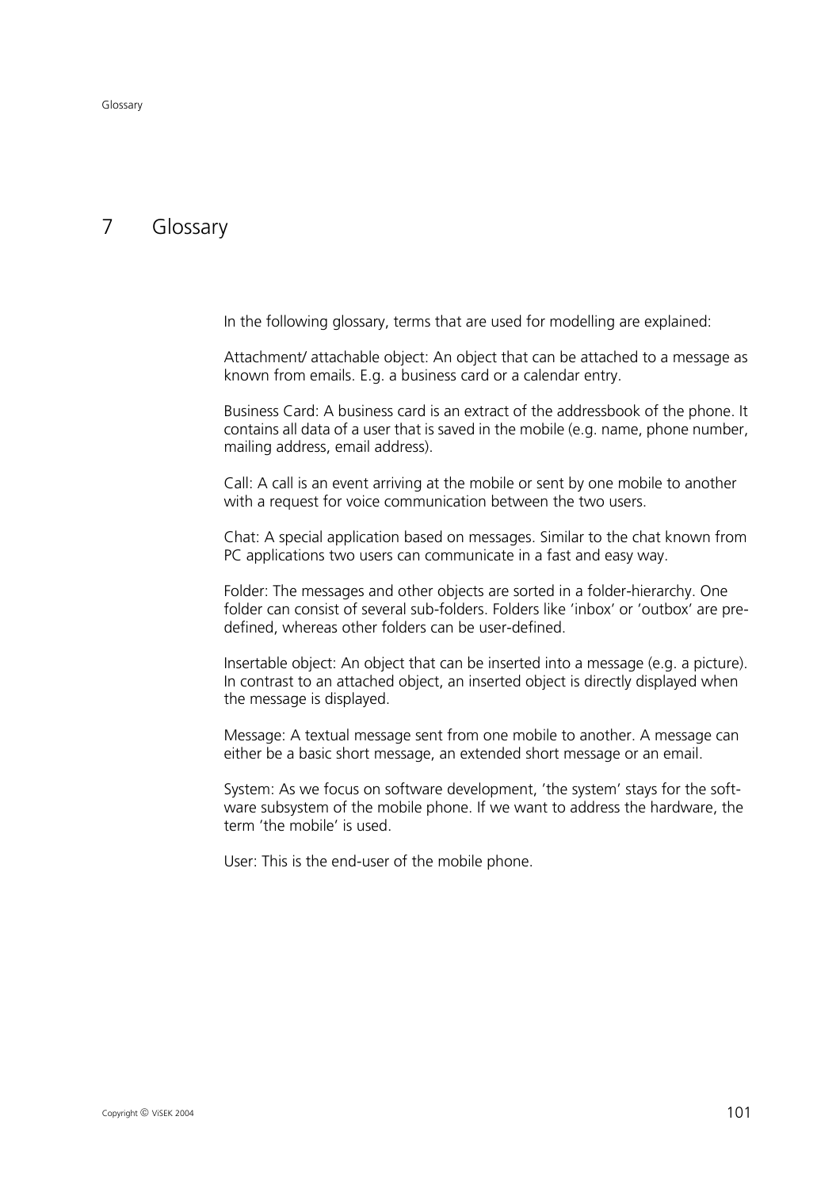# 7 Glossary

In the following glossary, terms that are used for modelling are explained:

Attachment/ attachable object: An object that can be attached to a message as known from emails. E.g. a business card or a calendar entry.

Business Card: A business card is an extract of the addressbook of the phone. It contains all data of a user that is saved in the mobile (e.g. name, phone number, mailing address, email address).

Call: A call is an event arriving at the mobile or sent by one mobile to another with a request for voice communication between the two users.

Chat: A special application based on messages. Similar to the chat known from PC applications two users can communicate in a fast and easy way.

Folder: The messages and other objects are sorted in a folder-hierarchy. One folder can consist of several sub-folders. Folders like 'inbox' or 'outbox' are predefined, whereas other folders can be user-defined.

Insertable object: An object that can be inserted into a message (e.g. a picture). In contrast to an attached object, an inserted object is directly displayed when the message is displayed.

Message: A textual message sent from one mobile to another. A message can either be a basic short message, an extended short message or an email.

System: As we focus on software development, 'the system' stays for the software subsystem of the mobile phone. If we want to address the hardware, the term 'the mobile' is used.

User: This is the end-user of the mobile phone.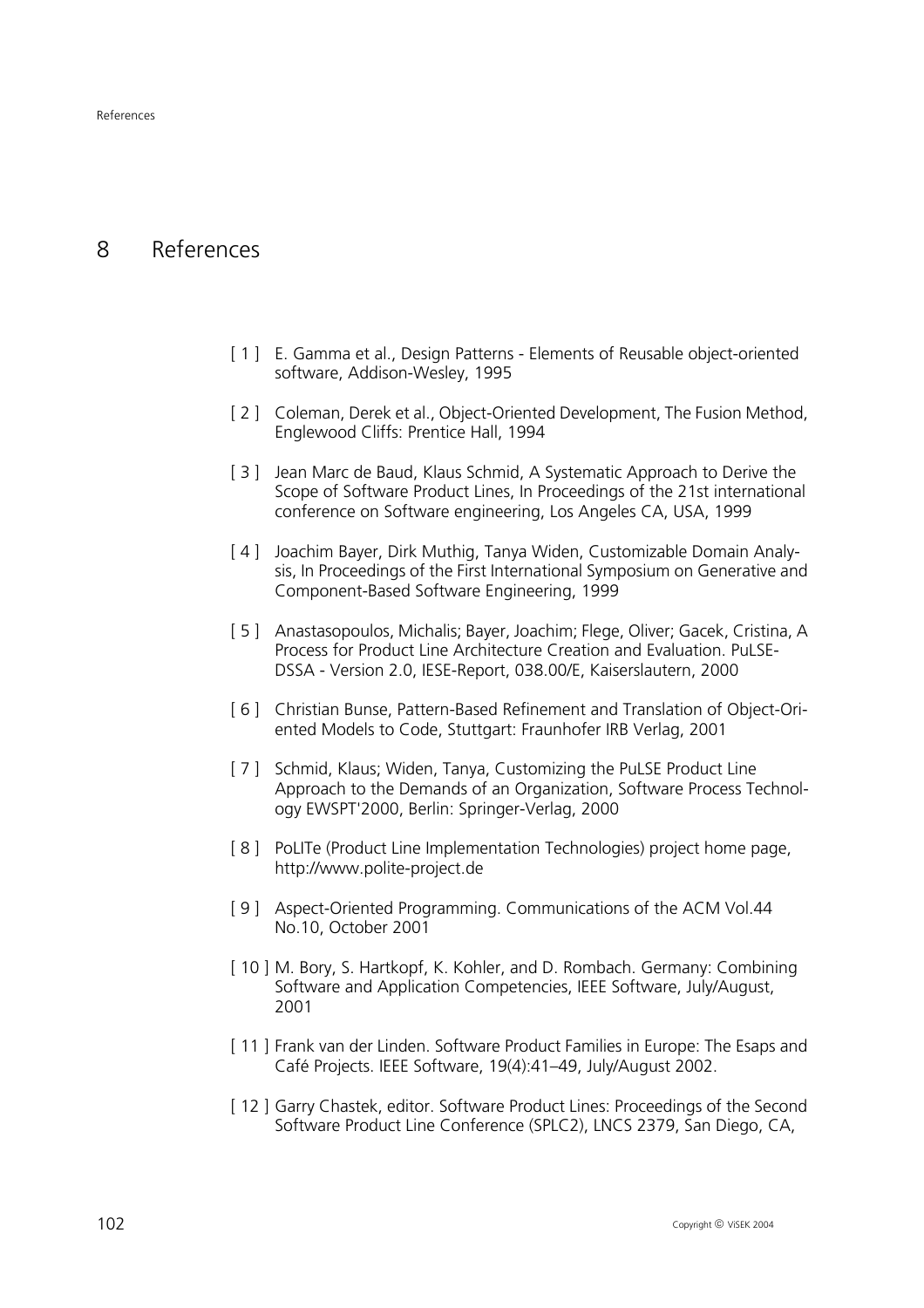# 8 References

[ 1 ] E. Gamma et al., Design Patterns - Elements of Reusable object-oriented software, Addison-Wesley, 1995

[ 2 ] Coleman, Derek et al., Object-Oriented Development, The Fusion Method, Englewood Cliffs: Prentice Hall, 1994

[ 3 ] Jean Marc de Baud, Klaus Schmid, A Systematic Approach to Derive the Scope of Software Product Lines, In Proceedings of the 21st international conference on Software engineering, Los Angeles CA, USA, 1999

[ 4 ] Joachim Bayer, Dirk Muthig, Tanya Widen, Customizable Domain Analysis, In Proceedings of the First International Symposium on Generative and Component-Based Software Engineering, 1999

[ 5 ] Anastasopoulos, Michalis; Bayer, Joachim; Flege, Oliver; Gacek, Cristina, A Process for Product Line Architecture Creation and Evaluation. PuLSE-DSSA - Version 2.0, IESE-Report, 038.00/E, Kaiserslautern, 2000

[ 6 ] Christian Bunse, Pattern-Based Refinement and Translation of Object-Oriented Models to Code, Stuttgart: Fraunhofer IRB Verlag, 2001

[ 7 ] Schmid, Klaus; Widen, Tanya, Customizing the PuLSE Product Line Approach to the Demands of an Organization, Software Process Technology EWSPT'2000, Berlin: Springer-Verlag, 2000

[ 8 ] PoLITe (Product Line Implementation Technologies) project home page, http://www.polite-project.de

[ 9 ] Aspect-Oriented Programming. Communications of the ACM Vol.44 No.10, October 2001

[ 10 ] M. Bory, S. Hartkopf, K. Kohler, and D. Rombach. Germany: Combining Software and Application Competencies, IEEE Software, July/August, 2001

[ 11 ] Frank van der Linden. Software Product Families in Europe: The Esaps and Café Projects. IEEE Software, 19(4):41–49, July/August 2002.

[ 12 ] Garry Chastek, editor. Software Product Lines: Proceedings of the Second Software Product Line Conference (SPLC2), LNCS 2379, San Diego, CA,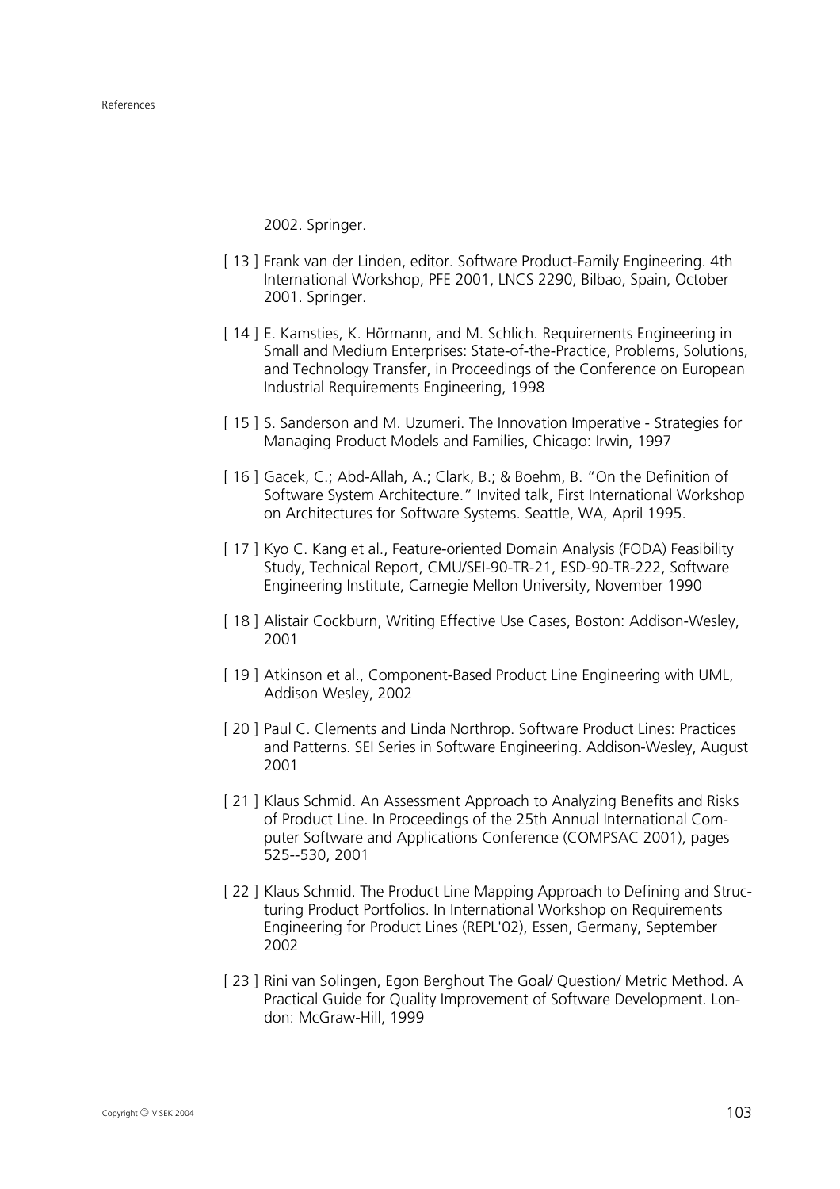2002. Springer.

[ 13 ] Frank van der Linden, editor. Software Product-Family Engineering. 4th International Workshop, PFE 2001, LNCS 2290, Bilbao, Spain, October 2001. Springer.

[ 14 ] E. Kamsties, K. Hörmann, and M. Schlich. Requirements Engineering in Small and Medium Enterprises: State-of-the-Practice, Problems, Solutions, and Technology Transfer, in Proceedings of the Conference on European Industrial Requirements Engineering, 1998

[ 15 ] S. Sanderson and M. Uzumeri. The Innovation Imperative - Strategies for Managing Product Models and Families, Chicago: Irwin, 1997

[ 16 ] Gacek, C.; Abd-Allah, A.; Clark, B.; & Boehm, B. "On the Definition of Software System Architecture." Invited talk, First International Workshop on Architectures for Software Systems. Seattle, WA, April 1995.

[ 17 ] Kyo C. Kang et al., Feature-oriented Domain Analysis (FODA) Feasibility Study, Technical Report, CMU/SEI-90-TR-21, ESD-90-TR-222, Software Engineering Institute, Carnegie Mellon University, November 1990

[ 18 ] Alistair Cockburn, Writing Effective Use Cases, Boston: Addison-Wesley, 2001

[ 19 ] Atkinson et al., Component-Based Product Line Engineering with UML, Addison Wesley, 2002

[ 20 ] Paul C. Clements and Linda Northrop. Software Product Lines: Practices and Patterns. SEI Series in Software Engineering. Addison-Wesley, August 2001

[ 21 ] Klaus Schmid. An Assessment Approach to Analyzing Benefits and Risks of Product Line. In Proceedings of the 25th Annual International Computer Software and Applications Conference (COMPSAC 2001), pages 525--530, 2001

[ 22 ] Klaus Schmid. The Product Line Mapping Approach to Defining and Structuring Product Portfolios. In International Workshop on Requirements Engineering for Product Lines (REPL'02), Essen, Germany, September 2002

[ 23 ] Rini van Solingen, Egon Berghout The Goal/ Question/ Metric Method. A Practical Guide for Quality Improvement of Software Development. London: McGraw-Hill, 1999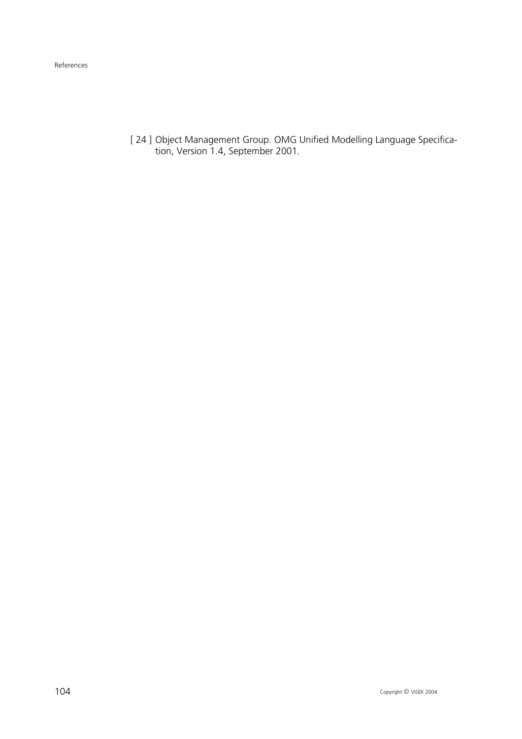[ 24 ] Object Management Group. OMG Unified Modelling Language Specification, Version 1.4, September 2001.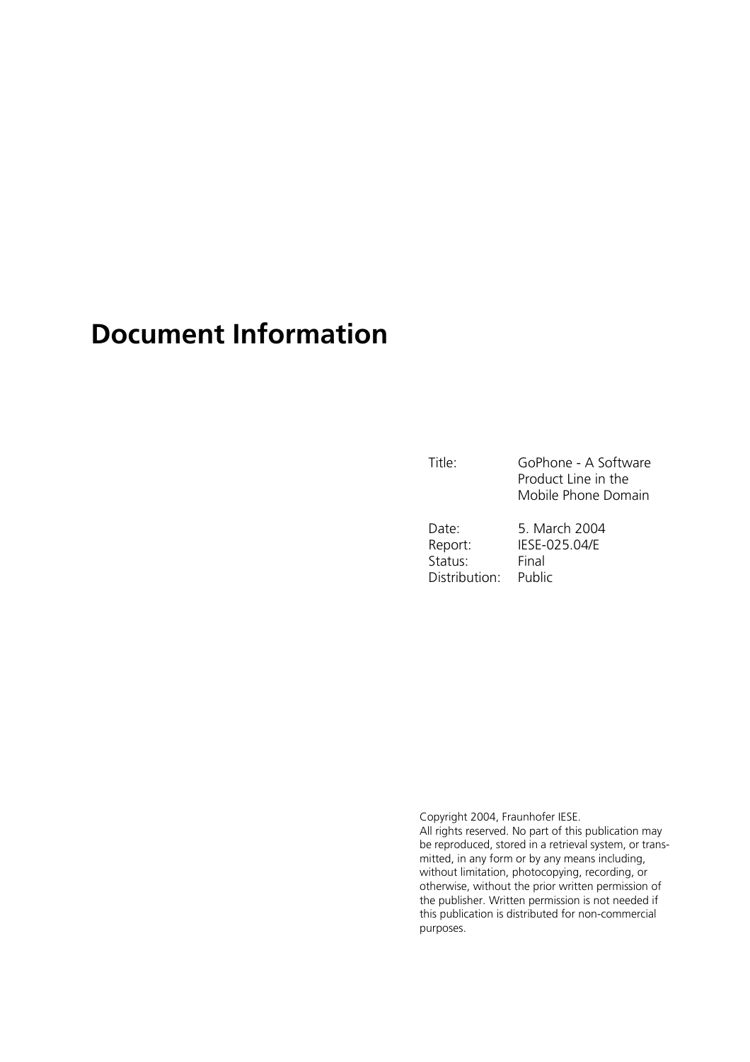# Document Information

| | |
|---|---|
| Title: | GoPhone - A Software Product Line in the Mobile Phone Domain |
| Date: | 5. March 2004 |
| Report: | IESE-025.04/E |
| Status: | Final |
| Distribution: | Public |

Copyright 2004, Fraunhofer IESE.
All rights reserved. No part of this publication may be reproduced, stored in a retrieval system, or transmitted, in any form or by any means including, without limitation, photocopying, recording, or otherwise, without the prior written permission of the publisher. Written permission is not needed if this publication is distributed for non-commercial purposes.